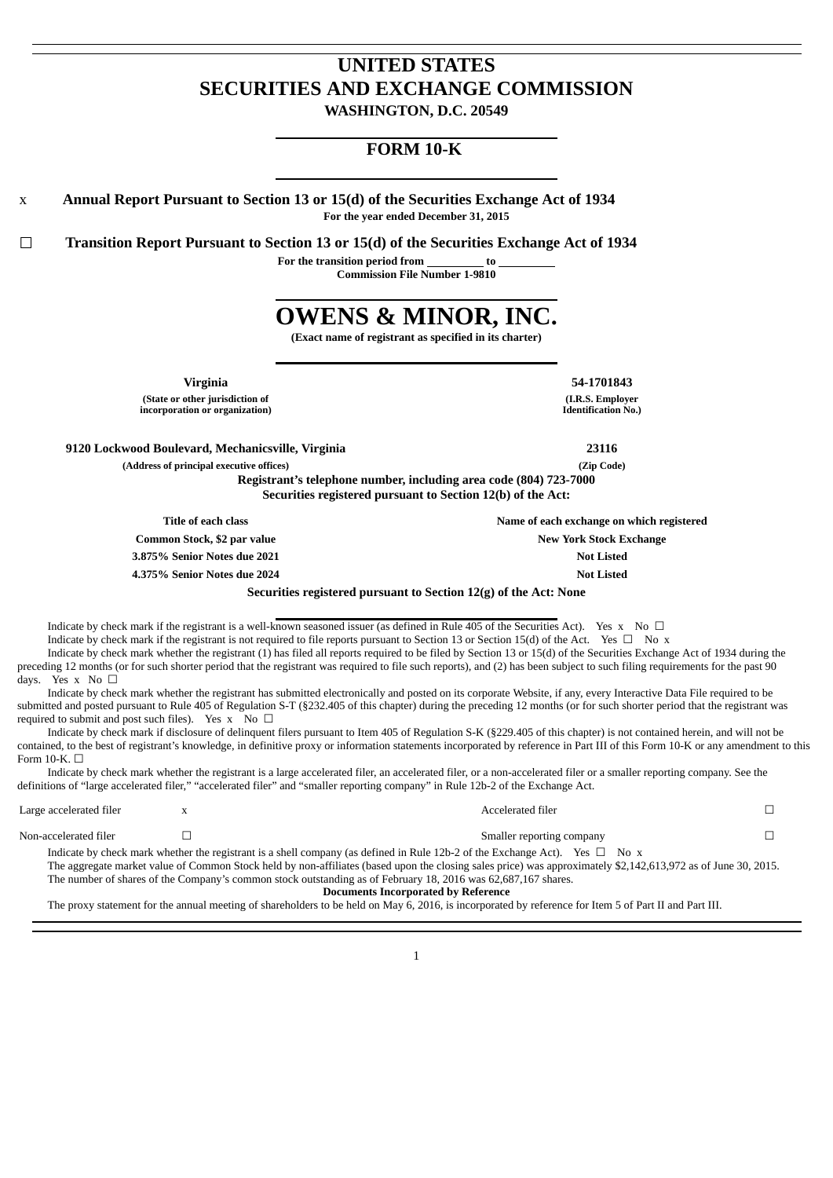# UNITED STATES
# SECURITIES AND EXCHANGE COMMISSION
**WASHINGTON, D.C. 20549**

## FORM 10-K

x **Annual Report Pursuant to Section 13 or 15(d) of the Securities Exchange Act of 1934**
**For the year ended December 31, 2015**

☐ **Transition Report Pursuant to Section 13 or 15(d) of the Securities Exchange Act of 1934**
**For the transition period from \_\_\_\_\_\_\_\_\_\_ to \_\_\_\_\_\_\_\_\_\_**
**Commission File Number 1-9810**

# OWENS & MINOR, INC.
**(Exact name of registrant as specified in its charter)**

| **Virginia** | **54-1701843** |
|---|---|
| **(State or other jurisdiction of incorporation or organization)** | **(I.R.S. Employer Identification No.)** |

| **9120 Lockwood Boulevard, Mechanicsville, Virginia** | **23116** |
|---|---|
| **(Address of principal executive offices)** | **(Zip Code)** |

**Registrant's telephone number, including area code (804) 723-7000**
**Securities registered pursuant to Section 12(b) of the Act:**

| Title of each class | Name of each exchange on which registered |
|---|---|
| Common Stock, $2 par value | New York Stock Exchange |
| 3.875% Senior Notes due 2021 | Not Listed |
| 4.375% Senior Notes due 2024 | Not Listed |

**Securities registered pursuant to Section 12(g) of the Act: None**

Indicate by check mark if the registrant is a well-known seasoned issuer (as defined in Rule 405 of the Securities Act). Yes x No ☐

Indicate by check mark if the registrant is not required to file reports pursuant to Section 13 or Section 15(d) of the Act. Yes ☐ No x

Indicate by check mark whether the registrant (1) has filed all reports required to be filed by Section 13 or 15(d) of the Securities Exchange Act of 1934 during the preceding 12 months (or for such shorter period that the registrant was required to file such reports), and (2) has been subject to such filing requirements for the past 90 days. Yes x No ☐

Indicate by check mark whether the registrant has submitted electronically and posted on its corporate Website, if any, every Interactive Data File required to be submitted and posted pursuant to Rule 405 of Regulation S-T (§232.405 of this chapter) during the preceding 12 months (or for such shorter period that the registrant was required to submit and post such files). Yes x No ☐

Indicate by check mark if disclosure of delinquent filers pursuant to Item 405 of Regulation S-K (§229.405 of this chapter) is not contained herein, and will not be contained, to the best of registrant's knowledge, in definitive proxy or information statements incorporated by reference in Part III of this Form 10-K or any amendment to this Form 10-K. ☐

Indicate by check mark whether the registrant is a large accelerated filer, an accelerated filer, or a non-accelerated filer or a smaller reporting company. See the definitions of "large accelerated filer," "accelerated filer" and "smaller reporting company" in Rule 12b-2 of the Exchange Act.

| | | | |
|---|---|---|---|
| Large accelerated filer | x | Accelerated filer | ☐ |
| Non-accelerated filer | ☐ | Smaller reporting company | ☐ |

Indicate by check mark whether the registrant is a shell company (as defined in Rule 12b-2 of the Exchange Act). Yes ☐ No x

The aggregate market value of Common Stock held by non-affiliates (based upon the closing sales price) was approximately $2,142,613,972 as of June 30, 2015.

The number of shares of the Company's common stock outstanding as of February 18, 2016 was 62,687,167 shares.

**Documents Incorporated by Reference**

The proxy statement for the annual meeting of shareholders to be held on May 6, 2016, is incorporated by reference for Item 5 of Part II and Part III.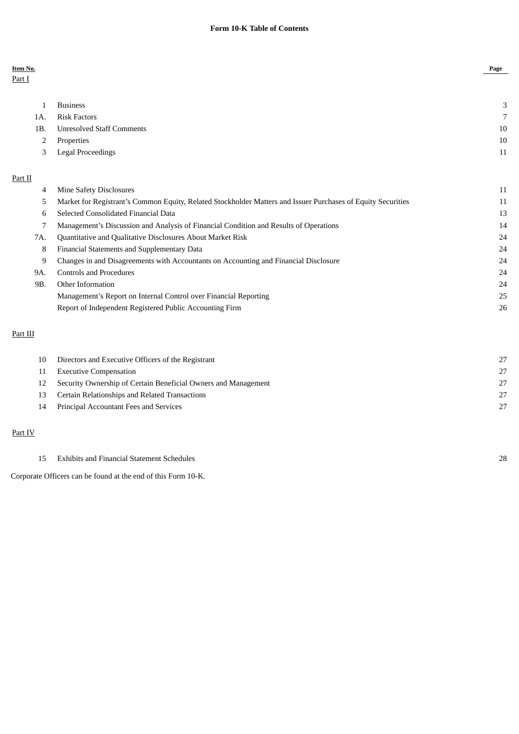# Form 10-K Table of Contents

| Item No. | | Page |
|---|---|---|
| Part I | | |
| 1 | Business | 3 |
| 1A. | Risk Factors | 7 |
| 1B. | Unresolved Staff Comments | 10 |
| 2 | Properties | 10 |
| 3 | Legal Proceedings | 11 |
| Part II | | |
| 4 | Mine Safety Disclosures | 11 |
| 5 | Market for Registrant's Common Equity, Related Stockholder Matters and Issuer Purchases of Equity Securities | 11 |
| 6 | Selected Consolidated Financial Data | 13 |
| 7 | Management's Discussion and Analysis of Financial Condition and Results of Operations | 14 |
| 7A. | Quantitative and Qualitative Disclosures About Market Risk | 24 |
| 8 | Financial Statements and Supplementary Data | 24 |
| 9 | Changes in and Disagreements with Accountants on Accounting and Financial Disclosure | 24 |
| 9A. | Controls and Procedures | 24 |
| 9B. | Other Information | 24 |
| | Management's Report on Internal Control over Financial Reporting | 25 |
| | Report of Independent Registered Public Accounting Firm | 26 |
| Part III | | |
| 10 | Directors and Executive Officers of the Registrant | 27 |
| 11 | Executive Compensation | 27 |
| 12 | Security Ownership of Certain Beneficial Owners and Management | 27 |
| 13 | Certain Relationships and Related Transactions | 27 |
| 14 | Principal Accountant Fees and Services | 27 |
| Part IV | | |
| 15 | Exhibits and Financial Statement Schedules | 28 |

Corporate Officers can be found at the end of this Form 10-K.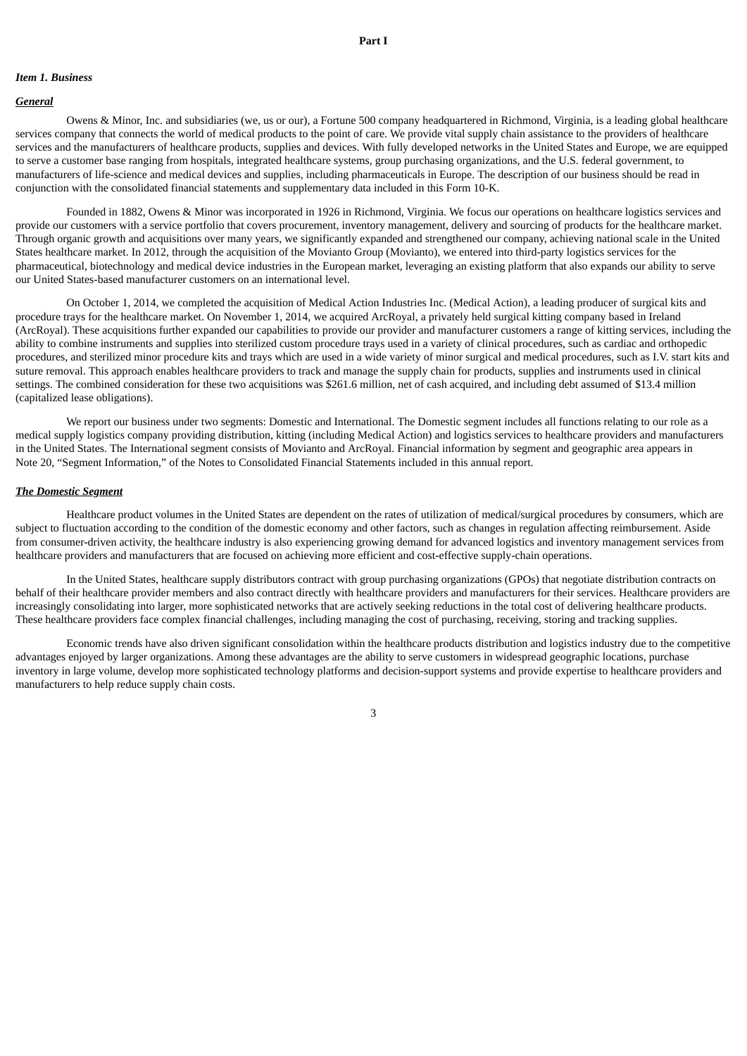# Part I

***Item 1. Business***

***General***

Owens & Minor, Inc. and subsidiaries (we, us or our), a Fortune 500 company headquartered in Richmond, Virginia, is a leading global healthcare services company that connects the world of medical products to the point of care. We provide vital supply chain assistance to the providers of healthcare services and the manufacturers of healthcare products, supplies and devices. With fully developed networks in the United States and Europe, we are equipped to serve a customer base ranging from hospitals, integrated healthcare systems, group purchasing organizations, and the U.S. federal government, to manufacturers of life-science and medical devices and supplies, including pharmaceuticals in Europe. The description of our business should be read in conjunction with the consolidated financial statements and supplementary data included in this Form 10-K.

Founded in 1882, Owens & Minor was incorporated in 1926 in Richmond, Virginia. We focus our operations on healthcare logistics services and provide our customers with a service portfolio that covers procurement, inventory management, delivery and sourcing of products for the healthcare market. Through organic growth and acquisitions over many years, we significantly expanded and strengthened our company, achieving national scale in the United States healthcare market. In 2012, through the acquisition of the Movianto Group (Movianto), we entered into third-party logistics services for the pharmaceutical, biotechnology and medical device industries in the European market, leveraging an existing platform that also expands our ability to serve our United States-based manufacturer customers on an international level.

On October 1, 2014, we completed the acquisition of Medical Action Industries Inc. (Medical Action), a leading producer of surgical kits and procedure trays for the healthcare market. On November 1, 2014, we acquired ArcRoyal, a privately held surgical kitting company based in Ireland (ArcRoyal). These acquisitions further expanded our capabilities to provide our provider and manufacturer customers a range of kitting services, including the ability to combine instruments and supplies into sterilized custom procedure trays used in a variety of clinical procedures, such as cardiac and orthopedic procedures, and sterilized minor procedure kits and trays which are used in a wide variety of minor surgical and medical procedures, such as I.V. start kits and suture removal. This approach enables healthcare providers to track and manage the supply chain for products, supplies and instruments used in clinical settings. The combined consideration for these two acquisitions was $261.6 million, net of cash acquired, and including debt assumed of $13.4 million (capitalized lease obligations).

We report our business under two segments: Domestic and International. The Domestic segment includes all functions relating to our role as a medical supply logistics company providing distribution, kitting (including Medical Action) and logistics services to healthcare providers and manufacturers in the United States. The International segment consists of Movianto and ArcRoyal. Financial information by segment and geographic area appears in Note 20, "Segment Information," of the Notes to Consolidated Financial Statements included in this annual report.

***The Domestic Segment***

Healthcare product volumes in the United States are dependent on the rates of utilization of medical/surgical procedures by consumers, which are subject to fluctuation according to the condition of the domestic economy and other factors, such as changes in regulation affecting reimbursement. Aside from consumer-driven activity, the healthcare industry is also experiencing growing demand for advanced logistics and inventory management services from healthcare providers and manufacturers that are focused on achieving more efficient and cost-effective supply-chain operations.

In the United States, healthcare supply distributors contract with group purchasing organizations (GPOs) that negotiate distribution contracts on behalf of their healthcare provider members and also contract directly with healthcare providers and manufacturers for their services. Healthcare providers are increasingly consolidating into larger, more sophisticated networks that are actively seeking reductions in the total cost of delivering healthcare products. These healthcare providers face complex financial challenges, including managing the cost of purchasing, receiving, storing and tracking supplies.

Economic trends have also driven significant consolidation within the healthcare products distribution and logistics industry due to the competitive advantages enjoyed by larger organizations. Among these advantages are the ability to serve customers in widespread geographic locations, purchase inventory in large volume, develop more sophisticated technology platforms and decision-support systems and provide expertise to healthcare providers and manufacturers to help reduce supply chain costs.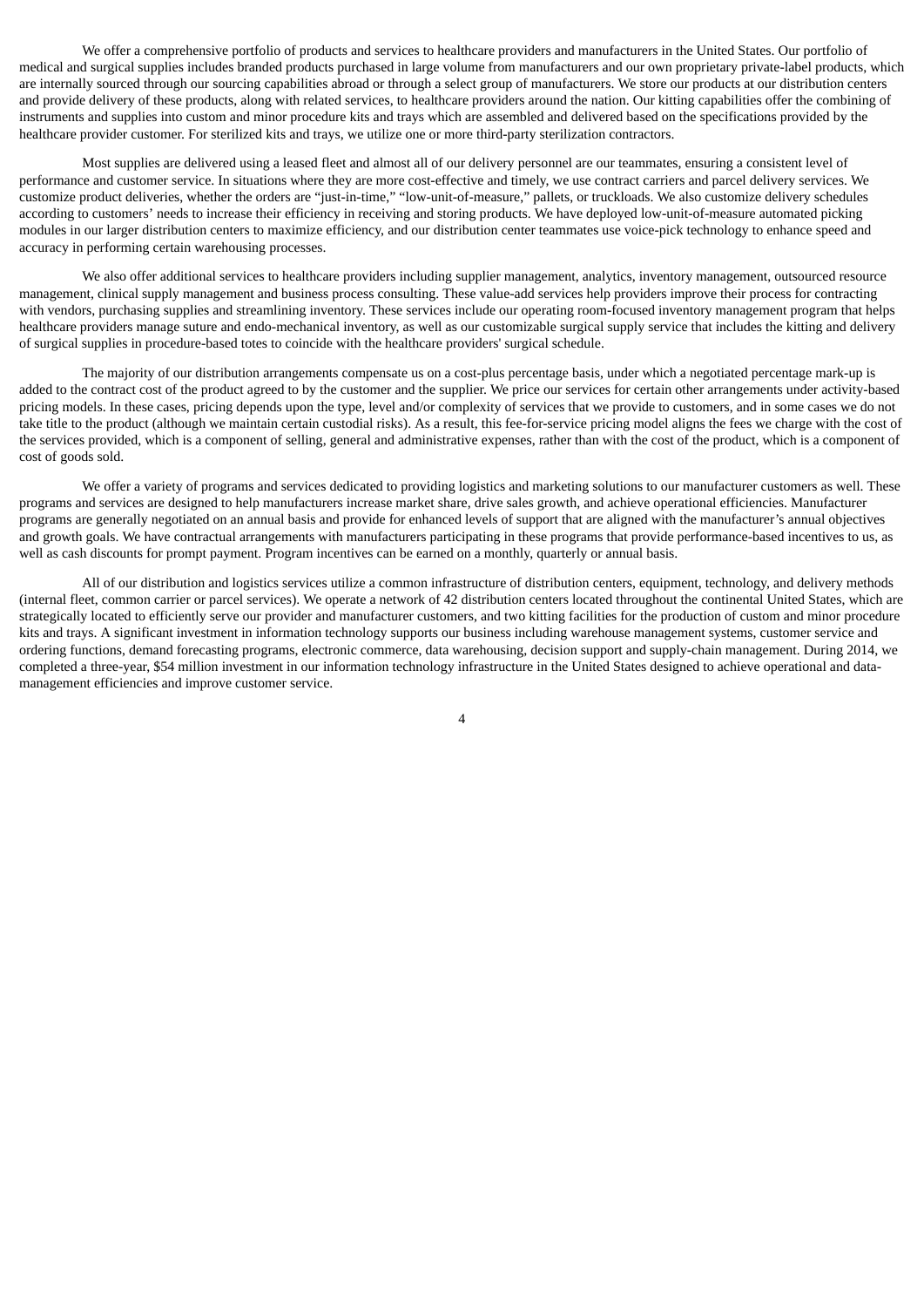We offer a comprehensive portfolio of products and services to healthcare providers and manufacturers in the United States. Our portfolio of medical and surgical supplies includes branded products purchased in large volume from manufacturers and our own proprietary private-label products, which are internally sourced through our sourcing capabilities abroad or through a select group of manufacturers. We store our products at our distribution centers and provide delivery of these products, along with related services, to healthcare providers around the nation. Our kitting capabilities offer the combining of instruments and supplies into custom and minor procedure kits and trays which are assembled and delivered based on the specifications provided by the healthcare provider customer. For sterilized kits and trays, we utilize one or more third-party sterilization contractors.

Most supplies are delivered using a leased fleet and almost all of our delivery personnel are our teammates, ensuring a consistent level of performance and customer service. In situations where they are more cost-effective and timely, we use contract carriers and parcel delivery services. We customize product deliveries, whether the orders are "just-in-time," "low-unit-of-measure," pallets, or truckloads. We also customize delivery schedules according to customers' needs to increase their efficiency in receiving and storing products. We have deployed low-unit-of-measure automated picking modules in our larger distribution centers to maximize efficiency, and our distribution center teammates use voice-pick technology to enhance speed and accuracy in performing certain warehousing processes.

We also offer additional services to healthcare providers including supplier management, analytics, inventory management, outsourced resource management, clinical supply management and business process consulting. These value-add services help providers improve their process for contracting with vendors, purchasing supplies and streamlining inventory. These services include our operating room-focused inventory management program that helps healthcare providers manage suture and endo-mechanical inventory, as well as our customizable surgical supply service that includes the kitting and delivery of surgical supplies in procedure-based totes to coincide with the healthcare providers' surgical schedule.

The majority of our distribution arrangements compensate us on a cost-plus percentage basis, under which a negotiated percentage mark-up is added to the contract cost of the product agreed to by the customer and the supplier. We price our services for certain other arrangements under activity-based pricing models. In these cases, pricing depends upon the type, level and/or complexity of services that we provide to customers, and in some cases we do not take title to the product (although we maintain certain custodial risks). As a result, this fee-for-service pricing model aligns the fees we charge with the cost of the services provided, which is a component of selling, general and administrative expenses, rather than with the cost of the product, which is a component of cost of goods sold.

We offer a variety of programs and services dedicated to providing logistics and marketing solutions to our manufacturer customers as well. These programs and services are designed to help manufacturers increase market share, drive sales growth, and achieve operational efficiencies. Manufacturer programs are generally negotiated on an annual basis and provide for enhanced levels of support that are aligned with the manufacturer's annual objectives and growth goals. We have contractual arrangements with manufacturers participating in these programs that provide performance-based incentives to us, as well as cash discounts for prompt payment. Program incentives can be earned on a monthly, quarterly or annual basis.

All of our distribution and logistics services utilize a common infrastructure of distribution centers, equipment, technology, and delivery methods (internal fleet, common carrier or parcel services). We operate a network of 42 distribution centers located throughout the continental United States, which are strategically located to efficiently serve our provider and manufacturer customers, and two kitting facilities for the production of custom and minor procedure kits and trays. A significant investment in information technology supports our business including warehouse management systems, customer service and ordering functions, demand forecasting programs, electronic commerce, data warehousing, decision support and supply-chain management. During 2014, we completed a three-year, $54 million investment in our information technology infrastructure in the United States designed to achieve operational and data-management efficiencies and improve customer service.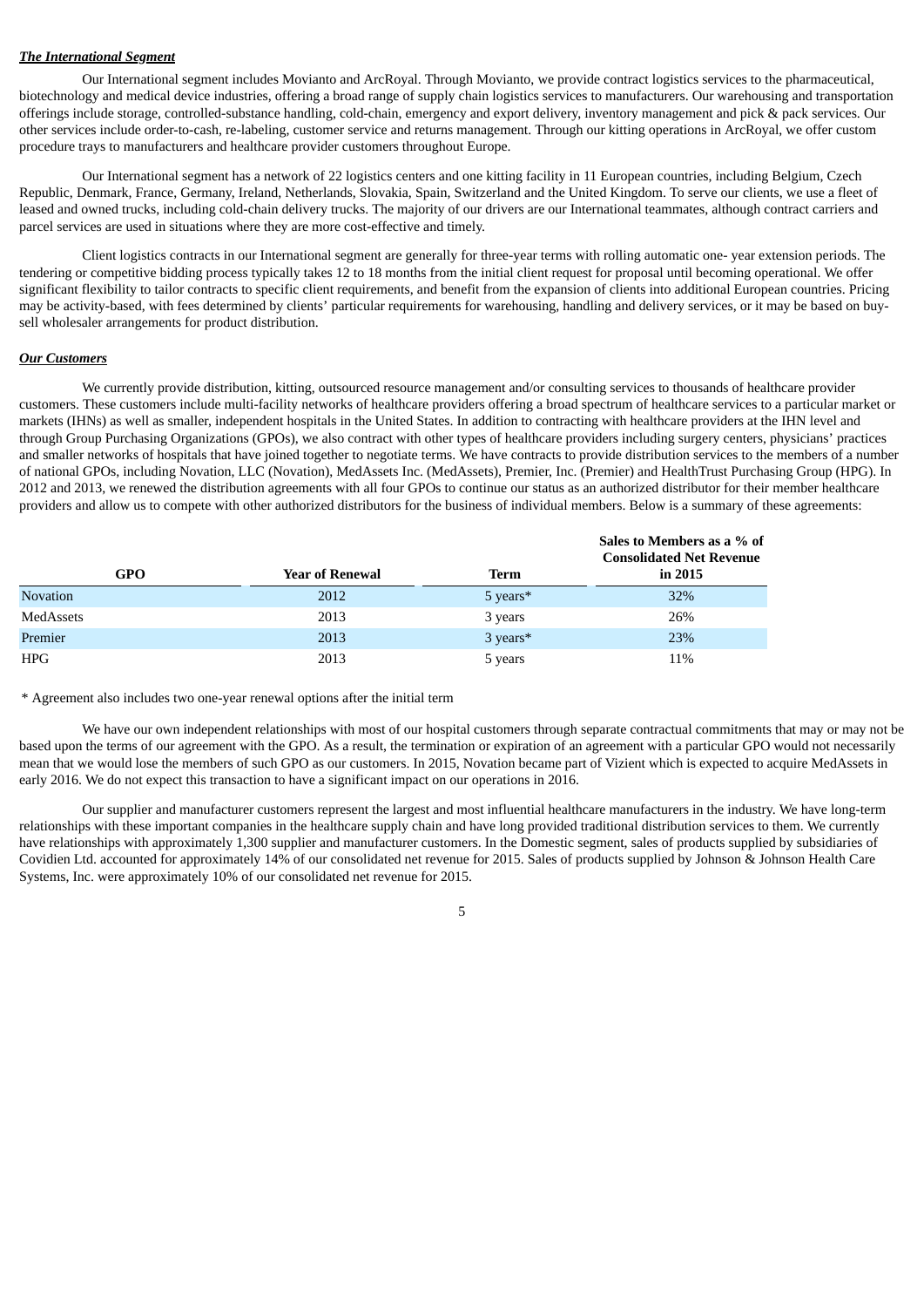***The International Segment***

Our International segment includes Movianto and ArcRoyal. Through Movianto, we provide contract logistics services to the pharmaceutical, biotechnology and medical device industries, offering a broad range of supply chain logistics services to manufacturers. Our warehousing and transportation offerings include storage, controlled-substance handling, cold-chain, emergency and export delivery, inventory management and pick & pack services. Our other services include order-to-cash, re-labeling, customer service and returns management. Through our kitting operations in ArcRoyal, we offer custom procedure trays to manufacturers and healthcare provider customers throughout Europe.

Our International segment has a network of 22 logistics centers and one kitting facility in 11 European countries, including Belgium, Czech Republic, Denmark, France, Germany, Ireland, Netherlands, Slovakia, Spain, Switzerland and the United Kingdom. To serve our clients, we use a fleet of leased and owned trucks, including cold-chain delivery trucks. The majority of our drivers are our International teammates, although contract carriers and parcel services are used in situations where they are more cost-effective and timely.

Client logistics contracts in our International segment are generally for three-year terms with rolling automatic one- year extension periods. The tendering or competitive bidding process typically takes 12 to 18 months from the initial client request for proposal until becoming operational. We offer significant flexibility to tailor contracts to specific client requirements, and benefit from the expansion of clients into additional European countries. Pricing may be activity-based, with fees determined by clients' particular requirements for warehousing, handling and delivery services, or it may be based on buy-sell wholesaler arrangements for product distribution.

***Our Customers***

We currently provide distribution, kitting, outsourced resource management and/or consulting services to thousands of healthcare provider customers. These customers include multi-facility networks of healthcare providers offering a broad spectrum of healthcare services to a particular market or markets (IHNs) as well as smaller, independent hospitals in the United States. In addition to contracting with healthcare providers at the IHN level and through Group Purchasing Organizations (GPOs), we also contract with other types of healthcare providers including surgery centers, physicians' practices and smaller networks of hospitals that have joined together to negotiate terms. We have contracts to provide distribution services to the members of a number of national GPOs, including Novation, LLC (Novation), MedAssets Inc. (MedAssets), Premier, Inc. (Premier) and HealthTrust Purchasing Group (HPG). In 2012 and 2013, we renewed the distribution agreements with all four GPOs to continue our status as an authorized distributor for their member healthcare providers and allow us to compete with other authorized distributors for the business of individual members. Below is a summary of these agreements:

| GPO | Year of Renewal | Term | Sales to Members as a % of Consolidated Net Revenue in 2015 |
|---|---|---|---|
| Novation | 2012 | 5 years* | 32% |
| MedAssets | 2013 | 3 years | 26% |
| Premier | 2013 | 3 years* | 23% |
| HPG | 2013 | 5 years | 11% |

\* Agreement also includes two one-year renewal options after the initial term

We have our own independent relationships with most of our hospital customers through separate contractual commitments that may or may not be based upon the terms of our agreement with the GPO. As a result, the termination or expiration of an agreement with a particular GPO would not necessarily mean that we would lose the members of such GPO as our customers. In 2015, Novation became part of Vizient which is expected to acquire MedAssets in early 2016. We do not expect this transaction to have a significant impact on our operations in 2016.

Our supplier and manufacturer customers represent the largest and most influential healthcare manufacturers in the industry. We have long-term relationships with these important companies in the healthcare supply chain and have long provided traditional distribution services to them. We currently have relationships with approximately 1,300 supplier and manufacturer customers. In the Domestic segment, sales of products supplied by subsidiaries of Covidien Ltd. accounted for approximately 14% of our consolidated net revenue for 2015. Sales of products supplied by Johnson & Johnson Health Care Systems, Inc. were approximately 10% of our consolidated net revenue for 2015.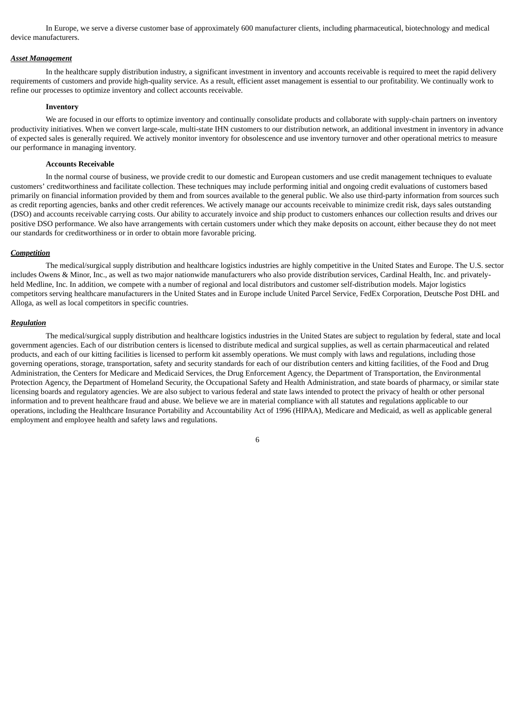In Europe, we serve a diverse customer base of approximately 600 manufacturer clients, including pharmaceutical, biotechnology and medical device manufacturers.

***Asset Management***

In the healthcare supply distribution industry, a significant investment in inventory and accounts receivable is required to meet the rapid delivery requirements of customers and provide high-quality service. As a result, efficient asset management is essential to our profitability. We continually work to refine our processes to optimize inventory and collect accounts receivable.

**Inventory**

We are focused in our efforts to optimize inventory and continually consolidate products and collaborate with supply-chain partners on inventory productivity initiatives. When we convert large-scale, multi-state IHN customers to our distribution network, an additional investment in inventory in advance of expected sales is generally required. We actively monitor inventory for obsolescence and use inventory turnover and other operational metrics to measure our performance in managing inventory.

**Accounts Receivable**

In the normal course of business, we provide credit to our domestic and European customers and use credit management techniques to evaluate customers' creditworthiness and facilitate collection. These techniques may include performing initial and ongoing credit evaluations of customers based primarily on financial information provided by them and from sources available to the general public. We also use third-party information from sources such as credit reporting agencies, banks and other credit references. We actively manage our accounts receivable to minimize credit risk, days sales outstanding (DSO) and accounts receivable carrying costs. Our ability to accurately invoice and ship product to customers enhances our collection results and drives our positive DSO performance. We also have arrangements with certain customers under which they make deposits on account, either because they do not meet our standards for creditworthiness or in order to obtain more favorable pricing.

***Competition***

The medical/surgical supply distribution and healthcare logistics industries are highly competitive in the United States and Europe. The U.S. sector includes Owens & Minor, Inc., as well as two major nationwide manufacturers who also provide distribution services, Cardinal Health, Inc. and privately-held Medline, Inc. In addition, we compete with a number of regional and local distributors and customer self-distribution models. Major logistics competitors serving healthcare manufacturers in the United States and in Europe include United Parcel Service, FedEx Corporation, Deutsche Post DHL and Alloga, as well as local competitors in specific countries.

***Regulation***

The medical/surgical supply distribution and healthcare logistics industries in the United States are subject to regulation by federal, state and local government agencies. Each of our distribution centers is licensed to distribute medical and surgical supplies, as well as certain pharmaceutical and related products, and each of our kitting facilities is licensed to perform kit assembly operations. We must comply with laws and regulations, including those governing operations, storage, transportation, safety and security standards for each of our distribution centers and kitting facilities, of the Food and Drug Administration, the Centers for Medicare and Medicaid Services, the Drug Enforcement Agency, the Department of Transportation, the Environmental Protection Agency, the Department of Homeland Security, the Occupational Safety and Health Administration, and state boards of pharmacy, or similar state licensing boards and regulatory agencies. We are also subject to various federal and state laws intended to protect the privacy of health or other personal information and to prevent healthcare fraud and abuse. We believe we are in material compliance with all statutes and regulations applicable to our operations, including the Healthcare Insurance Portability and Accountability Act of 1996 (HIPAA), Medicare and Medicaid, as well as applicable general employment and employee health and safety laws and regulations.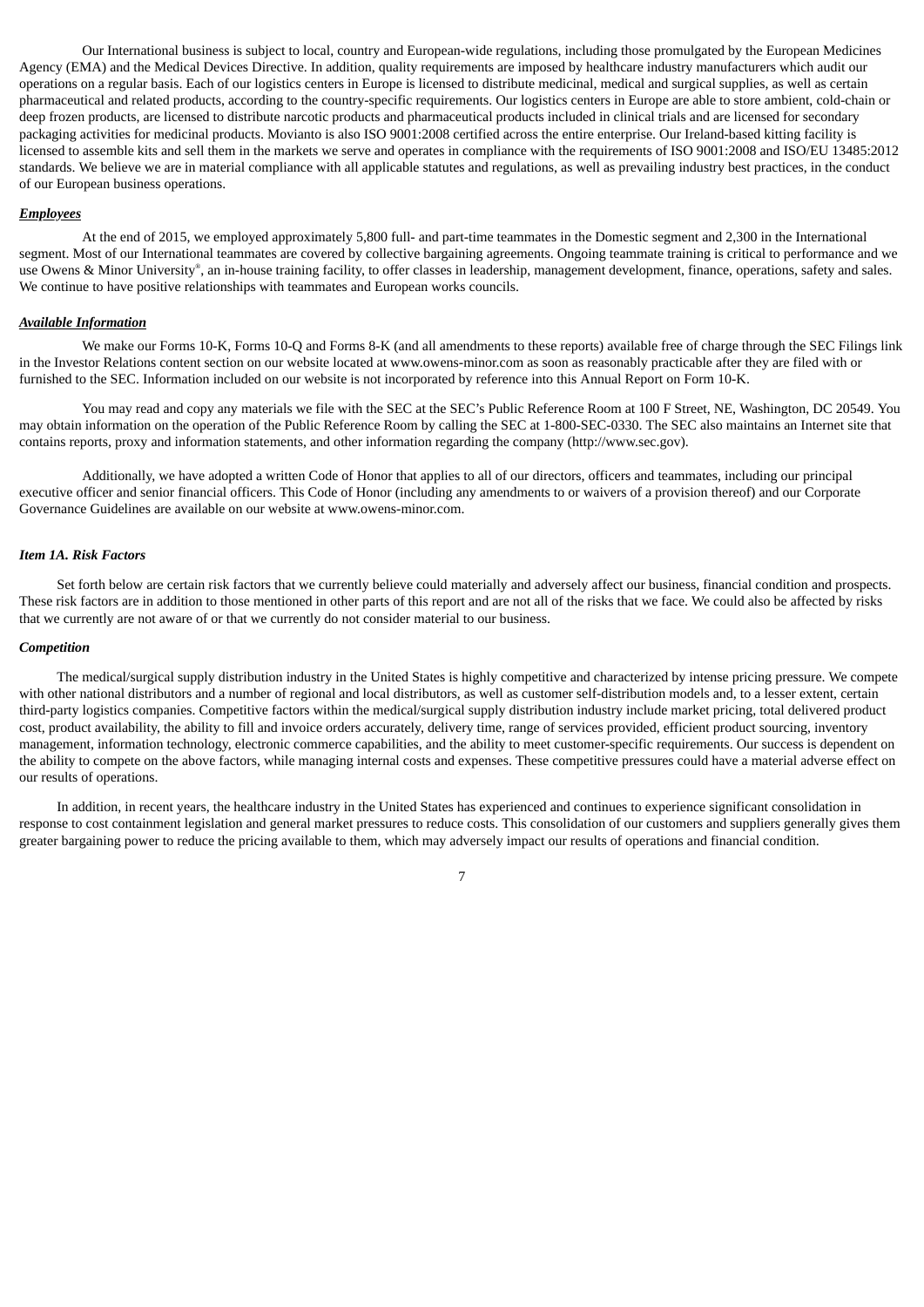Our International business is subject to local, country and European-wide regulations, including those promulgated by the European Medicines Agency (EMA) and the Medical Devices Directive. In addition, quality requirements are imposed by healthcare industry manufacturers which audit our operations on a regular basis. Each of our logistics centers in Europe is licensed to distribute medicinal, medical and surgical supplies, as well as certain pharmaceutical and related products, according to the country-specific requirements. Our logistics centers in Europe are able to store ambient, cold-chain or deep frozen products, are licensed to distribute narcotic products and pharmaceutical products included in clinical trials and are licensed for secondary packaging activities for medicinal products. Movianto is also ISO 9001:2008 certified across the entire enterprise. Our Ireland-based kitting facility is licensed to assemble kits and sell them in the markets we serve and operates in compliance with the requirements of ISO 9001:2008 and ISO/EU 13485:2012 standards. We believe we are in material compliance with all applicable statutes and regulations, as well as prevailing industry best practices, in the conduct of our European business operations.

***Employees***

At the end of 2015, we employed approximately 5,800 full- and part-time teammates in the Domestic segment and 2,300 in the International segment. Most of our International teammates are covered by collective bargaining agreements. Ongoing teammate training is critical to performance and we use Owens & Minor University®, an in-house training facility, to offer classes in leadership, management development, finance, operations, safety and sales. We continue to have positive relationships with teammates and European works councils.

***Available Information***

We make our Forms 10-K, Forms 10-Q and Forms 8-K (and all amendments to these reports) available free of charge through the SEC Filings link in the Investor Relations content section on our website located at www.owens-minor.com as soon as reasonably practicable after they are filed with or furnished to the SEC. Information included on our website is not incorporated by reference into this Annual Report on Form 10-K.

You may read and copy any materials we file with the SEC at the SEC's Public Reference Room at 100 F Street, NE, Washington, DC 20549. You may obtain information on the operation of the Public Reference Room by calling the SEC at 1-800-SEC-0330. The SEC also maintains an Internet site that contains reports, proxy and information statements, and other information regarding the company (http://www.sec.gov).

Additionally, we have adopted a written Code of Honor that applies to all of our directors, officers and teammates, including our principal executive officer and senior financial officers. This Code of Honor (including any amendments to or waivers of a provision thereof) and our Corporate Governance Guidelines are available on our website at www.owens-minor.com.

## *Item 1A. Risk Factors*

Set forth below are certain risk factors that we currently believe could materially and adversely affect our business, financial condition and prospects. These risk factors are in addition to those mentioned in other parts of this report and are not all of the risks that we face. We could also be affected by risks that we currently are not aware of or that we currently do not consider material to our business.

***Competition***

The medical/surgical supply distribution industry in the United States is highly competitive and characterized by intense pricing pressure. We compete with other national distributors and a number of regional and local distributors, as well as customer self-distribution models and, to a lesser extent, certain third-party logistics companies. Competitive factors within the medical/surgical supply distribution industry include market pricing, total delivered product cost, product availability, the ability to fill and invoice orders accurately, delivery time, range of services provided, efficient product sourcing, inventory management, information technology, electronic commerce capabilities, and the ability to meet customer-specific requirements. Our success is dependent on the ability to compete on the above factors, while managing internal costs and expenses. These competitive pressures could have a material adverse effect on our results of operations.

In addition, in recent years, the healthcare industry in the United States has experienced and continues to experience significant consolidation in response to cost containment legislation and general market pressures to reduce costs. This consolidation of our customers and suppliers generally gives them greater bargaining power to reduce the pricing available to them, which may adversely impact our results of operations and financial condition.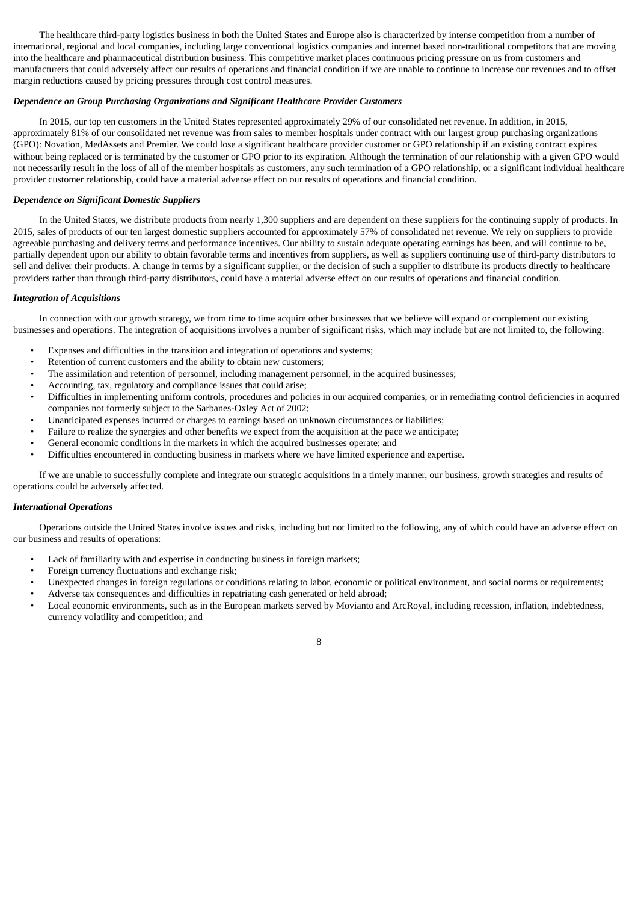The healthcare third-party logistics business in both the United States and Europe also is characterized by intense competition from a number of international, regional and local companies, including large conventional logistics companies and internet based non-traditional competitors that are moving into the healthcare and pharmaceutical distribution business. This competitive market places continuous pricing pressure on us from customers and manufacturers that could adversely affect our results of operations and financial condition if we are unable to continue to increase our revenues and to offset margin reductions caused by pricing pressures through cost control measures.

***Dependence on Group Purchasing Organizations and Significant Healthcare Provider Customers***

In 2015, our top ten customers in the United States represented approximately 29% of our consolidated net revenue. In addition, in 2015, approximately 81% of our consolidated net revenue was from sales to member hospitals under contract with our largest group purchasing organizations (GPO): Novation, MedAssets and Premier. We could lose a significant healthcare provider customer or GPO relationship if an existing contract expires without being replaced or is terminated by the customer or GPO prior to its expiration. Although the termination of our relationship with a given GPO would not necessarily result in the loss of all of the member hospitals as customers, any such termination of a GPO relationship, or a significant individual healthcare provider customer relationship, could have a material adverse effect on our results of operations and financial condition.

***Dependence on Significant Domestic Suppliers***

In the United States, we distribute products from nearly 1,300 suppliers and are dependent on these suppliers for the continuing supply of products. In 2015, sales of products of our ten largest domestic suppliers accounted for approximately 57% of consolidated net revenue. We rely on suppliers to provide agreeable purchasing and delivery terms and performance incentives. Our ability to sustain adequate operating earnings has been, and will continue to be, partially dependent upon our ability to obtain favorable terms and incentives from suppliers, as well as suppliers continuing use of third-party distributors to sell and deliver their products. A change in terms by a significant supplier, or the decision of such a supplier to distribute its products directly to healthcare providers rather than through third-party distributors, could have a material adverse effect on our results of operations and financial condition.

***Integration of Acquisitions***

In connection with our growth strategy, we from time to time acquire other businesses that we believe will expand or complement our existing businesses and operations. The integration of acquisitions involves a number of significant risks, which may include but are not limited to, the following:

- Expenses and difficulties in the transition and integration of operations and systems;
- Retention of current customers and the ability to obtain new customers;
- The assimilation and retention of personnel, including management personnel, in the acquired businesses;
- Accounting, tax, regulatory and compliance issues that could arise;
- Difficulties in implementing uniform controls, procedures and policies in our acquired companies, or in remediating control deficiencies in acquired companies not formerly subject to the Sarbanes-Oxley Act of 2002;
- Unanticipated expenses incurred or charges to earnings based on unknown circumstances or liabilities;
- Failure to realize the synergies and other benefits we expect from the acquisition at the pace we anticipate;
- General economic conditions in the markets in which the acquired businesses operate; and
- Difficulties encountered in conducting business in markets where we have limited experience and expertise.

If we are unable to successfully complete and integrate our strategic acquisitions in a timely manner, our business, growth strategies and results of operations could be adversely affected.

***International Operations***

Operations outside the United States involve issues and risks, including but not limited to the following, any of which could have an adverse effect on our business and results of operations:

- Lack of familiarity with and expertise in conducting business in foreign markets;
- Foreign currency fluctuations and exchange risk;
- Unexpected changes in foreign regulations or conditions relating to labor, economic or political environment, and social norms or requirements;
- Adverse tax consequences and difficulties in repatriating cash generated or held abroad;
- Local economic environments, such as in the European markets served by Movianto and ArcRoyal, including recession, inflation, indebtedness, currency volatility and competition; and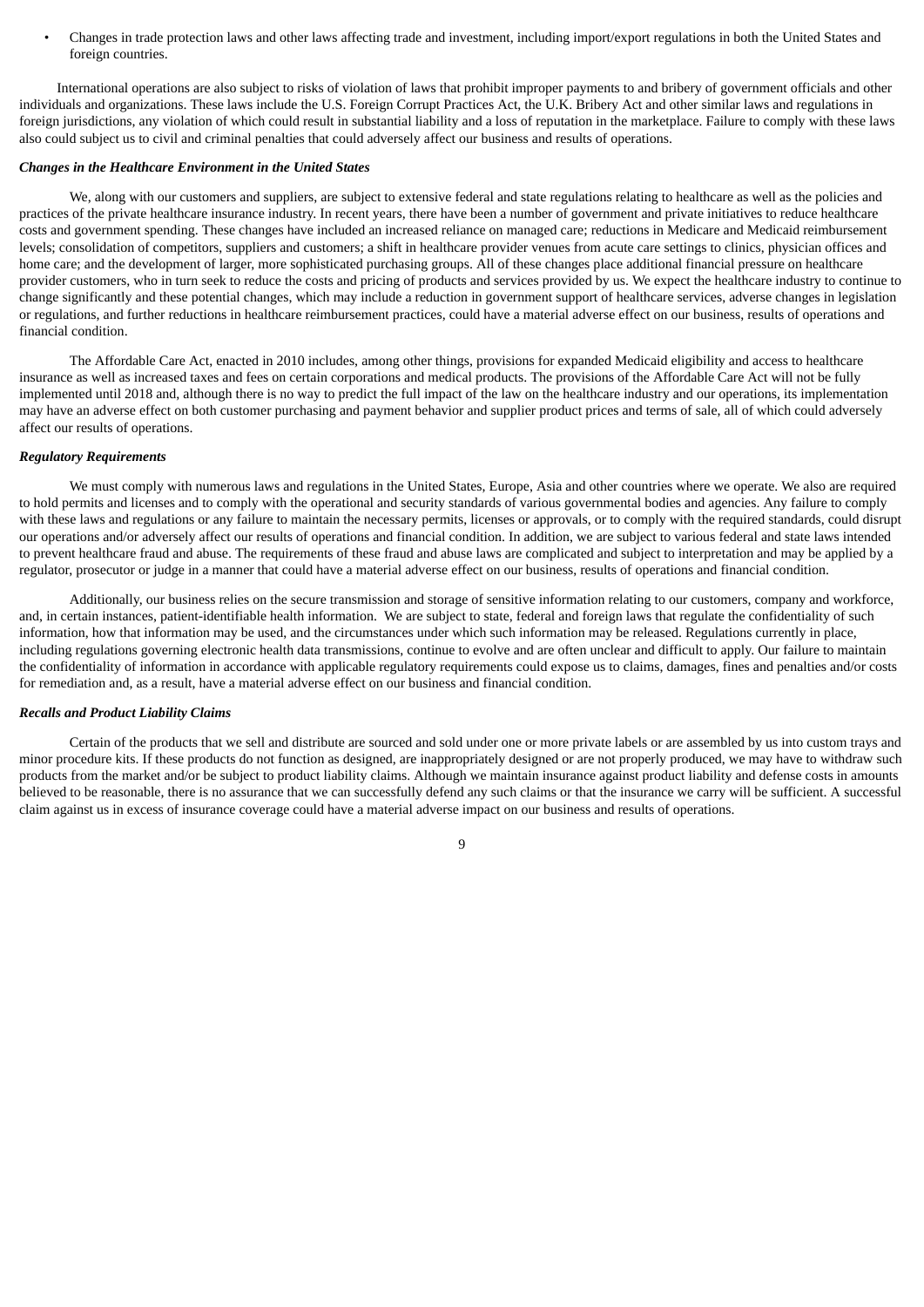- Changes in trade protection laws and other laws affecting trade and investment, including import/export regulations in both the United States and foreign countries.

International operations are also subject to risks of violation of laws that prohibit improper payments to and bribery of government officials and other individuals and organizations. These laws include the U.S. Foreign Corrupt Practices Act, the U.K. Bribery Act and other similar laws and regulations in foreign jurisdictions, any violation of which could result in substantial liability and a loss of reputation in the marketplace. Failure to comply with these laws also could subject us to civil and criminal penalties that could adversely affect our business and results of operations.

***Changes in the Healthcare Environment in the United States***

We, along with our customers and suppliers, are subject to extensive federal and state regulations relating to healthcare as well as the policies and practices of the private healthcare insurance industry. In recent years, there have been a number of government and private initiatives to reduce healthcare costs and government spending. These changes have included an increased reliance on managed care; reductions in Medicare and Medicaid reimbursement levels; consolidation of competitors, suppliers and customers; a shift in healthcare provider venues from acute care settings to clinics, physician offices and home care; and the development of larger, more sophisticated purchasing groups. All of these changes place additional financial pressure on healthcare provider customers, who in turn seek to reduce the costs and pricing of products and services provided by us. We expect the healthcare industry to continue to change significantly and these potential changes, which may include a reduction in government support of healthcare services, adverse changes in legislation or regulations, and further reductions in healthcare reimbursement practices, could have a material adverse effect on our business, results of operations and financial condition.

The Affordable Care Act, enacted in 2010 includes, among other things, provisions for expanded Medicaid eligibility and access to healthcare insurance as well as increased taxes and fees on certain corporations and medical products. The provisions of the Affordable Care Act will not be fully implemented until 2018 and, although there is no way to predict the full impact of the law on the healthcare industry and our operations, its implementation may have an adverse effect on both customer purchasing and payment behavior and supplier product prices and terms of sale, all of which could adversely affect our results of operations.

***Regulatory Requirements***

We must comply with numerous laws and regulations in the United States, Europe, Asia and other countries where we operate. We also are required to hold permits and licenses and to comply with the operational and security standards of various governmental bodies and agencies. Any failure to comply with these laws and regulations or any failure to maintain the necessary permits, licenses or approvals, or to comply with the required standards, could disrupt our operations and/or adversely affect our results of operations and financial condition. In addition, we are subject to various federal and state laws intended to prevent healthcare fraud and abuse. The requirements of these fraud and abuse laws are complicated and subject to interpretation and may be applied by a regulator, prosecutor or judge in a manner that could have a material adverse effect on our business, results of operations and financial condition.

Additionally, our business relies on the secure transmission and storage of sensitive information relating to our customers, company and workforce, and, in certain instances, patient-identifiable health information. We are subject to state, federal and foreign laws that regulate the confidentiality of such information, how that information may be used, and the circumstances under which such information may be released. Regulations currently in place, including regulations governing electronic health data transmissions, continue to evolve and are often unclear and difficult to apply. Our failure to maintain the confidentiality of information in accordance with applicable regulatory requirements could expose us to claims, damages, fines and penalties and/or costs for remediation and, as a result, have a material adverse effect on our business and financial condition.

***Recalls and Product Liability Claims***

Certain of the products that we sell and distribute are sourced and sold under one or more private labels or are assembled by us into custom trays and minor procedure kits. If these products do not function as designed, are inappropriately designed or are not properly produced, we may have to withdraw such products from the market and/or be subject to product liability claims. Although we maintain insurance against product liability and defense costs in amounts believed to be reasonable, there is no assurance that we can successfully defend any such claims or that the insurance we carry will be sufficient. A successful claim against us in excess of insurance coverage could have a material adverse impact on our business and results of operations.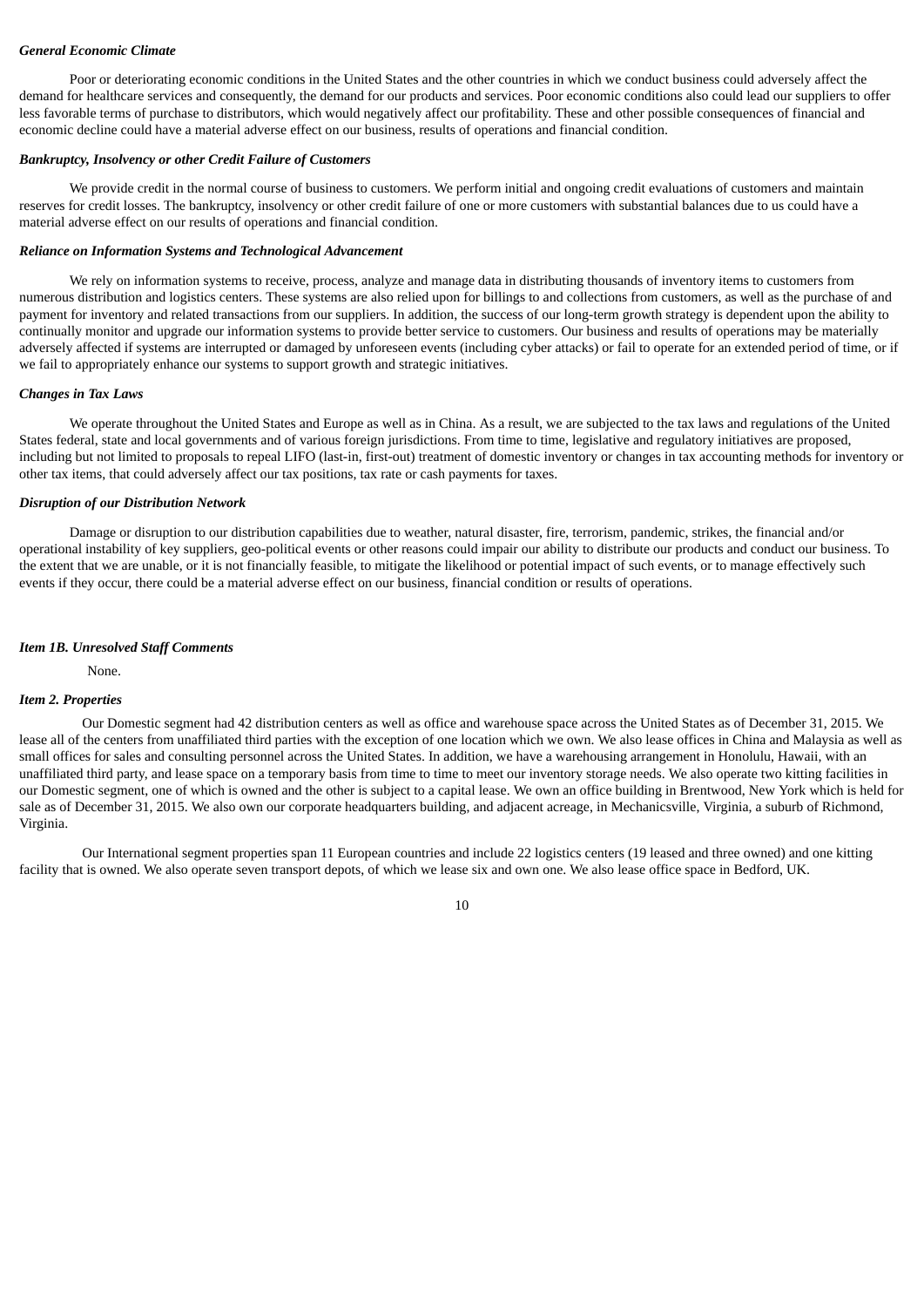*General Economic Climate*

Poor or deteriorating economic conditions in the United States and the other countries in which we conduct business could adversely affect the demand for healthcare services and consequently, the demand for our products and services. Poor economic conditions also could lead our suppliers to offer less favorable terms of purchase to distributors, which would negatively affect our profitability. These and other possible consequences of financial and economic decline could have a material adverse effect on our business, results of operations and financial condition.

*Bankruptcy, Insolvency or other Credit Failure of Customers*

We provide credit in the normal course of business to customers. We perform initial and ongoing credit evaluations of customers and maintain reserves for credit losses. The bankruptcy, insolvency or other credit failure of one or more customers with substantial balances due to us could have a material adverse effect on our results of operations and financial condition.

*Reliance on Information Systems and Technological Advancement*

We rely on information systems to receive, process, analyze and manage data in distributing thousands of inventory items to customers from numerous distribution and logistics centers. These systems are also relied upon for billings to and collections from customers, as well as the purchase of and payment for inventory and related transactions from our suppliers. In addition, the success of our long-term growth strategy is dependent upon the ability to continually monitor and upgrade our information systems to provide better service to customers. Our business and results of operations may be materially adversely affected if systems are interrupted or damaged by unforeseen events (including cyber attacks) or fail to operate for an extended period of time, or if we fail to appropriately enhance our systems to support growth and strategic initiatives.

*Changes in Tax Laws*

We operate throughout the United States and Europe as well as in China. As a result, we are subjected to the tax laws and regulations of the United States federal, state and local governments and of various foreign jurisdictions. From time to time, legislative and regulatory initiatives are proposed, including but not limited to proposals to repeal LIFO (last-in, first-out) treatment of domestic inventory or changes in tax accounting methods for inventory or other tax items, that could adversely affect our tax positions, tax rate or cash payments for taxes.

*Disruption of our Distribution Network*

Damage or disruption to our distribution capabilities due to weather, natural disaster, fire, terrorism, pandemic, strikes, the financial and/or operational instability of key suppliers, geo-political events or other reasons could impair our ability to distribute our products and conduct our business. To the extent that we are unable, or it is not financially feasible, to mitigate the likelihood or potential impact of such events, or to manage effectively such events if they occur, there could be a material adverse effect on our business, financial condition or results of operations.

*Item 1B. Unresolved Staff Comments*

None.

*Item 2. Properties*

Our Domestic segment had 42 distribution centers as well as office and warehouse space across the United States as of December 31, 2015. We lease all of the centers from unaffiliated third parties with the exception of one location which we own. We also lease offices in China and Malaysia as well as small offices for sales and consulting personnel across the United States. In addition, we have a warehousing arrangement in Honolulu, Hawaii, with an unaffiliated third party, and lease space on a temporary basis from time to time to meet our inventory storage needs. We also operate two kitting facilities in our Domestic segment, one of which is owned and the other is subject to a capital lease. We own an office building in Brentwood, New York which is held for sale as of December 31, 2015. We also own our corporate headquarters building, and adjacent acreage, in Mechanicsville, Virginia, a suburb of Richmond, Virginia.

Our International segment properties span 11 European countries and include 22 logistics centers (19 leased and three owned) and one kitting facility that is owned. We also operate seven transport depots, of which we lease six and own one. We also lease office space in Bedford, UK.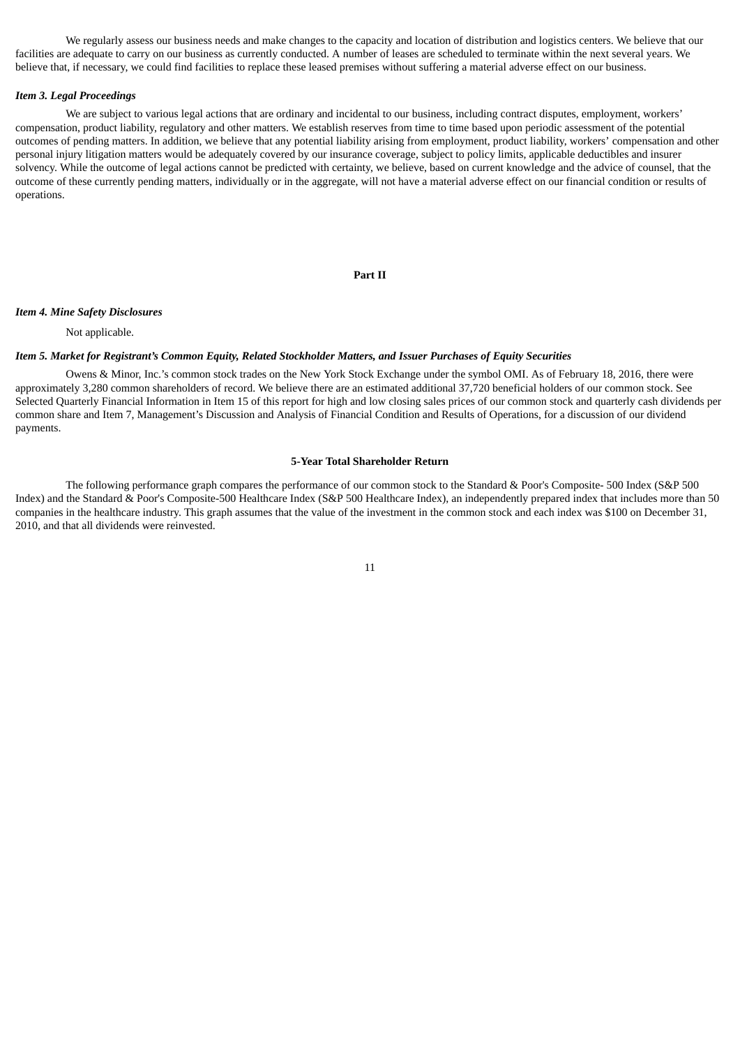We regularly assess our business needs and make changes to the capacity and location of distribution and logistics centers. We believe that our facilities are adequate to carry on our business as currently conducted. A number of leases are scheduled to terminate within the next several years. We believe that, if necessary, we could find facilities to replace these leased premises without suffering a material adverse effect on our business.

***Item 3. Legal Proceedings***

We are subject to various legal actions that are ordinary and incidental to our business, including contract disputes, employment, workers' compensation, product liability, regulatory and other matters. We establish reserves from time to time based upon periodic assessment of the potential outcomes of pending matters. In addition, we believe that any potential liability arising from employment, product liability, workers' compensation and other personal injury litigation matters would be adequately covered by our insurance coverage, subject to policy limits, applicable deductibles and insurer solvency. While the outcome of legal actions cannot be predicted with certainty, we believe, based on current knowledge and the advice of counsel, that the outcome of these currently pending matters, individually or in the aggregate, will not have a material adverse effect on our financial condition or results of operations.

## Part II

***Item 4. Mine Safety Disclosures***

Not applicable.

***Item 5. Market for Registrant's Common Equity, Related Stockholder Matters, and Issuer Purchases of Equity Securities***

Owens & Minor, Inc.'s common stock trades on the New York Stock Exchange under the symbol OMI. As of February 18, 2016, there were approximately 3,280 common shareholders of record. We believe there are an estimated additional 37,720 beneficial holders of our common stock. See Selected Quarterly Financial Information in Item 15 of this report for high and low closing sales prices of our common stock and quarterly cash dividends per common share and Item 7, Management's Discussion and Analysis of Financial Condition and Results of Operations, for a discussion of our dividend payments.

**5-Year Total Shareholder Return**

The following performance graph compares the performance of our common stock to the Standard & Poor's Composite- 500 Index (S&P 500 Index) and the Standard & Poor's Composite-500 Healthcare Index (S&P 500 Healthcare Index), an independently prepared index that includes more than 50 companies in the healthcare industry. This graph assumes that the value of the investment in the common stock and each index was $100 on December 31, 2010, and that all dividends were reinvested.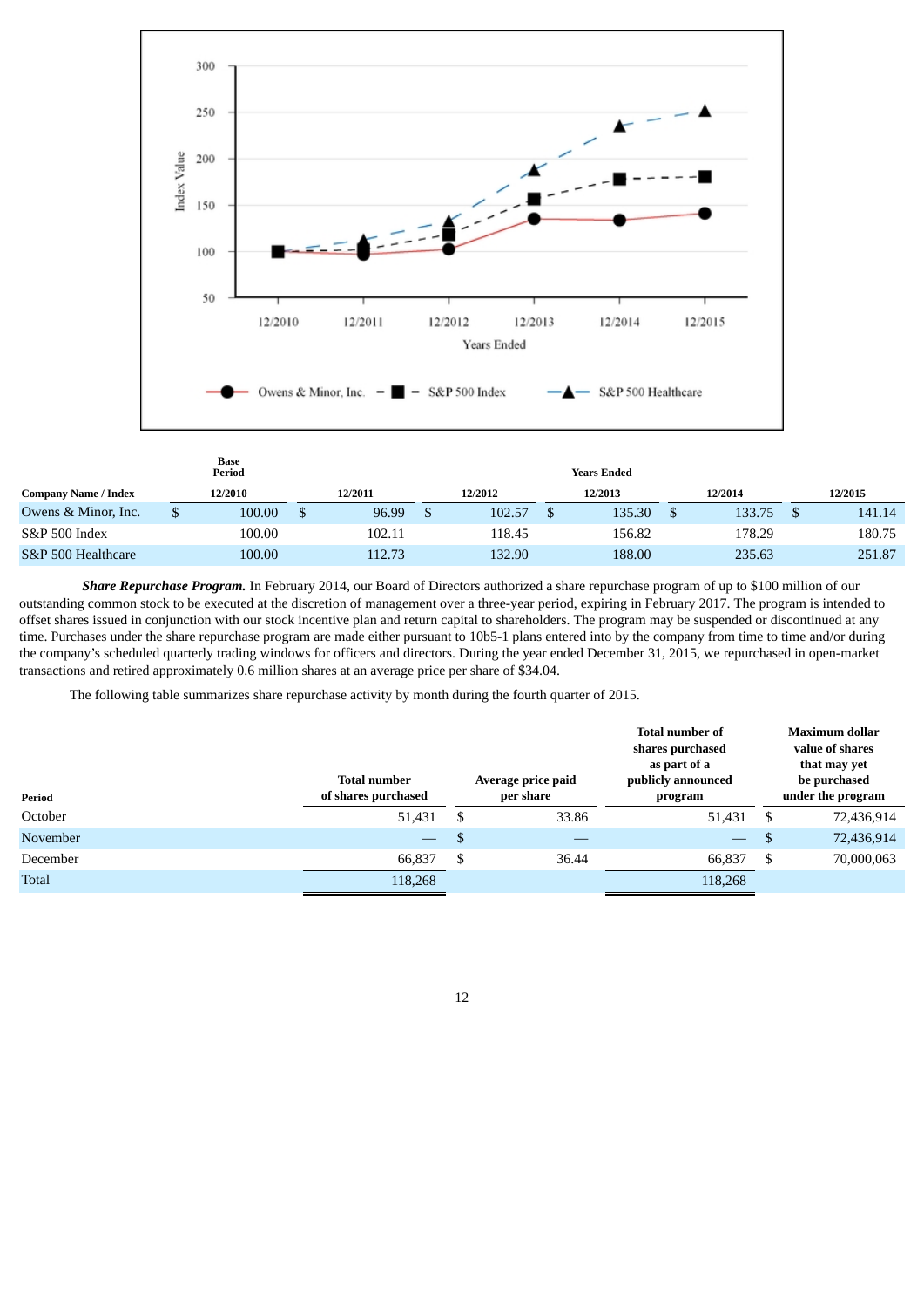| Company Name / Index | Base Period 12/2010 | Years Ended 12/2011 | 12/2012 | 12/2013 | 12/2014 | 12/2015 |
|---|---|---|---|---|---|---|
| Owens & Minor, Inc. | $ 100.00 | $ 96.99 | $ 102.57 | $ 135.30 | $ 133.75 | $ 141.14 |
| S&P 500 Index | 100.00 | 102.11 | 118.45 | 156.82 | 178.29 | 180.75 |
| S&P 500 Healthcare | 100.00 | 112.73 | 132.90 | 188.00 | 235.63 | 251.87 |

***Share Repurchase Program.*** In February 2014, our Board of Directors authorized a share repurchase program of up to $100 million of our outstanding common stock to be executed at the discretion of management over a three-year period, expiring in February 2017. The program is intended to offset shares issued in conjunction with our stock incentive plan and return capital to shareholders. The program may be suspended or discontinued at any time. Purchases under the share repurchase program are made either pursuant to 10b5-1 plans entered into by the company from time to time and/or during the company's scheduled quarterly trading windows for officers and directors. During the year ended December 31, 2015, we repurchased in open-market transactions and retired approximately 0.6 million shares at an average price per share of $34.04.

The following table summarizes share repurchase activity by month during the fourth quarter of 2015.

| Period | Total number of shares purchased | Average price paid per share | Total number of shares purchased as part of a publicly announced program | Maximum dollar value of shares that may yet be purchased under the program |
|---|---|---|---|---|
| October | 51,431 | $ 33.86 | 51,431 | $ 72,436,914 |
| November | — | $ — | — | $ 72,436,914 |
| December | 66,837 | $ 36.44 | 66,837 | $ 70,000,063 |
| Total | 118,268 | | 118,268 | |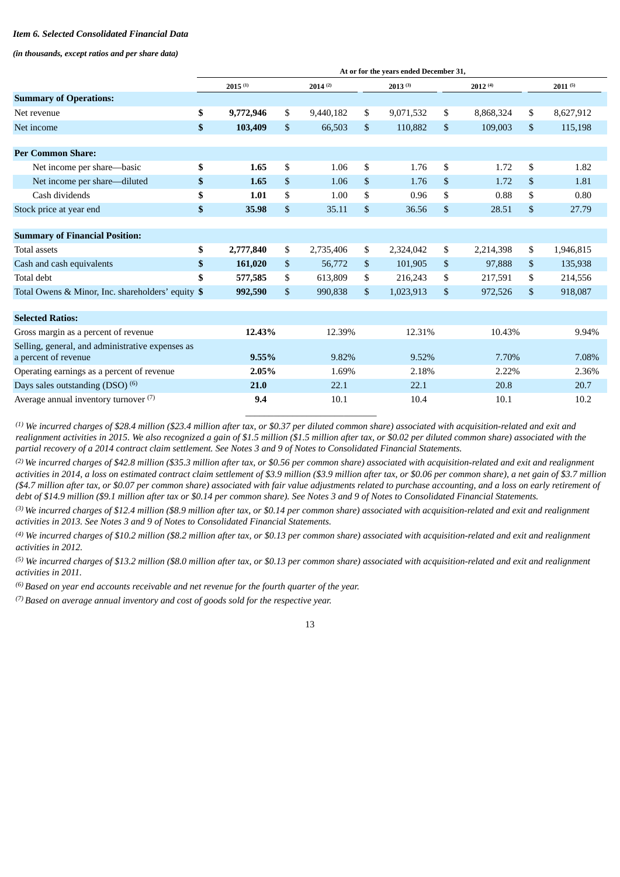*Item 6. Selected Consolidated Financial Data*

*(in thousands, except ratios and per share data)*

| | At or for the years ended December 31, | | | | |
|---|---|---|---|---|---|
| | 2015 [(1)] | 2014 [(2)] | 2013 [(3)] | 2012 [(4)] | 2011 [(5)] |
| **Summary of Operations:** | | | | | |
| Net revenue | **$ 9,772,946** | $ 9,440,182 | $ 9,071,532 | $ 8,868,324 | $ 8,627,912 |
| Net income | **$ 103,409** | $ 66,503 | $ 110,882 | $ 109,003 | $ 115,198 |
| **Per Common Share:** | | | | | |
| Net income per share—basic | **$ 1.65** | $ 1.06 | $ 1.76 | $ 1.72 | $ 1.82 |
| Net income per share—diluted | **$ 1.65** | $ 1.06 | $ 1.76 | $ 1.72 | $ 1.81 |
| Cash dividends | **$ 1.01** | $ 1.00 | $ 0.96 | $ 0.88 | $ 0.80 |
| Stock price at year end | **$ 35.98** | $ 35.11 | $ 36.56 | $ 28.51 | $ 27.79 |
| **Summary of Financial Position:** | | | | | |
| Total assets | **$ 2,777,840** | $ 2,735,406 | $ 2,324,042 | $ 2,214,398 | $ 1,946,815 |
| Cash and cash equivalents | **$ 161,020** | $ 56,772 | $ 101,905 | $ 97,888 | $ 135,938 |
| Total debt | **$ 577,585** | $ 613,809 | $ 216,243 | $ 217,591 | $ 214,556 |
| Total Owens & Minor, Inc. shareholders' equity | **$ 992,590** | $ 990,838 | $ 1,023,913 | $ 972,526 | $ 918,087 |
| **Selected Ratios:** | | | | | |
| Gross margin as a percent of revenue | **12.43%** | 12.39% | 12.31% | 10.43% | 9.94% |
| Selling, general, and administrative expenses as a percent of revenue | **9.55%** | 9.82% | 9.52% | 7.70% | 7.08% |
| Operating earnings as a percent of revenue | **2.05%** | 1.69% | 2.18% | 2.22% | 2.36% |
| Days sales outstanding (DSO) [(6)] | **21.0** | 22.1 | 22.1 | 20.8 | 20.7 |
| Average annual inventory turnover [(7)] | **9.4** | 10.1 | 10.4 | 10.1 | 10.2 |

*[(1)] We incurred charges of $28.4 million ($23.4 million after tax, or $0.37 per diluted common share) associated with acquisition-related and exit and realignment activities in 2015. We also recognized a gain of $1.5 million ($1.5 million after tax, or $0.02 per diluted common share) associated with the partial recovery of a 2014 contract claim settlement. See Notes 3 and 9 of Notes to Consolidated Financial Statements.*

*[(2)] We incurred charges of $42.8 million ($35.3 million after tax, or $0.56 per common share) associated with acquisition-related and exit and realignment activities in 2014, a loss on estimated contract claim settlement of $3.9 million ($3.9 million after tax, or $0.06 per common share), a net gain of $3.7 million ($4.7 million after tax, or $0.07 per common share) associated with fair value adjustments related to purchase accounting, and a loss on early retirement of debt of $14.9 million ($9.1 million after tax or $0.14 per common share). See Notes 3 and 9 of Notes to Consolidated Financial Statements.*

*[(3)] We incurred charges of $12.4 million ($8.9 million after tax, or $0.14 per common share) associated with acquisition-related and exit and realignment activities in 2013. See Notes 3 and 9 of Notes to Consolidated Financial Statements.*

*[(4)] We incurred charges of $10.2 million ($8.2 million after tax, or $0.13 per common share) associated with acquisition-related and exit and realignment activities in 2012.*

*[(5)] We incurred charges of $13.2 million ($8.0 million after tax, or $0.13 per common share) associated with acquisition-related and exit and realignment activities in 2011.*

*[(6)] Based on year end accounts receivable and net revenue for the fourth quarter of the year.*

*[(7)] Based on average annual inventory and cost of goods sold for the respective year.*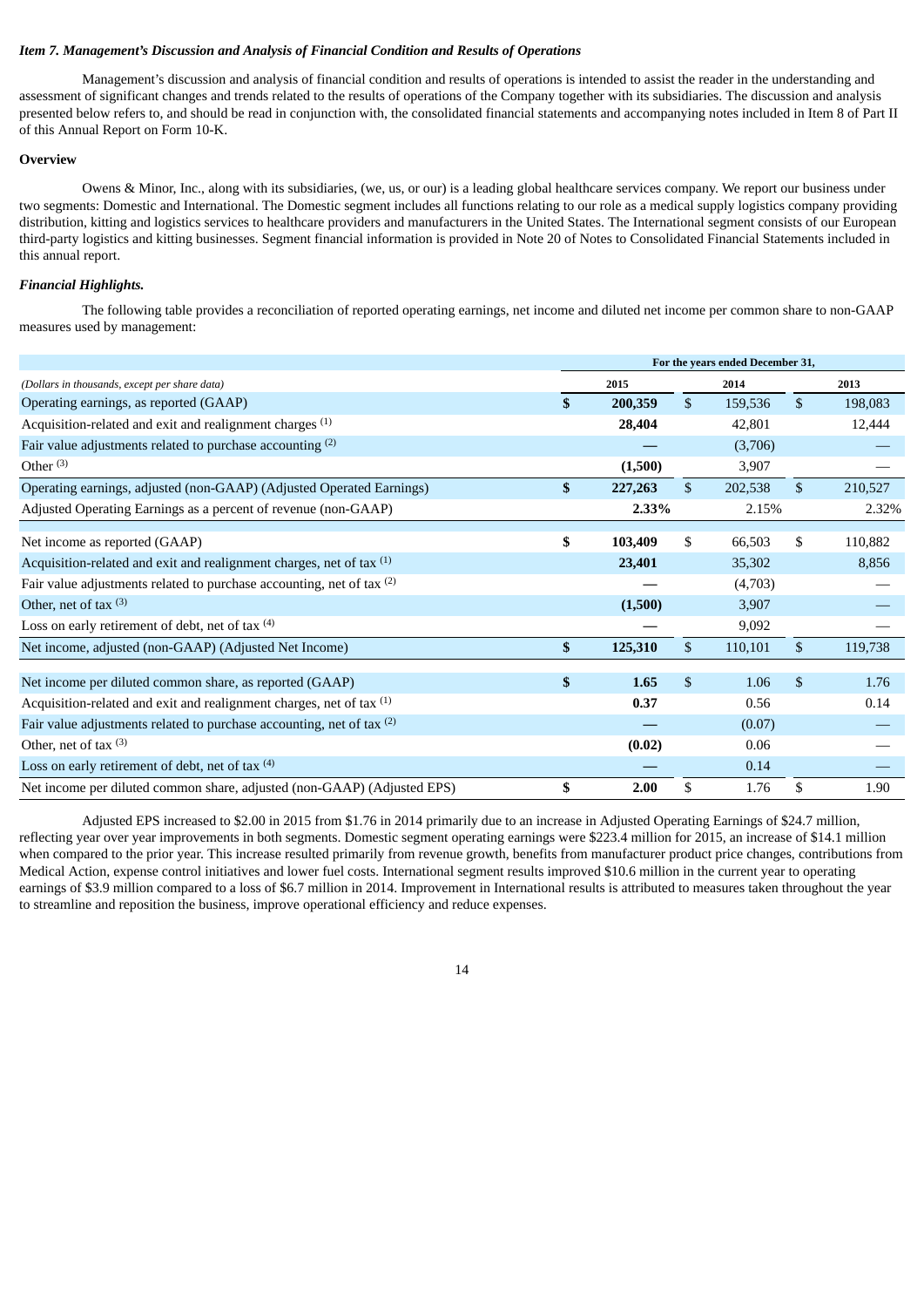*Item 7. Management's Discussion and Analysis of Financial Condition and Results of Operations*

Management's discussion and analysis of financial condition and results of operations is intended to assist the reader in the understanding and assessment of significant changes and trends related to the results of operations of the Company together with its subsidiaries. The discussion and analysis presented below refers to, and should be read in conjunction with, the consolidated financial statements and accompanying notes included in Item 8 of Part II of this Annual Report on Form 10-K.

**Overview**

Owens & Minor, Inc., along with its subsidiaries, (we, us, or our) is a leading global healthcare services company. We report our business under two segments: Domestic and International. The Domestic segment includes all functions relating to our role as a medical supply logistics company providing distribution, kitting and logistics services to healthcare providers and manufacturers in the United States. The International segment consists of our European third-party logistics and kitting businesses. Segment financial information is provided in Note 20 of Notes to Consolidated Financial Statements included in this annual report.

***Financial Highlights.***

The following table provides a reconciliation of reported operating earnings, net income and diluted net income per common share to non-GAAP measures used by management:

| *(Dollars in thousands, except per share data)* | For the years ended December 31, 2015 | 2014 | 2013 |
|---|---|---|---|
| Operating earnings, as reported (GAAP) | **$ 200,359** | $ 159,536 | $ 198,083 |
| Acquisition-related and exit and realignment charges [(1)] | **28,404** | 42,801 | 12,444 |
| Fair value adjustments related to purchase accounting [(2)] | **—** | (3,706) | — |
| Other [(3)] | **(1,500)** | 3,907 | — |
| Operating earnings, adjusted (non-GAAP) (Adjusted Operated Earnings) | **$ 227,263** | $ 202,538 | $ 210,527 |
| Adjusted Operating Earnings as a percent of revenue (non-GAAP) | **2.33%** | 2.15% | 2.32% |
| | | | |
| Net income as reported (GAAP) | **$ 103,409** | $ 66,503 | $ 110,882 |
| Acquisition-related and exit and realignment charges, net of tax [(1)] | **23,401** | 35,302 | 8,856 |
| Fair value adjustments related to purchase accounting, net of tax [(2)] | **—** | (4,703) | — |
| Other, net of tax [(3)] | **(1,500)** | 3,907 | — |
| Loss on early retirement of debt, net of tax [(4)] | **—** | 9,092 | — |
| Net income, adjusted (non-GAAP) (Adjusted Net Income) | **$ 125,310** | $ 110,101 | $ 119,738 |
| | | | |
| Net income per diluted common share, as reported (GAAP) | **$ 1.65** | $ 1.06 | $ 1.76 |
| Acquisition-related and exit and realignment charges, net of tax [(1)] | **0.37** | 0.56 | 0.14 |
| Fair value adjustments related to purchase accounting, net of tax [(2)] | **—** | (0.07) | — |
| Other, net of tax [(3)] | **(0.02)** | 0.06 | — |
| Loss on early retirement of debt, net of tax [(4)] | **—** | 0.14 | — |
| Net income per diluted common share, adjusted (non-GAAP) (Adjusted EPS) | **$ 2.00** | $ 1.76 | $ 1.90 |

Adjusted EPS increased to $2.00 in 2015 from $1.76 in 2014 primarily due to an increase in Adjusted Operating Earnings of $24.7 million, reflecting year over year improvements in both segments. Domestic segment operating earnings were $223.4 million for 2015, an increase of $14.1 million when compared to the prior year. This increase resulted primarily from revenue growth, benefits from manufacturer product price changes, contributions from Medical Action, expense control initiatives and lower fuel costs. International segment results improved $10.6 million in the current year to operating earnings of $3.9 million compared to a loss of $6.7 million in 2014. Improvement in International results is attributed to measures taken throughout the year to streamline and reposition the business, improve operational efficiency and reduce expenses.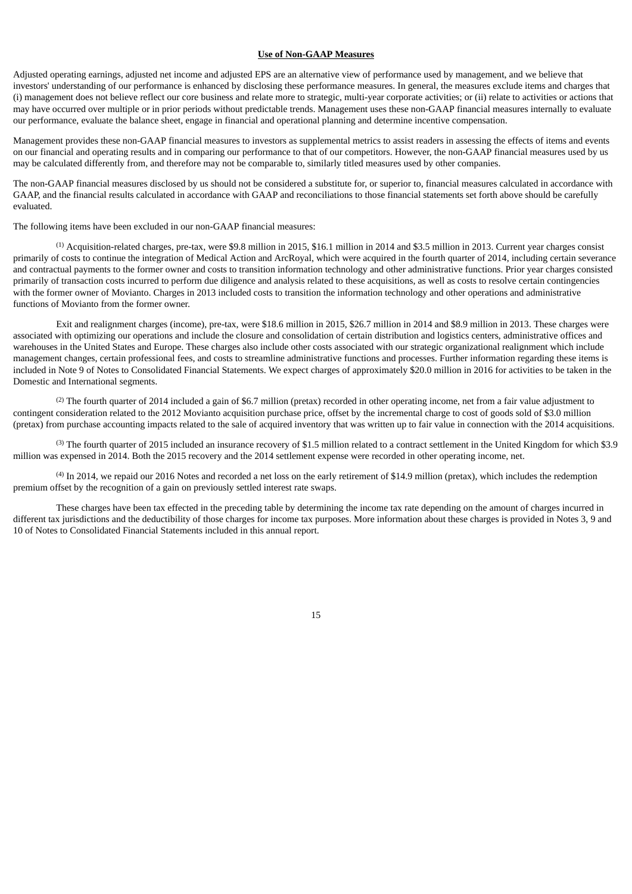## Use of Non-GAAP Measures

Adjusted operating earnings, adjusted net income and adjusted EPS are an alternative view of performance used by management, and we believe that investors' understanding of our performance is enhanced by disclosing these performance measures. In general, the measures exclude items and charges that (i) management does not believe reflect our core business and relate more to strategic, multi-year corporate activities; or (ii) relate to activities or actions that may have occurred over multiple or in prior periods without predictable trends. Management uses these non-GAAP financial measures internally to evaluate our performance, evaluate the balance sheet, engage in financial and operational planning and determine incentive compensation.

Management provides these non-GAAP financial measures to investors as supplemental metrics to assist readers in assessing the effects of items and events on our financial and operating results and in comparing our performance to that of our competitors. However, the non-GAAP financial measures used by us may be calculated differently from, and therefore may not be comparable to, similarly titled measures used by other companies.

The non-GAAP financial measures disclosed by us should not be considered a substitute for, or superior to, financial measures calculated in accordance with GAAP, and the financial results calculated in accordance with GAAP and reconciliations to those financial statements set forth above should be carefully evaluated.

The following items have been excluded in our non-GAAP financial measures:

[1] Acquisition-related charges, pre-tax, were $9.8 million in 2015, $16.1 million in 2014 and $3.5 million in 2013. Current year charges consist primarily of costs to continue the integration of Medical Action and ArcRoyal, which were acquired in the fourth quarter of 2014, including certain severance and contractual payments to the former owner and costs to transition information technology and other administrative functions. Prior year charges consisted primarily of transaction costs incurred to perform due diligence and analysis related to these acquisitions, as well as costs to resolve certain contingencies with the former owner of Movianto. Charges in 2013 included costs to transition the information technology and other operations and administrative functions of Movianto from the former owner.

Exit and realignment charges (income), pre-tax, were $18.6 million in 2015, $26.7 million in 2014 and $8.9 million in 2013. These charges were associated with optimizing our operations and include the closure and consolidation of certain distribution and logistics centers, administrative offices and warehouses in the United States and Europe. These charges also include other costs associated with our strategic organizational realignment which include management changes, certain professional fees, and costs to streamline administrative functions and processes. Further information regarding these items is included in Note 9 of Notes to Consolidated Financial Statements. We expect charges of approximately $20.0 million in 2016 for activities to be taken in the Domestic and International segments.

[2] The fourth quarter of 2014 included a gain of $6.7 million (pretax) recorded in other operating income, net from a fair value adjustment to contingent consideration related to the 2012 Movianto acquisition purchase price, offset by the incremental charge to cost of goods sold of $3.0 million (pretax) from purchase accounting impacts related to the sale of acquired inventory that was written up to fair value in connection with the 2014 acquisitions.

[3] The fourth quarter of 2015 included an insurance recovery of $1.5 million related to a contract settlement in the United Kingdom for which $3.9 million was expensed in 2014. Both the 2015 recovery and the 2014 settlement expense were recorded in other operating income, net.

[4] In 2014, we repaid our 2016 Notes and recorded a net loss on the early retirement of $14.9 million (pretax), which includes the redemption premium offset by the recognition of a gain on previously settled interest rate swaps.

These charges have been tax effected in the preceding table by determining the income tax rate depending on the amount of charges incurred in different tax jurisdictions and the deductibility of those charges for income tax purposes. More information about these charges is provided in Notes 3, 9 and 10 of Notes to Consolidated Financial Statements included in this annual report.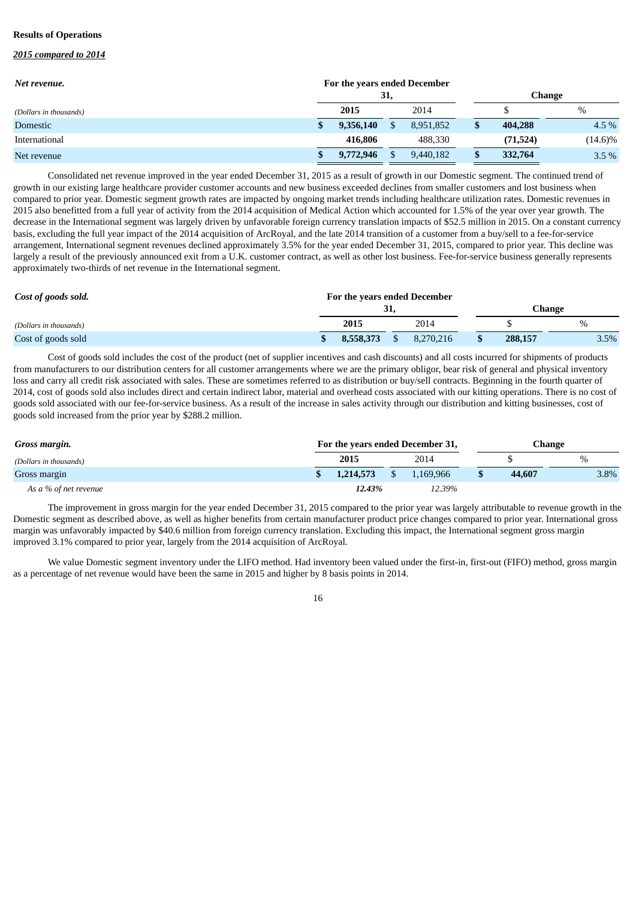**Results of Operations**

***2015 compared to 2014***

| ***Net revenue.*** | For the years ended December 31, | | Change | |
|---|---|---|---|---|
| *(Dollars in thousands)* | **2015** | 2014 | $ | % |
| Domestic | **$ 9,356,140** | $ 8,951,852 | **$ 404,288** | 4.5 % |
| International | **416,806** | 488,330 | **(71,524)** | (14.6)% |
| Net revenue | **$ 9,772,946** | $ 9,440,182 | **$ 332,764** | 3.5 % |

Consolidated net revenue improved in the year ended December 31, 2015 as a result of growth in our Domestic segment. The continued trend of growth in our existing large healthcare provider customer accounts and new business exceeded declines from smaller customers and lost business when compared to prior year. Domestic segment growth rates are impacted by ongoing market trends including healthcare utilization rates. Domestic revenues in 2015 also benefitted from a full year of activity from the 2014 acquisition of Medical Action which accounted for 1.5% of the year over year growth. The decrease in the International segment was largely driven by unfavorable foreign currency translation impacts of $52.5 million in 2015. On a constant currency basis, excluding the full year impact of the 2014 acquisition of ArcRoyal, and the late 2014 transition of a customer from a buy/sell to a fee-for-service arrangement, International segment revenues declined approximately 3.5% for the year ended December 31, 2015, compared to prior year. This decline was largely a result of the previously announced exit from a U.K. customer contract, as well as other lost business. Fee-for-service business generally represents approximately two-thirds of net revenue in the International segment.

| ***Cost of goods sold.*** | For the years ended December 31, | | Change | |
|---|---|---|---|---|
| *(Dollars in thousands)* | **2015** | 2014 | $ | % |
| Cost of goods sold | **$ 8,558,373** | $ 8,270,216 | **$ 288,157** | 3.5% |

Cost of goods sold includes the cost of the product (net of supplier incentives and cash discounts) and all costs incurred for shipments of products from manufacturers to our distribution centers for all customer arrangements where we are the primary obligor, bear risk of general and physical inventory loss and carry all credit risk associated with sales. These are sometimes referred to as distribution or buy/sell contracts. Beginning in the fourth quarter of 2014, cost of goods sold also includes direct and certain indirect labor, material and overhead costs associated with our kitting operations. There is no cost of goods sold associated with our fee-for-service business. As a result of the increase in sales activity through our distribution and kitting businesses, cost of goods sold increased from the prior year by $288.2 million.

| ***Gross margin.*** | For the years ended December 31, | | Change | |
|---|---|---|---|---|
| *(Dollars in thousands)* | **2015** | 2014 | $ | % |
| Gross margin | **$ 1,214,573** | $ 1,169,966 | **$ 44,607** | 3.8% |
| *As a % of net revenue* | ***12.43%*** | *12.39%* | | |

The improvement in gross margin for the year ended December 31, 2015 compared to the prior year was largely attributable to revenue growth in the Domestic segment as described above, as well as higher benefits from certain manufacturer product price changes compared to prior year. International gross margin was unfavorably impacted by $40.6 million from foreign currency translation. Excluding this impact, the International segment gross margin improved 3.1% compared to prior year, largely from the 2014 acquisition of ArcRoyal.

We value Domestic segment inventory under the LIFO method. Had inventory been valued under the first-in, first-out (FIFO) method, gross margin as a percentage of net revenue would have been the same in 2015 and higher by 8 basis points in 2014.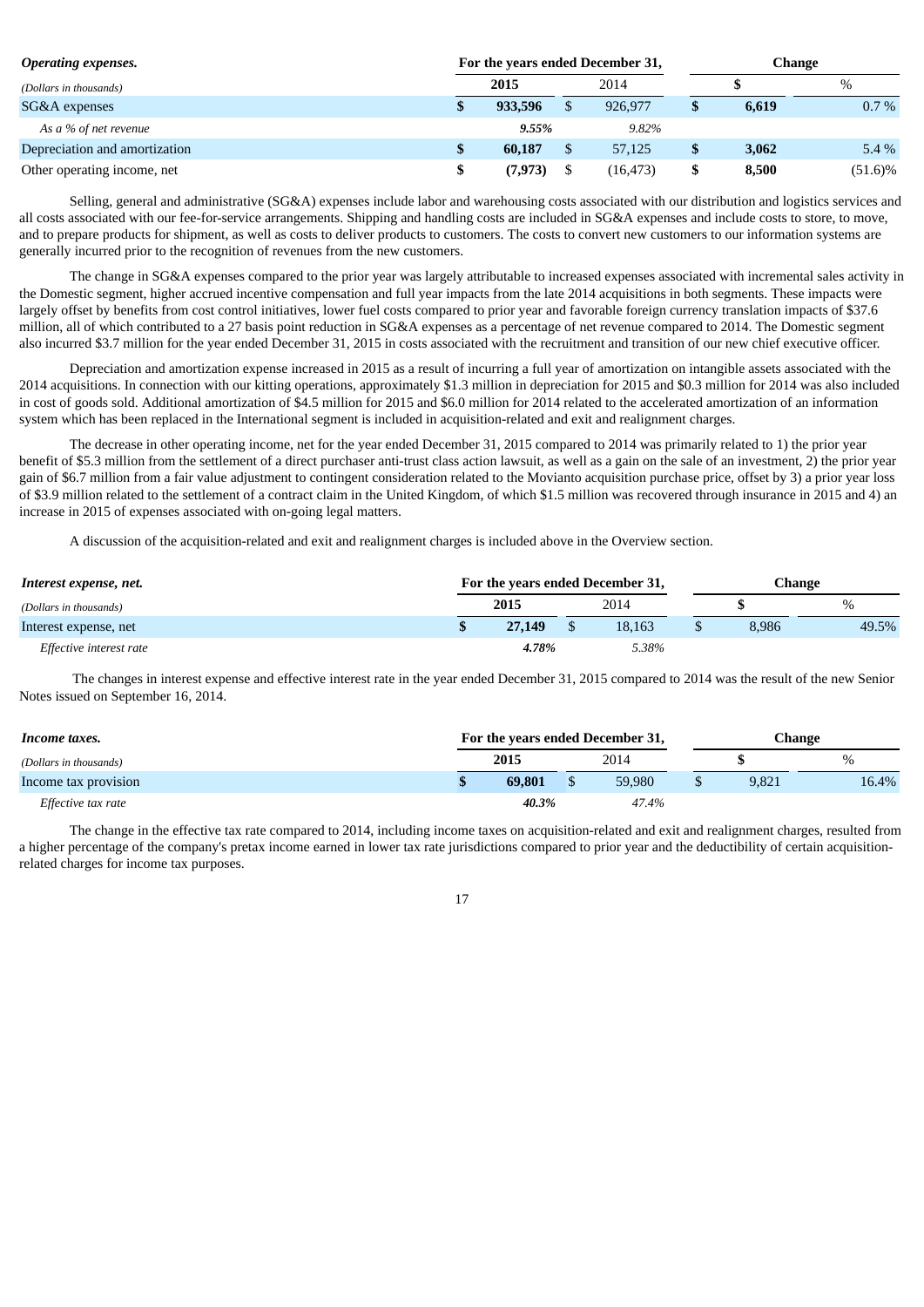| ***Operating expenses.*** | For the years ended December 31, | | Change | |
|---|---|---|---|---|
| *(Dollars in thousands)* | **2015** | 2014 | **$** | % |
| SG&A expenses | **$ 933,596** | $ 926,977 | **$ 6,619** | 0.7 % |
| *As a % of net revenue* | ***9.55%*** | *9.82%* | | |
| Depreciation and amortization | **$ 60,187** | $ 57,125 | **$ 3,062** | 5.4 % |
| Other operating income, net | **$ (7,973)** | $ (16,473) | **$ 8,500** | (51.6)% |

Selling, general and administrative (SG&A) expenses include labor and warehousing costs associated with our distribution and logistics services and all costs associated with our fee-for-service arrangements. Shipping and handling costs are included in SG&A expenses and include costs to store, to move, and to prepare products for shipment, as well as costs to deliver products to customers. The costs to convert new customers to our information systems are generally incurred prior to the recognition of revenues from the new customers.

The change in SG&A expenses compared to the prior year was largely attributable to increased expenses associated with incremental sales activity in the Domestic segment, higher accrued incentive compensation and full year impacts from the late 2014 acquisitions in both segments. These impacts were largely offset by benefits from cost control initiatives, lower fuel costs compared to prior year and favorable foreign currency translation impacts of $37.6 million, all of which contributed to a 27 basis point reduction in SG&A expenses as a percentage of net revenue compared to 2014. The Domestic segment also incurred $3.7 million for the year ended December 31, 2015 in costs associated with the recruitment and transition of our new chief executive officer.

Depreciation and amortization expense increased in 2015 as a result of incurring a full year of amortization on intangible assets associated with the 2014 acquisitions. In connection with our kitting operations, approximately $1.3 million in depreciation for 2015 and $0.3 million for 2014 was also included in cost of goods sold. Additional amortization of $4.5 million for 2015 and $6.0 million for 2014 related to the accelerated amortization of an information system which has been replaced in the International segment is included in acquisition-related and exit and realignment charges.

The decrease in other operating income, net for the year ended December 31, 2015 compared to 2014 was primarily related to 1) the prior year benefit of $5.3 million from the settlement of a direct purchaser anti-trust class action lawsuit, as well as a gain on the sale of an investment, 2) the prior year gain of $6.7 million from a fair value adjustment to contingent consideration related to the Movianto acquisition purchase price, offset by 3) a prior year loss of $3.9 million related to the settlement of a contract claim in the United Kingdom, of which $1.5 million was recovered through insurance in 2015 and 4) an increase in 2015 of expenses associated with on-going legal matters.

A discussion of the acquisition-related and exit and realignment charges is included above in the Overview section.

| ***Interest expense, net.*** | For the years ended December 31, | | Change | |
|---|---|---|---|---|
| *(Dollars in thousands)* | **2015** | 2014 | **$** | % |
| Interest expense, net | **$ 27,149** | $ 18,163 | $ 8,986 | 49.5% |
| *Effective interest rate* | ***4.78%*** | *5.38%* | | |

The changes in interest expense and effective interest rate in the year ended December 31, 2015 compared to 2014 was the result of the new Senior Notes issued on September 16, 2014.

| ***Income taxes.*** | For the years ended December 31, | | Change | |
|---|---|---|---|---|
| *(Dollars in thousands)* | **2015** | 2014 | **$** | % |
| Income tax provision | **$ 69,801** | $ 59,980 | $ 9,821 | 16.4% |
| *Effective tax rate* | ***40.3%*** | *47.4%* | | |

The change in the effective tax rate compared to 2014, including income taxes on acquisition-related and exit and realignment charges, resulted from a higher percentage of the company's pretax income earned in lower tax rate jurisdictions compared to prior year and the deductibility of certain acquisition-related charges for income tax purposes.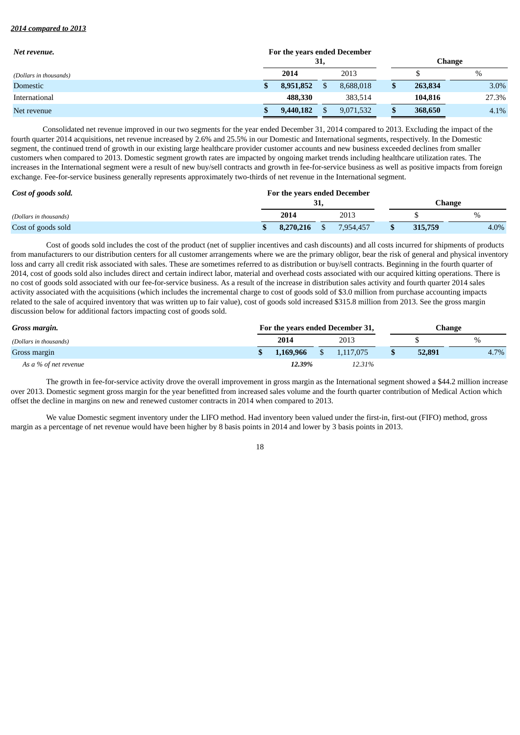***2014 compared to 2013***

| ***Net revenue.*** | For the years ended December 31, | | Change | |
|---|---|---|---|---|
| *(Dollars in thousands)* | **2014** | 2013 | $ | % |
| Domestic | **$ 8,951,852** | $ 8,688,018 | **$ 263,834** | 3.0% |
| International | **488,330** | 383,514 | **104,816** | 27.3% |
| Net revenue | **$ 9,440,182** | $ 9,071,532 | **$ 368,650** | 4.1% |

Consolidated net revenue improved in our two segments for the year ended December 31, 2014 compared to 2013. Excluding the impact of the fourth quarter 2014 acquisitions, net revenue increased by 2.6% and 25.5% in our Domestic and International segments, respectively. In the Domestic segment, the continued trend of growth in our existing large healthcare provider customer accounts and new business exceeded declines from smaller customers when compared to 2013. Domestic segment growth rates are impacted by ongoing market trends including healthcare utilization rates. The increases in the International segment were a result of new buy/sell contracts and growth in fee-for-service business as well as positive impacts from foreign exchange. Fee-for-service business generally represents approximately two-thirds of net revenue in the International segment.

| ***Cost of goods sold.*** | For the years ended December 31, | | Change | |
|---|---|---|---|---|
| *(Dollars in thousands)* | **2014** | 2013 | $ | % |
| Cost of goods sold | **$ 8,270,216** | $ 7,954,457 | **$ 315,759** | 4.0% |

Cost of goods sold includes the cost of the product (net of supplier incentives and cash discounts) and all costs incurred for shipments of products from manufacturers to our distribution centers for all customer arrangements where we are the primary obligor, bear the risk of general and physical inventory loss and carry all credit risk associated with sales. These are sometimes referred to as distribution or buy/sell contracts. Beginning in the fourth quarter of 2014, cost of goods sold also includes direct and certain indirect labor, material and overhead costs associated with our acquired kitting operations. There is no cost of goods sold associated with our fee-for-service business. As a result of the increase in distribution sales activity and fourth quarter 2014 sales activity associated with the acquisitions (which includes the incremental charge to cost of goods sold of $3.0 million from purchase accounting impacts related to the sale of acquired inventory that was written up to fair value), cost of goods sold increased $315.8 million from 2013. See the gross margin discussion below for additional factors impacting cost of goods sold.

| ***Gross margin.*** | For the years ended December 31, | | Change | |
|---|---|---|---|---|
| *(Dollars in thousands)* | **2014** | 2013 | $ | % |
| Gross margin | **$ 1,169,966** | $ 1,117,075 | **$ 52,891** | 4.7% |
| *As a % of net revenue* | ***12.39%*** | *12.31%* | | |

The growth in fee-for-service activity drove the overall improvement in gross margin as the International segment showed a $44.2 million increase over 2013. Domestic segment gross margin for the year benefitted from increased sales volume and the fourth quarter contribution of Medical Action which offset the decline in margins on new and renewed customer contracts in 2014 when compared to 2013.

We value Domestic segment inventory under the LIFO method. Had inventory been valued under the first-in, first-out (FIFO) method, gross margin as a percentage of net revenue would have been higher by 8 basis points in 2014 and lower by 3 basis points in 2013.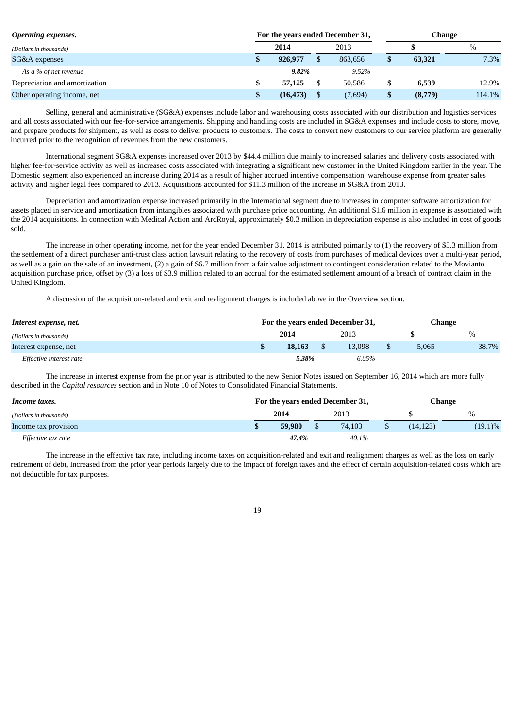| ***Operating expenses.*** | For the years ended December 31, | | Change | |
|---|---|---|---|---|
| *(Dollars in thousands)* | **2014** | 2013 | **$** | % |
| SG&A expenses | **$ 926,977** | $ 863,656 | **$ 63,321** | 7.3% |
| *As a % of net revenue* | ***9.82%*** | *9.52%* | | |
| Depreciation and amortization | **$ 57,125** | $ 50,586 | **$ 6,539** | 12.9% |
| Other operating income, net | **$ (16,473)** | $ (7,694) | **$ (8,779)** | 114.1% |

Selling, general and administrative (SG&A) expenses include labor and warehousing costs associated with our distribution and logistics services and all costs associated with our fee-for-service arrangements. Shipping and handling costs are included in SG&A expenses and include costs to store, move, and prepare products for shipment, as well as costs to deliver products to customers. The costs to convert new customers to our service platform are generally incurred prior to the recognition of revenues from the new customers.

International segment SG&A expenses increased over 2013 by $44.4 million due mainly to increased salaries and delivery costs associated with higher fee-for-service activity as well as increased costs associated with integrating a significant new customer in the United Kingdom earlier in the year. The Domestic segment also experienced an increase during 2014 as a result of higher accrued incentive compensation, warehouse expense from greater sales activity and higher legal fees compared to 2013. Acquisitions accounted for $11.3 million of the increase in SG&A from 2013.

Depreciation and amortization expense increased primarily in the International segment due to increases in computer software amortization for assets placed in service and amortization from intangibles associated with purchase price accounting. An additional $1.6 million in expense is associated with the 2014 acquisitions. In connection with Medical Action and ArcRoyal, approximately $0.3 million in depreciation expense is also included in cost of goods sold.

The increase in other operating income, net for the year ended December 31, 2014 is attributed primarily to (1) the recovery of $5.3 million from the settlement of a direct purchaser anti-trust class action lawsuit relating to the recovery of costs from purchases of medical devices over a multi-year period, as well as a gain on the sale of an investment, (2) a gain of $6.7 million from a fair value adjustment to contingent consideration related to the Movianto acquisition purchase price, offset by (3) a loss of $3.9 million related to an accrual for the estimated settlement amount of a breach of contract claim in the United Kingdom.

A discussion of the acquisition-related and exit and realignment charges is included above in the Overview section.

| ***Interest expense, net.*** | For the years ended December 31, | | Change | |
|---|---|---|---|---|
| *(Dollars in thousands)* | **2014** | 2013 | **$** | % |
| Interest expense, net | **$ 18,163** | $ 13,098 | $ 5,065 | 38.7% |
| *Effective interest rate* | ***5.38%*** | *6.05%* | | |

The increase in interest expense from the prior year is attributed to the new Senior Notes issued on September 16, 2014 which are more fully described in the *Capital resources* section and in Note 10 of Notes to Consolidated Financial Statements.

| ***Income taxes.*** | For the years ended December 31, | | Change | |
|---|---|---|---|---|
| *(Dollars in thousands)* | **2014** | 2013 | **$** | % |
| Income tax provision | **$ 59,980** | $ 74,103 | $ (14,123) | (19.1)% |
| *Effective tax rate* | ***47.4%*** | *40.1%* | | |

The increase in the effective tax rate, including income taxes on acquisition-related and exit and realignment charges as well as the loss on early retirement of debt, increased from the prior year periods largely due to the impact of foreign taxes and the effect of certain acquisition-related costs which are not deductible for tax purposes.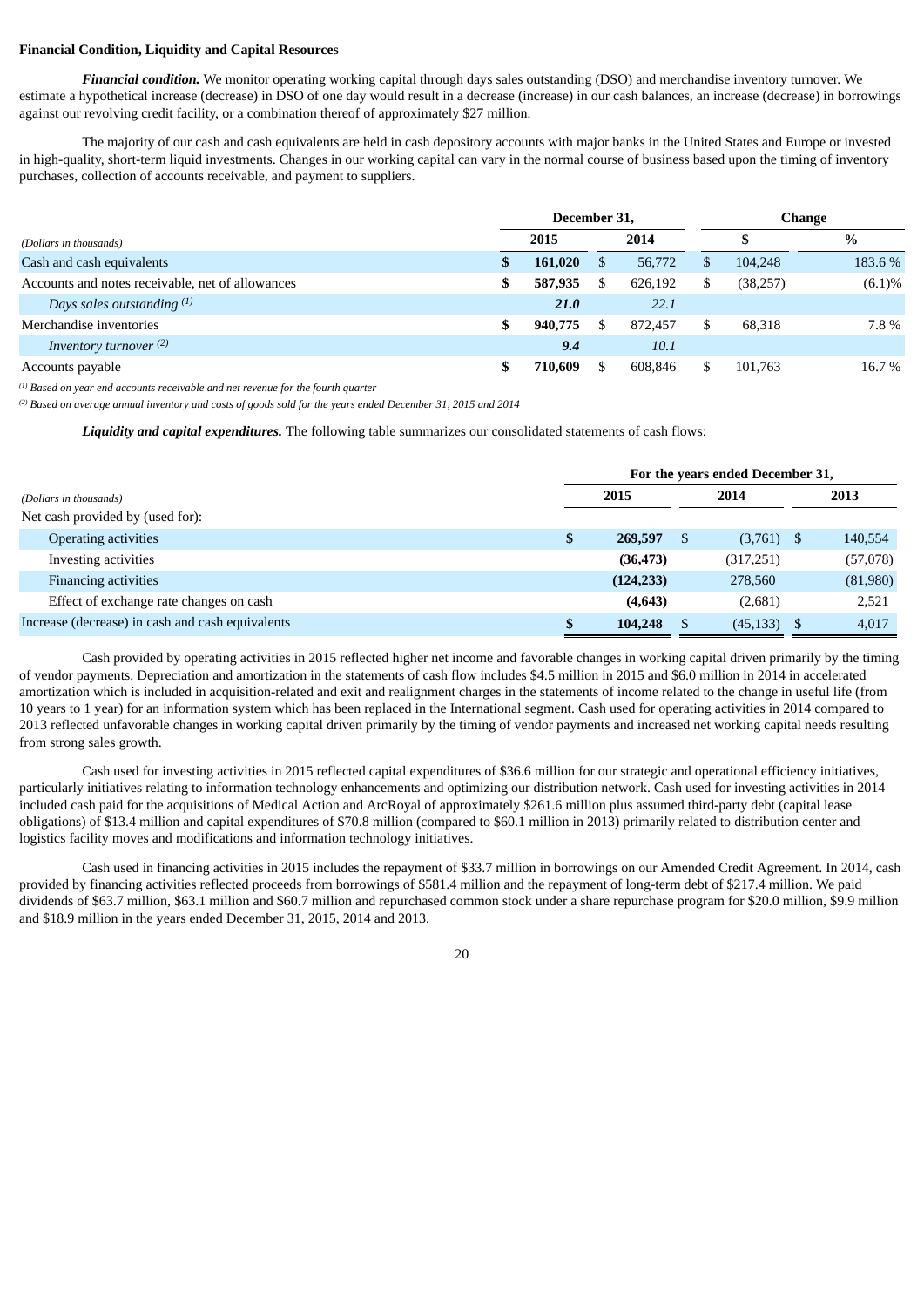**Financial Condition, Liquidity and Capital Resources**

***Financial condition.*** We monitor operating working capital through days sales outstanding (DSO) and merchandise inventory turnover. We estimate a hypothetical increase (decrease) in DSO of one day would result in a decrease (increase) in our cash balances, an increase (decrease) in borrowings against our revolving credit facility, or a combination thereof of approximately $27 million.

The majority of our cash and cash equivalents are held in cash depository accounts with major banks in the United States and Europe or invested in high-quality, short-term liquid investments. Changes in our working capital can vary in the normal course of business based upon the timing of inventory purchases, collection of accounts receivable, and payment to suppliers.

| | December 31, | | Change | |
|---|---|---|---|---|
| *(Dollars in thousands)* | 2015 | 2014 | $ | % |
| Cash and cash equivalents | **$ 161,020** | $ 56,772 | $ 104,248 | 183.6 % |
| Accounts and notes receivable, net of allowances | **$ 587,935** | $ 626,192 | $ (38,257) | (6.1)% |
| *Days sales outstanding [(1)]* | ***21.0*** | *22.1* | | |
| Merchandise inventories | **$ 940,775** | $ 872,457 | $ 68,318 | 7.8 % |
| *Inventory turnover [(2)]* | ***9.4*** | *10.1* | | |
| Accounts payable | **$ 710,609** | $ 608,846 | $ 101,763 | 16.7 % |

*[(1)] Based on year end accounts receivable and net revenue for the fourth quarter*

*[(2)] Based on average annual inventory and costs of goods sold for the years ended December 31, 2015 and 2014*

***Liquidity and capital expenditures.*** The following table summarizes our consolidated statements of cash flows:

| | For the years ended December 31, | | |
|---|---|---|---|
| *(Dollars in thousands)* | 2015 | 2014 | 2013 |
| Net cash provided by (used for): | | | |
| Operating activities | **$ 269,597** | $ (3,761) | $ 140,554 |
| Investing activities | **(36,473)** | (317,251) | (57,078) |
| Financing activities | **(124,233)** | 278,560 | (81,980) |
| Effect of exchange rate changes on cash | **(4,643)** | (2,681) | 2,521 |
| Increase (decrease) in cash and cash equivalents | **$ 104,248** | $ (45,133) | $ 4,017 |

Cash provided by operating activities in 2015 reflected higher net income and favorable changes in working capital driven primarily by the timing of vendor payments. Depreciation and amortization in the statements of cash flow includes $4.5 million in 2015 and $6.0 million in 2014 in accelerated amortization which is included in acquisition-related and exit and realignment charges in the statements of income related to the change in useful life (from 10 years to 1 year) for an information system which has been replaced in the International segment. Cash used for operating activities in 2014 compared to 2013 reflected unfavorable changes in working capital driven primarily by the timing of vendor payments and increased net working capital needs resulting from strong sales growth.

Cash used for investing activities in 2015 reflected capital expenditures of $36.6 million for our strategic and operational efficiency initiatives, particularly initiatives relating to information technology enhancements and optimizing our distribution network. Cash used for investing activities in 2014 included cash paid for the acquisitions of Medical Action and ArcRoyal of approximately $261.6 million plus assumed third-party debt (capital lease obligations) of $13.4 million and capital expenditures of $70.8 million (compared to $60.1 million in 2013) primarily related to distribution center and logistics facility moves and modifications and information technology initiatives.

Cash used in financing activities in 2015 includes the repayment of $33.7 million in borrowings on our Amended Credit Agreement. In 2014, cash provided by financing activities reflected proceeds from borrowings of $581.4 million and the repayment of long-term debt of $217.4 million. We paid dividends of $63.7 million, $63.1 million and $60.7 million and repurchased common stock under a share repurchase program for $20.0 million, $9.9 million and $18.9 million in the years ended December 31, 2015, 2014 and 2013.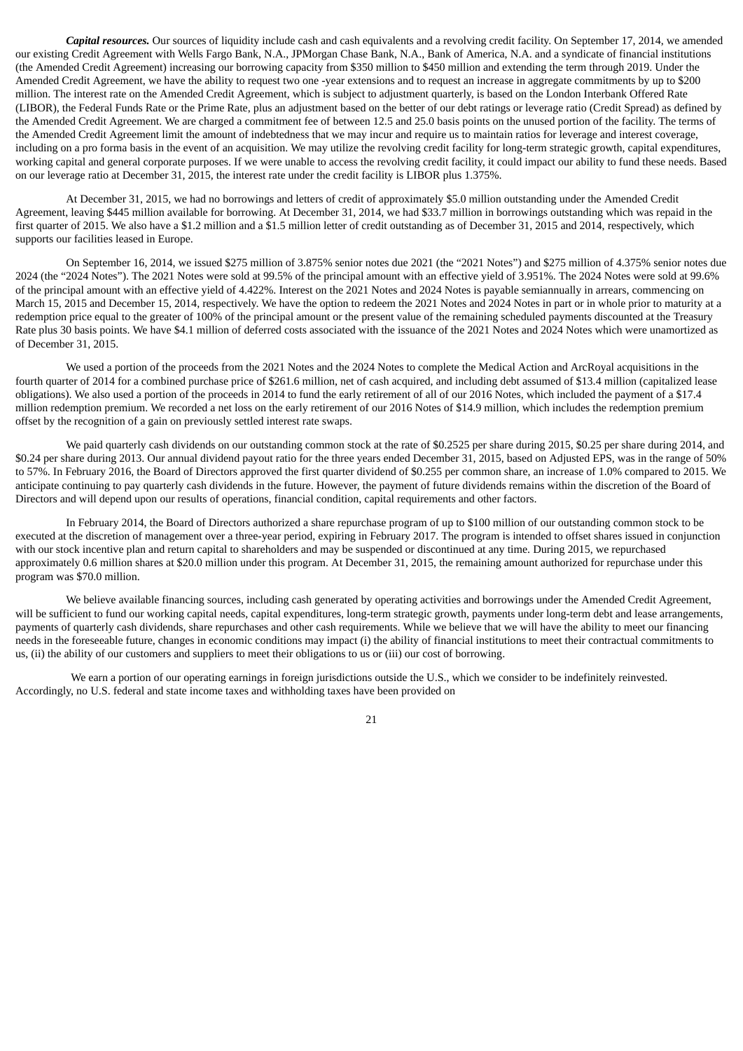***Capital resources.*** Our sources of liquidity include cash and cash equivalents and a revolving credit facility. On September 17, 2014, we amended our existing Credit Agreement with Wells Fargo Bank, N.A., JPMorgan Chase Bank, N.A., Bank of America, N.A. and a syndicate of financial institutions (the Amended Credit Agreement) increasing our borrowing capacity from $350 million to $450 million and extending the term through 2019. Under the Amended Credit Agreement, we have the ability to request two one -year extensions and to request an increase in aggregate commitments by up to $200 million. The interest rate on the Amended Credit Agreement, which is subject to adjustment quarterly, is based on the London Interbank Offered Rate (LIBOR), the Federal Funds Rate or the Prime Rate, plus an adjustment based on the better of our debt ratings or leverage ratio (Credit Spread) as defined by the Amended Credit Agreement. We are charged a commitment fee of between 12.5 and 25.0 basis points on the unused portion of the facility. The terms of the Amended Credit Agreement limit the amount of indebtedness that we may incur and require us to maintain ratios for leverage and interest coverage, including on a pro forma basis in the event of an acquisition. We may utilize the revolving credit facility for long-term strategic growth, capital expenditures, working capital and general corporate purposes. If we were unable to access the revolving credit facility, it could impact our ability to fund these needs. Based on our leverage ratio at December 31, 2015, the interest rate under the credit facility is LIBOR plus 1.375%.

At December 31, 2015, we had no borrowings and letters of credit of approximately $5.0 million outstanding under the Amended Credit Agreement, leaving $445 million available for borrowing. At December 31, 2014, we had $33.7 million in borrowings outstanding which was repaid in the first quarter of 2015. We also have a $1.2 million and a $1.5 million letter of credit outstanding as of December 31, 2015 and 2014, respectively, which supports our facilities leased in Europe.

On September 16, 2014, we issued $275 million of 3.875% senior notes due 2021 (the "2021 Notes") and $275 million of 4.375% senior notes due 2024 (the "2024 Notes"). The 2021 Notes were sold at 99.5% of the principal amount with an effective yield of 3.951%. The 2024 Notes were sold at 99.6% of the principal amount with an effective yield of 4.422%. Interest on the 2021 Notes and 2024 Notes is payable semiannually in arrears, commencing on March 15, 2015 and December 15, 2014, respectively. We have the option to redeem the 2021 Notes and 2024 Notes in part or in whole prior to maturity at a redemption price equal to the greater of 100% of the principal amount or the present value of the remaining scheduled payments discounted at the Treasury Rate plus 30 basis points. We have $4.1 million of deferred costs associated with the issuance of the 2021 Notes and 2024 Notes which were unamortized as of December 31, 2015.

We used a portion of the proceeds from the 2021 Notes and the 2024 Notes to complete the Medical Action and ArcRoyal acquisitions in the fourth quarter of 2014 for a combined purchase price of $261.6 million, net of cash acquired, and including debt assumed of $13.4 million (capitalized lease obligations). We also used a portion of the proceeds in 2014 to fund the early retirement of all of our 2016 Notes, which included the payment of a $17.4 million redemption premium. We recorded a net loss on the early retirement of our 2016 Notes of $14.9 million, which includes the redemption premium offset by the recognition of a gain on previously settled interest rate swaps.

We paid quarterly cash dividends on our outstanding common stock at the rate of $0.2525 per share during 2015, $0.25 per share during 2014, and $0.24 per share during 2013. Our annual dividend payout ratio for the three years ended December 31, 2015, based on Adjusted EPS, was in the range of 50% to 57%. In February 2016, the Board of Directors approved the first quarter dividend of $0.255 per common share, an increase of 1.0% compared to 2015. We anticipate continuing to pay quarterly cash dividends in the future. However, the payment of future dividends remains within the discretion of the Board of Directors and will depend upon our results of operations, financial condition, capital requirements and other factors.

In February 2014, the Board of Directors authorized a share repurchase program of up to $100 million of our outstanding common stock to be executed at the discretion of management over a three-year period, expiring in February 2017. The program is intended to offset shares issued in conjunction with our stock incentive plan and return capital to shareholders and may be suspended or discontinued at any time. During 2015, we repurchased approximately 0.6 million shares at $20.0 million under this program. At December 31, 2015, the remaining amount authorized for repurchase under this program was $70.0 million.

We believe available financing sources, including cash generated by operating activities and borrowings under the Amended Credit Agreement, will be sufficient to fund our working capital needs, capital expenditures, long-term strategic growth, payments under long-term debt and lease arrangements, payments of quarterly cash dividends, share repurchases and other cash requirements. While we believe that we will have the ability to meet our financing needs in the foreseeable future, changes in economic conditions may impact (i) the ability of financial institutions to meet their contractual commitments to us, (ii) the ability of our customers and suppliers to meet their obligations to us or (iii) our cost of borrowing.

We earn a portion of our operating earnings in foreign jurisdictions outside the U.S., which we consider to be indefinitely reinvested. Accordingly, no U.S. federal and state income taxes and withholding taxes have been provided on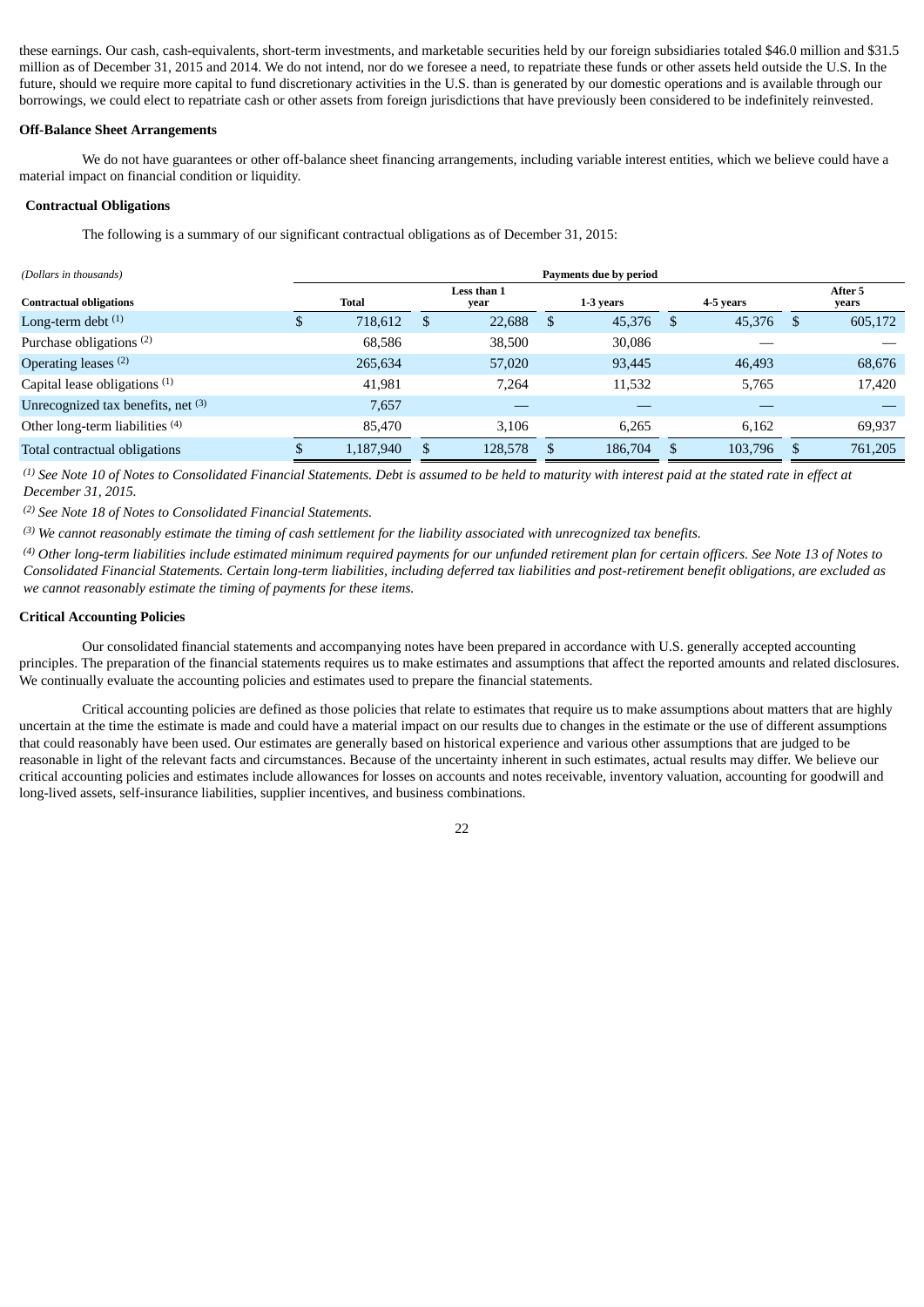these earnings. Our cash, cash-equivalents, short-term investments, and marketable securities held by our foreign subsidiaries totaled $46.0 million and $31.5 million as of December 31, 2015 and 2014. We do not intend, nor do we foresee a need, to repatriate these funds or other assets held outside the U.S. In the future, should we require more capital to fund discretionary activities in the U.S. than is generated by our domestic operations and is available through our borrowings, we could elect to repatriate cash or other assets from foreign jurisdictions that have previously been considered to be indefinitely reinvested.

**Off-Balance Sheet Arrangements**

We do not have guarantees or other off-balance sheet financing arrangements, including variable interest entities, which we believe could have a material impact on financial condition or liquidity.

**Contractual Obligations**

The following is a summary of our significant contractual obligations as of December 31, 2015:

| *(Dollars in thousands)* | Payments due by period | | | | |
|---|---|---|---|---|---|
| **Contractual obligations** | **Total** | **Less than 1 year** | **1-3 years** | **4-5 years** | **After 5 years** |
| Long-term debt [1] | $ 718,612 | $ 22,688 | $ 45,376 | $ 45,376 | $ 605,172 |
| Purchase obligations [2] | 68,586 | 38,500 | 30,086 | — | — |
| Operating leases [2] | 265,634 | 57,020 | 93,445 | 46,493 | 68,676 |
| Capital lease obligations [1] | 41,981 | 7,264 | 11,532 | 5,765 | 17,420 |
| Unrecognized tax benefits, net [3] | 7,657 | — | — | — | — |
| Other long-term liabilities [4] | 85,470 | 3,106 | 6,265 | 6,162 | 69,937 |
| Total contractual obligations | $ 1,187,940 | $ 128,578 | $ 186,704 | $ 103,796 | $ 761,205 |

*[1] See Note 10 of Notes to Consolidated Financial Statements. Debt is assumed to be held to maturity with interest paid at the stated rate in effect at December 31, 2015.*

*[2] See Note 18 of Notes to Consolidated Financial Statements.*

*[3] We cannot reasonably estimate the timing of cash settlement for the liability associated with unrecognized tax benefits.*

*[4] Other long-term liabilities include estimated minimum required payments for our unfunded retirement plan for certain officers. See Note 13 of Notes to Consolidated Financial Statements. Certain long-term liabilities, including deferred tax liabilities and post-retirement benefit obligations, are excluded as we cannot reasonably estimate the timing of payments for these items.*

**Critical Accounting Policies**

Our consolidated financial statements and accompanying notes have been prepared in accordance with U.S. generally accepted accounting principles. The preparation of the financial statements requires us to make estimates and assumptions that affect the reported amounts and related disclosures. We continually evaluate the accounting policies and estimates used to prepare the financial statements.

Critical accounting policies are defined as those policies that relate to estimates that require us to make assumptions about matters that are highly uncertain at the time the estimate is made and could have a material impact on our results due to changes in the estimate or the use of different assumptions that could reasonably have been used. Our estimates are generally based on historical experience and various other assumptions that are judged to be reasonable in light of the relevant facts and circumstances. Because of the uncertainty inherent in such estimates, actual results may differ. We believe our critical accounting policies and estimates include allowances for losses on accounts and notes receivable, inventory valuation, accounting for goodwill and long-lived assets, self-insurance liabilities, supplier incentives, and business combinations.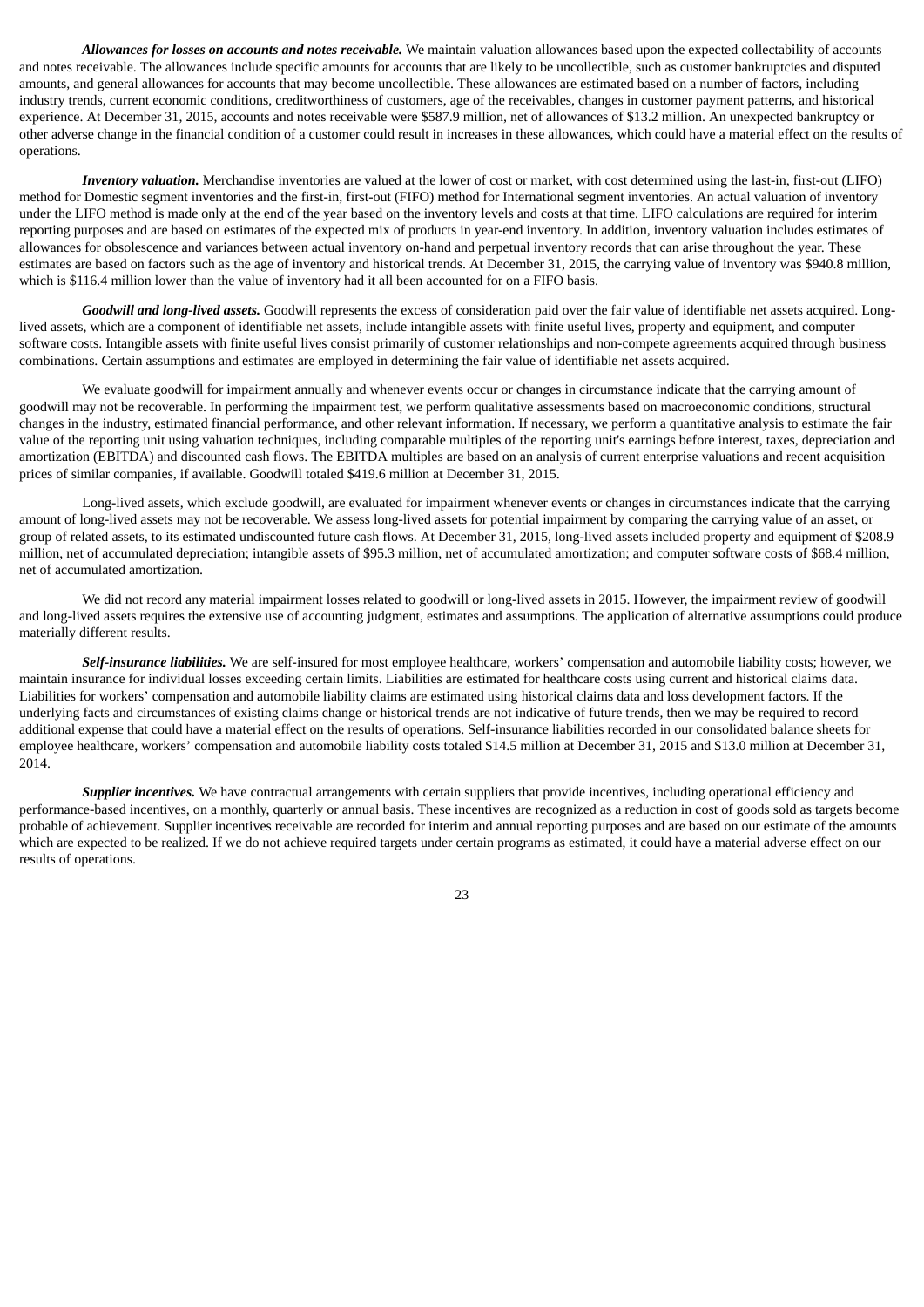***Allowances for losses on accounts and notes receivable.*** We maintain valuation allowances based upon the expected collectability of accounts and notes receivable. The allowances include specific amounts for accounts that are likely to be uncollectible, such as customer bankruptcies and disputed amounts, and general allowances for accounts that may become uncollectible. These allowances are estimated based on a number of factors, including industry trends, current economic conditions, creditworthiness of customers, age of the receivables, changes in customer payment patterns, and historical experience. At December 31, 2015, accounts and notes receivable were $587.9 million, net of allowances of $13.2 million. An unexpected bankruptcy or other adverse change in the financial condition of a customer could result in increases in these allowances, which could have a material effect on the results of operations.

***Inventory valuation.*** Merchandise inventories are valued at the lower of cost or market, with cost determined using the last-in, first-out (LIFO) method for Domestic segment inventories and the first-in, first-out (FIFO) method for International segment inventories. An actual valuation of inventory under the LIFO method is made only at the end of the year based on the inventory levels and costs at that time. LIFO calculations are required for interim reporting purposes and are based on estimates of the expected mix of products in year-end inventory. In addition, inventory valuation includes estimates of allowances for obsolescence and variances between actual inventory on-hand and perpetual inventory records that can arise throughout the year. These estimates are based on factors such as the age of inventory and historical trends. At December 31, 2015, the carrying value of inventory was $940.8 million, which is $116.4 million lower than the value of inventory had it all been accounted for on a FIFO basis.

***Goodwill and long-lived assets.*** Goodwill represents the excess of consideration paid over the fair value of identifiable net assets acquired. Long-lived assets, which are a component of identifiable net assets, include intangible assets with finite useful lives, property and equipment, and computer software costs. Intangible assets with finite useful lives consist primarily of customer relationships and non-compete agreements acquired through business combinations. Certain assumptions and estimates are employed in determining the fair value of identifiable net assets acquired.

We evaluate goodwill for impairment annually and whenever events occur or changes in circumstance indicate that the carrying amount of goodwill may not be recoverable. In performing the impairment test, we perform qualitative assessments based on macroeconomic conditions, structural changes in the industry, estimated financial performance, and other relevant information. If necessary, we perform a quantitative analysis to estimate the fair value of the reporting unit using valuation techniques, including comparable multiples of the reporting unit's earnings before interest, taxes, depreciation and amortization (EBITDA) and discounted cash flows. The EBITDA multiples are based on an analysis of current enterprise valuations and recent acquisition prices of similar companies, if available. Goodwill totaled $419.6 million at December 31, 2015.

Long-lived assets, which exclude goodwill, are evaluated for impairment whenever events or changes in circumstances indicate that the carrying amount of long-lived assets may not be recoverable. We assess long-lived assets for potential impairment by comparing the carrying value of an asset, or group of related assets, to its estimated undiscounted future cash flows. At December 31, 2015, long-lived assets included property and equipment of $208.9 million, net of accumulated depreciation; intangible assets of $95.3 million, net of accumulated amortization; and computer software costs of $68.4 million, net of accumulated amortization.

We did not record any material impairment losses related to goodwill or long-lived assets in 2015. However, the impairment review of goodwill and long-lived assets requires the extensive use of accounting judgment, estimates and assumptions. The application of alternative assumptions could produce materially different results.

***Self-insurance liabilities.*** We are self-insured for most employee healthcare, workers' compensation and automobile liability costs; however, we maintain insurance for individual losses exceeding certain limits. Liabilities are estimated for healthcare costs using current and historical claims data. Liabilities for workers' compensation and automobile liability claims are estimated using historical claims data and loss development factors. If the underlying facts and circumstances of existing claims change or historical trends are not indicative of future trends, then we may be required to record additional expense that could have a material effect on the results of operations. Self-insurance liabilities recorded in our consolidated balance sheets for employee healthcare, workers' compensation and automobile liability costs totaled $14.5 million at December 31, 2015 and $13.0 million at December 31, 2014.

***Supplier incentives.*** We have contractual arrangements with certain suppliers that provide incentives, including operational efficiency and performance-based incentives, on a monthly, quarterly or annual basis. These incentives are recognized as a reduction in cost of goods sold as targets become probable of achievement. Supplier incentives receivable are recorded for interim and annual reporting purposes and are based on our estimate of the amounts which are expected to be realized. If we do not achieve required targets under certain programs as estimated, it could have a material adverse effect on our results of operations.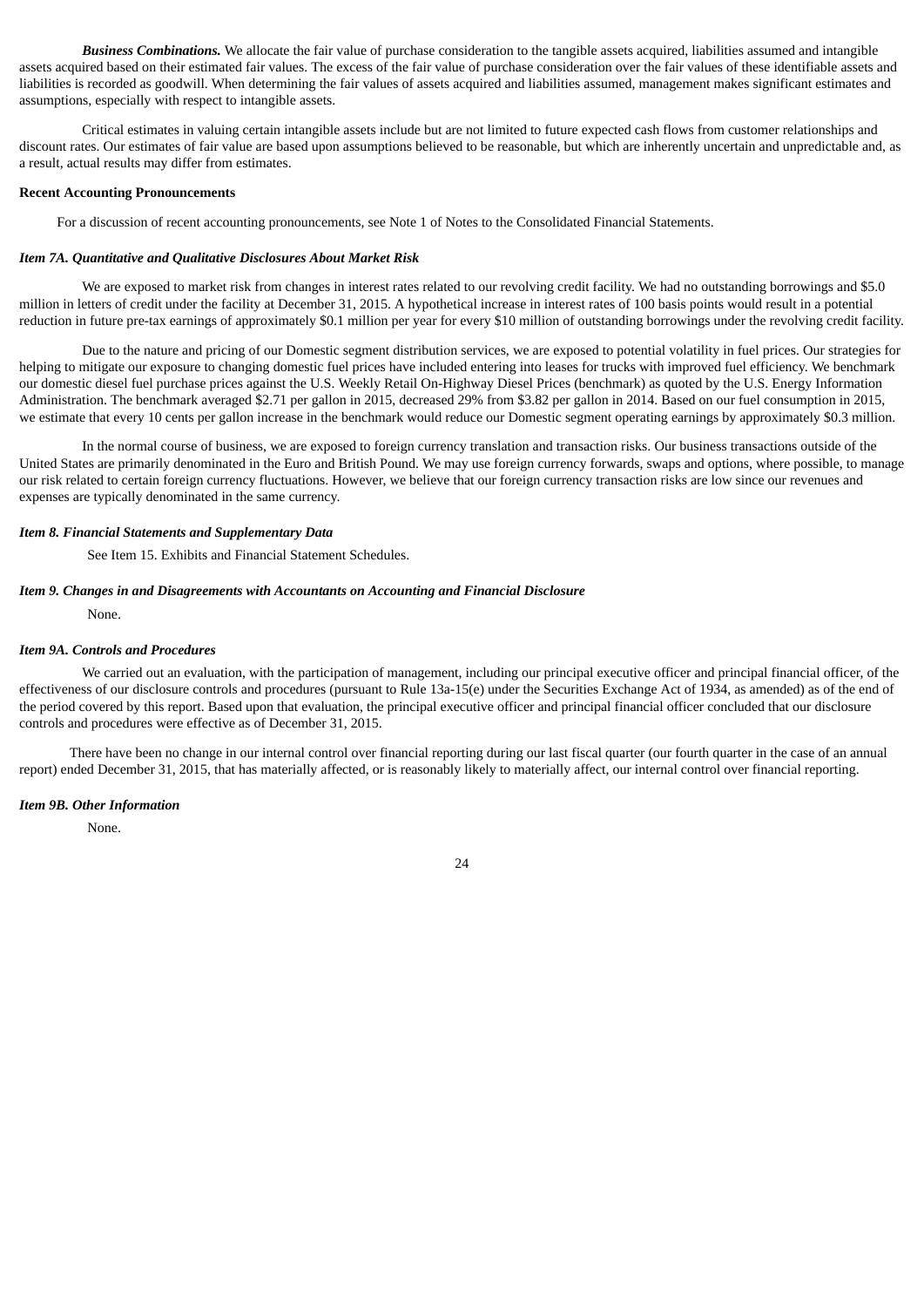***Business Combinations.*** We allocate the fair value of purchase consideration to the tangible assets acquired, liabilities assumed and intangible assets acquired based on their estimated fair values. The excess of the fair value of purchase consideration over the fair values of these identifiable assets and liabilities is recorded as goodwill. When determining the fair values of assets acquired and liabilities assumed, management makes significant estimates and assumptions, especially with respect to intangible assets.

Critical estimates in valuing certain intangible assets include but are not limited to future expected cash flows from customer relationships and discount rates. Our estimates of fair value are based upon assumptions believed to be reasonable, but which are inherently uncertain and unpredictable and, as a result, actual results may differ from estimates.

**Recent Accounting Pronouncements**

For a discussion of recent accounting pronouncements, see Note 1 of Notes to the Consolidated Financial Statements.

***Item 7A. Quantitative and Qualitative Disclosures About Market Risk***

We are exposed to market risk from changes in interest rates related to our revolving credit facility. We had no outstanding borrowings and $5.0 million in letters of credit under the facility at December 31, 2015. A hypothetical increase in interest rates of 100 basis points would result in a potential reduction in future pre-tax earnings of approximately $0.1 million per year for every $10 million of outstanding borrowings under the revolving credit facility.

Due to the nature and pricing of our Domestic segment distribution services, we are exposed to potential volatility in fuel prices. Our strategies for helping to mitigate our exposure to changing domestic fuel prices have included entering into leases for trucks with improved fuel efficiency. We benchmark our domestic diesel fuel purchase prices against the U.S. Weekly Retail On-Highway Diesel Prices (benchmark) as quoted by the U.S. Energy Information Administration. The benchmark averaged $2.71 per gallon in 2015, decreased 29% from $3.82 per gallon in 2014. Based on our fuel consumption in 2015, we estimate that every 10 cents per gallon increase in the benchmark would reduce our Domestic segment operating earnings by approximately $0.3 million.

In the normal course of business, we are exposed to foreign currency translation and transaction risks. Our business transactions outside of the United States are primarily denominated in the Euro and British Pound. We may use foreign currency forwards, swaps and options, where possible, to manage our risk related to certain foreign currency fluctuations. However, we believe that our foreign currency transaction risks are low since our revenues and expenses are typically denominated in the same currency.

***Item 8. Financial Statements and Supplementary Data***

See Item 15. Exhibits and Financial Statement Schedules.

***Item 9. Changes in and Disagreements with Accountants on Accounting and Financial Disclosure***

None.

***Item 9A. Controls and Procedures***

We carried out an evaluation, with the participation of management, including our principal executive officer and principal financial officer, of the effectiveness of our disclosure controls and procedures (pursuant to Rule 13a-15(e) under the Securities Exchange Act of 1934, as amended) as of the end of the period covered by this report. Based upon that evaluation, the principal executive officer and principal financial officer concluded that our disclosure controls and procedures were effective as of December 31, 2015.

There have been no change in our internal control over financial reporting during our last fiscal quarter (our fourth quarter in the case of an annual report) ended December 31, 2015, that has materially affected, or is reasonably likely to materially affect, our internal control over financial reporting.

***Item 9B. Other Information***

None.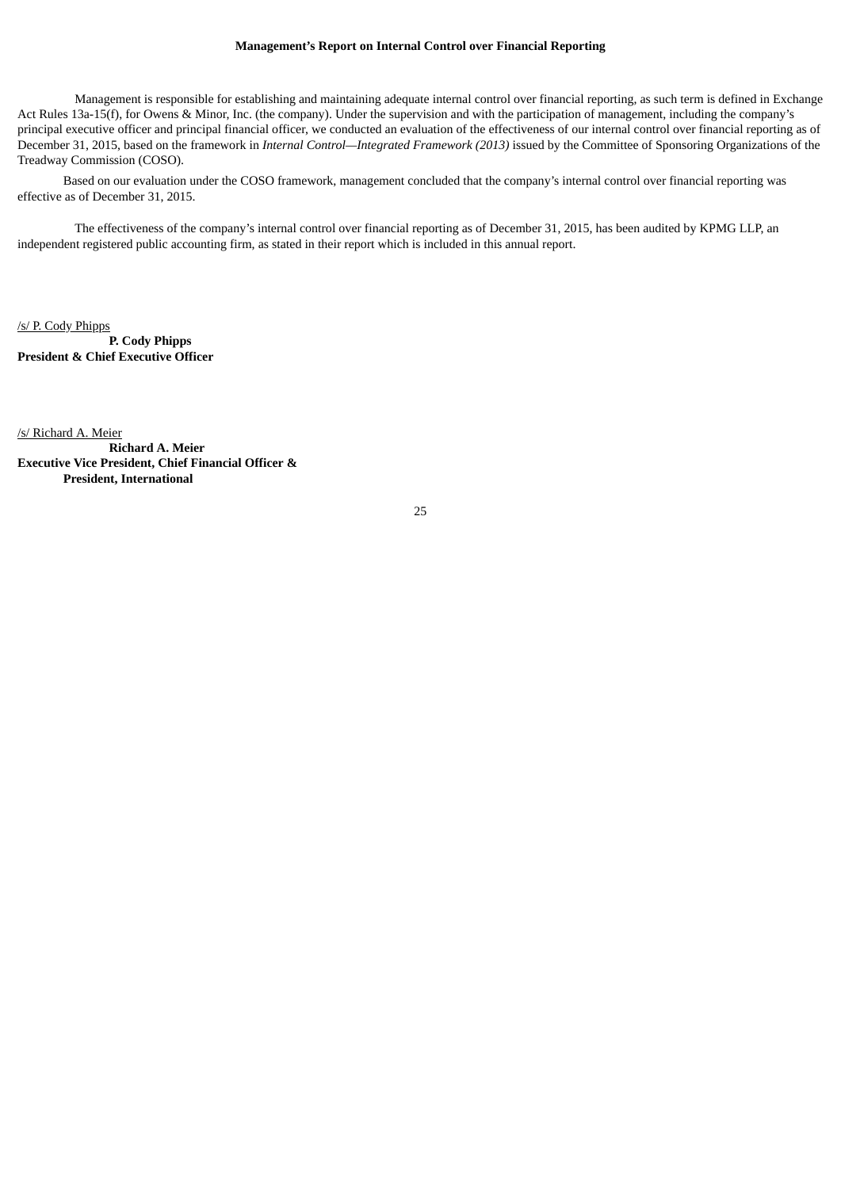## Management's Report on Internal Control over Financial Reporting

Management is responsible for establishing and maintaining adequate internal control over financial reporting, as such term is defined in Exchange Act Rules 13a-15(f), for Owens & Minor, Inc. (the company). Under the supervision and with the participation of management, including the company's principal executive officer and principal financial officer, we conducted an evaluation of the effectiveness of our internal control over financial reporting as of December 31, 2015, based on the framework in *Internal Control—Integrated Framework (2013)* issued by the Committee of Sponsoring Organizations of the Treadway Commission (COSO).

Based on our evaluation under the COSO framework, management concluded that the company's internal control over financial reporting was effective as of December 31, 2015.

The effectiveness of the company's internal control over financial reporting as of December 31, 2015, has been audited by KPMG LLP, an independent registered public accounting firm, as stated in their report which is included in this annual report.

/s/ P. Cody Phipps

**P. Cody Phipps**
**President & Chief Executive Officer**

/s/ Richard A. Meier

**Richard A. Meier**
**Executive Vice President, Chief Financial Officer &**
**President, International**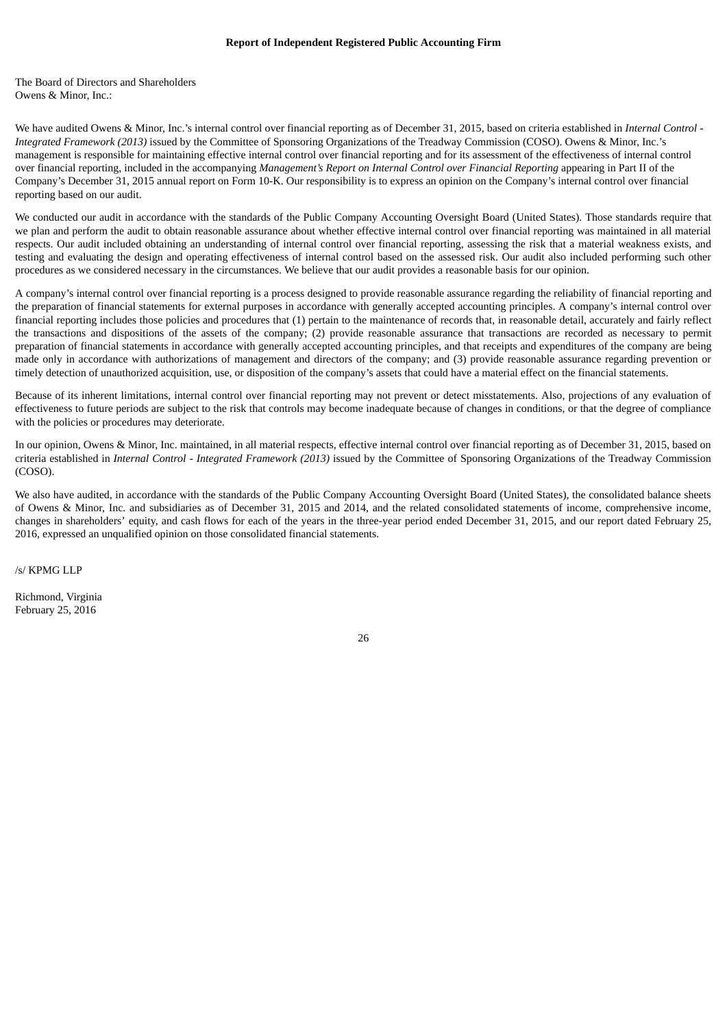**Report of Independent Registered Public Accounting Firm**

The Board of Directors and Shareholders
Owens & Minor, Inc.:

We have audited Owens & Minor, Inc.'s internal control over financial reporting as of December 31, 2015, based on criteria established in *Internal Control - Integrated Framework (2013)* issued by the Committee of Sponsoring Organizations of the Treadway Commission (COSO). Owens & Minor, Inc.'s management is responsible for maintaining effective internal control over financial reporting and for its assessment of the effectiveness of internal control over financial reporting, included in the accompanying *Management's Report on Internal Control over Financial Reporting* appearing in Part II of the Company's December 31, 2015 annual report on Form 10-K. Our responsibility is to express an opinion on the Company's internal control over financial reporting based on our audit.

We conducted our audit in accordance with the standards of the Public Company Accounting Oversight Board (United States). Those standards require that we plan and perform the audit to obtain reasonable assurance about whether effective internal control over financial reporting was maintained in all material respects. Our audit included obtaining an understanding of internal control over financial reporting, assessing the risk that a material weakness exists, and testing and evaluating the design and operating effectiveness of internal control based on the assessed risk. Our audit also included performing such other procedures as we considered necessary in the circumstances. We believe that our audit provides a reasonable basis for our opinion.

A company's internal control over financial reporting is a process designed to provide reasonable assurance regarding the reliability of financial reporting and the preparation of financial statements for external purposes in accordance with generally accepted accounting principles. A company's internal control over financial reporting includes those policies and procedures that (1) pertain to the maintenance of records that, in reasonable detail, accurately and fairly reflect the transactions and dispositions of the assets of the company; (2) provide reasonable assurance that transactions are recorded as necessary to permit preparation of financial statements in accordance with generally accepted accounting principles, and that receipts and expenditures of the company are being made only in accordance with authorizations of management and directors of the company; and (3) provide reasonable assurance regarding prevention or timely detection of unauthorized acquisition, use, or disposition of the company's assets that could have a material effect on the financial statements.

Because of its inherent limitations, internal control over financial reporting may not prevent or detect misstatements. Also, projections of any evaluation of effectiveness to future periods are subject to the risk that controls may become inadequate because of changes in conditions, or that the degree of compliance with the policies or procedures may deteriorate.

In our opinion, Owens & Minor, Inc. maintained, in all material respects, effective internal control over financial reporting as of December 31, 2015, based on criteria established in *Internal Control - Integrated Framework (2013)* issued by the Committee of Sponsoring Organizations of the Treadway Commission (COSO).

We also have audited, in accordance with the standards of the Public Company Accounting Oversight Board (United States), the consolidated balance sheets of Owens & Minor, Inc. and subsidiaries as of December 31, 2015 and 2014, and the related consolidated statements of income, comprehensive income, changes in shareholders' equity, and cash flows for each of the years in the three-year period ended December 31, 2015, and our report dated February 25, 2016, expressed an unqualified opinion on those consolidated financial statements.

/s/ KPMG LLP

Richmond, Virginia
February 25, 2016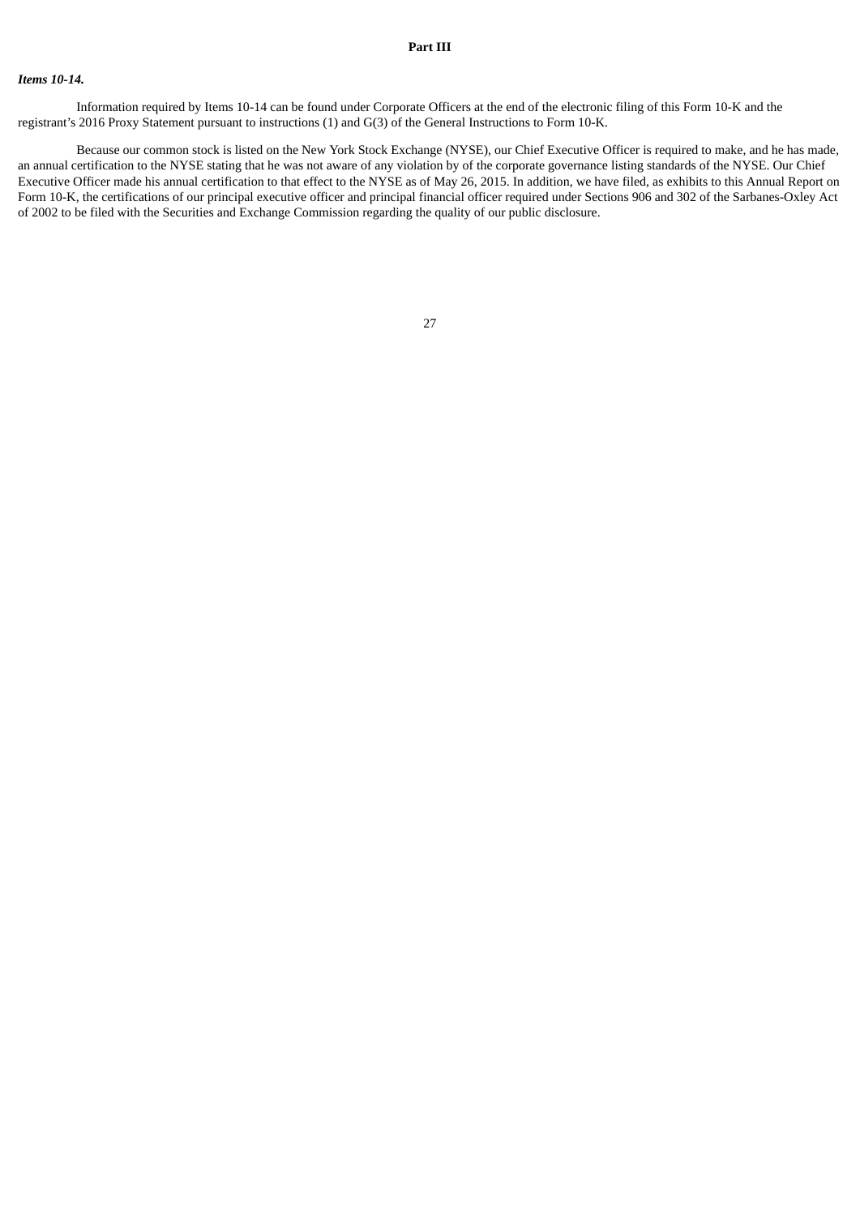# Part III

***Items 10-14.***

Information required by Items 10-14 can be found under Corporate Officers at the end of the electronic filing of this Form 10-K and the registrant's 2016 Proxy Statement pursuant to instructions (1) and G(3) of the General Instructions to Form 10-K.

Because our common stock is listed on the New York Stock Exchange (NYSE), our Chief Executive Officer is required to make, and he has made, an annual certification to the NYSE stating that he was not aware of any violation by of the corporate governance listing standards of the NYSE. Our Chief Executive Officer made his annual certification to that effect to the NYSE as of May 26, 2015. In addition, we have filed, as exhibits to this Annual Report on Form 10-K, the certifications of our principal executive officer and principal financial officer required under Sections 906 and 302 of the Sarbanes-Oxley Act of 2002 to be filed with the Securities and Exchange Commission regarding the quality of our public disclosure.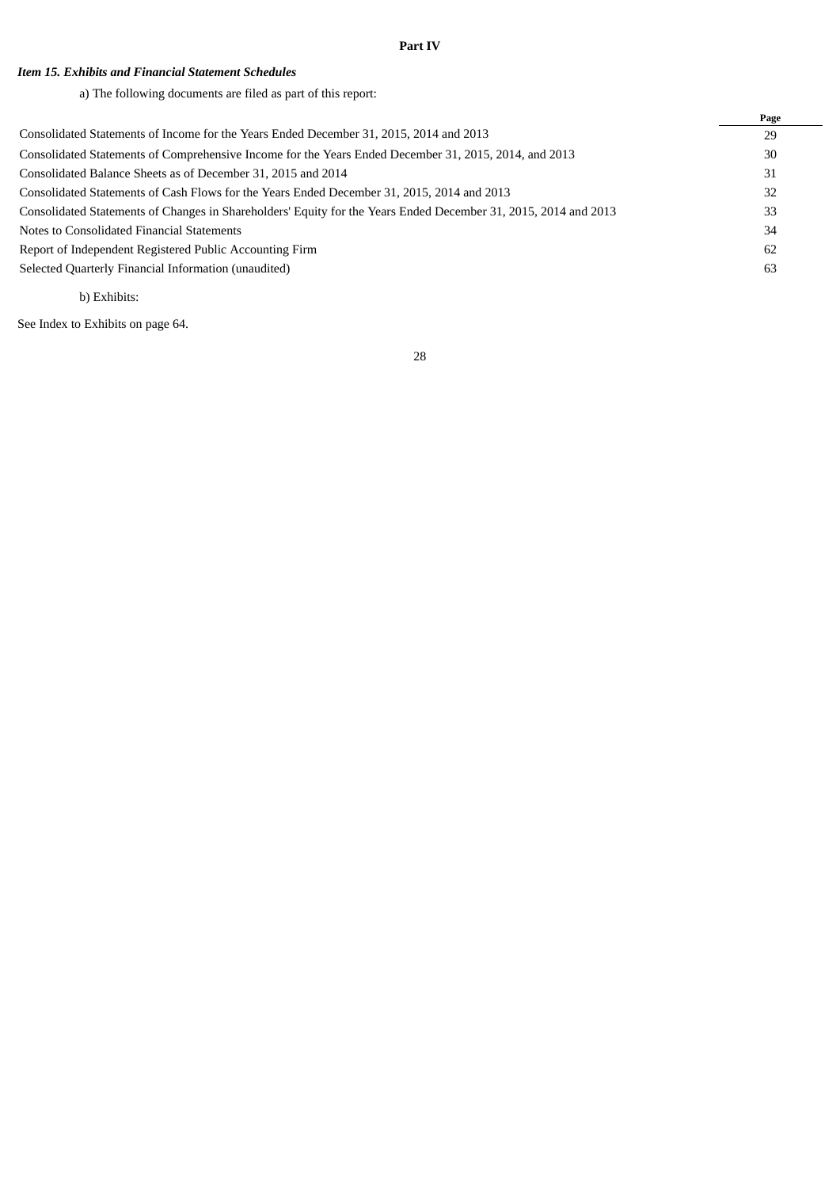# Part IV

### *Item 15. Exhibits and Financial Statement Schedules*

a) The following documents are filed as part of this report:

| | Page |
|---|---|
| Consolidated Statements of Income for the Years Ended December 31, 2015, 2014 and 2013 | 29 |
| Consolidated Statements of Comprehensive Income for the Years Ended December 31, 2015, 2014, and 2013 | 30 |
| Consolidated Balance Sheets as of December 31, 2015 and 2014 | 31 |
| Consolidated Statements of Cash Flows for the Years Ended December 31, 2015, 2014 and 2013 | 32 |
| Consolidated Statements of Changes in Shareholders' Equity for the Years Ended December 31, 2015, 2014 and 2013 | 33 |
| Notes to Consolidated Financial Statements | 34 |
| Report of Independent Registered Public Accounting Firm | 62 |
| Selected Quarterly Financial Information (unaudited) | 63 |

b) Exhibits:

See Index to Exhibits on page 64.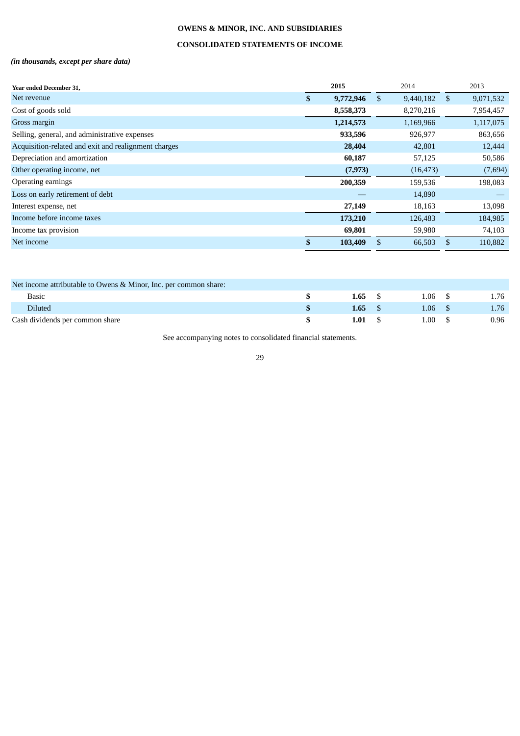# OWENS & MINOR, INC. AND SUBSIDIARIES

## CONSOLIDATED STATEMENTS OF INCOME

***(in thousands, except per share data)***

| Year ended December 31, | 2015 | 2014 | 2013 |
|---|---|---|---|
| Net revenue | **$ 9,772,946** | $ 9,440,182 | $ 9,071,532 |
| Cost of goods sold | **8,558,373** | 8,270,216 | 7,954,457 |
| Gross margin | **1,214,573** | 1,169,966 | 1,117,075 |
| Selling, general, and administrative expenses | **933,596** | 926,977 | 863,656 |
| Acquisition-related and exit and realignment charges | **28,404** | 42,801 | 12,444 |
| Depreciation and amortization | **60,187** | 57,125 | 50,586 |
| Other operating income, net | **(7,973)** | (16,473) | (7,694) |
| Operating earnings | **200,359** | 159,536 | 198,083 |
| Loss on early retirement of debt | **—** | 14,890 | — |
| Interest expense, net | **27,149** | 18,163 | 13,098 |
| Income before income taxes | **173,210** | 126,483 | 184,985 |
| Income tax provision | **69,801** | 59,980 | 74,103 |
| Net income | **$ 103,409** | $ 66,503 | $ 110,882 |

| | 2015 | 2014 | 2013 |
|---|---|---|---|
| Net income attributable to Owens & Minor, Inc. per common share: | | | |
| Basic | **$ 1.65** | $ 1.06 | $ 1.76 |
| Diluted | **$ 1.65** | $ 1.06 | $ 1.76 |
| Cash dividends per common share | **$ 1.01** | $ 1.00 | $ 0.96 |

See accompanying notes to consolidated financial statements.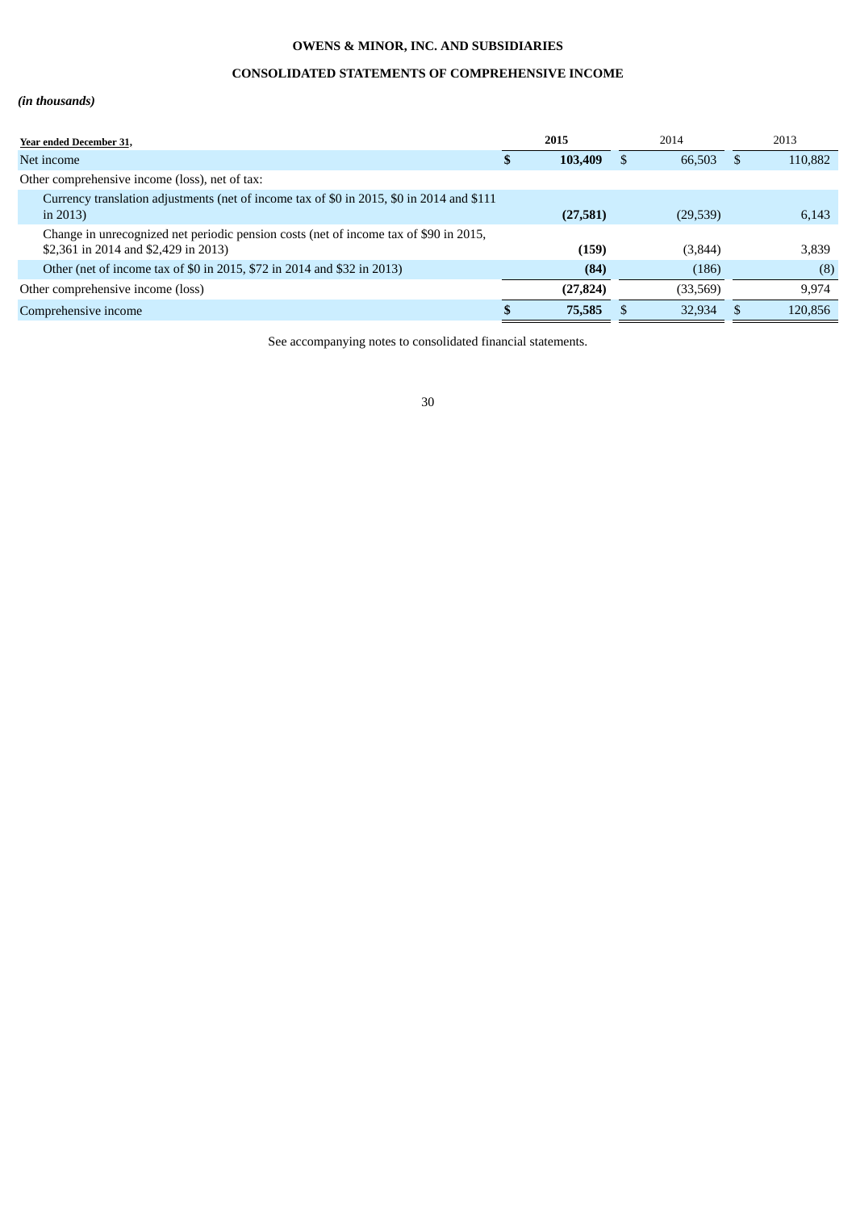**OWENS & MINOR, INC. AND SUBSIDIARIES**

**CONSOLIDATED STATEMENTS OF COMPREHENSIVE INCOME**

***(in thousands)***

| Year ended December 31, | 2015 | 2014 | 2013 |
|---|---|---|---|
| Net income | **$ 103,409** | $ 66,503 | $ 110,882 |
| Other comprehensive income (loss), net of tax: | | | |
| Currency translation adjustments (net of income tax of $0 in 2015, $0 in 2014 and $111 in 2013) | **(27,581)** | (29,539) | 6,143 |
| Change in unrecognized net periodic pension costs (net of income tax of $90 in 2015, $2,361 in 2014 and $2,429 in 2013) | **(159)** | (3,844) | 3,839 |
| Other (net of income tax of $0 in 2015, $72 in 2014 and $32 in 2013) | **(84)** | (186) | (8) |
| Other comprehensive income (loss) | **(27,824)** | (33,569) | 9,974 |
| Comprehensive income | **$ 75,585** | $ 32,934 | $ 120,856 |

See accompanying notes to consolidated financial statements.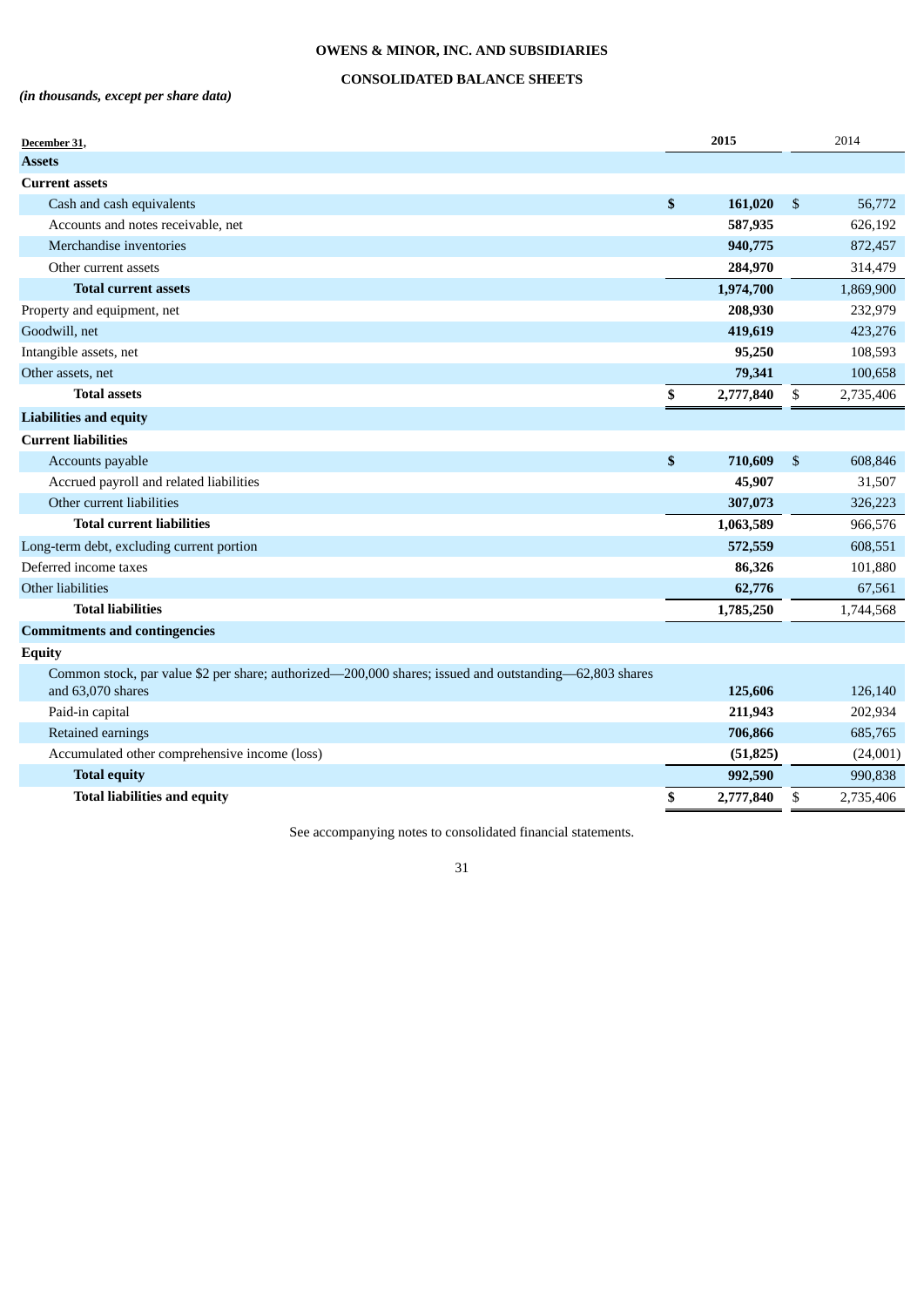# OWENS & MINOR, INC. AND SUBSIDIARIES

## CONSOLIDATED BALANCE SHEETS

*(in thousands, except per share data)*

| December 31, | 2015 | 2014 |
|---|---|---|
| **Assets** | | |
| **Current assets** | | |
| Cash and cash equivalents | **$ 161,020** | $ 56,772 |
| Accounts and notes receivable, net | **587,935** | 626,192 |
| Merchandise inventories | **940,775** | 872,457 |
| Other current assets | **284,970** | 314,479 |
| **Total current assets** | **1,974,700** | 1,869,900 |
| Property and equipment, net | **208,930** | 232,979 |
| Goodwill, net | **419,619** | 423,276 |
| Intangible assets, net | **95,250** | 108,593 |
| Other assets, net | **79,341** | 100,658 |
| **Total assets** | **$ 2,777,840** | $ 2,735,406 |
| **Liabilities and equity** | | |
| **Current liabilities** | | |
| Accounts payable | **$ 710,609** | $ 608,846 |
| Accrued payroll and related liabilities | **45,907** | 31,507 |
| Other current liabilities | **307,073** | 326,223 |
| **Total current liabilities** | **1,063,589** | 966,576 |
| Long-term debt, excluding current portion | **572,559** | 608,551 |
| Deferred income taxes | **86,326** | 101,880 |
| Other liabilities | **62,776** | 67,561 |
| **Total liabilities** | **1,785,250** | 1,744,568 |
| **Commitments and contingencies** | | |
| **Equity** | | |
| Common stock, par value $2 per share; authorized—200,000 shares; issued and outstanding—62,803 shares and 63,070 shares | **125,606** | 126,140 |
| Paid-in capital | **211,943** | 202,934 |
| Retained earnings | **706,866** | 685,765 |
| Accumulated other comprehensive income (loss) | **(51,825)** | (24,001) |
| **Total equity** | **992,590** | 990,838 |
| **Total liabilities and equity** | **$ 2,777,840** | $ 2,735,406 |

See accompanying notes to consolidated financial statements.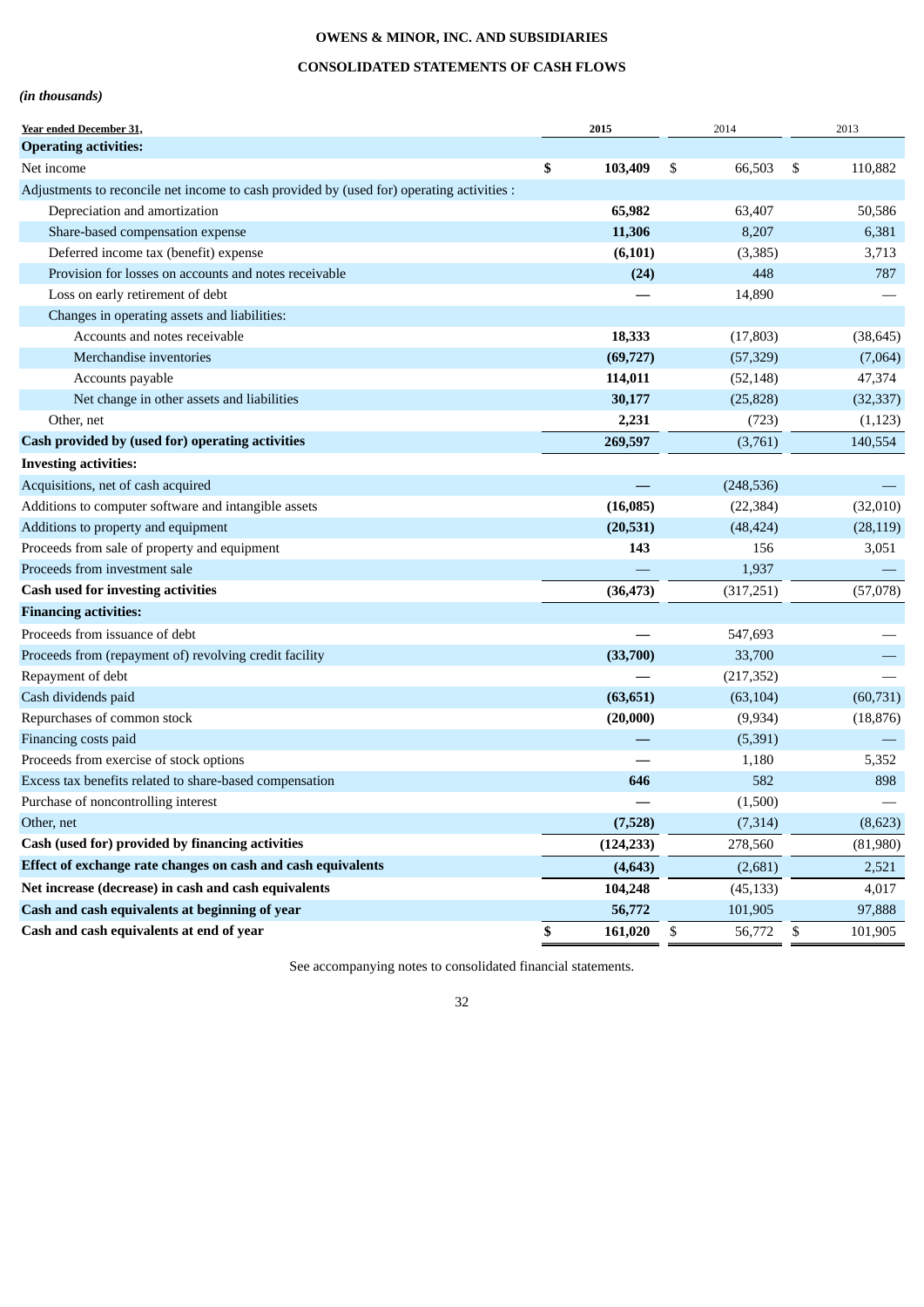**OWENS & MINOR, INC. AND SUBSIDIARIES**

**CONSOLIDATED STATEMENTS OF CASH FLOWS**

*(in thousands)*

| Year ended December 31, | 2015 | 2014 | 2013 |
|---|---|---|---|
| **Operating activities:** | | | |
| Net income | **$ 103,409** | $ 66,503 | $ 110,882 |
| Adjustments to reconcile net income to cash provided by (used for) operating activities : | | | |
| Depreciation and amortization | **65,982** | 63,407 | 50,586 |
| Share-based compensation expense | **11,306** | 8,207 | 6,381 |
| Deferred income tax (benefit) expense | **(6,101)** | (3,385) | 3,713 |
| Provision for losses on accounts and notes receivable | **(24)** | 448 | 787 |
| Loss on early retirement of debt | **—** | 14,890 | — |
| Changes in operating assets and liabilities: | | | |
| Accounts and notes receivable | **18,333** | (17,803) | (38,645) |
| Merchandise inventories | **(69,727)** | (57,329) | (7,064) |
| Accounts payable | **114,011** | (52,148) | 47,374 |
| Net change in other assets and liabilities | **30,177** | (25,828) | (32,337) |
| Other, net | **2,231** | (723) | (1,123) |
| **Cash provided by (used for) operating activities** | **269,597** | (3,761) | 140,554 |
| **Investing activities:** | | | |
| Acquisitions, net of cash acquired | **—** | (248,536) | — |
| Additions to computer software and intangible assets | **(16,085)** | (22,384) | (32,010) |
| Additions to property and equipment | **(20,531)** | (48,424) | (28,119) |
| Proceeds from sale of property and equipment | **143** | 156 | 3,051 |
| Proceeds from investment sale | — | 1,937 | — |
| **Cash used for investing activities** | **(36,473)** | (317,251) | (57,078) |
| **Financing activities:** | | | |
| Proceeds from issuance of debt | **—** | 547,693 | — |
| Proceeds from (repayment of) revolving credit facility | **(33,700)** | 33,700 | — |
| Repayment of debt | **—** | (217,352) | — |
| Cash dividends paid | **(63,651)** | (63,104) | (60,731) |
| Repurchases of common stock | **(20,000)** | (9,934) | (18,876) |
| Financing costs paid | **—** | (5,391) | — |
| Proceeds from exercise of stock options | **—** | 1,180 | 5,352 |
| Excess tax benefits related to share-based compensation | **646** | 582 | 898 |
| Purchase of noncontrolling interest | **—** | (1,500) | — |
| Other, net | **(7,528)** | (7,314) | (8,623) |
| **Cash (used for) provided by financing activities** | **(124,233)** | 278,560 | (81,980) |
| **Effect of exchange rate changes on cash and cash equivalents** | **(4,643)** | (2,681) | 2,521 |
| **Net increase (decrease) in cash and cash equivalents** | **104,248** | (45,133) | 4,017 |
| **Cash and cash equivalents at beginning of year** | **56,772** | 101,905 | 97,888 |
| **Cash and cash equivalents at end of year** | **$ 161,020** | $ 56,772 | $ 101,905 |

See accompanying notes to consolidated financial statements.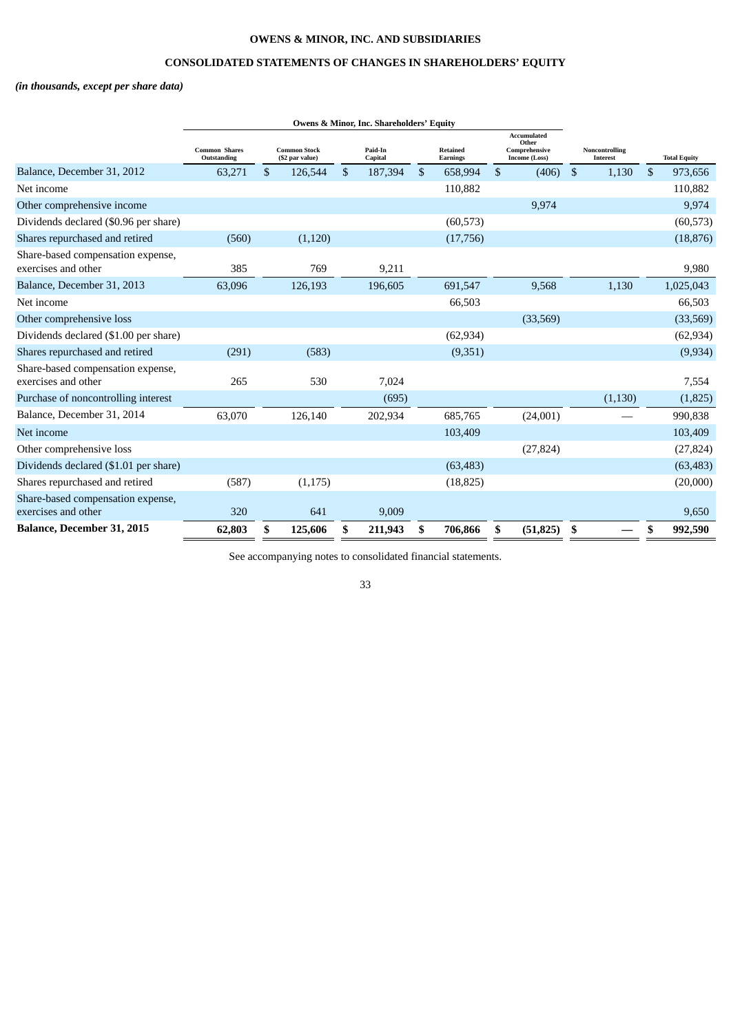# OWENS & MINOR, INC. AND SUBSIDIARIES

## CONSOLIDATED STATEMENTS OF CHANGES IN SHAREHOLDERS' EQUITY

*(in thousands, except per share data)*

| | Owens & Minor, Inc. Shareholders' Equity | | | | | | |
|---|---|---|---|---|---|---|---|
| | Common Shares Outstanding | Common Stock ($2 par value) | Paid-In Capital | Retained Earnings | Accumulated Other Comprehensive Income (Loss) | Noncontrolling Interest | Total Equity |
| Balance, December 31, 2012 | 63,271 | $ 126,544 | $ 187,394 | $ 658,994 | $ (406) | $ 1,130 | $ 973,656 |
| Net income | | | | 110,882 | | | 110,882 |
| Other comprehensive income | | | | | 9,974 | | 9,974 |
| Dividends declared ($0.96 per share) | | | | (60,573) | | | (60,573) |
| Shares repurchased and retired | (560) | (1,120) | | (17,756) | | | (18,876) |
| Share-based compensation expense, exercises and other | 385 | 769 | 9,211 | | | | 9,980 |
| Balance, December 31, 2013 | 63,096 | 126,193 | 196,605 | 691,547 | 9,568 | 1,130 | 1,025,043 |
| Net income | | | | 66,503 | | | 66,503 |
| Other comprehensive loss | | | | | (33,569) | | (33,569) |
| Dividends declared ($1.00 per share) | | | | (62,934) | | | (62,934) |
| Shares repurchased and retired | (291) | (583) | | (9,351) | | | (9,934) |
| Share-based compensation expense, exercises and other | 265 | 530 | 7,024 | | | | 7,554 |
| Purchase of noncontrolling interest | | | (695) | | | (1,130) | (1,825) |
| Balance, December 31, 2014 | 63,070 | 126,140 | 202,934 | 685,765 | (24,001) | — | 990,838 |
| Net income | | | | 103,409 | | | 103,409 |
| Other comprehensive loss | | | | | (27,824) | | (27,824) |
| Dividends declared ($1.01 per share) | | | | (63,483) | | | (63,483) |
| Shares repurchased and retired | (587) | (1,175) | | (18,825) | | | (20,000) |
| Share-based compensation expense, exercises and other | 320 | 641 | 9,009 | | | | 9,650 |
| **Balance, December 31, 2015** | **62,803** | **$ 125,606** | **$ 211,943** | **$ 706,866** | **$ (51,825)** | **$ —** | **$ 992,590** |

See accompanying notes to consolidated financial statements.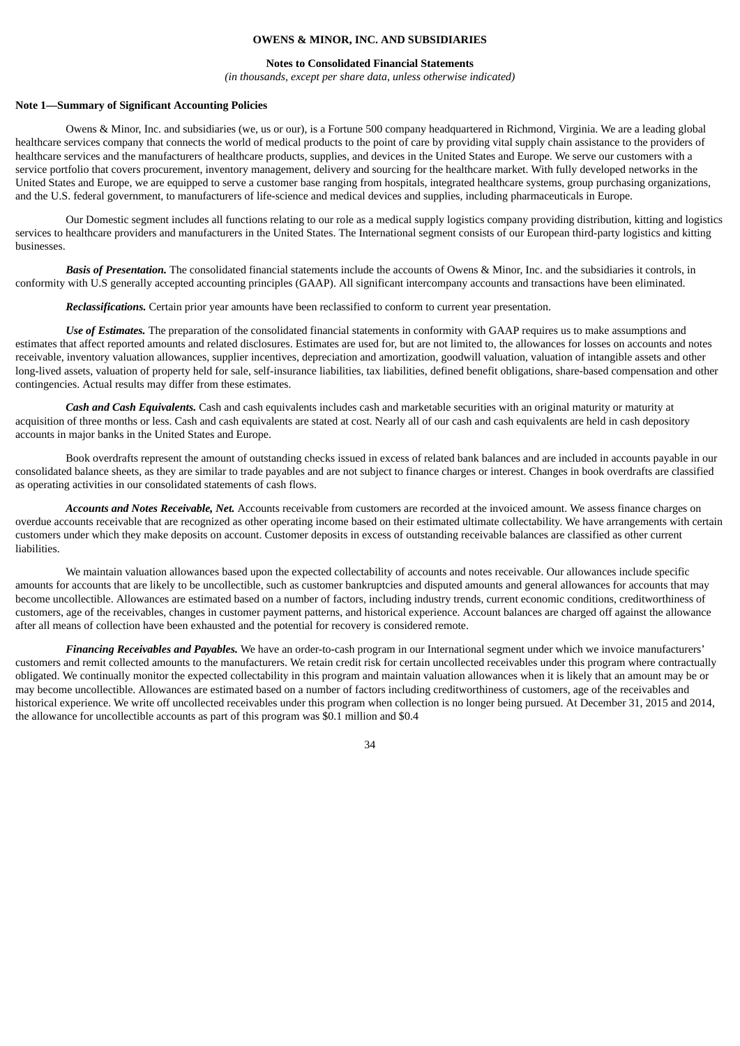**OWENS & MINOR, INC. AND SUBSIDIARIES**

**Notes to Consolidated Financial Statements**

*(in thousands, except per share data, unless otherwise indicated)*

**Note 1—Summary of Significant Accounting Policies**

Owens & Minor, Inc. and subsidiaries (we, us or our), is a Fortune 500 company headquartered in Richmond, Virginia. We are a leading global healthcare services company that connects the world of medical products to the point of care by providing vital supply chain assistance to the providers of healthcare services and the manufacturers of healthcare products, supplies, and devices in the United States and Europe. We serve our customers with a service portfolio that covers procurement, inventory management, delivery and sourcing for the healthcare market. With fully developed networks in the United States and Europe, we are equipped to serve a customer base ranging from hospitals, integrated healthcare systems, group purchasing organizations, and the U.S. federal government, to manufacturers of life-science and medical devices and supplies, including pharmaceuticals in Europe.

Our Domestic segment includes all functions relating to our role as a medical supply logistics company providing distribution, kitting and logistics services to healthcare providers and manufacturers in the United States. The International segment consists of our European third-party logistics and kitting businesses.

***Basis of Presentation.*** The consolidated financial statements include the accounts of Owens & Minor, Inc. and the subsidiaries it controls, in conformity with U.S generally accepted accounting principles (GAAP). All significant intercompany accounts and transactions have been eliminated.

***Reclassifications.*** Certain prior year amounts have been reclassified to conform to current year presentation.

***Use of Estimates.*** The preparation of the consolidated financial statements in conformity with GAAP requires us to make assumptions and estimates that affect reported amounts and related disclosures. Estimates are used for, but are not limited to, the allowances for losses on accounts and notes receivable, inventory valuation allowances, supplier incentives, depreciation and amortization, goodwill valuation, valuation of intangible assets and other long-lived assets, valuation of property held for sale, self-insurance liabilities, tax liabilities, defined benefit obligations, share-based compensation and other contingencies. Actual results may differ from these estimates.

***Cash and Cash Equivalents.*** Cash and cash equivalents includes cash and marketable securities with an original maturity or maturity at acquisition of three months or less. Cash and cash equivalents are stated at cost. Nearly all of our cash and cash equivalents are held in cash depository accounts in major banks in the United States and Europe.

Book overdrafts represent the amount of outstanding checks issued in excess of related bank balances and are included in accounts payable in our consolidated balance sheets, as they are similar to trade payables and are not subject to finance charges or interest. Changes in book overdrafts are classified as operating activities in our consolidated statements of cash flows.

***Accounts and Notes Receivable, Net.*** Accounts receivable from customers are recorded at the invoiced amount. We assess finance charges on overdue accounts receivable that are recognized as other operating income based on their estimated ultimate collectability. We have arrangements with certain customers under which they make deposits on account. Customer deposits in excess of outstanding receivable balances are classified as other current liabilities.

We maintain valuation allowances based upon the expected collectability of accounts and notes receivable. Our allowances include specific amounts for accounts that are likely to be uncollectible, such as customer bankruptcies and disputed amounts and general allowances for accounts that may become uncollectible. Allowances are estimated based on a number of factors, including industry trends, current economic conditions, creditworthiness of customers, age of the receivables, changes in customer payment patterns, and historical experience. Account balances are charged off against the allowance after all means of collection have been exhausted and the potential for recovery is considered remote.

***Financing Receivables and Payables.*** We have an order-to-cash program in our International segment under which we invoice manufacturers' customers and remit collected amounts to the manufacturers. We retain credit risk for certain uncollected receivables under this program where contractually obligated. We continually monitor the expected collectability in this program and maintain valuation allowances when it is likely that an amount may be or may become uncollectible. Allowances are estimated based on a number of factors including creditworthiness of customers, age of the receivables and historical experience. We write off uncollected receivables under this program when collection is no longer being pursued. At December 31, 2015 and 2014, the allowance for uncollectible accounts as part of this program was $0.1 million and $0.4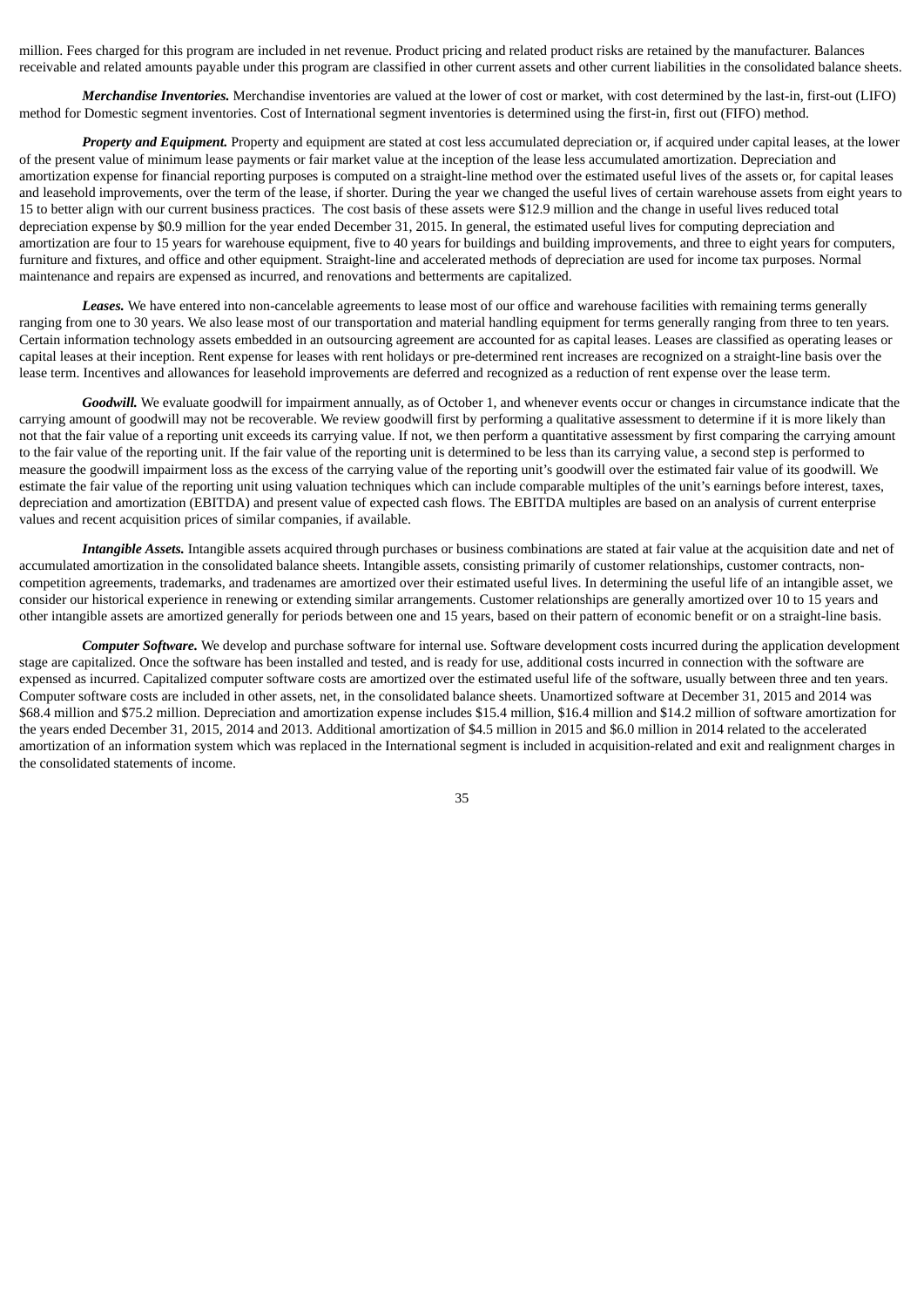million. Fees charged for this program are included in net revenue. Product pricing and related product risks are retained by the manufacturer. Balances receivable and related amounts payable under this program are classified in other current assets and other current liabilities in the consolidated balance sheets.

***Merchandise Inventories.*** Merchandise inventories are valued at the lower of cost or market, with cost determined by the last-in, first-out (LIFO) method for Domestic segment inventories. Cost of International segment inventories is determined using the first-in, first out (FIFO) method.

***Property and Equipment.*** Property and equipment are stated at cost less accumulated depreciation or, if acquired under capital leases, at the lower of the present value of minimum lease payments or fair market value at the inception of the lease less accumulated amortization. Depreciation and amortization expense for financial reporting purposes is computed on a straight-line method over the estimated useful lives of the assets or, for capital leases and leasehold improvements, over the term of the lease, if shorter. During the year we changed the useful lives of certain warehouse assets from eight years to 15 to better align with our current business practices. The cost basis of these assets were $12.9 million and the change in useful lives reduced total depreciation expense by $0.9 million for the year ended December 31, 2015. In general, the estimated useful lives for computing depreciation and amortization are four to 15 years for warehouse equipment, five to 40 years for buildings and building improvements, and three to eight years for computers, furniture and fixtures, and office and other equipment. Straight-line and accelerated methods of depreciation are used for income tax purposes. Normal maintenance and repairs are expensed as incurred, and renovations and betterments are capitalized.

***Leases.*** We have entered into non-cancelable agreements to lease most of our office and warehouse facilities with remaining terms generally ranging from one to 30 years. We also lease most of our transportation and material handling equipment for terms generally ranging from three to ten years. Certain information technology assets embedded in an outsourcing agreement are accounted for as capital leases. Leases are classified as operating leases or capital leases at their inception. Rent expense for leases with rent holidays or pre-determined rent increases are recognized on a straight-line basis over the lease term. Incentives and allowances for leasehold improvements are deferred and recognized as a reduction of rent expense over the lease term.

***Goodwill.*** We evaluate goodwill for impairment annually, as of October 1, and whenever events occur or changes in circumstance indicate that the carrying amount of goodwill may not be recoverable. We review goodwill first by performing a qualitative assessment to determine if it is more likely than not that the fair value of a reporting unit exceeds its carrying value. If not, we then perform a quantitative assessment by first comparing the carrying amount to the fair value of the reporting unit. If the fair value of the reporting unit is determined to be less than its carrying value, a second step is performed to measure the goodwill impairment loss as the excess of the carrying value of the reporting unit's goodwill over the estimated fair value of its goodwill. We estimate the fair value of the reporting unit using valuation techniques which can include comparable multiples of the unit's earnings before interest, taxes, depreciation and amortization (EBITDA) and present value of expected cash flows. The EBITDA multiples are based on an analysis of current enterprise values and recent acquisition prices of similar companies, if available.

***Intangible Assets.*** Intangible assets acquired through purchases or business combinations are stated at fair value at the acquisition date and net of accumulated amortization in the consolidated balance sheets. Intangible assets, consisting primarily of customer relationships, customer contracts, non-competition agreements, trademarks, and tradenames are amortized over their estimated useful lives. In determining the useful life of an intangible asset, we consider our historical experience in renewing or extending similar arrangements. Customer relationships are generally amortized over 10 to 15 years and other intangible assets are amortized generally for periods between one and 15 years, based on their pattern of economic benefit or on a straight-line basis.

***Computer Software.*** We develop and purchase software for internal use. Software development costs incurred during the application development stage are capitalized. Once the software has been installed and tested, and is ready for use, additional costs incurred in connection with the software are expensed as incurred. Capitalized computer software costs are amortized over the estimated useful life of the software, usually between three and ten years. Computer software costs are included in other assets, net, in the consolidated balance sheets. Unamortized software at December 31, 2015 and 2014 was $68.4 million and $75.2 million. Depreciation and amortization expense includes $15.4 million, $16.4 million and $14.2 million of software amortization for the years ended December 31, 2015, 2014 and 2013. Additional amortization of $4.5 million in 2015 and $6.0 million in 2014 related to the accelerated amortization of an information system which was replaced in the International segment is included in acquisition-related and exit and realignment charges in the consolidated statements of income.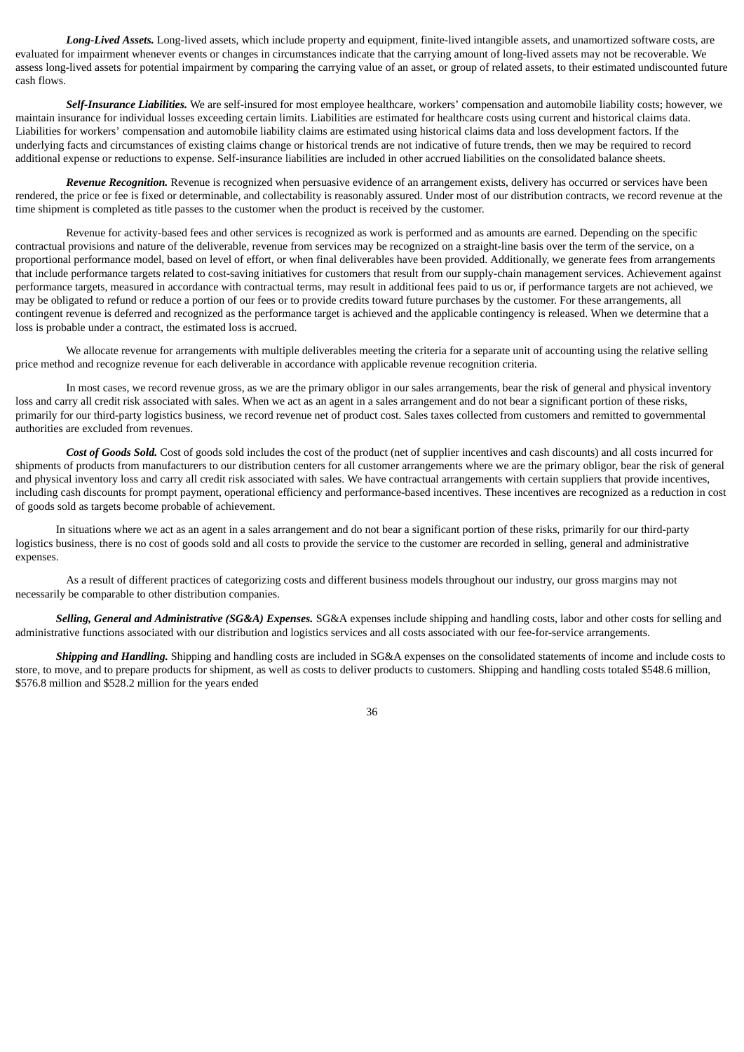***Long-Lived Assets.*** Long-lived assets, which include property and equipment, finite-lived intangible assets, and unamortized software costs, are evaluated for impairment whenever events or changes in circumstances indicate that the carrying amount of long-lived assets may not be recoverable. We assess long-lived assets for potential impairment by comparing the carrying value of an asset, or group of related assets, to their estimated undiscounted future cash flows.

***Self-Insurance Liabilities.*** We are self-insured for most employee healthcare, workers' compensation and automobile liability costs; however, we maintain insurance for individual losses exceeding certain limits. Liabilities are estimated for healthcare costs using current and historical claims data. Liabilities for workers' compensation and automobile liability claims are estimated using historical claims data and loss development factors. If the underlying facts and circumstances of existing claims change or historical trends are not indicative of future trends, then we may be required to record additional expense or reductions to expense. Self-insurance liabilities are included in other accrued liabilities on the consolidated balance sheets.

***Revenue Recognition.*** Revenue is recognized when persuasive evidence of an arrangement exists, delivery has occurred or services have been rendered, the price or fee is fixed or determinable, and collectability is reasonably assured. Under most of our distribution contracts, we record revenue at the time shipment is completed as title passes to the customer when the product is received by the customer.

Revenue for activity-based fees and other services is recognized as work is performed and as amounts are earned. Depending on the specific contractual provisions and nature of the deliverable, revenue from services may be recognized on a straight-line basis over the term of the service, on a proportional performance model, based on level of effort, or when final deliverables have been provided. Additionally, we generate fees from arrangements that include performance targets related to cost-saving initiatives for customers that result from our supply-chain management services. Achievement against performance targets, measured in accordance with contractual terms, may result in additional fees paid to us or, if performance targets are not achieved, we may be obligated to refund or reduce a portion of our fees or to provide credits toward future purchases by the customer. For these arrangements, all contingent revenue is deferred and recognized as the performance target is achieved and the applicable contingency is released. When we determine that a loss is probable under a contract, the estimated loss is accrued.

We allocate revenue for arrangements with multiple deliverables meeting the criteria for a separate unit of accounting using the relative selling price method and recognize revenue for each deliverable in accordance with applicable revenue recognition criteria.

In most cases, we record revenue gross, as we are the primary obligor in our sales arrangements, bear the risk of general and physical inventory loss and carry all credit risk associated with sales. When we act as an agent in a sales arrangement and do not bear a significant portion of these risks, primarily for our third-party logistics business, we record revenue net of product cost. Sales taxes collected from customers and remitted to governmental authorities are excluded from revenues.

***Cost of Goods Sold.*** Cost of goods sold includes the cost of the product (net of supplier incentives and cash discounts) and all costs incurred for shipments of products from manufacturers to our distribution centers for all customer arrangements where we are the primary obligor, bear the risk of general and physical inventory loss and carry all credit risk associated with sales. We have contractual arrangements with certain suppliers that provide incentives, including cash discounts for prompt payment, operational efficiency and performance-based incentives. These incentives are recognized as a reduction in cost of goods sold as targets become probable of achievement.

In situations where we act as an agent in a sales arrangement and do not bear a significant portion of these risks, primarily for our third-party logistics business, there is no cost of goods sold and all costs to provide the service to the customer are recorded in selling, general and administrative expenses.

As a result of different practices of categorizing costs and different business models throughout our industry, our gross margins may not necessarily be comparable to other distribution companies.

***Selling, General and Administrative (SG&A) Expenses.*** SG&A expenses include shipping and handling costs, labor and other costs for selling and administrative functions associated with our distribution and logistics services and all costs associated with our fee-for-service arrangements.

***Shipping and Handling.*** Shipping and handling costs are included in SG&A expenses on the consolidated statements of income and include costs to store, to move, and to prepare products for shipment, as well as costs to deliver products to customers. Shipping and handling costs totaled $548.6 million, $576.8 million and $528.2 million for the years ended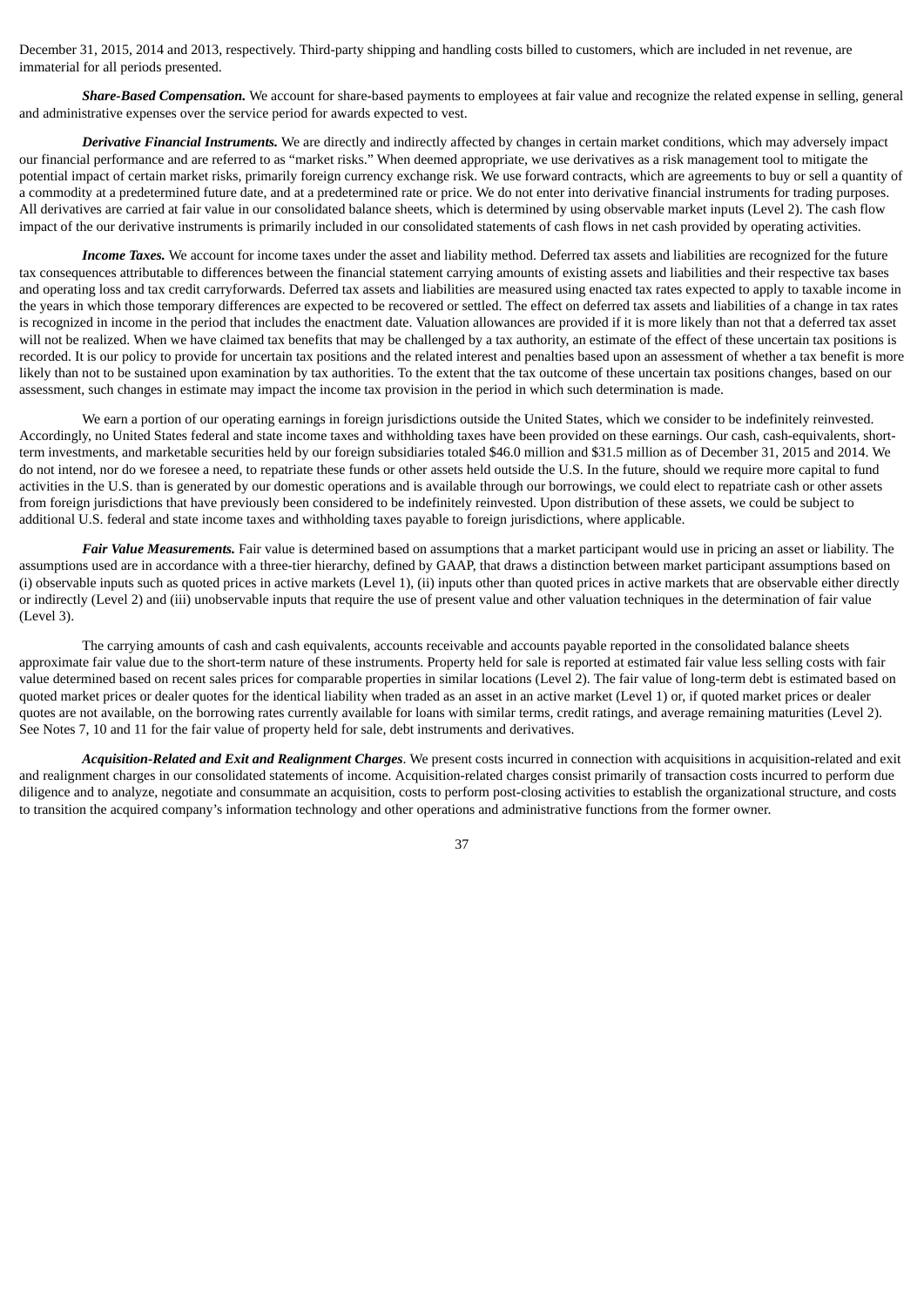December 31, 2015, 2014 and 2013, respectively. Third-party shipping and handling costs billed to customers, which are included in net revenue, are immaterial for all periods presented.

***Share-Based Compensation.*** We account for share-based payments to employees at fair value and recognize the related expense in selling, general and administrative expenses over the service period for awards expected to vest.

***Derivative Financial Instruments.*** We are directly and indirectly affected by changes in certain market conditions, which may adversely impact our financial performance and are referred to as "market risks." When deemed appropriate, we use derivatives as a risk management tool to mitigate the potential impact of certain market risks, primarily foreign currency exchange risk. We use forward contracts, which are agreements to buy or sell a quantity of a commodity at a predetermined future date, and at a predetermined rate or price. We do not enter into derivative financial instruments for trading purposes. All derivatives are carried at fair value in our consolidated balance sheets, which is determined by using observable market inputs (Level 2). The cash flow impact of the our derivative instruments is primarily included in our consolidated statements of cash flows in net cash provided by operating activities.

***Income Taxes.*** We account for income taxes under the asset and liability method. Deferred tax assets and liabilities are recognized for the future tax consequences attributable to differences between the financial statement carrying amounts of existing assets and liabilities and their respective tax bases and operating loss and tax credit carryforwards. Deferred tax assets and liabilities are measured using enacted tax rates expected to apply to taxable income in the years in which those temporary differences are expected to be recovered or settled. The effect on deferred tax assets and liabilities of a change in tax rates is recognized in income in the period that includes the enactment date. Valuation allowances are provided if it is more likely than not that a deferred tax asset will not be realized. When we have claimed tax benefits that may be challenged by a tax authority, an estimate of the effect of these uncertain tax positions is recorded. It is our policy to provide for uncertain tax positions and the related interest and penalties based upon an assessment of whether a tax benefit is more likely than not to be sustained upon examination by tax authorities. To the extent that the tax outcome of these uncertain tax positions changes, based on our assessment, such changes in estimate may impact the income tax provision in the period in which such determination is made.

We earn a portion of our operating earnings in foreign jurisdictions outside the United States, which we consider to be indefinitely reinvested. Accordingly, no United States federal and state income taxes and withholding taxes have been provided on these earnings. Our cash, cash-equivalents, short-term investments, and marketable securities held by our foreign subsidiaries totaled $46.0 million and $31.5 million as of December 31, 2015 and 2014. We do not intend, nor do we foresee a need, to repatriate these funds or other assets held outside the U.S. In the future, should we require more capital to fund activities in the U.S. than is generated by our domestic operations and is available through our borrowings, we could elect to repatriate cash or other assets from foreign jurisdictions that have previously been considered to be indefinitely reinvested. Upon distribution of these assets, we could be subject to additional U.S. federal and state income taxes and withholding taxes payable to foreign jurisdictions, where applicable.

***Fair Value Measurements.*** Fair value is determined based on assumptions that a market participant would use in pricing an asset or liability. The assumptions used are in accordance with a three-tier hierarchy, defined by GAAP, that draws a distinction between market participant assumptions based on (i) observable inputs such as quoted prices in active markets (Level 1), (ii) inputs other than quoted prices in active markets that are observable either directly or indirectly (Level 2) and (iii) unobservable inputs that require the use of present value and other valuation techniques in the determination of fair value (Level 3).

The carrying amounts of cash and cash equivalents, accounts receivable and accounts payable reported in the consolidated balance sheets approximate fair value due to the short-term nature of these instruments. Property held for sale is reported at estimated fair value less selling costs with fair value determined based on recent sales prices for comparable properties in similar locations (Level 2). The fair value of long-term debt is estimated based on quoted market prices or dealer quotes for the identical liability when traded as an asset in an active market (Level 1) or, if quoted market prices or dealer quotes are not available, on the borrowing rates currently available for loans with similar terms, credit ratings, and average remaining maturities (Level 2). See Notes 7, 10 and 11 for the fair value of property held for sale, debt instruments and derivatives.

***Acquisition-Related and Exit and Realignment Charges***. We present costs incurred in connection with acquisitions in acquisition-related and exit and realignment charges in our consolidated statements of income. Acquisition-related charges consist primarily of transaction costs incurred to perform due diligence and to analyze, negotiate and consummate an acquisition, costs to perform post-closing activities to establish the organizational structure, and costs to transition the acquired company's information technology and other operations and administrative functions from the former owner.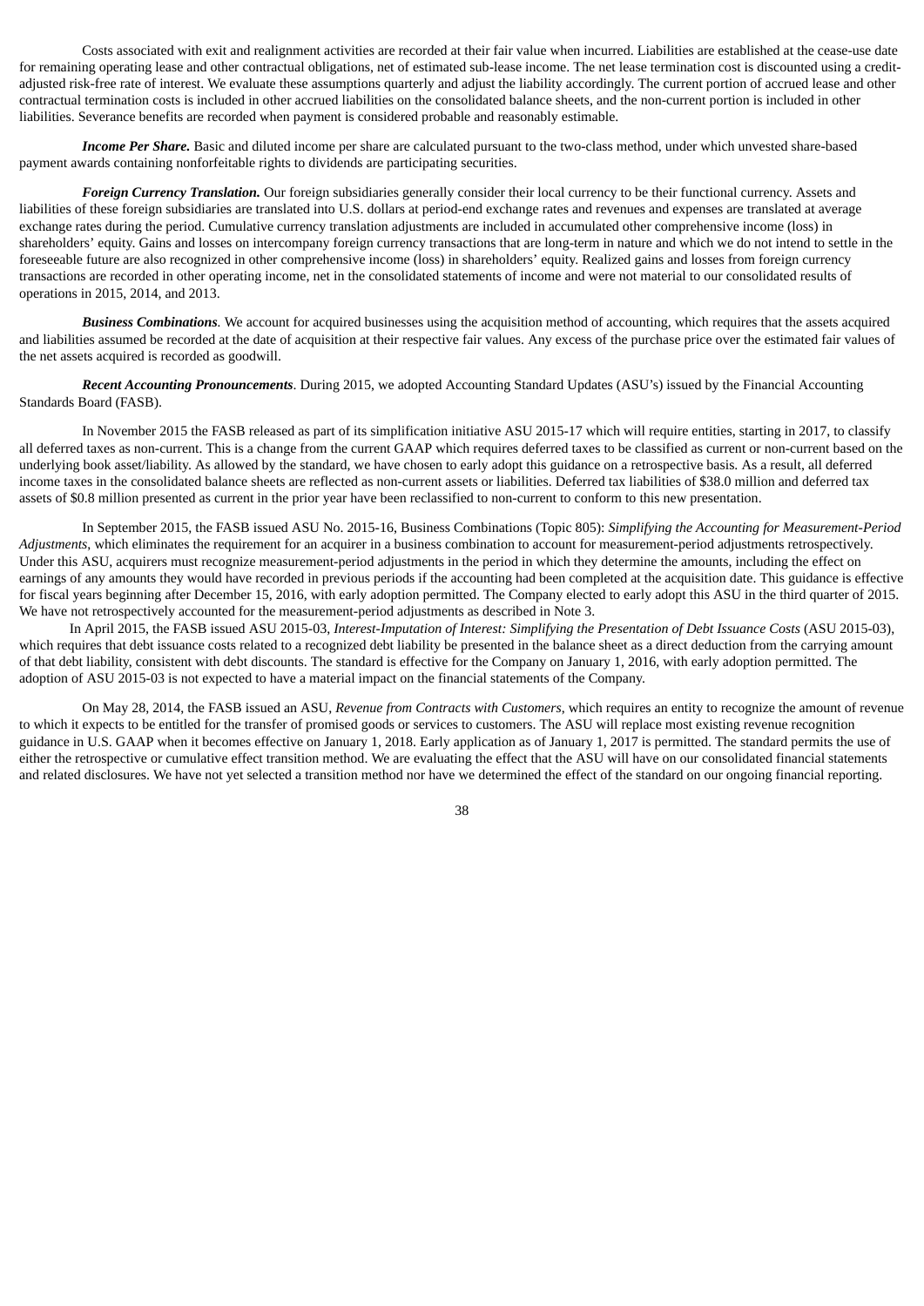Costs associated with exit and realignment activities are recorded at their fair value when incurred. Liabilities are established at the cease-use date for remaining operating lease and other contractual obligations, net of estimated sub-lease income. The net lease termination cost is discounted using a credit-adjusted risk-free rate of interest. We evaluate these assumptions quarterly and adjust the liability accordingly. The current portion of accrued lease and other contractual termination costs is included in other accrued liabilities on the consolidated balance sheets, and the non-current portion is included in other liabilities. Severance benefits are recorded when payment is considered probable and reasonably estimable.

***Income Per Share.*** Basic and diluted income per share are calculated pursuant to the two-class method, under which unvested share-based payment awards containing nonforfeitable rights to dividends are participating securities.

***Foreign Currency Translation.*** Our foreign subsidiaries generally consider their local currency to be their functional currency. Assets and liabilities of these foreign subsidiaries are translated into U.S. dollars at period-end exchange rates and revenues and expenses are translated at average exchange rates during the period. Cumulative currency translation adjustments are included in accumulated other comprehensive income (loss) in shareholders' equity. Gains and losses on intercompany foreign currency transactions that are long-term in nature and which we do not intend to settle in the foreseeable future are also recognized in other comprehensive income (loss) in shareholders' equity. Realized gains and losses from foreign currency transactions are recorded in other operating income, net in the consolidated statements of income and were not material to our consolidated results of operations in 2015, 2014, and 2013.

***Business Combinations.*** We account for acquired businesses using the acquisition method of accounting, which requires that the assets acquired and liabilities assumed be recorded at the date of acquisition at their respective fair values. Any excess of the purchase price over the estimated fair values of the net assets acquired is recorded as goodwill.

***Recent Accounting Pronouncements***. During 2015, we adopted Accounting Standard Updates (ASU's) issued by the Financial Accounting Standards Board (FASB).

In November 2015 the FASB released as part of its simplification initiative ASU 2015-17 which will require entities, starting in 2017, to classify all deferred taxes as non-current. This is a change from the current GAAP which requires deferred taxes to be classified as current or non-current based on the underlying book asset/liability. As allowed by the standard, we have chosen to early adopt this guidance on a retrospective basis. As a result, all deferred income taxes in the consolidated balance sheets are reflected as non-current assets or liabilities. Deferred tax liabilities of $38.0 million and deferred tax assets of $0.8 million presented as current in the prior year have been reclassified to non-current to conform to this new presentation.

In September 2015, the FASB issued ASU No. 2015-16, Business Combinations (Topic 805): *Simplifying the Accounting for Measurement-Period Adjustments*, which eliminates the requirement for an acquirer in a business combination to account for measurement-period adjustments retrospectively. Under this ASU, acquirers must recognize measurement-period adjustments in the period in which they determine the amounts, including the effect on earnings of any amounts they would have recorded in previous periods if the accounting had been completed at the acquisition date. This guidance is effective for fiscal years beginning after December 15, 2016, with early adoption permitted. The Company elected to early adopt this ASU in the third quarter of 2015. We have not retrospectively accounted for the measurement-period adjustments as described in Note 3.

In April 2015, the FASB issued ASU 2015-03, *Interest-Imputation of Interest: Simplifying the Presentation of Debt Issuance Costs* (ASU 2015-03), which requires that debt issuance costs related to a recognized debt liability be presented in the balance sheet as a direct deduction from the carrying amount of that debt liability, consistent with debt discounts. The standard is effective for the Company on January 1, 2016, with early adoption permitted. The adoption of ASU 2015-03 is not expected to have a material impact on the financial statements of the Company.

On May 28, 2014, the FASB issued an ASU, *Revenue from Contracts with Customers*, which requires an entity to recognize the amount of revenue to which it expects to be entitled for the transfer of promised goods or services to customers. The ASU will replace most existing revenue recognition guidance in U.S. GAAP when it becomes effective on January 1, 2018. Early application as of January 1, 2017 is permitted. The standard permits the use of either the retrospective or cumulative effect transition method. We are evaluating the effect that the ASU will have on our consolidated financial statements and related disclosures. We have not yet selected a transition method nor have we determined the effect of the standard on our ongoing financial reporting.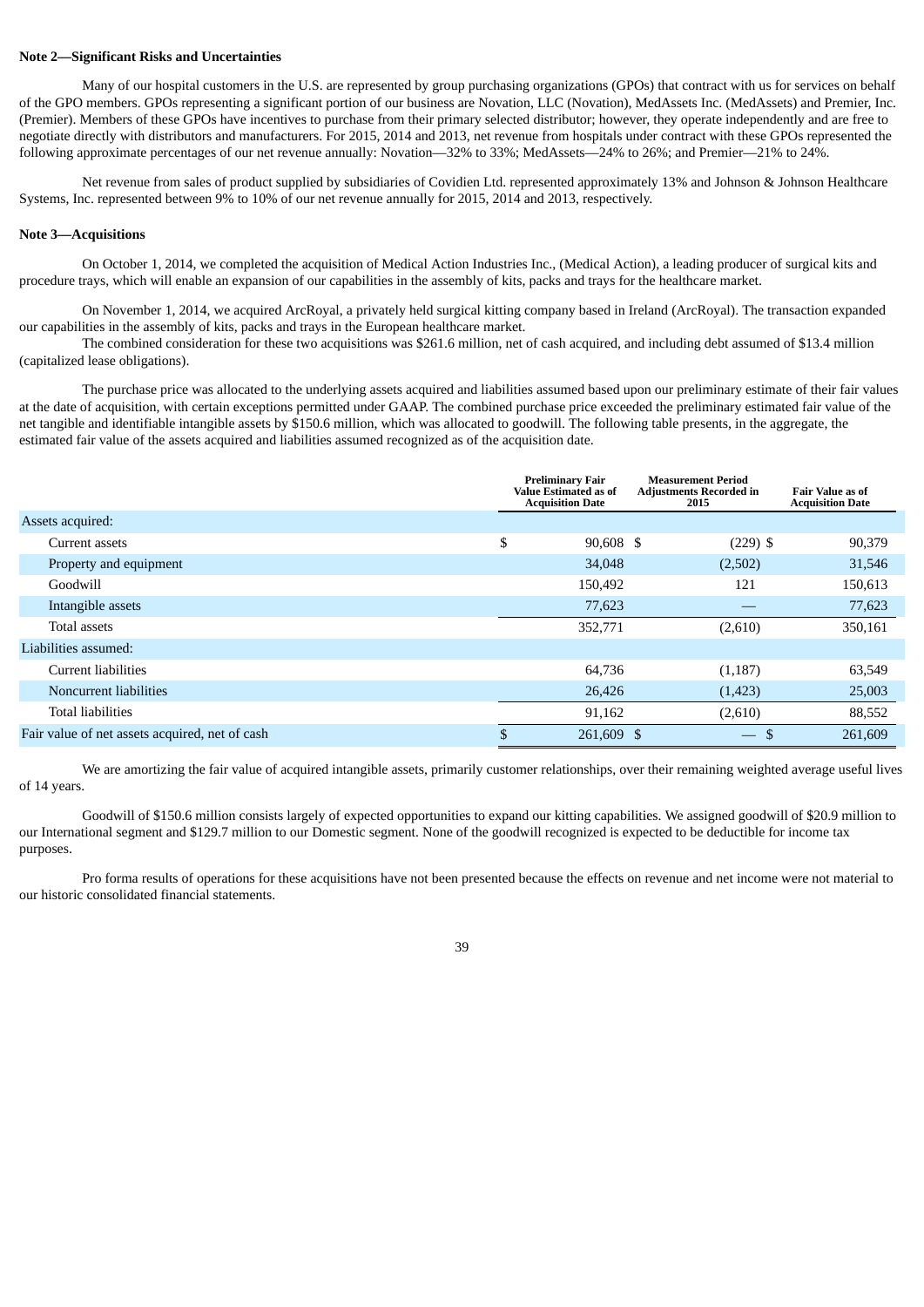**Note 2—Significant Risks and Uncertainties**

Many of our hospital customers in the U.S. are represented by group purchasing organizations (GPOs) that contract with us for services on behalf of the GPO members. GPOs representing a significant portion of our business are Novation, LLC (Novation), MedAssets Inc. (MedAssets) and Premier, Inc. (Premier). Members of these GPOs have incentives to purchase from their primary selected distributor; however, they operate independently and are free to negotiate directly with distributors and manufacturers. For 2015, 2014 and 2013, net revenue from hospitals under contract with these GPOs represented the following approximate percentages of our net revenue annually: Novation—32% to 33%; MedAssets—24% to 26%; and Premier—21% to 24%.

Net revenue from sales of product supplied by subsidiaries of Covidien Ltd. represented approximately 13% and Johnson & Johnson Healthcare Systems, Inc. represented between 9% to 10% of our net revenue annually for 2015, 2014 and 2013, respectively.

**Note 3—Acquisitions**

On October 1, 2014, we completed the acquisition of Medical Action Industries Inc., (Medical Action), a leading producer of surgical kits and procedure trays, which will enable an expansion of our capabilities in the assembly of kits, packs and trays for the healthcare market.

On November 1, 2014, we acquired ArcRoyal, a privately held surgical kitting company based in Ireland (ArcRoyal). The transaction expanded our capabilities in the assembly of kits, packs and trays in the European healthcare market.

The combined consideration for these two acquisitions was $261.6 million, net of cash acquired, and including debt assumed of $13.4 million (capitalized lease obligations).

The purchase price was allocated to the underlying assets acquired and liabilities assumed based upon our preliminary estimate of their fair values at the date of acquisition, with certain exceptions permitted under GAAP. The combined purchase price exceeded the preliminary estimated fair value of the net tangible and identifiable intangible assets by $150.6 million, which was allocated to goodwill. The following table presents, in the aggregate, the estimated fair value of the assets acquired and liabilities assumed recognized as of the acquisition date.

| | Preliminary Fair Value Estimated as of Acquisition Date | Measurement Period Adjustments Recorded in 2015 | Fair Value as of Acquisition Date |
|---|---|---|---|
| Assets acquired: | | | |
| Current assets | $ 90,608 | $ (229) | $ 90,379 |
| Property and equipment | 34,048 | (2,502) | 31,546 |
| Goodwill | 150,492 | 121 | 150,613 |
| Intangible assets | 77,623 | — | 77,623 |
| Total assets | 352,771 | (2,610) | 350,161 |
| Liabilities assumed: | | | |
| Current liabilities | 64,736 | (1,187) | 63,549 |
| Noncurrent liabilities | 26,426 | (1,423) | 25,003 |
| Total liabilities | 91,162 | (2,610) | 88,552 |
| Fair value of net assets acquired, net of cash | $ 261,609 | $ — | $ 261,609 |

We are amortizing the fair value of acquired intangible assets, primarily customer relationships, over their remaining weighted average useful lives of 14 years.

Goodwill of $150.6 million consists largely of expected opportunities to expand our kitting capabilities. We assigned goodwill of $20.9 million to our International segment and $129.7 million to our Domestic segment. None of the goodwill recognized is expected to be deductible for income tax purposes.

Pro forma results of operations for these acquisitions have not been presented because the effects on revenue and net income were not material to our historic consolidated financial statements.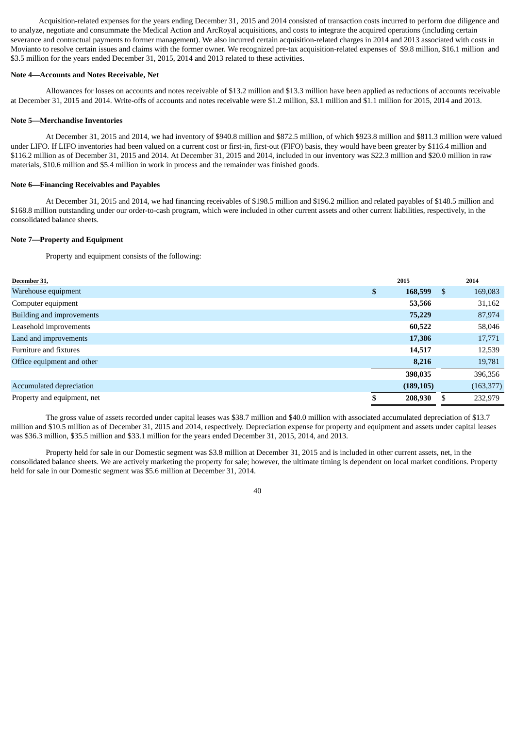Acquisition-related expenses for the years ending December 31, 2015 and 2014 consisted of transaction costs incurred to perform due diligence and to analyze, negotiate and consummate the Medical Action and ArcRoyal acquisitions, and costs to integrate the acquired operations (including certain severance and contractual payments to former management). We also incurred certain acquisition-related charges in 2014 and 2013 associated with costs in Movianto to resolve certain issues and claims with the former owner. We recognized pre-tax acquisition-related expenses of $9.8 million, $16.1 million and $3.5 million for the years ended December 31, 2015, 2014 and 2013 related to these activities.

**Note 4—Accounts and Notes Receivable, Net**

Allowances for losses on accounts and notes receivable of $13.2 million and $13.3 million have been applied as reductions of accounts receivable at December 31, 2015 and 2014. Write-offs of accounts and notes receivable were $1.2 million, $3.1 million and $1.1 million for 2015, 2014 and 2013.

**Note 5—Merchandise Inventories**

At December 31, 2015 and 2014, we had inventory of $940.8 million and $872.5 million, of which $923.8 million and $811.3 million were valued under LIFO. If LIFO inventories had been valued on a current cost or first-in, first-out (FIFO) basis, they would have been greater by $116.4 million and $116.2 million as of December 31, 2015 and 2014. At December 31, 2015 and 2014, included in our inventory was $22.3 million and $20.0 million in raw materials, $10.6 million and $5.4 million in work in process and the remainder was finished goods.

**Note 6—Financing Receivables and Payables**

At December 31, 2015 and 2014, we had financing receivables of $198.5 million and $196.2 million and related payables of $148.5 million and $168.8 million outstanding under our order-to-cash program, which were included in other current assets and other current liabilities, respectively, in the consolidated balance sheets.

**Note 7—Property and Equipment**

Property and equipment consists of the following:

| December 31, | 2015 | 2014 |
|---|---|---|
| Warehouse equipment | **$ 168,599** | $ 169,083 |
| Computer equipment | **53,566** | 31,162 |
| Building and improvements | **75,229** | 87,974 |
| Leasehold improvements | **60,522** | 58,046 |
| Land and improvements | **17,386** | 17,771 |
| Furniture and fixtures | **14,517** | 12,539 |
| Office equipment and other | **8,216** | 19,781 |
| | **398,035** | 396,356 |
| Accumulated depreciation | **(189,105)** | (163,377) |
| Property and equipment, net | **$ 208,930** | $ 232,979 |

The gross value of assets recorded under capital leases was $38.7 million and $40.0 million with associated accumulated depreciation of $13.7 million and $10.5 million as of December 31, 2015 and 2014, respectively. Depreciation expense for property and equipment and assets under capital leases was $36.3 million, $35.5 million and $33.1 million for the years ended December 31, 2015, 2014, and 2013.

Property held for sale in our Domestic segment was $3.8 million at December 31, 2015 and is included in other current assets, net, in the consolidated balance sheets. We are actively marketing the property for sale; however, the ultimate timing is dependent on local market conditions. Property held for sale in our Domestic segment was $5.6 million at December 31, 2014.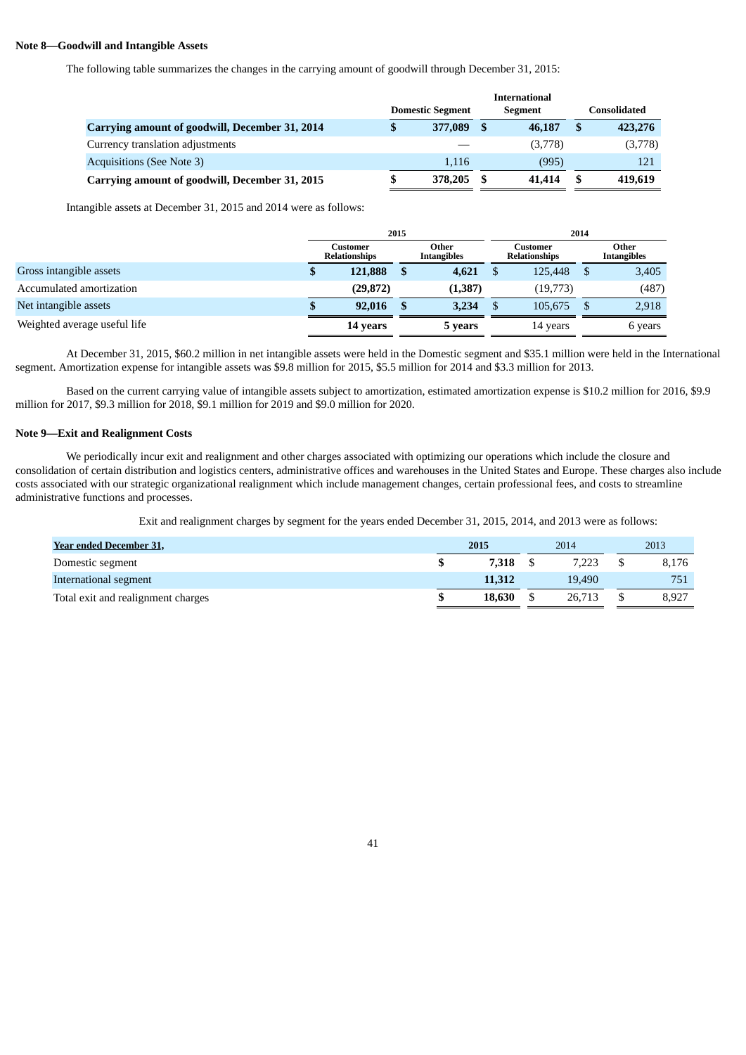**Note 8—Goodwill and Intangible Assets**

The following table summarizes the changes in the carrying amount of goodwill through December 31, 2015:

| | Domestic Segment | International Segment | Consolidated |
|---|---|---|---|
| **Carrying amount of goodwill, December 31, 2014** | **$ 377,089** | **$ 46,187** | **$ 423,276** |
| Currency translation adjustments | — | (3,778) | (3,778) |
| Acquisitions (See Note 3) | 1,116 | (995) | 121 |
| **Carrying amount of goodwill, December 31, 2015** | **$ 378,205** | **$ 41,414** | **$ 419,619** |

Intangible assets at December 31, 2015 and 2014 were as follows:

| | 2015 | | 2014 | |
|---|---|---|---|---|
| | Customer Relationships | Other Intangibles | Customer Relationships | Other Intangibles |
| Gross intangible assets | **$ 121,888** | **$ 4,621** | $ 125,448 | $ 3,405 |
| Accumulated amortization | **(29,872)** | **(1,387)** | (19,773) | (487) |
| Net intangible assets | **$ 92,016** | **$ 3,234** | $ 105,675 | $ 2,918 |
| Weighted average useful life | **14 years** | **5 years** | 14 years | 6 years |

At December 31, 2015, $60.2 million in net intangible assets were held in the Domestic segment and $35.1 million were held in the International segment. Amortization expense for intangible assets was $9.8 million for 2015, $5.5 million for 2014 and $3.3 million for 2013.

Based on the current carrying value of intangible assets subject to amortization, estimated amortization expense is $10.2 million for 2016, $9.9 million for 2017, $9.3 million for 2018, $9.1 million for 2019 and $9.0 million for 2020.

**Note 9—Exit and Realignment Costs**

We periodically incur exit and realignment and other charges associated with optimizing our operations which include the closure and consolidation of certain distribution and logistics centers, administrative offices and warehouses in the United States and Europe. These charges also include costs associated with our strategic organizational realignment which include management changes, certain professional fees, and costs to streamline administrative functions and processes.

Exit and realignment charges by segment for the years ended December 31, 2015, 2014, and 2013 were as follows:

| Year ended December 31, | 2015 | 2014 | 2013 |
|---|---|---|---|
| Domestic segment | **$ 7,318** | $ 7,223 | $ 8,176 |
| International segment | **11,312** | 19,490 | 751 |
| Total exit and realignment charges | **$ 18,630** | $ 26,713 | $ 8,927 |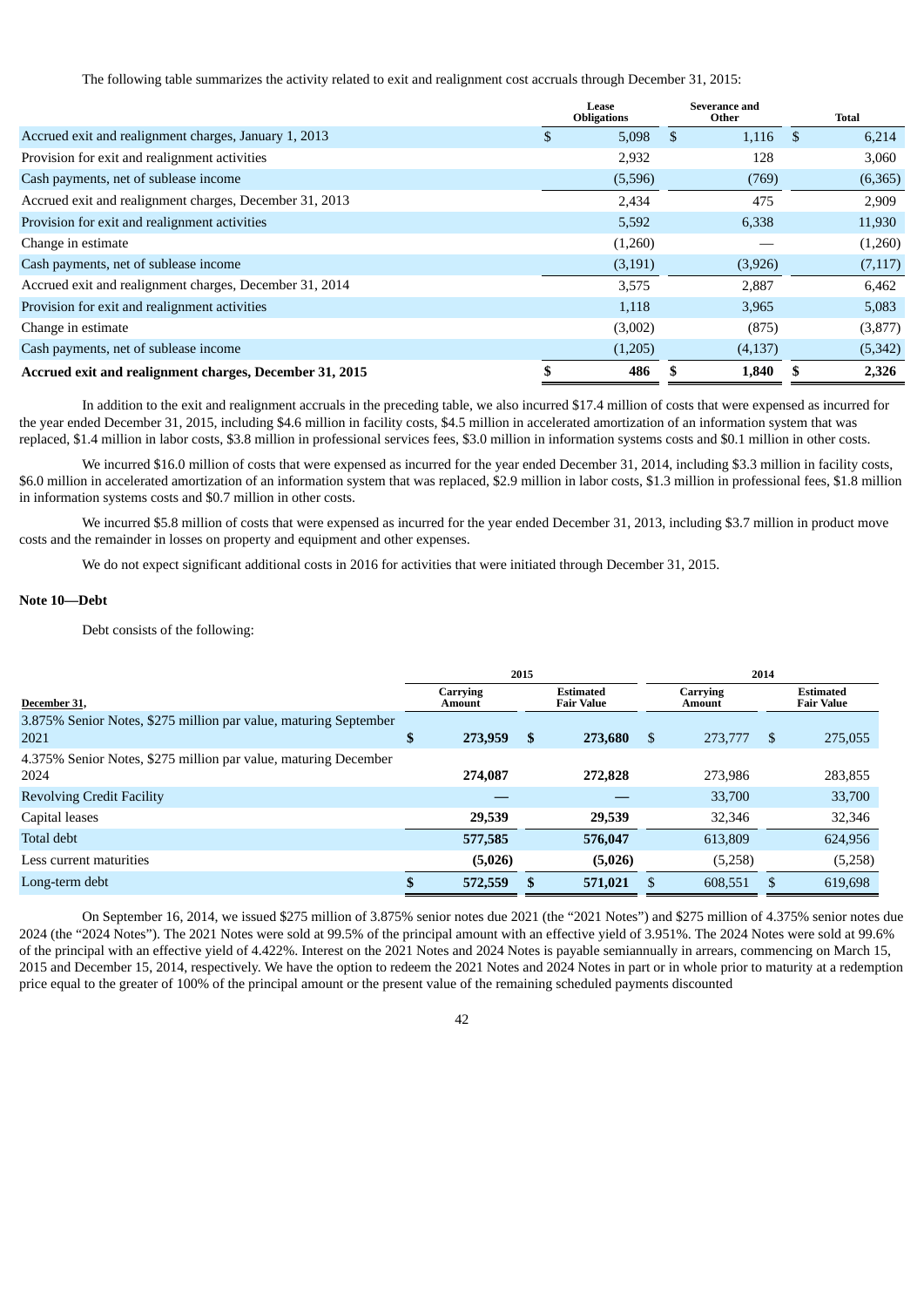The following table summarizes the activity related to exit and realignment cost accruals through December 31, 2015:

| | Lease Obligations | Severance and Other | Total |
|---|---|---|---|
| Accrued exit and realignment charges, January 1, 2013 | $ 5,098 | $ 1,116 | $ 6,214 |
| Provision for exit and realignment activities | 2,932 | 128 | 3,060 |
| Cash payments, net of sublease income | (5,596) | (769) | (6,365) |
| Accrued exit and realignment charges, December 31, 2013 | 2,434 | 475 | 2,909 |
| Provision for exit and realignment activities | 5,592 | 6,338 | 11,930 |
| Change in estimate | (1,260) | — | (1,260) |
| Cash payments, net of sublease income | (3,191) | (3,926) | (7,117) |
| Accrued exit and realignment charges, December 31, 2014 | 3,575 | 2,887 | 6,462 |
| Provision for exit and realignment activities | 1,118 | 3,965 | 5,083 |
| Change in estimate | (3,002) | (875) | (3,877) |
| Cash payments, net of sublease income | (1,205) | (4,137) | (5,342) |
| **Accrued exit and realignment charges, December 31, 2015** | **$ 486** | **$ 1,840** | **$ 2,326** |

In addition to the exit and realignment accruals in the preceding table, we also incurred $17.4 million of costs that were expensed as incurred for the year ended December 31, 2015, including $4.6 million in facility costs, $4.5 million in accelerated amortization of an information system that was replaced, $1.4 million in labor costs, $3.8 million in professional services fees, $3.0 million in information systems costs and $0.1 million in other costs.

We incurred $16.0 million of costs that were expensed as incurred for the year ended December 31, 2014, including $3.3 million in facility costs, $6.0 million in accelerated amortization of an information system that was replaced, $2.9 million in labor costs, $1.3 million in professional fees, $1.8 million in information systems costs and $0.7 million in other costs.

We incurred $5.8 million of costs that were expensed as incurred for the year ended December 31, 2013, including $3.7 million in product move costs and the remainder in losses on property and equipment and other expenses.

We do not expect significant additional costs in 2016 for activities that were initiated through December 31, 2015.

## Note 10—Debt

Debt consists of the following:

| | 2015 | | 2014 | |
|---|---|---|---|---|
| December 31, | Carrying Amount | Estimated Fair Value | Carrying Amount | Estimated Fair Value |
| 3.875% Senior Notes, $275 million par value, maturing September 2021 | **$ 273,959** | **$ 273,680** | $ 273,777 | $ 275,055 |
| 4.375% Senior Notes, $275 million par value, maturing December 2024 | **274,087** | **272,828** | 273,986 | 283,855 |
| Revolving Credit Facility | **—** | **—** | 33,700 | 33,700 |
| Capital leases | **29,539** | **29,539** | 32,346 | 32,346 |
| Total debt | **577,585** | **576,047** | 613,809 | 624,956 |
| Less current maturities | **(5,026)** | **(5,026)** | (5,258) | (5,258) |
| Long-term debt | **$ 572,559** | **$ 571,021** | $ 608,551 | $ 619,698 |

On September 16, 2014, we issued $275 million of 3.875% senior notes due 2021 (the "2021 Notes") and $275 million of 4.375% senior notes due 2024 (the "2024 Notes"). The 2021 Notes were sold at 99.5% of the principal amount with an effective yield of 3.951%. The 2024 Notes were sold at 99.6% of the principal with an effective yield of 4.422%. Interest on the 2021 Notes and 2024 Notes is payable semiannually in arrears, commencing on March 15, 2015 and December 15, 2014, respectively. We have the option to redeem the 2021 Notes and 2024 Notes in part or in whole prior to maturity at a redemption price equal to the greater of 100% of the principal amount or the present value of the remaining scheduled payments discounted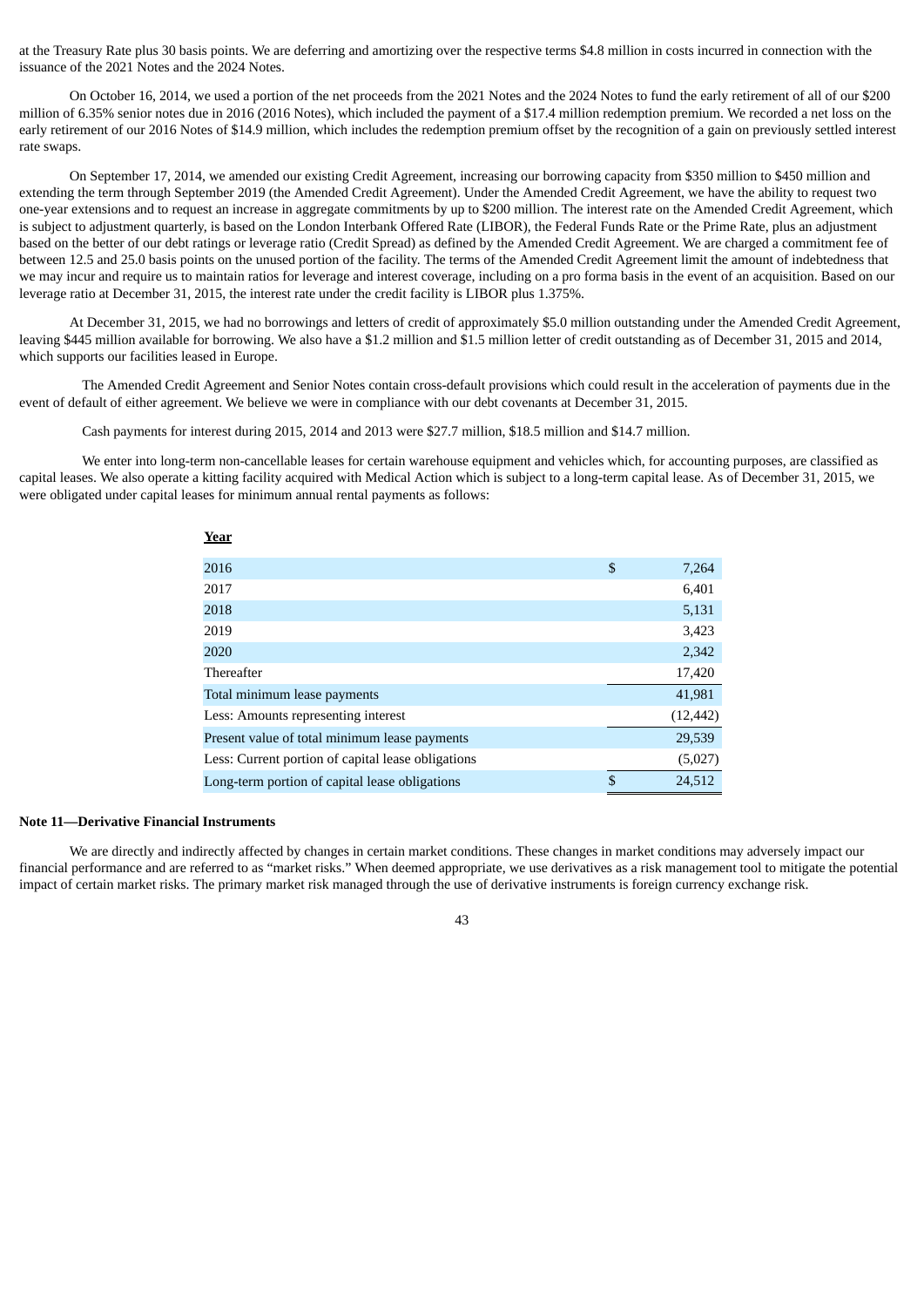at the Treasury Rate plus 30 basis points. We are deferring and amortizing over the respective terms $4.8 million in costs incurred in connection with the issuance of the 2021 Notes and the 2024 Notes.

On October 16, 2014, we used a portion of the net proceeds from the 2021 Notes and the 2024 Notes to fund the early retirement of all of our $200 million of 6.35% senior notes due in 2016 (2016 Notes), which included the payment of a $17.4 million redemption premium. We recorded a net loss on the early retirement of our 2016 Notes of $14.9 million, which includes the redemption premium offset by the recognition of a gain on previously settled interest rate swaps.

On September 17, 2014, we amended our existing Credit Agreement, increasing our borrowing capacity from $350 million to $450 million and extending the term through September 2019 (the Amended Credit Agreement). Under the Amended Credit Agreement, we have the ability to request two one-year extensions and to request an increase in aggregate commitments by up to $200 million. The interest rate on the Amended Credit Agreement, which is subject to adjustment quarterly, is based on the London Interbank Offered Rate (LIBOR), the Federal Funds Rate or the Prime Rate, plus an adjustment based on the better of our debt ratings or leverage ratio (Credit Spread) as defined by the Amended Credit Agreement. We are charged a commitment fee of between 12.5 and 25.0 basis points on the unused portion of the facility. The terms of the Amended Credit Agreement limit the amount of indebtedness that we may incur and require us to maintain ratios for leverage and interest coverage, including on a pro forma basis in the event of an acquisition. Based on our leverage ratio at December 31, 2015, the interest rate under the credit facility is LIBOR plus 1.375%.

At December 31, 2015, we had no borrowings and letters of credit of approximately $5.0 million outstanding under the Amended Credit Agreement, leaving $445 million available for borrowing. We also have a $1.2 million and $1.5 million letter of credit outstanding as of December 31, 2015 and 2014, which supports our facilities leased in Europe.

The Amended Credit Agreement and Senior Notes contain cross-default provisions which could result in the acceleration of payments due in the event of default of either agreement. We believe we were in compliance with our debt covenants at December 31, 2015.

Cash payments for interest during 2015, 2014 and 2013 were $27.7 million, $18.5 million and $14.7 million.

We enter into long-term non-cancellable leases for certain warehouse equipment and vehicles which, for accounting purposes, are classified as capital leases. We also operate a kitting facility acquired with Medical Action which is subject to a long-term capital lease. As of December 31, 2015, we were obligated under capital leases for minimum annual rental payments as follows:

| **Year** | |
|---|---|
| 2016 | $ 7,264 |
| 2017 | 6,401 |
| 2018 | 5,131 |
| 2019 | 3,423 |
| 2020 | 2,342 |
| Thereafter | 17,420 |
| Total minimum lease payments | 41,981 |
| Less: Amounts representing interest | (12,442) |
| Present value of total minimum lease payments | 29,539 |
| Less: Current portion of capital lease obligations | (5,027) |
| Long-term portion of capital lease obligations | $ 24,512 |

**Note 11—Derivative Financial Instruments**

We are directly and indirectly affected by changes in certain market conditions. These changes in market conditions may adversely impact our financial performance and are referred to as "market risks." When deemed appropriate, we use derivatives as a risk management tool to mitigate the potential impact of certain market risks. The primary market risk managed through the use of derivative instruments is foreign currency exchange risk.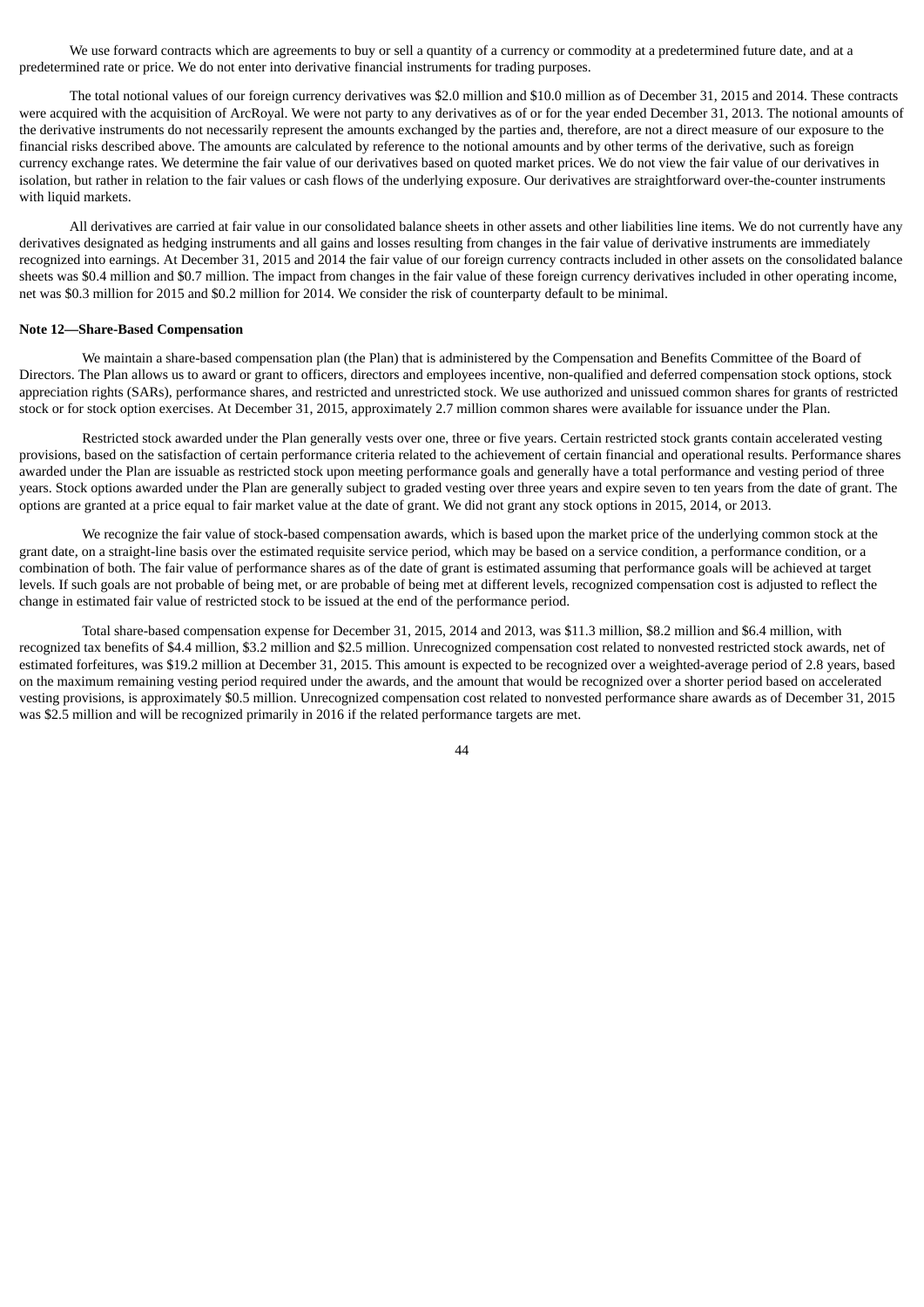We use forward contracts which are agreements to buy or sell a quantity of a currency or commodity at a predetermined future date, and at a predetermined rate or price. We do not enter into derivative financial instruments for trading purposes.

The total notional values of our foreign currency derivatives was $2.0 million and $10.0 million as of December 31, 2015 and 2014. These contracts were acquired with the acquisition of ArcRoyal. We were not party to any derivatives as of or for the year ended December 31, 2013. The notional amounts of the derivative instruments do not necessarily represent the amounts exchanged by the parties and, therefore, are not a direct measure of our exposure to the financial risks described above. The amounts are calculated by reference to the notional amounts and by other terms of the derivative, such as foreign currency exchange rates. We determine the fair value of our derivatives based on quoted market prices. We do not view the fair value of our derivatives in isolation, but rather in relation to the fair values or cash flows of the underlying exposure. Our derivatives are straightforward over-the-counter instruments with liquid markets.

All derivatives are carried at fair value in our consolidated balance sheets in other assets and other liabilities line items. We do not currently have any derivatives designated as hedging instruments and all gains and losses resulting from changes in the fair value of derivative instruments are immediately recognized into earnings. At December 31, 2015 and 2014 the fair value of our foreign currency contracts included in other assets on the consolidated balance sheets was $0.4 million and $0.7 million. The impact from changes in the fair value of these foreign currency derivatives included in other operating income, net was $0.3 million for 2015 and $0.2 million for 2014. We consider the risk of counterparty default to be minimal.

**Note 12—Share-Based Compensation**

We maintain a share-based compensation plan (the Plan) that is administered by the Compensation and Benefits Committee of the Board of Directors. The Plan allows us to award or grant to officers, directors and employees incentive, non-qualified and deferred compensation stock options, stock appreciation rights (SARs), performance shares, and restricted and unrestricted stock. We use authorized and unissued common shares for grants of restricted stock or for stock option exercises. At December 31, 2015, approximately 2.7 million common shares were available for issuance under the Plan.

Restricted stock awarded under the Plan generally vests over one, three or five years. Certain restricted stock grants contain accelerated vesting provisions, based on the satisfaction of certain performance criteria related to the achievement of certain financial and operational results. Performance shares awarded under the Plan are issuable as restricted stock upon meeting performance goals and generally have a total performance and vesting period of three years. Stock options awarded under the Plan are generally subject to graded vesting over three years and expire seven to ten years from the date of grant. The options are granted at a price equal to fair market value at the date of grant. We did not grant any stock options in 2015, 2014, or 2013.

We recognize the fair value of stock-based compensation awards, which is based upon the market price of the underlying common stock at the grant date, on a straight-line basis over the estimated requisite service period, which may be based on a service condition, a performance condition, or a combination of both. The fair value of performance shares as of the date of grant is estimated assuming that performance goals will be achieved at target levels. If such goals are not probable of being met, or are probable of being met at different levels, recognized compensation cost is adjusted to reflect the change in estimated fair value of restricted stock to be issued at the end of the performance period.

Total share-based compensation expense for December 31, 2015, 2014 and 2013, was $11.3 million, $8.2 million and $6.4 million, with recognized tax benefits of $4.4 million, $3.2 million and $2.5 million. Unrecognized compensation cost related to nonvested restricted stock awards, net of estimated forfeitures, was $19.2 million at December 31, 2015. This amount is expected to be recognized over a weighted-average period of 2.8 years, based on the maximum remaining vesting period required under the awards, and the amount that would be recognized over a shorter period based on accelerated vesting provisions, is approximately $0.5 million. Unrecognized compensation cost related to nonvested performance share awards as of December 31, 2015 was $2.5 million and will be recognized primarily in 2016 if the related performance targets are met.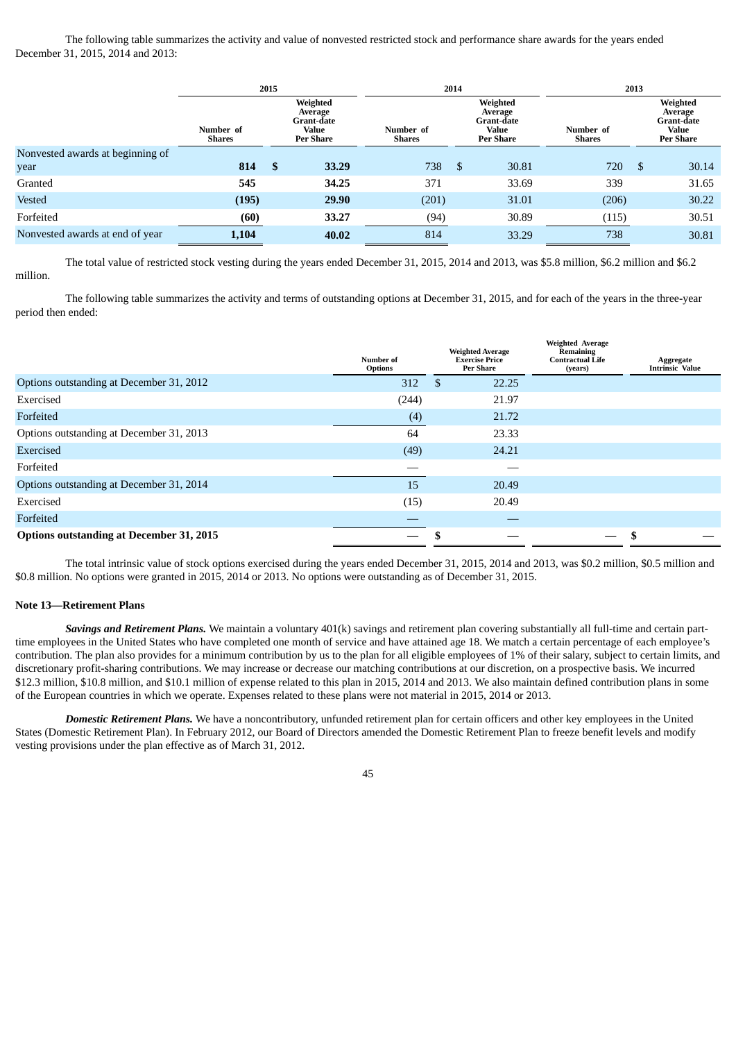The following table summarizes the activity and value of nonvested restricted stock and performance share awards for the years ended December 31, 2015, 2014 and 2013:

| | 2015 | | 2014 | | 2013 | |
|---|---|---|---|---|---|---|
| | Number of Shares | Weighted Average Grant-date Value Per Share | Number of Shares | Weighted Average Grant-date Value Per Share | Number of Shares | Weighted Average Grant-date Value Per Share |
| Nonvested awards at beginning of year | **814** | **$ 33.29** | 738 | $ 30.81 | 720 | $ 30.14 |
| Granted | **545** | **34.25** | 371 | 33.69 | 339 | 31.65 |
| Vested | **(195)** | **29.90** | (201) | 31.01 | (206) | 30.22 |
| Forfeited | **(60)** | **33.27** | (94) | 30.89 | (115) | 30.51 |
| Nonvested awards at end of year | **1,104** | **40.02** | 814 | 33.29 | 738 | 30.81 |

The total value of restricted stock vesting during the years ended December 31, 2015, 2014 and 2013, was $5.8 million, $6.2 million and $6.2 million.

The following table summarizes the activity and terms of outstanding options at December 31, 2015, and for each of the years in the three-year period then ended:

| | Number of Options | Weighted Average Exercise Price Per Share | Weighted Average Remaining Contractual Life (years) | Aggregate Intrinsic Value |
|---|---|---|---|---|
| Options outstanding at December 31, 2012 | 312 | $ 22.25 | | |
| Exercised | (244) | 21.97 | | |
| Forfeited | (4) | 21.72 | | |
| Options outstanding at December 31, 2013 | 64 | 23.33 | | |
| Exercised | (49) | 24.21 | | |
| Forfeited | — | — | | |
| Options outstanding at December 31, 2014 | 15 | 20.49 | | |
| Exercised | (15) | 20.49 | | |
| Forfeited | — | — | | |
| **Options outstanding at December 31, 2015** | **—** | **$ —** | **—** | **$ —** |

The total intrinsic value of stock options exercised during the years ended December 31, 2015, 2014 and 2013, was $0.2 million, $0.5 million and $0.8 million. No options were granted in 2015, 2014 or 2013. No options were outstanding as of December 31, 2015.

### Note 13—Retirement Plans

***Savings and Retirement Plans.*** We maintain a voluntary 401(k) savings and retirement plan covering substantially all full-time and certain part-time employees in the United States who have completed one month of service and have attained age 18. We match a certain percentage of each employee's contribution. The plan also provides for a minimum contribution by us to the plan for all eligible employees of 1% of their salary, subject to certain limits, and discretionary profit-sharing contributions. We may increase or decrease our matching contributions at our discretion, on a prospective basis. We incurred $12.3 million, $10.8 million, and $10.1 million of expense related to this plan in 2015, 2014 and 2013. We also maintain defined contribution plans in some of the European countries in which we operate. Expenses related to these plans were not material in 2015, 2014 or 2013.

***Domestic Retirement Plans.*** We have a noncontributory, unfunded retirement plan for certain officers and other key employees in the United States (Domestic Retirement Plan). In February 2012, our Board of Directors amended the Domestic Retirement Plan to freeze benefit levels and modify vesting provisions under the plan effective as of March 31, 2012.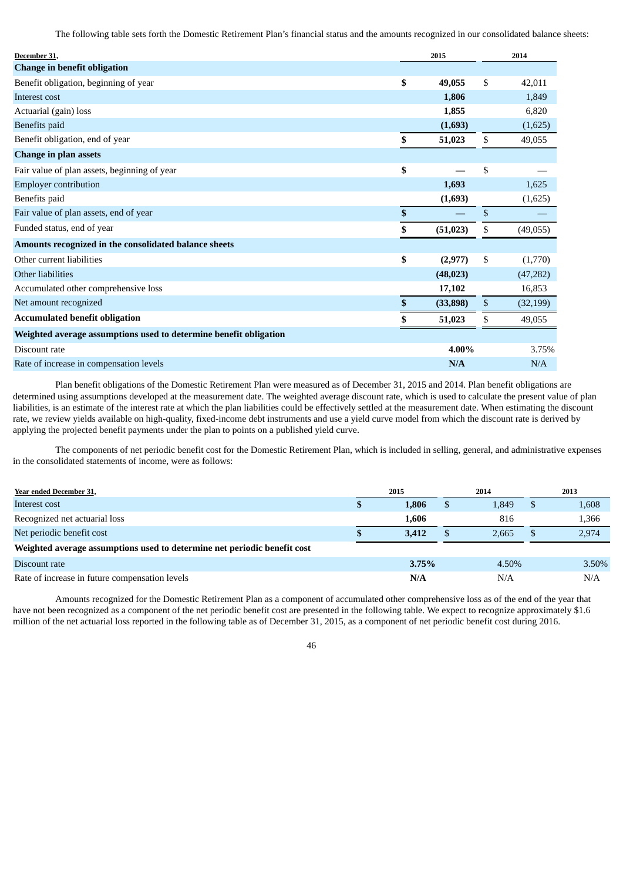The following table sets forth the Domestic Retirement Plan's financial status and the amounts recognized in our consolidated balance sheets:

| December 31, | 2015 | 2014 |
|---|---|---|
| **Change in benefit obligation** | | |
| Benefit obligation, beginning of year | $ 49,055 | $ 42,011 |
| Interest cost | 1,806 | 1,849 |
| Actuarial (gain) loss | 1,855 | 6,820 |
| Benefits paid | (1,693) | (1,625) |
| Benefit obligation, end of year | $ 51,023 | $ 49,055 |
| **Change in plan assets** | | |
| Fair value of plan assets, beginning of year | $ — | $ — |
| Employer contribution | 1,693 | 1,625 |
| Benefits paid | (1,693) | (1,625) |
| Fair value of plan assets, end of year | $ — | $ — |
| Funded status, end of year | $ (51,023) | $ (49,055) |
| **Amounts recognized in the consolidated balance sheets** | | |
| Other current liabilities | $ (2,977) | $ (1,770) |
| Other liabilities | (48,023) | (47,282) |
| Accumulated other comprehensive loss | 17,102 | 16,853 |
| Net amount recognized | $ (33,898) | $ (32,199) |
| **Accumulated benefit obligation** | $ 51,023 | $ 49,055 |
| **Weighted average assumptions used to determine benefit obligation** | | |
| Discount rate | 4.00% | 3.75% |
| Rate of increase in compensation levels | N/A | N/A |

Plan benefit obligations of the Domestic Retirement Plan were measured as of December 31, 2015 and 2014. Plan benefit obligations are determined using assumptions developed at the measurement date. The weighted average discount rate, which is used to calculate the present value of plan liabilities, is an estimate of the interest rate at which the plan liabilities could be effectively settled at the measurement date. When estimating the discount rate, we review yields available on high-quality, fixed-income debt instruments and use a yield curve model from which the discount rate is derived by applying the projected benefit payments under the plan to points on a published yield curve.

The components of net periodic benefit cost for the Domestic Retirement Plan, which is included in selling, general, and administrative expenses in the consolidated statements of income, were as follows:

| Year ended December 31, | 2015 | 2014 | 2013 |
|---|---|---|---|
| Interest cost | $ 1,806 | $ 1,849 | $ 1,608 |
| Recognized net actuarial loss | 1,606 | 816 | 1,366 |
| Net periodic benefit cost | $ 3,412 | $ 2,665 | $ 2,974 |
| **Weighted average assumptions used to determine net periodic benefit cost** | | | |
| Discount rate | 3.75% | 4.50% | 3.50% |
| Rate of increase in future compensation levels | N/A | N/A | N/A |

Amounts recognized for the Domestic Retirement Plan as a component of accumulated other comprehensive loss as of the end of the year that have not been recognized as a component of the net periodic benefit cost are presented in the following table. We expect to recognize approximately $1.6 million of the net actuarial loss reported in the following table as of December 31, 2015, as a component of net periodic benefit cost during 2016.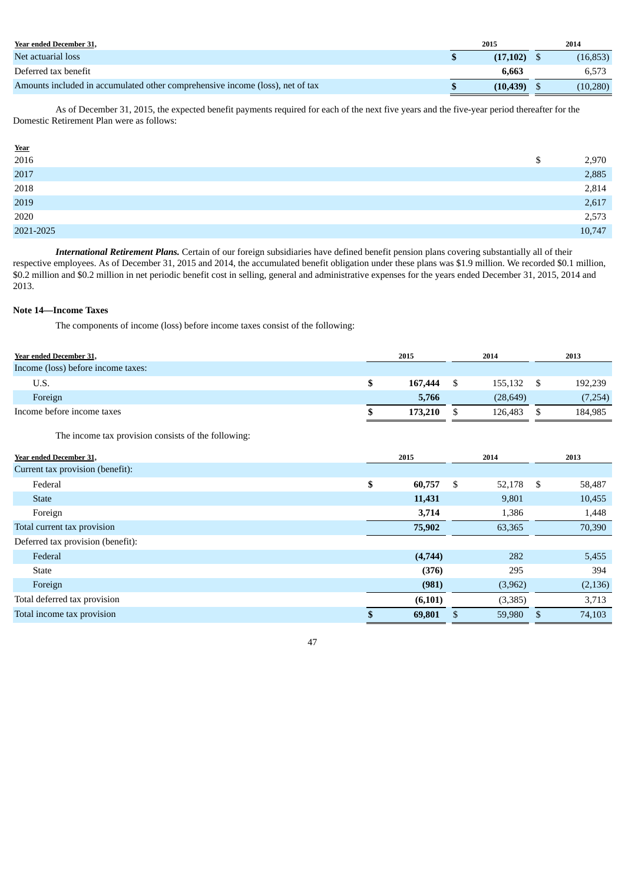| Year ended December 31, | 2015 | 2014 |
|---|---|---|
| Net actuarial loss | **$ (17,102)** | $ (16,853) |
| Deferred tax benefit | **6,663** | 6,573 |
| Amounts included in accumulated other comprehensive income (loss), net of tax | **$ (10,439)** | $ (10,280) |

As of December 31, 2015, the expected benefit payments required for each of the next five years and the five-year period thereafter for the Domestic Retirement Plan were as follows:

| Year | |
|---|---|
| 2016 | $ 2,970 |
| 2017 | 2,885 |
| 2018 | 2,814 |
| 2019 | 2,617 |
| 2020 | 2,573 |
| 2021-2025 | 10,747 |

***International Retirement Plans.*** Certain of our foreign subsidiaries have defined benefit pension plans covering substantially all of their respective employees. As of December 31, 2015 and 2014, the accumulated benefit obligation under these plans was $1.9 million. We recorded $0.1 million, $0.2 million and $0.2 million in net periodic benefit cost in selling, general and administrative expenses for the years ended December 31, 2015, 2014 and 2013.

## Note 14—Income Taxes

The components of income (loss) before income taxes consist of the following:

| Year ended December 31, | 2015 | 2014 | 2013 |
|---|---|---|---|
| Income (loss) before income taxes: | | | |
| U.S. | **$ 167,444** | $ 155,132 | $ 192,239 |
| Foreign | **5,766** | (28,649) | (7,254) |
| Income before income taxes | **$ 173,210** | $ 126,483 | $ 184,985 |

The income tax provision consists of the following:

| Year ended December 31, | 2015 | 2014 | 2013 |
|---|---|---|---|
| Current tax provision (benefit): | | | |
| Federal | **$ 60,757** | $ 52,178 | $ 58,487 |
| State | **11,431** | 9,801 | 10,455 |
| Foreign | **3,714** | 1,386 | 1,448 |
| Total current tax provision | **75,902** | 63,365 | 70,390 |
| Deferred tax provision (benefit): | | | |
| Federal | **(4,744)** | 282 | 5,455 |
| State | **(376)** | 295 | 394 |
| Foreign | **(981)** | (3,962) | (2,136) |
| Total deferred tax provision | **(6,101)** | (3,385) | 3,713 |
| Total income tax provision | **$ 69,801** | $ 59,980 | $ 74,103 |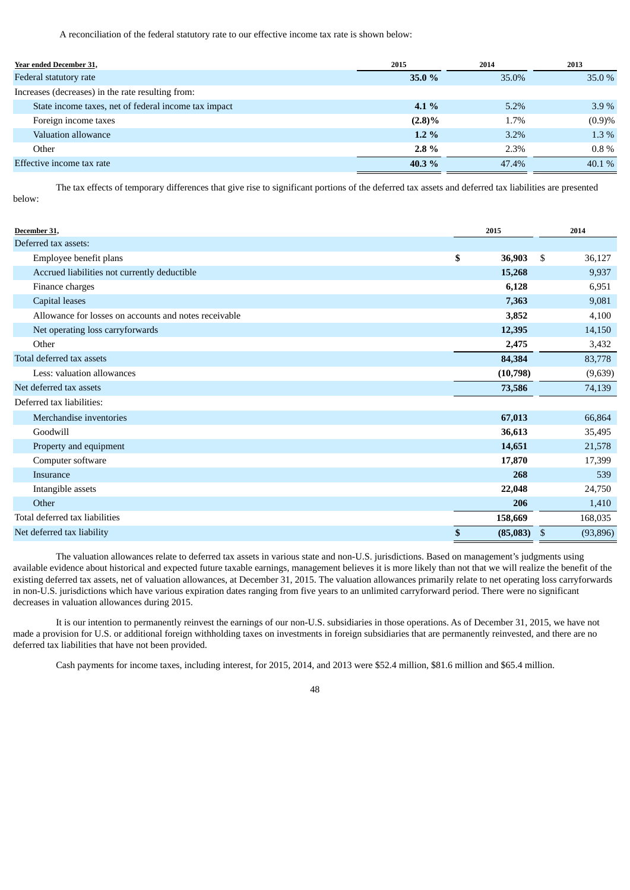A reconciliation of the federal statutory rate to our effective income tax rate is shown below:

| Year ended December 31, | 2015 | 2014 | 2013 |
|---|---|---|---|
| Federal statutory rate | **35.0 %** | 35.0% | 35.0 % |
| Increases (decreases) in the rate resulting from: | | | |
| State income taxes, net of federal income tax impact | **4.1 %** | 5.2% | 3.9 % |
| Foreign income taxes | **(2.8)%** | 1.7% | (0.9)% |
| Valuation allowance | **1.2 %** | 3.2% | 1.3 % |
| Other | **2.8 %** | 2.3% | 0.8 % |
| Effective income tax rate | **40.3 %** | 47.4% | 40.1 % |

The tax effects of temporary differences that give rise to significant portions of the deferred tax assets and deferred tax liabilities are presented below:

| December 31, | 2015 | 2014 |
|---|---|---|
| Deferred tax assets: | | |
| Employee benefit plans | **$ 36,903** | $ 36,127 |
| Accrued liabilities not currently deductible | **15,268** | 9,937 |
| Finance charges | **6,128** | 6,951 |
| Capital leases | **7,363** | 9,081 |
| Allowance for losses on accounts and notes receivable | **3,852** | 4,100 |
| Net operating loss carryforwards | **12,395** | 14,150 |
| Other | **2,475** | 3,432 |
| Total deferred tax assets | **84,384** | 83,778 |
| Less: valuation allowances | **(10,798)** | (9,639) |
| Net deferred tax assets | **73,586** | 74,139 |
| Deferred tax liabilities: | | |
| Merchandise inventories | **67,013** | 66,864 |
| Goodwill | **36,613** | 35,495 |
| Property and equipment | **14,651** | 21,578 |
| Computer software | **17,870** | 17,399 |
| Insurance | **268** | 539 |
| Intangible assets | **22,048** | 24,750 |
| Other | **206** | 1,410 |
| Total deferred tax liabilities | **158,669** | 168,035 |
| Net deferred tax liability | **$ (85,083)** | $ (93,896) |

The valuation allowances relate to deferred tax assets in various state and non-U.S. jurisdictions. Based on management's judgments using available evidence about historical and expected future taxable earnings, management believes it is more likely than not that we will realize the benefit of the existing deferred tax assets, net of valuation allowances, at December 31, 2015. The valuation allowances primarily relate to net operating loss carryforwards in non-U.S. jurisdictions which have various expiration dates ranging from five years to an unlimited carryforward period. There were no significant decreases in valuation allowances during 2015.

It is our intention to permanently reinvest the earnings of our non-U.S. subsidiaries in those operations. As of December 31, 2015, we have not made a provision for U.S. or additional foreign withholding taxes on investments in foreign subsidiaries that are permanently reinvested, and there are no deferred tax liabilities that have not been provided.

Cash payments for income taxes, including interest, for 2015, 2014, and 2013 were $52.4 million, $81.6 million and $65.4 million.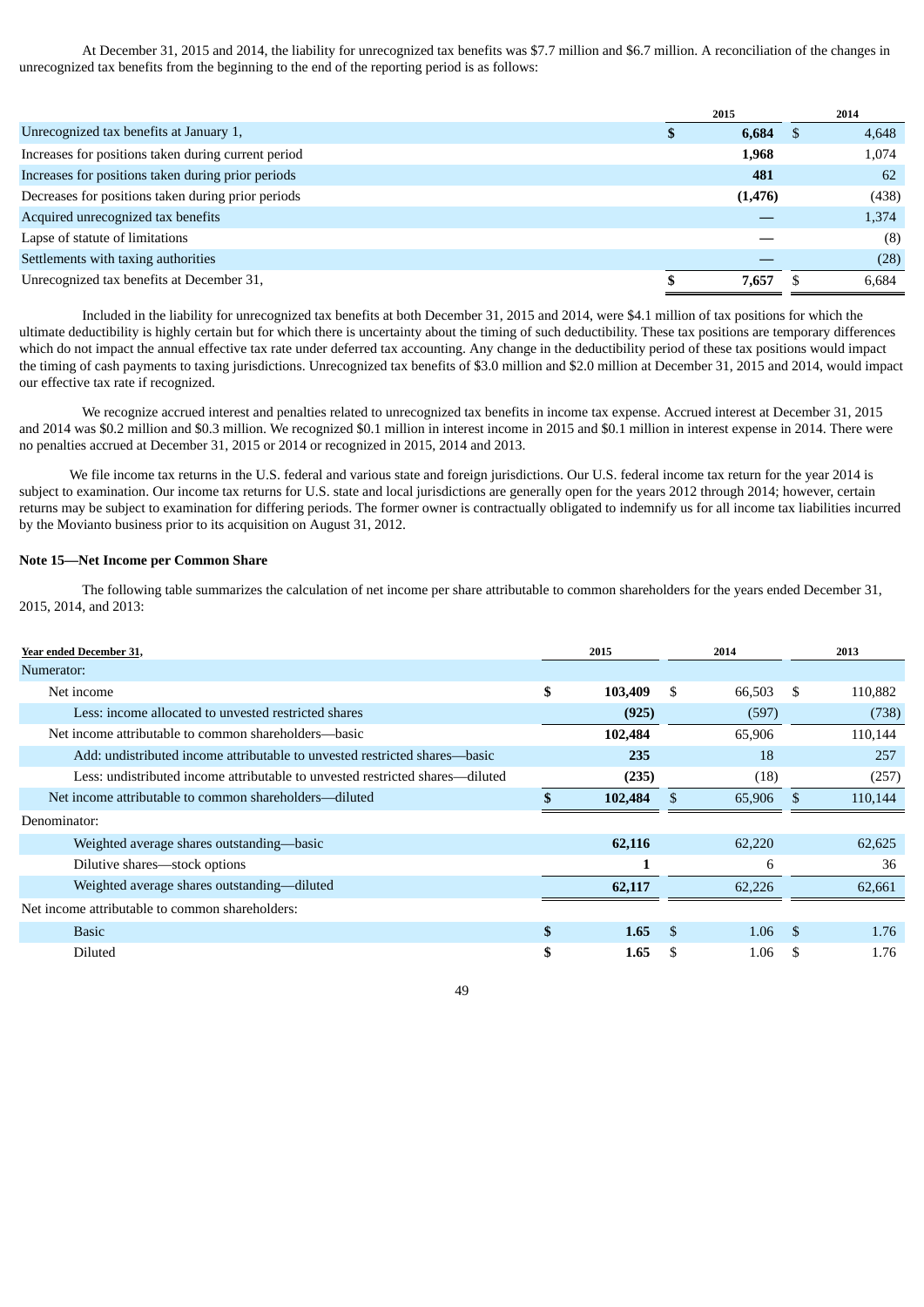At December 31, 2015 and 2014, the liability for unrecognized tax benefits was $7.7 million and $6.7 million. A reconciliation of the changes in unrecognized tax benefits from the beginning to the end of the reporting period is as follows:

| | 2015 | 2014 |
|---|---|---|
| Unrecognized tax benefits at January 1, | $ 6,684 | $ 4,648 |
| Increases for positions taken during current period | 1,968 | 1,074 |
| Increases for positions taken during prior periods | 481 | 62 |
| Decreases for positions taken during prior periods | (1,476) | (438) |
| Acquired unrecognized tax benefits | — | 1,374 |
| Lapse of statute of limitations | — | (8) |
| Settlements with taxing authorities | — | (28) |
| Unrecognized tax benefits at December 31, | $ 7,657 | $ 6,684 |

Included in the liability for unrecognized tax benefits at both December 31, 2015 and 2014, were $4.1 million of tax positions for which the ultimate deductibility is highly certain but for which there is uncertainty about the timing of such deductibility. These tax positions are temporary differences which do not impact the annual effective tax rate under deferred tax accounting. Any change in the deductibility period of these tax positions would impact the timing of cash payments to taxing jurisdictions. Unrecognized tax benefits of $3.0 million and $2.0 million at December 31, 2015 and 2014, would impact our effective tax rate if recognized.

We recognize accrued interest and penalties related to unrecognized tax benefits in income tax expense. Accrued interest at December 31, 2015 and 2014 was $0.2 million and $0.3 million. We recognized $0.1 million in interest income in 2015 and $0.1 million in interest expense in 2014. There were no penalties accrued at December 31, 2015 or 2014 or recognized in 2015, 2014 and 2013.

We file income tax returns in the U.S. federal and various state and foreign jurisdictions. Our U.S. federal income tax return for the year 2014 is subject to examination. Our income tax returns for U.S. state and local jurisdictions are generally open for the years 2012 through 2014; however, certain returns may be subject to examination for differing periods. The former owner is contractually obligated to indemnify us for all income tax liabilities incurred by the Movianto business prior to its acquisition on August 31, 2012.

**Note 15—Net Income per Common Share**

The following table summarizes the calculation of net income per share attributable to common shareholders for the years ended December 31, 2015, 2014, and 2013:

| Year ended December 31, | 2015 | 2014 | 2013 |
|---|---|---|---|
| Numerator: | | | |
| Net income | $ 103,409 | $ 66,503 | $ 110,882 |
| Less: income allocated to unvested restricted shares | (925) | (597) | (738) |
| Net income attributable to common shareholders—basic | 102,484 | 65,906 | 110,144 |
| Add: undistributed income attributable to unvested restricted shares—basic | 235 | 18 | 257 |
| Less: undistributed income attributable to unvested restricted shares—diluted | (235) | (18) | (257) |
| Net income attributable to common shareholders—diluted | $ 102,484 | $ 65,906 | $ 110,144 |
| Denominator: | | | |
| Weighted average shares outstanding—basic | 62,116 | 62,220 | 62,625 |
| Dilutive shares—stock options | 1 | 6 | 36 |
| Weighted average shares outstanding—diluted | 62,117 | 62,226 | 62,661 |
| Net income attributable to common shareholders: | | | |
| Basic | $ 1.65 | $ 1.06 | $ 1.76 |
| Diluted | $ 1.65 | $ 1.06 | $ 1.76 |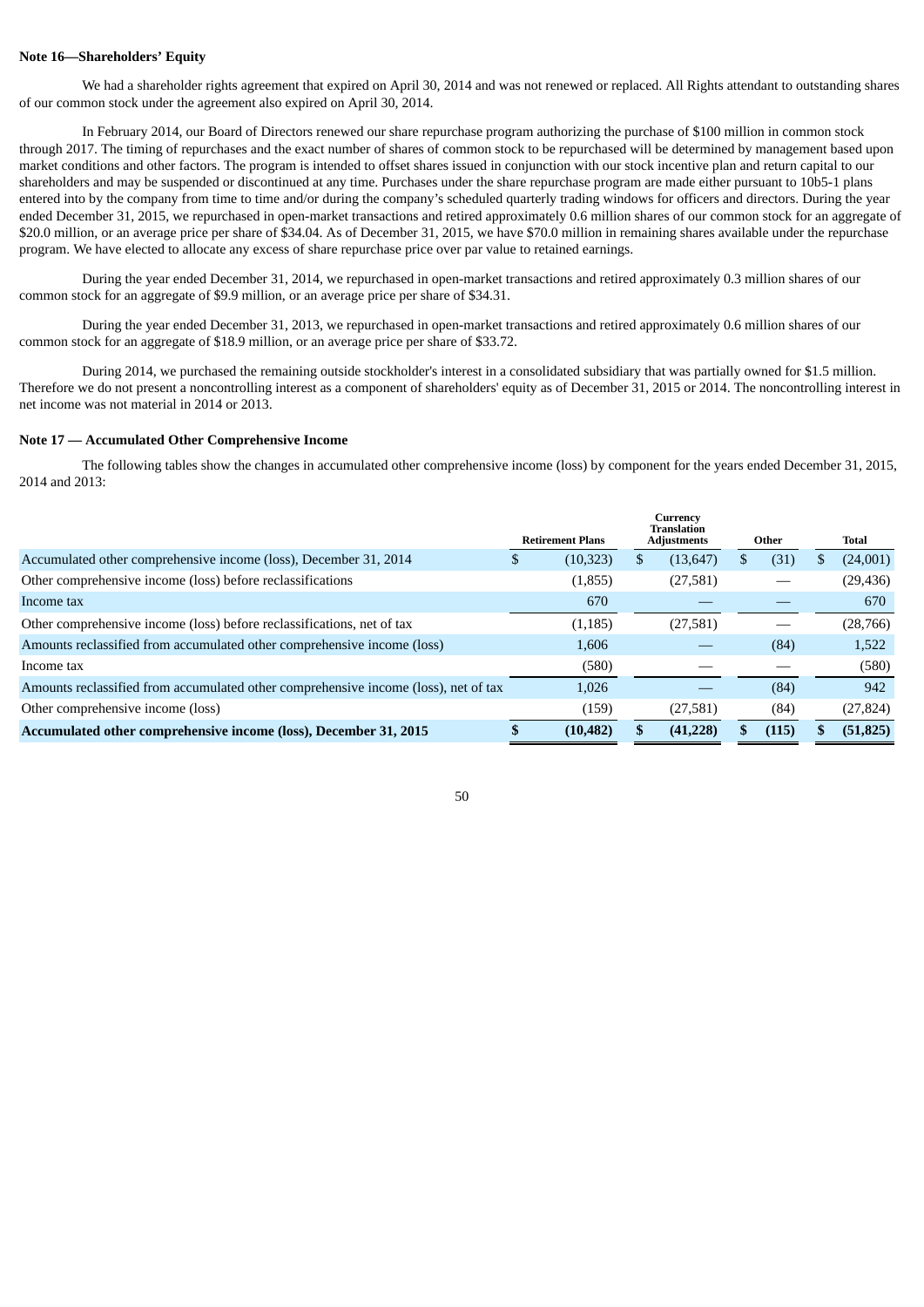**Note 16—Shareholders' Equity**

We had a shareholder rights agreement that expired on April 30, 2014 and was not renewed or replaced. All Rights attendant to outstanding shares of our common stock under the agreement also expired on April 30, 2014.

In February 2014, our Board of Directors renewed our share repurchase program authorizing the purchase of $100 million in common stock through 2017. The timing of repurchases and the exact number of shares of common stock to be repurchased will be determined by management based upon market conditions and other factors. The program is intended to offset shares issued in conjunction with our stock incentive plan and return capital to our shareholders and may be suspended or discontinued at any time. Purchases under the share repurchase program are made either pursuant to 10b5-1 plans entered into by the company from time to time and/or during the company's scheduled quarterly trading windows for officers and directors. During the year ended December 31, 2015, we repurchased in open-market transactions and retired approximately 0.6 million shares of our common stock for an aggregate of $20.0 million, or an average price per share of $34.04. As of December 31, 2015, we have $70.0 million in remaining shares available under the repurchase program. We have elected to allocate any excess of share repurchase price over par value to retained earnings.

During the year ended December 31, 2014, we repurchased in open-market transactions and retired approximately 0.3 million shares of our common stock for an aggregate of $9.9 million, or an average price per share of $34.31.

During the year ended December 31, 2013, we repurchased in open-market transactions and retired approximately 0.6 million shares of our common stock for an aggregate of $18.9 million, or an average price per share of $33.72.

During 2014, we purchased the remaining outside stockholder's interest in a consolidated subsidiary that was partially owned for $1.5 million. Therefore we do not present a noncontrolling interest as a component of shareholders' equity as of December 31, 2015 or 2014. The noncontrolling interest in net income was not material in 2014 or 2013.

**Note 17 — Accumulated Other Comprehensive Income**

The following tables show the changes in accumulated other comprehensive income (loss) by component for the years ended December 31, 2015, 2014 and 2013:

| | Retirement Plans | Currency Translation Adjustments | Other | Total |
|---|---|---|---|---|
| Accumulated other comprehensive income (loss), December 31, 2014 | $ (10,323) | $ (13,647) | $ (31) | $ (24,001) |
| Other comprehensive income (loss) before reclassifications | (1,855) | (27,581) | — | (29,436) |
| Income tax | 670 | — | — | 670 |
| Other comprehensive income (loss) before reclassifications, net of tax | (1,185) | (27,581) | — | (28,766) |
| Amounts reclassified from accumulated other comprehensive income (loss) | 1,606 | — | (84) | 1,522 |
| Income tax | (580) | — | — | (580) |
| Amounts reclassified from accumulated other comprehensive income (loss), net of tax | 1,026 | — | (84) | 942 |
| Other comprehensive income (loss) | (159) | (27,581) | (84) | (27,824) |
| **Accumulated other comprehensive income (loss), December 31, 2015** | **$ (10,482)** | **$ (41,228)** | **$ (115)** | **$ (51,825)** |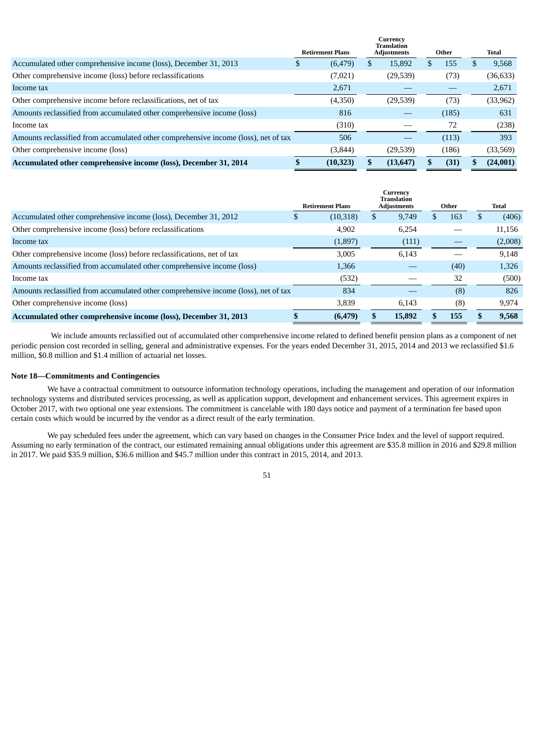| | Retirement Plans | Currency Translation Adjustments | Other | Total |
|---|---|---|---|---|
| Accumulated other comprehensive income (loss), December 31, 2013 | $ (6,479) | $ 15,892 | $ 155 | $ 9,568 |
| Other comprehensive income (loss) before reclassifications | (7,021) | (29,539) | (73) | (36,633) |
| Income tax | 2,671 | — | — | 2,671 |
| Other comprehensive income before reclassifications, net of tax | (4,350) | (29,539) | (73) | (33,962) |
| Amounts reclassified from accumulated other comprehensive income (loss) | 816 | — | (185) | 631 |
| Income tax | (310) | — | 72 | (238) |
| Amounts reclassified from accumulated other comprehensive income (loss), net of tax | 506 | — | (113) | 393 |
| Other comprehensive income (loss) | (3,844) | (29,539) | (186) | (33,569) |
| **Accumulated other comprehensive income (loss), December 31, 2014** | **$ (10,323)** | **$ (13,647)** | **$ (31)** | **$ (24,001)** |

| | Retirement Plans | Currency Translation Adjustments | Other | Total |
|---|---|---|---|---|
| Accumulated other comprehensive income (loss), December 31, 2012 | $ (10,318) | $ 9,749 | $ 163 | $ (406) |
| Other comprehensive income (loss) before reclassifications | 4,902 | 6,254 | — | 11,156 |
| Income tax | (1,897) | (111) | — | (2,008) |
| Other comprehensive income (loss) before reclassifications, net of tax | 3,005 | 6,143 | — | 9,148 |
| Amounts reclassified from accumulated other comprehensive income (loss) | 1,366 | — | (40) | 1,326 |
| Income tax | (532) | — | 32 | (500) |
| Amounts reclassified from accumulated other comprehensive income (loss), net of tax | 834 | — | (8) | 826 |
| Other comprehensive income (loss) | 3,839 | 6,143 | (8) | 9,974 |
| **Accumulated other comprehensive income (loss), December 31, 2013** | **$ (6,479)** | **$ 15,892** | **$ 155** | **$ 9,568** |

We include amounts reclassified out of accumulated other comprehensive income related to defined benefit pension plans as a component of net periodic pension cost recorded in selling, general and administrative expenses. For the years ended December 31, 2015, 2014 and 2013 we reclassified $1.6 million, $0.8 million and $1.4 million of actuarial net losses.

**Note 18—Commitments and Contingencies**

We have a contractual commitment to outsource information technology operations, including the management and operation of our information technology systems and distributed services processing, as well as application support, development and enhancement services. This agreement expires in October 2017, with two optional one year extensions. The commitment is cancelable with 180 days notice and payment of a termination fee based upon certain costs which would be incurred by the vendor as a direct result of the early termination.

We pay scheduled fees under the agreement, which can vary based on changes in the Consumer Price Index and the level of support required. Assuming no early termination of the contract, our estimated remaining annual obligations under this agreement are $35.8 million in 2016 and $29.8 million in 2017. We paid $35.9 million, $36.6 million and $45.7 million under this contract in 2015, 2014, and 2013.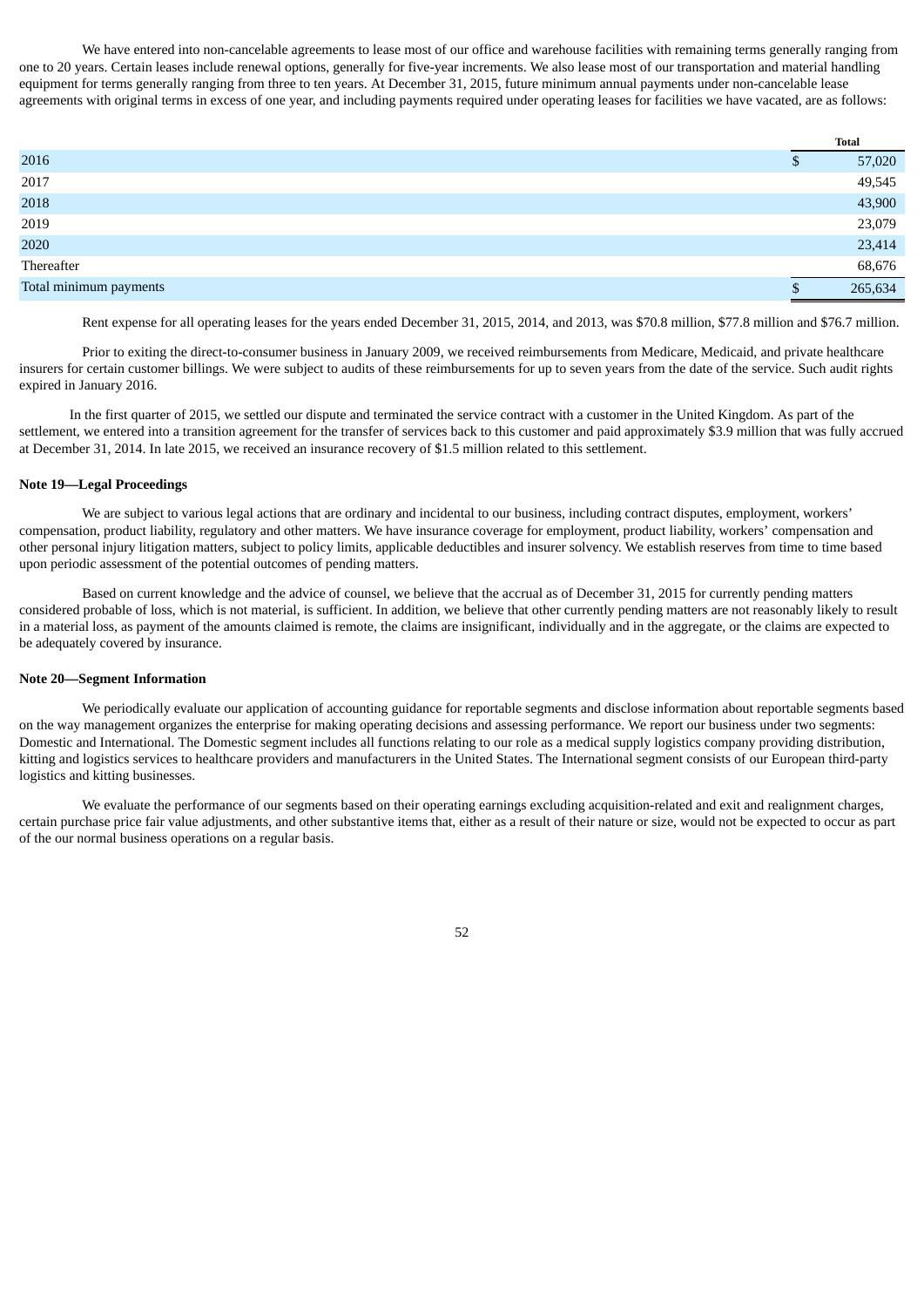We have entered into non-cancelable agreements to lease most of our office and warehouse facilities with remaining terms generally ranging from one to 20 years. Certain leases include renewal options, generally for five-year increments. We also lease most of our transportation and material handling equipment for terms generally ranging from three to ten years. At December 31, 2015, future minimum annual payments under non-cancelable lease agreements with original terms in excess of one year, and including payments required under operating leases for facilities we have vacated, are as follows:

| | Total |
|---|---|
| 2016 | $ 57,020 |
| 2017 | 49,545 |
| 2018 | 43,900 |
| 2019 | 23,079 |
| 2020 | 23,414 |
| Thereafter | 68,676 |
| Total minimum payments | $ 265,634 |

Rent expense for all operating leases for the years ended December 31, 2015, 2014, and 2013, was $70.8 million, $77.8 million and $76.7 million.

Prior to exiting the direct-to-consumer business in January 2009, we received reimbursements from Medicare, Medicaid, and private healthcare insurers for certain customer billings. We were subject to audits of these reimbursements for up to seven years from the date of the service. Such audit rights expired in January 2016.

In the first quarter of 2015, we settled our dispute and terminated the service contract with a customer in the United Kingdom. As part of the settlement, we entered into a transition agreement for the transfer of services back to this customer and paid approximately $3.9 million that was fully accrued at December 31, 2014. In late 2015, we received an insurance recovery of $1.5 million related to this settlement.

**Note 19—Legal Proceedings**

We are subject to various legal actions that are ordinary and incidental to our business, including contract disputes, employment, workers' compensation, product liability, regulatory and other matters. We have insurance coverage for employment, product liability, workers' compensation and other personal injury litigation matters, subject to policy limits, applicable deductibles and insurer solvency. We establish reserves from time to time based upon periodic assessment of the potential outcomes of pending matters.

Based on current knowledge and the advice of counsel, we believe that the accrual as of December 31, 2015 for currently pending matters considered probable of loss, which is not material, is sufficient. In addition, we believe that other currently pending matters are not reasonably likely to result in a material loss, as payment of the amounts claimed is remote, the claims are insignificant, individually and in the aggregate, or the claims are expected to be adequately covered by insurance.

**Note 20—Segment Information**

We periodically evaluate our application of accounting guidance for reportable segments and disclose information about reportable segments based on the way management organizes the enterprise for making operating decisions and assessing performance. We report our business under two segments: Domestic and International. The Domestic segment includes all functions relating to our role as a medical supply logistics company providing distribution, kitting and logistics services to healthcare providers and manufacturers in the United States. The International segment consists of our European third-party logistics and kitting businesses.

We evaluate the performance of our segments based on their operating earnings excluding acquisition-related and exit and realignment charges, certain purchase price fair value adjustments, and other substantive items that, either as a result of their nature or size, would not be expected to occur as part of the our normal business operations on a regular basis.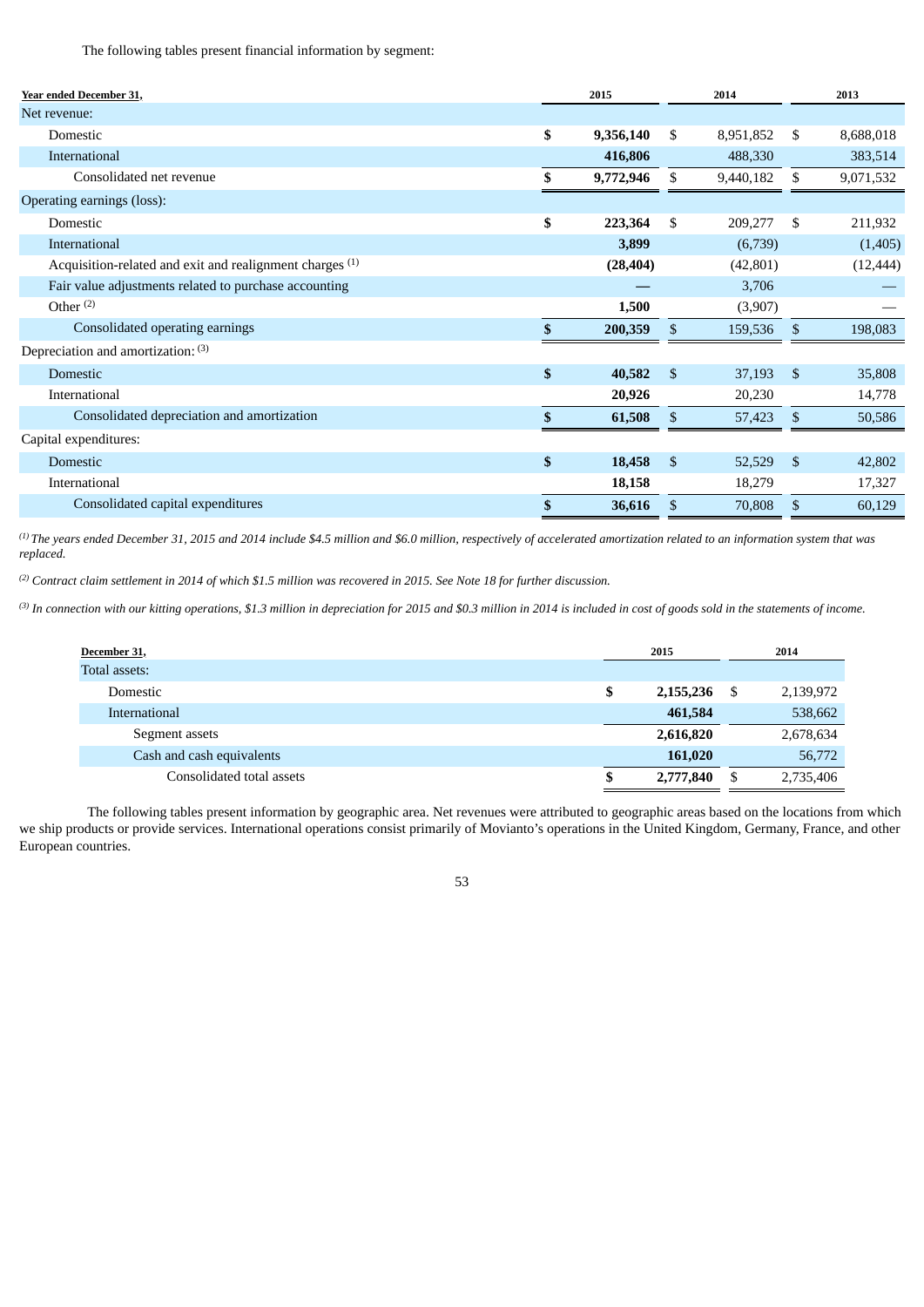The following tables present financial information by segment:

| Year ended December 31, | 2015 | 2014 | 2013 |
|---|---|---|---|
| Net revenue: | | | |
| Domestic | **$ 9,356,140** | $ 8,951,852 | $ 8,688,018 |
| International | **416,806** | 488,330 | 383,514 |
| Consolidated net revenue | **$ 9,772,946** | $ 9,440,182 | $ 9,071,532 |
| Operating earnings (loss): | | | |
| Domestic | **$ 223,364** | $ 209,277 | $ 211,932 |
| International | **3,899** | (6,739) | (1,405) |
| Acquisition-related and exit and realignment charges [1] | **(28,404)** | (42,801) | (12,444) |
| Fair value adjustments related to purchase accounting | **—** | 3,706 | — |
| Other [2] | **1,500** | (3,907) | — |
| Consolidated operating earnings | **$ 200,359** | $ 159,536 | $ 198,083 |
| Depreciation and amortization: [3] | | | |
| Domestic | **$ 40,582** | $ 37,193 | $ 35,808 |
| International | **20,926** | 20,230 | 14,778 |
| Consolidated depreciation and amortization | **$ 61,508** | $ 57,423 | $ 50,586 |
| Capital expenditures: | | | |
| Domestic | **$ 18,458** | $ 52,529 | $ 42,802 |
| International | **18,158** | 18,279 | 17,327 |
| Consolidated capital expenditures | **$ 36,616** | $ 70,808 | $ 60,129 |

*[1] The years ended December 31, 2015 and 2014 include $4.5 million and $6.0 million, respectively of accelerated amortization related to an information system that was replaced.*

*[2] Contract claim settlement in 2014 of which $1.5 million was recovered in 2015. See Note 18 for further discussion.*

*[3] In connection with our kitting operations, $1.3 million in depreciation for 2015 and $0.3 million in 2014 is included in cost of goods sold in the statements of income.*

| December 31, | 2015 | 2014 |
|---|---|---|
| Total assets: | | |
| Domestic | **$ 2,155,236** | $ 2,139,972 |
| International | **461,584** | 538,662 |
| Segment assets | **2,616,820** | 2,678,634 |
| Cash and cash equivalents | **161,020** | 56,772 |
| Consolidated total assets | **$ 2,777,840** | $ 2,735,406 |

The following tables present information by geographic area. Net revenues were attributed to geographic areas based on the locations from which we ship products or provide services. International operations consist primarily of Movianto's operations in the United Kingdom, Germany, France, and other European countries.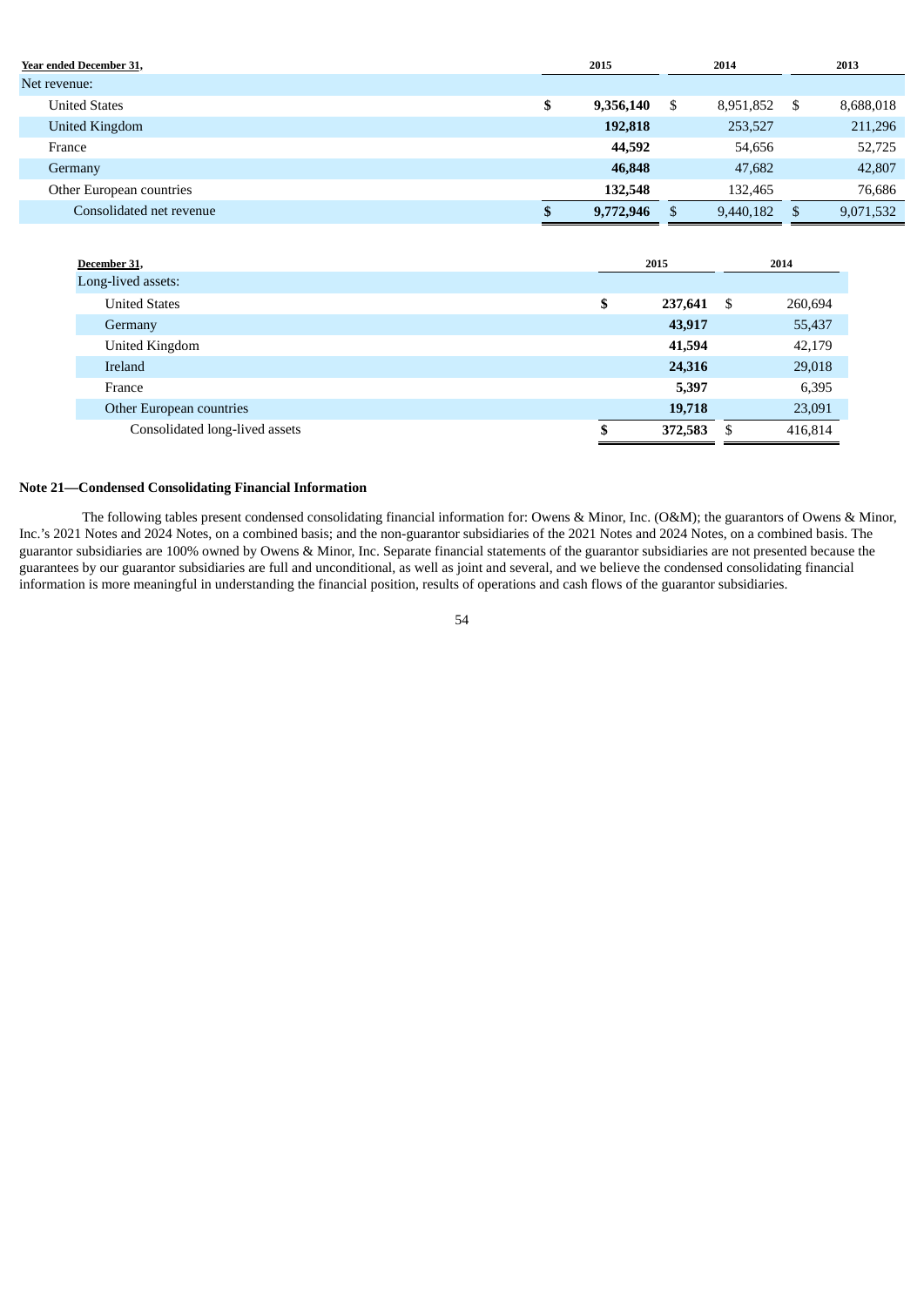| Year ended December 31, | 2015 | 2014 | 2013 |
|---|---|---|---|
| Net revenue: | | | |
| United States | **$ 9,356,140** | $ 8,951,852 | $ 8,688,018 |
| United Kingdom | **192,818** | 253,527 | 211,296 |
| France | **44,592** | 54,656 | 52,725 |
| Germany | **46,848** | 47,682 | 42,807 |
| Other European countries | **132,548** | 132,465 | 76,686 |
| Consolidated net revenue | **$ 9,772,946** | $ 9,440,182 | $ 9,071,532 |

| December 31, | 2015 | 2014 |
|---|---|---|
| Long-lived assets: | | |
| United States | **$ 237,641** | $ 260,694 |
| Germany | **43,917** | 55,437 |
| United Kingdom | **41,594** | 42,179 |
| Ireland | **24,316** | 29,018 |
| France | **5,397** | 6,395 |
| Other European countries | **19,718** | 23,091 |
| Consolidated long-lived assets | **$ 372,583** | $ 416,814 |

**Note 21—Condensed Consolidating Financial Information**

The following tables present condensed consolidating financial information for: Owens & Minor, Inc. (O&M); the guarantors of Owens & Minor, Inc.'s 2021 Notes and 2024 Notes, on a combined basis; and the non-guarantor subsidiaries of the 2021 Notes and 2024 Notes, on a combined basis. The guarantor subsidiaries are 100% owned by Owens & Minor, Inc. Separate financial statements of the guarantor subsidiaries are not presented because the guarantees by our guarantor subsidiaries are full and unconditional, as well as joint and several, and we believe the condensed consolidating financial information is more meaningful in understanding the financial position, results of operations and cash flows of the guarantor subsidiaries.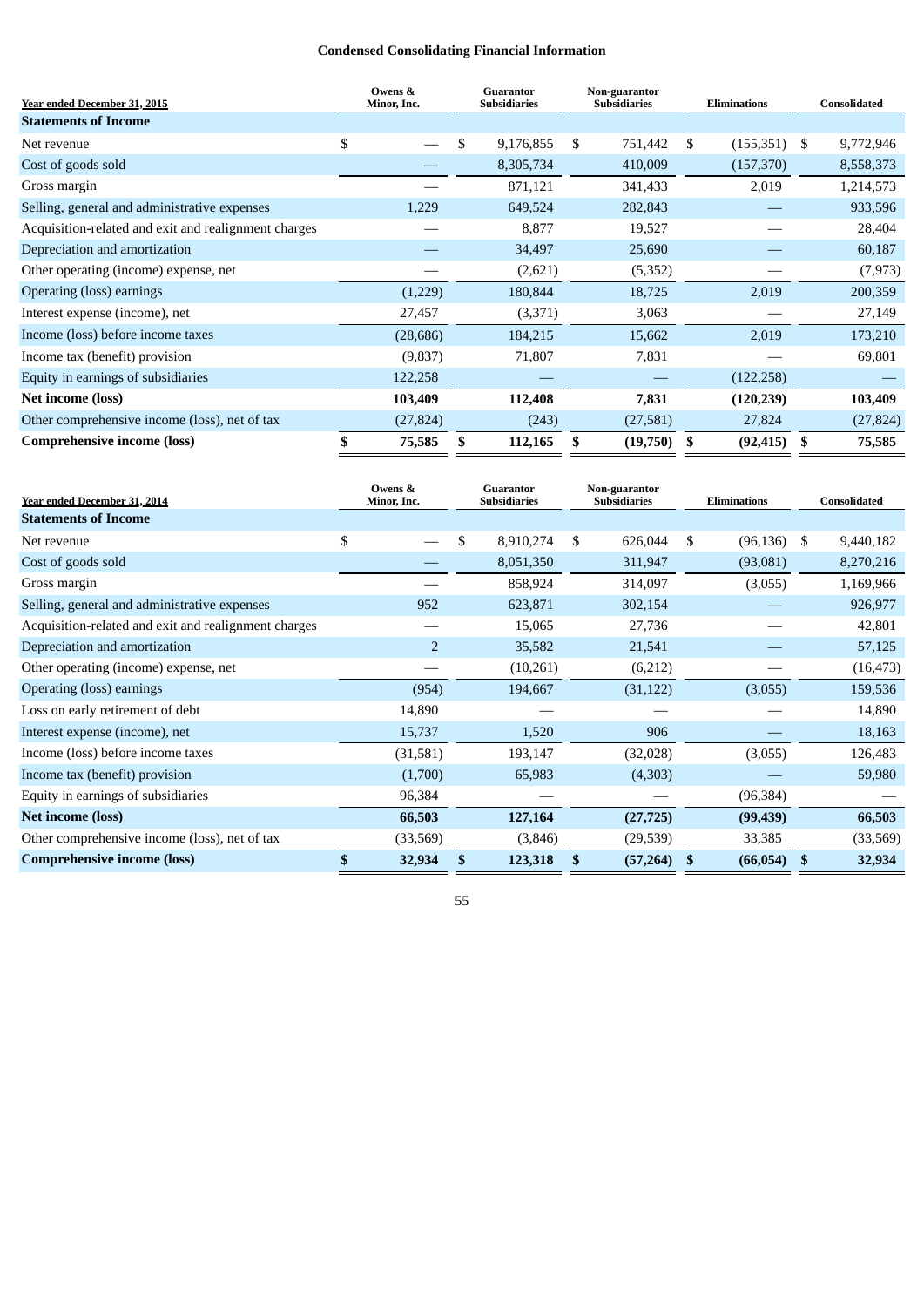## Condensed Consolidating Financial Information

| Year ended December 31, 2015 | Owens & Minor, Inc. | Guarantor Subsidiaries | Non-guarantor Subsidiaries | Eliminations | Consolidated |
|---|---|---|---|---|---|
| **Statements of Income** | | | | | |
| Net revenue | $ — | $ 9,176,855 | $ 751,442 | $ (155,351) | $ 9,772,946 |
| Cost of goods sold | — | 8,305,734 | 410,009 | (157,370) | 8,558,373 |
| Gross margin | — | 871,121 | 341,433 | 2,019 | 1,214,573 |
| Selling, general and administrative expenses | 1,229 | 649,524 | 282,843 | — | 933,596 |
| Acquisition-related and exit and realignment charges | — | 8,877 | 19,527 | — | 28,404 |
| Depreciation and amortization | — | 34,497 | 25,690 | — | 60,187 |
| Other operating (income) expense, net | — | (2,621) | (5,352) | — | (7,973) |
| Operating (loss) earnings | (1,229) | 180,844 | 18,725 | 2,019 | 200,359 |
| Interest expense (income), net | 27,457 | (3,371) | 3,063 | — | 27,149 |
| Income (loss) before income taxes | (28,686) | 184,215 | 15,662 | 2,019 | 173,210 |
| Income tax (benefit) provision | (9,837) | 71,807 | 7,831 | — | 69,801 |
| Equity in earnings of subsidiaries | 122,258 | — | — | (122,258) | — |
| **Net income (loss)** | **103,409** | **112,408** | **7,831** | **(120,239)** | **103,409** |
| Other comprehensive income (loss), net of tax | (27,824) | (243) | (27,581) | 27,824 | (27,824) |
| **Comprehensive income (loss)** | **$ 75,585** | **$ 112,165** | **$ (19,750)** | **$ (92,415)** | **$ 75,585** |

| Year ended December 31, 2014 | Owens & Minor, Inc. | Guarantor Subsidiaries | Non-guarantor Subsidiaries | Eliminations | Consolidated |
|---|---|---|---|---|---|
| **Statements of Income** | | | | | |
| Net revenue | $ — | $ 8,910,274 | $ 626,044 | $ (96,136) | $ 9,440,182 |
| Cost of goods sold | — | 8,051,350 | 311,947 | (93,081) | 8,270,216 |
| Gross margin | — | 858,924 | 314,097 | (3,055) | 1,169,966 |
| Selling, general and administrative expenses | 952 | 623,871 | 302,154 | — | 926,977 |
| Acquisition-related and exit and realignment charges | — | 15,065 | 27,736 | — | 42,801 |
| Depreciation and amortization | 2 | 35,582 | 21,541 | — | 57,125 |
| Other operating (income) expense, net | — | (10,261) | (6,212) | — | (16,473) |
| Operating (loss) earnings | (954) | 194,667 | (31,122) | (3,055) | 159,536 |
| Loss on early retirement of debt | 14,890 | — | — | — | 14,890 |
| Interest expense (income), net | 15,737 | 1,520 | 906 | — | 18,163 |
| Income (loss) before income taxes | (31,581) | 193,147 | (32,028) | (3,055) | 126,483 |
| Income tax (benefit) provision | (1,700) | 65,983 | (4,303) | — | 59,980 |
| Equity in earnings of subsidiaries | 96,384 | — | — | (96,384) | — |
| **Net income (loss)** | **66,503** | **127,164** | **(27,725)** | **(99,439)** | **66,503** |
| Other comprehensive income (loss), net of tax | (33,569) | (3,846) | (29,539) | 33,385 | (33,569) |
| **Comprehensive income (loss)** | **$ 32,934** | **$ 123,318** | **$ (57,264)** | **$ (66,054)** | **$ 32,934** |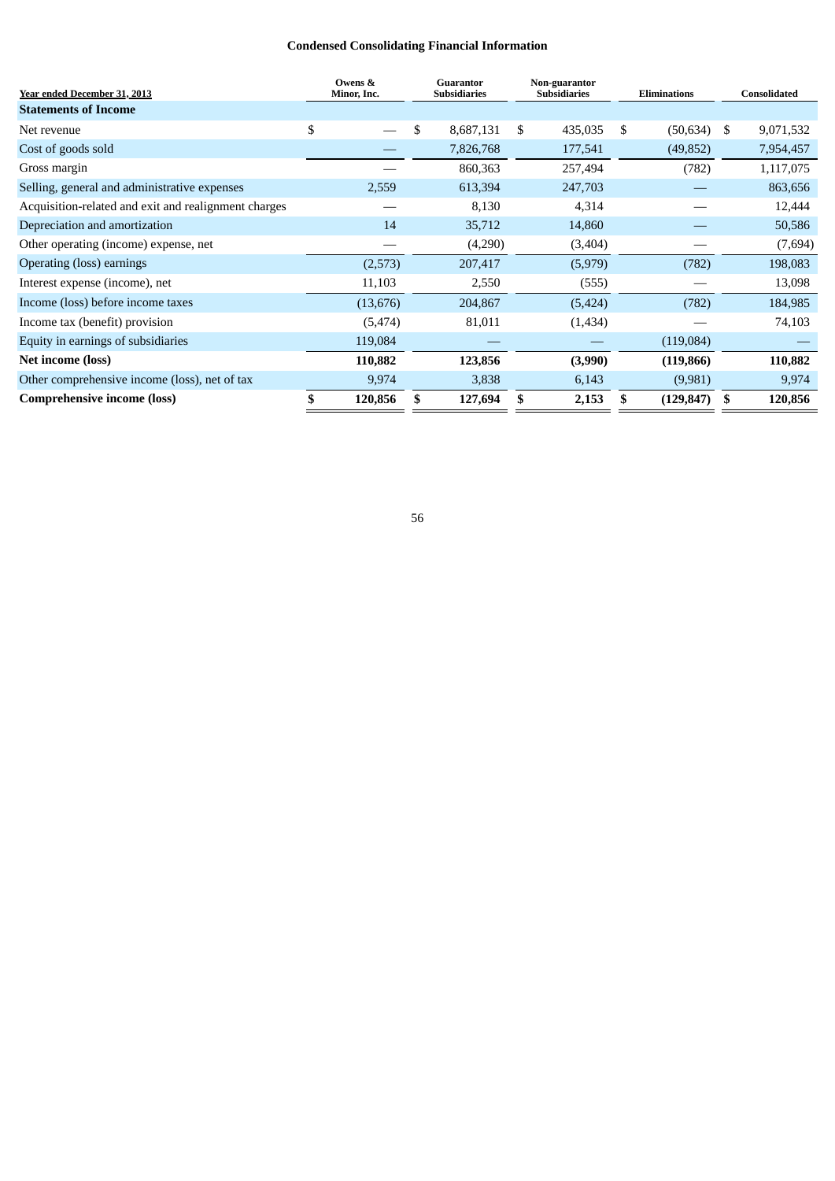## Condensed Consolidating Financial Information

| Year ended December 31, 2013 | Owens & Minor, Inc. | Guarantor Subsidiaries | Non-guarantor Subsidiaries | Eliminations | Consolidated |
|---|---|---|---|---|---|
| **Statements of Income** | | | | | |
| Net revenue | $ — | $ 8,687,131 | $ 435,035 | $ (50,634) | $ 9,071,532 |
| Cost of goods sold | — | 7,826,768 | 177,541 | (49,852) | 7,954,457 |
| Gross margin | — | 860,363 | 257,494 | (782) | 1,117,075 |
| Selling, general and administrative expenses | 2,559 | 613,394 | 247,703 | — | 863,656 |
| Acquisition-related and exit and realignment charges | — | 8,130 | 4,314 | — | 12,444 |
| Depreciation and amortization | 14 | 35,712 | 14,860 | — | 50,586 |
| Other operating (income) expense, net | — | (4,290) | (3,404) | — | (7,694) |
| Operating (loss) earnings | (2,573) | 207,417 | (5,979) | (782) | 198,083 |
| Interest expense (income), net | 11,103 | 2,550 | (555) | — | 13,098 |
| Income (loss) before income taxes | (13,676) | 204,867 | (5,424) | (782) | 184,985 |
| Income tax (benefit) provision | (5,474) | 81,011 | (1,434) | — | 74,103 |
| Equity in earnings of subsidiaries | 119,084 | — | — | (119,084) | — |
| **Net income (loss)** | **110,882** | **123,856** | **(3,990)** | **(119,866)** | **110,882** |
| Other comprehensive income (loss), net of tax | 9,974 | 3,838 | 6,143 | (9,981) | 9,974 |
| **Comprehensive income (loss)** | **$ 120,856** | **$ 127,694** | **$ 2,153** | **$ (129,847)** | **$ 120,856** |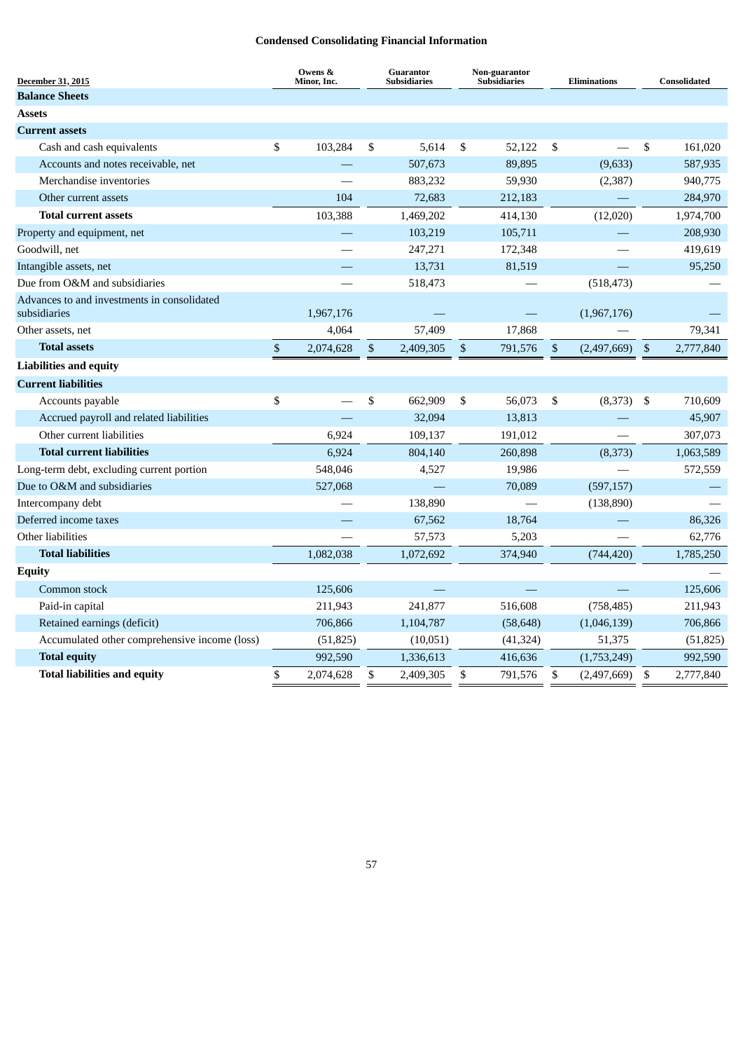## Condensed Consolidating Financial Information

| December 31, 2015 | Owens & Minor, Inc. | Guarantor Subsidiaries | Non-guarantor Subsidiaries | Eliminations | Consolidated |
|---|---|---|---|---|---|
| **Balance Sheets** | | | | | |
| **Assets** | | | | | |
| **Current assets** | | | | | |
| Cash and cash equivalents | $ 103,284 | $ 5,614 | $ 52,122 | $ — | $ 161,020 |
| Accounts and notes receivable, net | — | 507,673 | 89,895 | (9,633) | 587,935 |
| Merchandise inventories | — | 883,232 | 59,930 | (2,387) | 940,775 |
| Other current assets | 104 | 72,683 | 212,183 | — | 284,970 |
| **Total current assets** | 103,388 | 1,469,202 | 414,130 | (12,020) | 1,974,700 |
| Property and equipment, net | — | 103,219 | 105,711 | — | 208,930 |
| Goodwill, net | — | 247,271 | 172,348 | — | 419,619 |
| Intangible assets, net | — | 13,731 | 81,519 | — | 95,250 |
| Due from O&M and subsidiaries | — | 518,473 | — | (518,473) | — |
| Advances to and investments in consolidated subsidiaries | 1,967,176 | — | — | (1,967,176) | — |
| Other assets, net | 4,064 | 57,409 | 17,868 | — | 79,341 |
| **Total assets** | $ 2,074,628 | $ 2,409,305 | $ 791,576 | $ (2,497,669) | $ 2,777,840 |
| **Liabilities and equity** | | | | | |
| **Current liabilities** | | | | | |
| Accounts payable | $ — | $ 662,909 | $ 56,073 | $ (8,373) | $ 710,609 |
| Accrued payroll and related liabilities | — | 32,094 | 13,813 | — | 45,907 |
| Other current liabilities | 6,924 | 109,137 | 191,012 | — | 307,073 |
| **Total current liabilities** | 6,924 | 804,140 | 260,898 | (8,373) | 1,063,589 |
| Long-term debt, excluding current portion | 548,046 | 4,527 | 19,986 | — | 572,559 |
| Due to O&M and subsidiaries | 527,068 | — | 70,089 | (597,157) | — |
| Intercompany debt | — | 138,890 | — | (138,890) | — |
| Deferred income taxes | — | 67,562 | 18,764 | — | 86,326 |
| Other liabilities | — | 57,573 | 5,203 | — | 62,776 |
| **Total liabilities** | 1,082,038 | 1,072,692 | 374,940 | (744,420) | 1,785,250 |
| **Equity** | | | | | — |
| Common stock | 125,606 | — | — | — | 125,606 |
| Paid-in capital | 211,943 | 241,877 | 516,608 | (758,485) | 211,943 |
| Retained earnings (deficit) | 706,866 | 1,104,787 | (58,648) | (1,046,139) | 706,866 |
| Accumulated other comprehensive income (loss) | (51,825) | (10,051) | (41,324) | 51,375 | (51,825) |
| **Total equity** | 992,590 | 1,336,613 | 416,636 | (1,753,249) | 992,590 |
| **Total liabilities and equity** | $ 2,074,628 | $ 2,409,305 | $ 791,576 | $ (2,497,669) | $ 2,777,840 |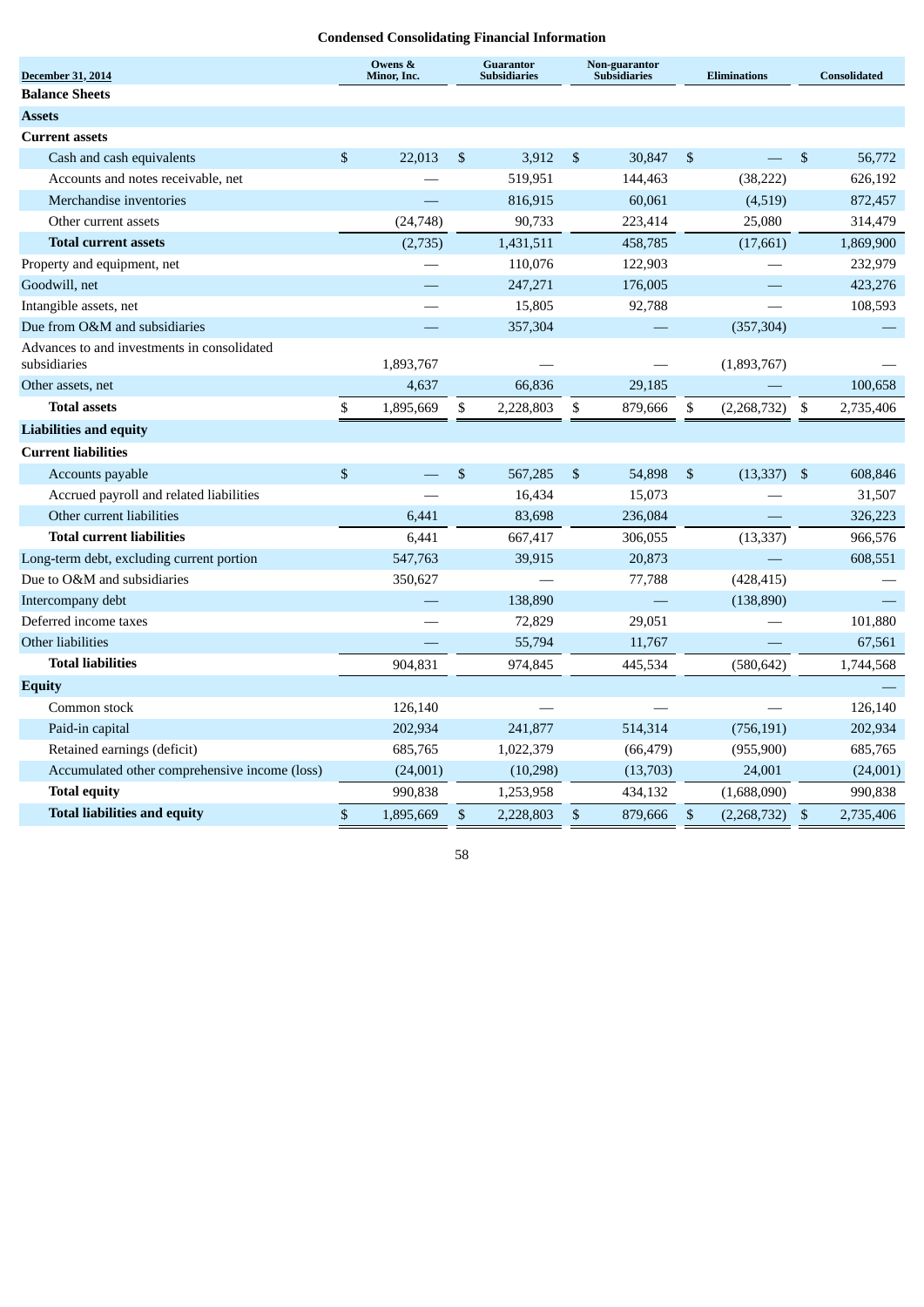### Condensed Consolidating Financial Information

| December 31, 2014 | Owens & Minor, Inc. | Guarantor Subsidiaries | Non-guarantor Subsidiaries | Eliminations | Consolidated |
|---|---|---|---|---|---|
| **Balance Sheets** | | | | | |
| **Assets** | | | | | |
| **Current assets** | | | | | |
| Cash and cash equivalents | $ 22,013 | $ 3,912 | $ 30,847 | $ — | $ 56,772 |
| Accounts and notes receivable, net | — | 519,951 | 144,463 | (38,222) | 626,192 |
| Merchandise inventories | — | 816,915 | 60,061 | (4,519) | 872,457 |
| Other current assets | (24,748) | 90,733 | 223,414 | 25,080 | 314,479 |
| **Total current assets** | (2,735) | 1,431,511 | 458,785 | (17,661) | 1,869,900 |
| Property and equipment, net | — | 110,076 | 122,903 | — | 232,979 |
| Goodwill, net | — | 247,271 | 176,005 | — | 423,276 |
| Intangible assets, net | — | 15,805 | 92,788 | — | 108,593 |
| Due from O&M and subsidiaries | — | 357,304 | — | (357,304) | — |
| Advances to and investments in consolidated subsidiaries | 1,893,767 | — | — | (1,893,767) | — |
| Other assets, net | 4,637 | 66,836 | 29,185 | — | 100,658 |
| **Total assets** | $ 1,895,669 | $ 2,228,803 | $ 879,666 | $ (2,268,732) | $ 2,735,406 |
| **Liabilities and equity** | | | | | |
| **Current liabilities** | | | | | |
| Accounts payable | $ — | $ 567,285 | $ 54,898 | $ (13,337) | $ 608,846 |
| Accrued payroll and related liabilities | — | 16,434 | 15,073 | — | 31,507 |
| Other current liabilities | 6,441 | 83,698 | 236,084 | — | 326,223 |
| **Total current liabilities** | 6,441 | 667,417 | 306,055 | (13,337) | 966,576 |
| Long-term debt, excluding current portion | 547,763 | 39,915 | 20,873 | — | 608,551 |
| Due to O&M and subsidiaries | 350,627 | — | 77,788 | (428,415) | — |
| Intercompany debt | — | 138,890 | — | (138,890) | — |
| Deferred income taxes | — | 72,829 | 29,051 | — | 101,880 |
| Other liabilities | — | 55,794 | 11,767 | — | 67,561 |
| **Total liabilities** | 904,831 | 974,845 | 445,534 | (580,642) | 1,744,568 |
| **Equity** | | | | | — |
| Common stock | 126,140 | — | — | — | 126,140 |
| Paid-in capital | 202,934 | 241,877 | 514,314 | (756,191) | 202,934 |
| Retained earnings (deficit) | 685,765 | 1,022,379 | (66,479) | (955,900) | 685,765 |
| Accumulated other comprehensive income (loss) | (24,001) | (10,298) | (13,703) | 24,001 | (24,001) |
| **Total equity** | 990,838 | 1,253,958 | 434,132 | (1,688,090) | 990,838 |
| **Total liabilities and equity** | $ 1,895,669 | $ 2,228,803 | $ 879,666 | $ (2,268,732) | $ 2,735,406 |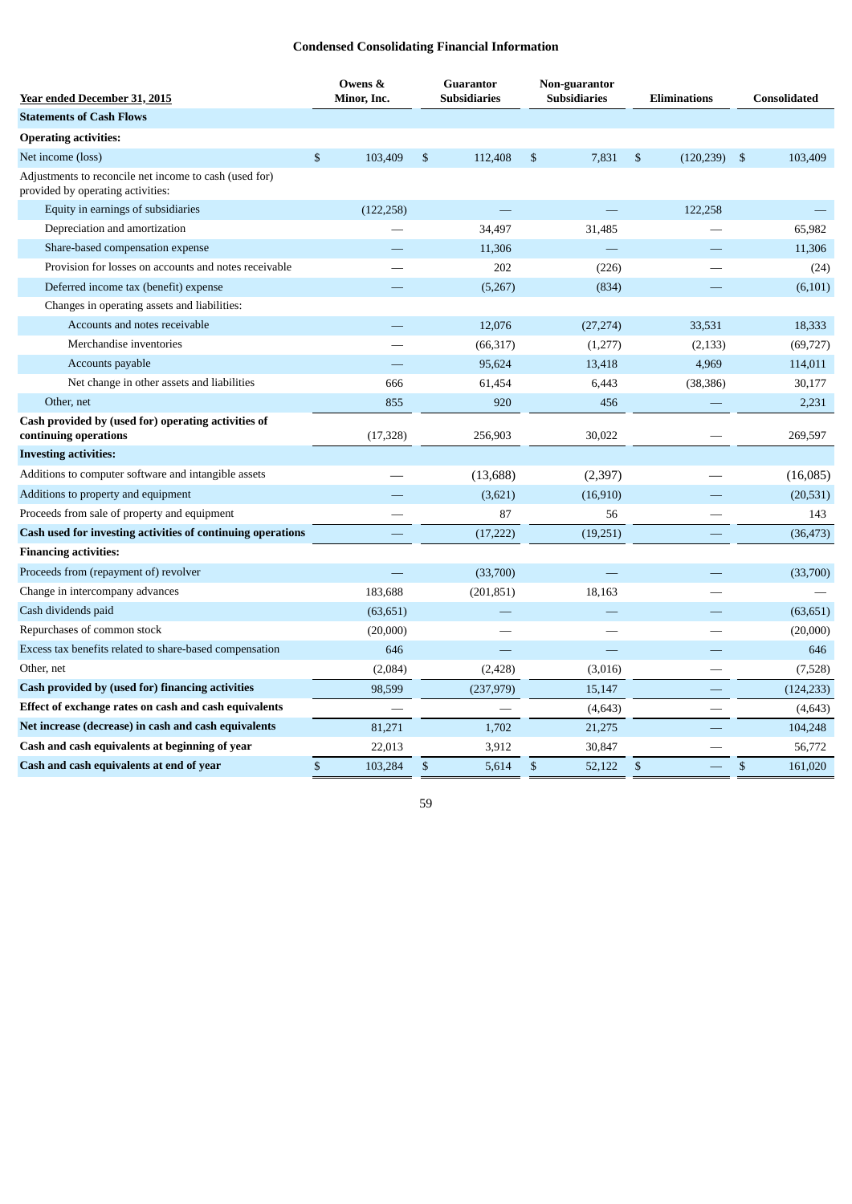## Condensed Consolidating Financial Information

| Year ended December 31, 2015 | Owens & Minor, Inc. | Guarantor Subsidiaries | Non-guarantor Subsidiaries | Eliminations | Consolidated |
|---|---|---|---|---|---|
| **Statements of Cash Flows** | | | | | |
| **Operating activities:** | | | | | |
| Net income (loss) | $ 103,409 | $ 112,408 | $ 7,831 | $ (120,239) | $ 103,409 |
| Adjustments to reconcile net income to cash (used for) provided by operating activities: | | | | | |
| Equity in earnings of subsidiaries | (122,258) | — | — | 122,258 | — |
| Depreciation and amortization | — | 34,497 | 31,485 | — | 65,982 |
| Share-based compensation expense | — | 11,306 | — | — | 11,306 |
| Provision for losses on accounts and notes receivable | — | 202 | (226) | — | (24) |
| Deferred income tax (benefit) expense | — | (5,267) | (834) | — | (6,101) |
| Changes in operating assets and liabilities: | | | | | |
| Accounts and notes receivable | — | 12,076 | (27,274) | 33,531 | 18,333 |
| Merchandise inventories | — | (66,317) | (1,277) | (2,133) | (69,727) |
| Accounts payable | — | 95,624 | 13,418 | 4,969 | 114,011 |
| Net change in other assets and liabilities | 666 | 61,454 | 6,443 | (38,386) | 30,177 |
| Other, net | 855 | 920 | 456 | — | 2,231 |
| **Cash provided by (used for) operating activities of continuing operations** | (17,328) | 256,903 | 30,022 | — | 269,597 |
| **Investing activities:** | | | | | |
| Additions to computer software and intangible assets | — | (13,688) | (2,397) | — | (16,085) |
| Additions to property and equipment | — | (3,621) | (16,910) | — | (20,531) |
| Proceeds from sale of property and equipment | — | 87 | 56 | — | 143 |
| **Cash used for investing activities of continuing operations** | — | (17,222) | (19,251) | — | (36,473) |
| **Financing activities:** | | | | | |
| Proceeds from (repayment of) revolver | — | (33,700) | — | — | (33,700) |
| Change in intercompany advances | 183,688 | (201,851) | 18,163 | — | — |
| Cash dividends paid | (63,651) | — | — | — | (63,651) |
| Repurchases of common stock | (20,000) | — | — | — | (20,000) |
| Excess tax benefits related to share-based compensation | 646 | — | — | — | 646 |
| Other, net | (2,084) | (2,428) | (3,016) | — | (7,528) |
| **Cash provided by (used for) financing activities** | 98,599 | (237,979) | 15,147 | — | (124,233) |
| **Effect of exchange rates on cash and cash equivalents** | — | — | (4,643) | — | (4,643) |
| **Net increase (decrease) in cash and cash equivalents** | 81,271 | 1,702 | 21,275 | — | 104,248 |
| **Cash and cash equivalents at beginning of year** | 22,013 | 3,912 | 30,847 | — | 56,772 |
| **Cash and cash equivalents at end of year** | $ 103,284 | $ 5,614 | $ 52,122 | $ — | $ 161,020 |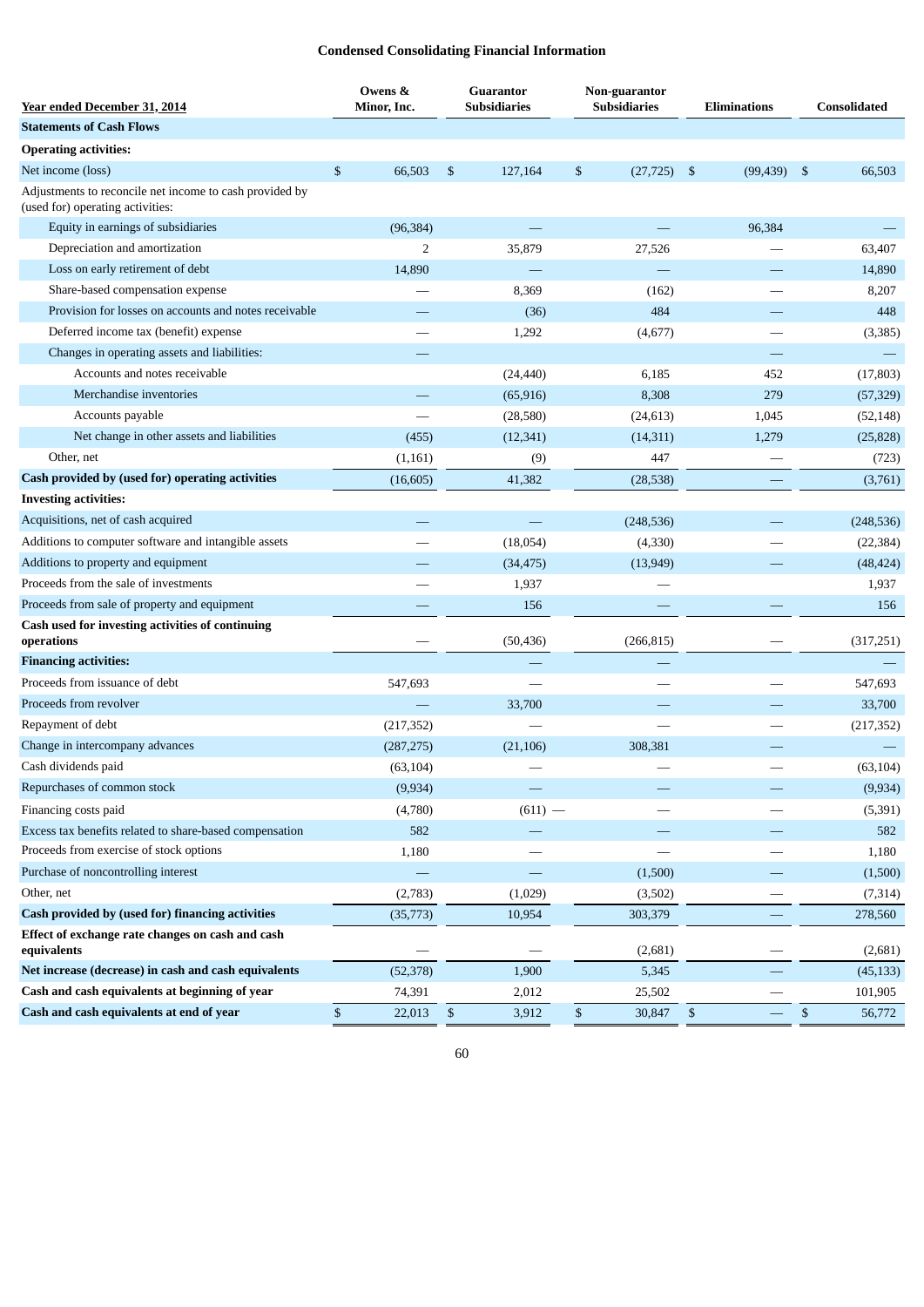### Condensed Consolidating Financial Information

| Year ended December 31, 2014 | Owens & Minor, Inc. | Guarantor Subsidiaries | Non-guarantor Subsidiaries | Eliminations | Consolidated |
|---|---|---|---|---|---|
| **Statements of Cash Flows** | | | | | |
| **Operating activities:** | | | | | |
| Net income (loss) | $ 66,503 | $ 127,164 | $ (27,725) | $ (99,439) | $ 66,503 |
| Adjustments to reconcile net income to cash provided by (used for) operating activities: | | | | | |
| Equity in earnings of subsidiaries | (96,384) | — | — | 96,384 | — |
| Depreciation and amortization | 2 | 35,879 | 27,526 | — | 63,407 |
| Loss on early retirement of debt | 14,890 | — | — | — | 14,890 |
| Share-based compensation expense | — | 8,369 | (162) | — | 8,207 |
| Provision for losses on accounts and notes receivable | — | (36) | 484 | — | 448 |
| Deferred income tax (benefit) expense | — | 1,292 | (4,677) | — | (3,385) |
| Changes in operating assets and liabilities: | — | | | — | — |
| Accounts and notes receivable | | (24,440) | 6,185 | 452 | (17,803) |
| Merchandise inventories | — | (65,916) | 8,308 | 279 | (57,329) |
| Accounts payable | — | (28,580) | (24,613) | 1,045 | (52,148) |
| Net change in other assets and liabilities | (455) | (12,341) | (14,311) | 1,279 | (25,828) |
| Other, net | (1,161) | (9) | 447 | — | (723) |
| **Cash provided by (used for) operating activities** | (16,605) | 41,382 | (28,538) | — | (3,761) |
| **Investing activities:** | | | | | |
| Acquisitions, net of cash acquired | — | — | (248,536) | — | (248,536) |
| Additions to computer software and intangible assets | — | (18,054) | (4,330) | — | (22,384) |
| Additions to property and equipment | — | (34,475) | (13,949) | — | (48,424) |
| Proceeds from the sale of investments | — | 1,937 | — | — | 1,937 |
| Proceeds from sale of property and equipment | — | 156 | — | — | 156 |
| **Cash used for investing activities of continuing operations** | — | (50,436) | (266,815) | — | (317,251) |
| **Financing activities:** | | — | — | | — |
| Proceeds from issuance of debt | 547,693 | — | — | — | 547,693 |
| Proceeds from revolver | — | 33,700 | — | — | 33,700 |
| Repayment of debt | (217,352) | — | — | — | (217,352) |
| Change in intercompany advances | (287,275) | (21,106) | 308,381 | — | — |
| Cash dividends paid | (63,104) | — | — | — | (63,104) |
| Repurchases of common stock | (9,934) | — | — | — | (9,934) |
| Financing costs paid | (4,780) | (611) — | — | — | (5,391) |
| Excess tax benefits related to share-based compensation | 582 | — | — | — | 582 |
| Proceeds from exercise of stock options | 1,180 | — | — | — | 1,180 |
| Purchase of noncontrolling interest | — | — | (1,500) | — | (1,500) |
| Other, net | (2,783) | (1,029) | (3,502) | — | (7,314) |
| **Cash provided by (used for) financing activities** | (35,773) | 10,954 | 303,379 | — | 278,560 |
| **Effect of exchange rate changes on cash and cash equivalents** | — | — | (2,681) | — | (2,681) |
| **Net increase (decrease) in cash and cash equivalents** | (52,378) | 1,900 | 5,345 | — | (45,133) |
| **Cash and cash equivalents at beginning of year** | 74,391 | 2,012 | 25,502 | — | 101,905 |
| **Cash and cash equivalents at end of year** | $ 22,013 | $ 3,912 | $ 30,847 | $ — | $ 56,772 |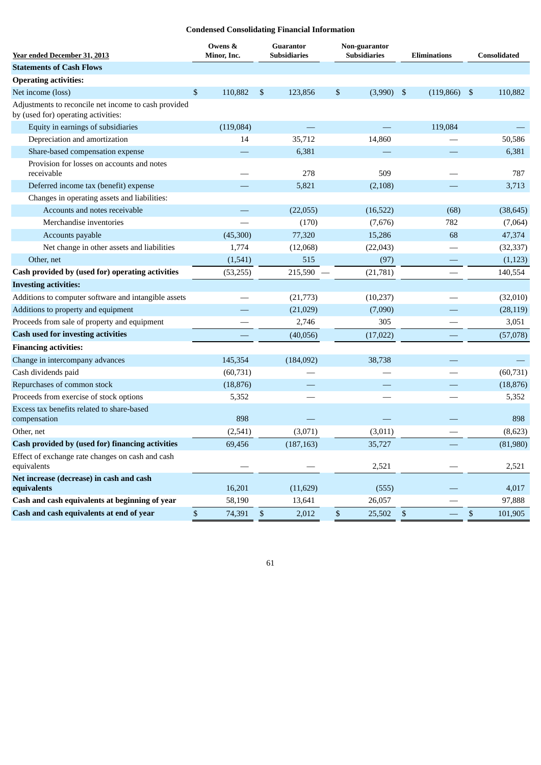## Condensed Consolidating Financial Information

| Year ended December 31, 2013 | Owens & Minor, Inc. | Guarantor Subsidiaries | Non-guarantor Subsidiaries | Eliminations | Consolidated |
|---|---|---|---|---|---|
| **Statements of Cash Flows** | | | | | |
| **Operating activities:** | | | | | |
| Net income (loss) | $ 110,882 | $ 123,856 | $ (3,990) | $ (119,866) | $ 110,882 |
| Adjustments to reconcile net income to cash provided by (used for) operating activities: | | | | | |
| Equity in earnings of subsidiaries | (119,084) | — | — | 119,084 | — |
| Depreciation and amortization | 14 | 35,712 | 14,860 | — | 50,586 |
| Share-based compensation expense | — | 6,381 | — | — | 6,381 |
| Provision for losses on accounts and notes receivable | — | 278 | 509 | — | 787 |
| Deferred income tax (benefit) expense | — | 5,821 | (2,108) | — | 3,713 |
| Changes in operating assets and liabilities: | | | | | |
| Accounts and notes receivable | — | (22,055) | (16,522) | (68) | (38,645) |
| Merchandise inventories | — | (170) | (7,676) | 782 | (7,064) |
| Accounts payable | (45,300) | 77,320 | 15,286 | 68 | 47,374 |
| Net change in other assets and liabilities | 1,774 | (12,068) | (22,043) | — | (32,337) |
| Other, net | (1,541) | 515 | (97) | — | (1,123) |
| **Cash provided by (used for) operating activities** | (53,255) | 215,590 | (21,781) | — | 140,554 |
| **Investing activities:** | | | | | |
| Additions to computer software and intangible assets | — | (21,773) | (10,237) | — | (32,010) |
| Additions to property and equipment | — | (21,029) | (7,090) | — | (28,119) |
| Proceeds from sale of property and equipment | — | 2,746 | 305 | — | 3,051 |
| **Cash used for investing activities** | — | (40,056) | (17,022) | — | (57,078) |
| **Financing activities:** | | | | | |
| Change in intercompany advances | 145,354 | (184,092) | 38,738 | — | — |
| Cash dividends paid | (60,731) | — | — | — | (60,731) |
| Repurchases of common stock | (18,876) | — | — | — | (18,876) |
| Proceeds from exercise of stock options | 5,352 | — | — | — | 5,352 |
| Excess tax benefits related to share-based compensation | 898 | — | — | — | 898 |
| Other, net | (2,541) | (3,071) | (3,011) | — | (8,623) |
| **Cash provided by (used for) financing activities** | 69,456 | (187,163) | 35,727 | — | (81,980) |
| Effect of exchange rate changes on cash and cash equivalents | — | — | 2,521 | — | 2,521 |
| **Net increase (decrease) in cash and cash equivalents** | 16,201 | (11,629) | (555) | — | 4,017 |
| **Cash and cash equivalents at beginning of year** | 58,190 | 13,641 | 26,057 | — | 97,888 |
| **Cash and cash equivalents at end of year** | $ 74,391 | $ 2,012 | $ 25,502 | $ — | $ 101,905 |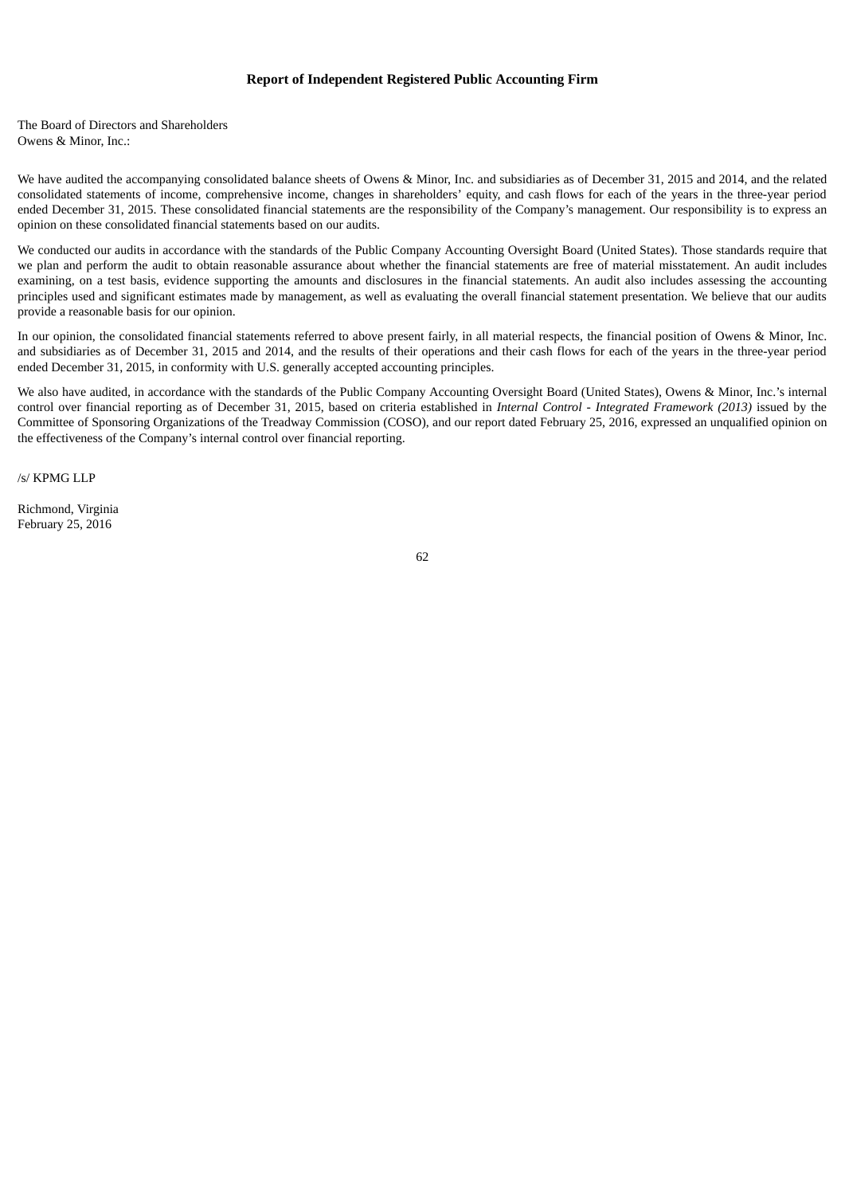# Report of Independent Registered Public Accounting Firm

The Board of Directors and Shareholders
Owens & Minor, Inc.:

We have audited the accompanying consolidated balance sheets of Owens & Minor, Inc. and subsidiaries as of December 31, 2015 and 2014, and the related consolidated statements of income, comprehensive income, changes in shareholders' equity, and cash flows for each of the years in the three-year period ended December 31, 2015. These consolidated financial statements are the responsibility of the Company's management. Our responsibility is to express an opinion on these consolidated financial statements based on our audits.

We conducted our audits in accordance with the standards of the Public Company Accounting Oversight Board (United States). Those standards require that we plan and perform the audit to obtain reasonable assurance about whether the financial statements are free of material misstatement. An audit includes examining, on a test basis, evidence supporting the amounts and disclosures in the financial statements. An audit also includes assessing the accounting principles used and significant estimates made by management, as well as evaluating the overall financial statement presentation. We believe that our audits provide a reasonable basis for our opinion.

In our opinion, the consolidated financial statements referred to above present fairly, in all material respects, the financial position of Owens & Minor, Inc. and subsidiaries as of December 31, 2015 and 2014, and the results of their operations and their cash flows for each of the years in the three-year period ended December 31, 2015, in conformity with U.S. generally accepted accounting principles.

We also have audited, in accordance with the standards of the Public Company Accounting Oversight Board (United States), Owens & Minor, Inc.'s internal control over financial reporting as of December 31, 2015, based on criteria established in *Internal Control - Integrated Framework (2013)* issued by the Committee of Sponsoring Organizations of the Treadway Commission (COSO), and our report dated February 25, 2016, expressed an unqualified opinion on the effectiveness of the Company's internal control over financial reporting.

/s/ KPMG LLP

Richmond, Virginia
February 25, 2016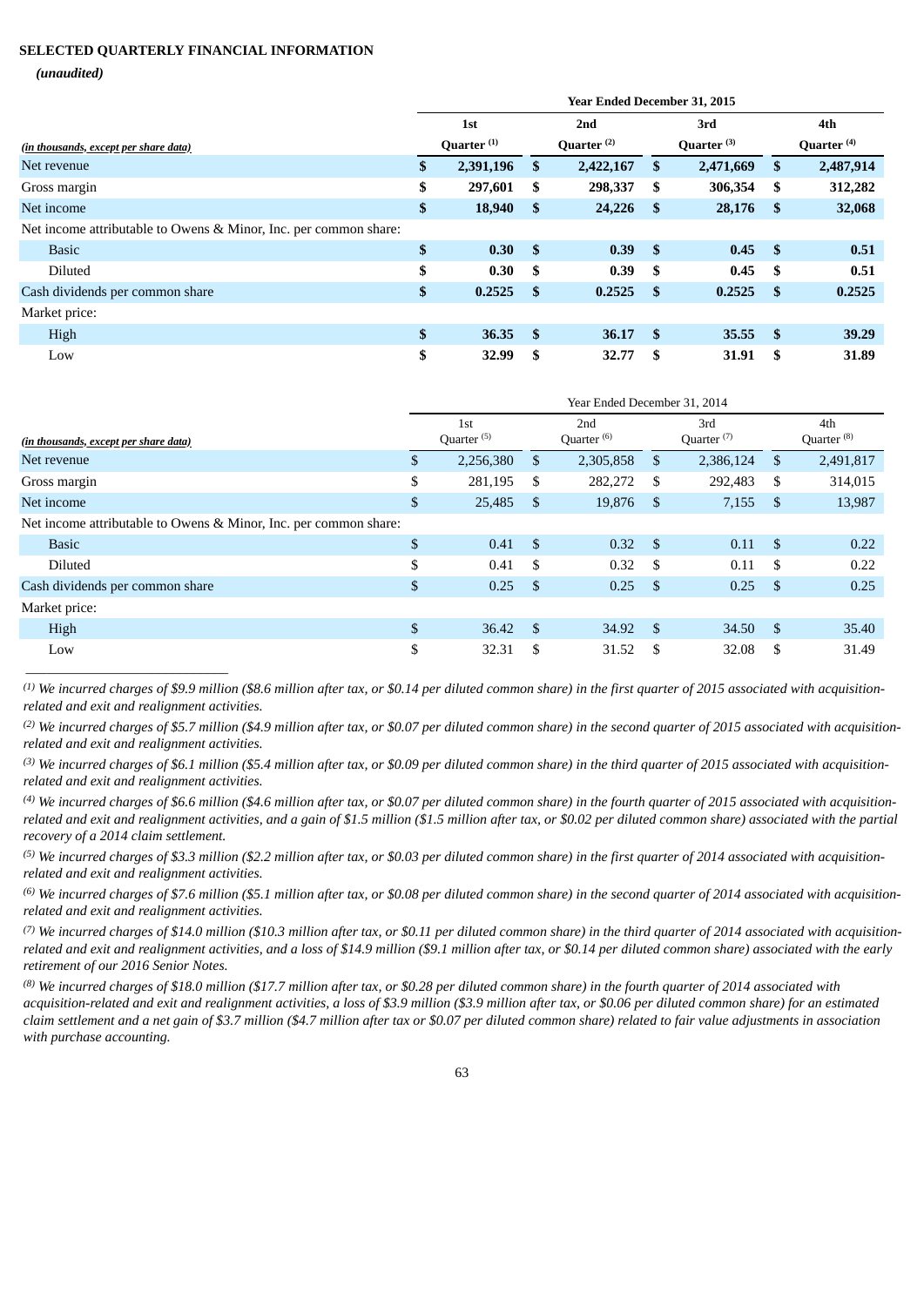**SELECTED QUARTERLY FINANCIAL INFORMATION**

***(unaudited)***

| | Year Ended December 31, 2015 | | | |
|---|---|---|---|---|
| *(in thousands, except per share data)* | **1st Quarter [(1)]** | **2nd Quarter [(2)]** | **3rd Quarter [(3)]** | **4th Quarter [(4)]** |
| Net revenue | **$ 2,391,196** | **$ 2,422,167** | **$ 2,471,669** | **$ 2,487,914** |
| Gross margin | **$ 297,601** | **$ 298,337** | **$ 306,354** | **$ 312,282** |
| Net income | **$ 18,940** | **$ 24,226** | **$ 28,176** | **$ 32,068** |
| Net income attributable to Owens & Minor, Inc. per common share: | | | | |
| Basic | **$ 0.30** | **$ 0.39** | **$ 0.45** | **$ 0.51** |
| Diluted | **$ 0.30** | **$ 0.39** | **$ 0.45** | **$ 0.51** |
| Cash dividends per common share | **$ 0.2525** | **$ 0.2525** | **$ 0.2525** | **$ 0.2525** |
| Market price: | | | | |
| High | **$ 36.35** | **$ 36.17** | **$ 35.55** | **$ 39.29** |
| Low | **$ 32.99** | **$ 32.77** | **$ 31.91** | **$ 31.89** |

| | Year Ended December 31, 2014 | | | |
|---|---|---|---|---|
| *(in thousands, except per share data)* | 1st Quarter [(5)] | 2nd Quarter [(6)] | 3rd Quarter [(7)] | 4th Quarter [(8)] |
| Net revenue | $ 2,256,380 | $ 2,305,858 | $ 2,386,124 | $ 2,491,817 |
| Gross margin | $ 281,195 | $ 282,272 | $ 292,483 | $ 314,015 |
| Net income | $ 25,485 | $ 19,876 | $ 7,155 | $ 13,987 |
| Net income attributable to Owens & Minor, Inc. per common share: | | | | |
| Basic | $ 0.41 | $ 0.32 | $ 0.11 | $ 0.22 |
| Diluted | $ 0.41 | $ 0.32 | $ 0.11 | $ 0.22 |
| Cash dividends per common share | $ 0.25 | $ 0.25 | $ 0.25 | $ 0.25 |
| Market price: | | | | |
| High | $ 36.42 | $ 34.92 | $ 34.50 | $ 35.40 |
| Low | $ 32.31 | $ 31.52 | $ 32.08 | $ 31.49 |

*[(1)] We incurred charges of $9.9 million ($8.6 million after tax, or $0.14 per diluted common share) in the first quarter of 2015 associated with acquisition-related and exit and realignment activities.*

*[(2)] We incurred charges of $5.7 million ($4.9 million after tax, or $0.07 per diluted common share) in the second quarter of 2015 associated with acquisition-related and exit and realignment activities.*

*[(3)] We incurred charges of $6.1 million ($5.4 million after tax, or $0.09 per diluted common share) in the third quarter of 2015 associated with acquisition-related and exit and realignment activities.*

*[(4)] We incurred charges of $6.6 million ($4.6 million after tax, or $0.07 per diluted common share) in the fourth quarter of 2015 associated with acquisition-related and exit and realignment activities, and a gain of $1.5 million ($1.5 million after tax, or $0.02 per diluted common share) associated with the partial recovery of a 2014 claim settlement.*

*[(5)] We incurred charges of $3.3 million ($2.2 million after tax, or $0.03 per diluted common share) in the first quarter of 2014 associated with acquisition-related and exit and realignment activities.*

*[(6)] We incurred charges of $7.6 million ($5.1 million after tax, or $0.08 per diluted common share) in the second quarter of 2014 associated with acquisition-related and exit and realignment activities.*

*[(7)] We incurred charges of $14.0 million ($10.3 million after tax, or $0.11 per diluted common share) in the third quarter of 2014 associated with acquisition-related and exit and realignment activities, and a loss of $14.9 million ($9.1 million after tax, or $0.14 per diluted common share) associated with the early retirement of our 2016 Senior Notes.*

*[(8)] We incurred charges of $18.0 million ($17.7 million after tax, or $0.28 per diluted common share) in the fourth quarter of 2014 associated with acquisition-related and exit and realignment activities, a loss of $3.9 million ($3.9 million after tax, or $0.06 per diluted common share) for an estimated claim settlement and a net gain of $3.7 million ($4.7 million after tax or $0.07 per diluted common share) related to fair value adjustments in association with purchase accounting.*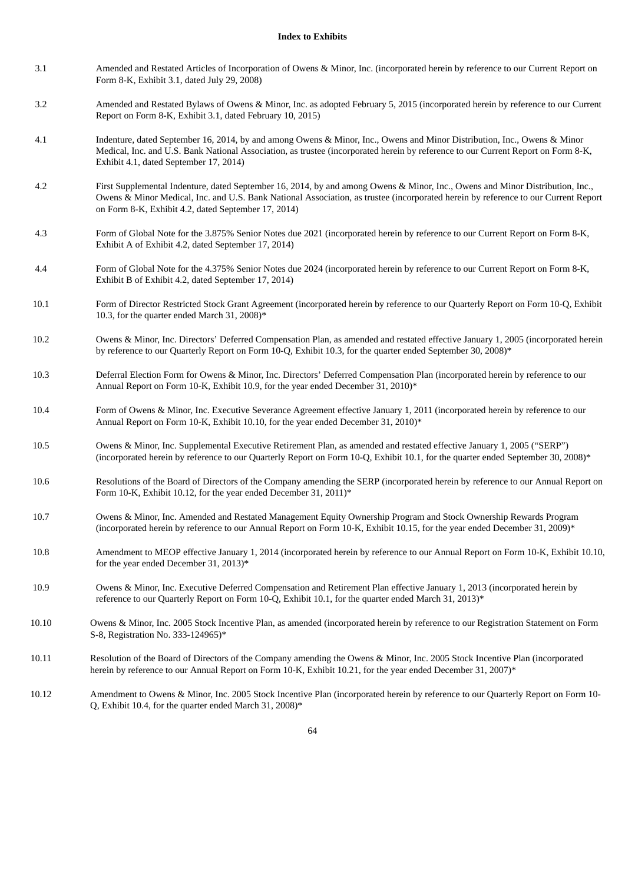**Index to Exhibits**

| | |
|---|---|
| 3.1 | Amended and Restated Articles of Incorporation of Owens & Minor, Inc. (incorporated herein by reference to our Current Report on Form 8-K, Exhibit 3.1, dated July 29, 2008) |
| 3.2 | Amended and Restated Bylaws of Owens & Minor, Inc. as adopted February 5, 2015 (incorporated herein by reference to our Current Report on Form 8-K, Exhibit 3.1, dated February 10, 2015) |
| 4.1 | Indenture, dated September 16, 2014, by and among Owens & Minor, Inc., Owens and Minor Distribution, Inc., Owens & Minor Medical, Inc. and U.S. Bank National Association, as trustee (incorporated herein by reference to our Current Report on Form 8-K, Exhibit 4.1, dated September 17, 2014) |
| 4.2 | First Supplemental Indenture, dated September 16, 2014, by and among Owens & Minor, Inc., Owens and Minor Distribution, Inc., Owens & Minor Medical, Inc. and U.S. Bank National Association, as trustee (incorporated herein by reference to our Current Report on Form 8-K, Exhibit 4.2, dated September 17, 2014) |
| 4.3 | Form of Global Note for the 3.875% Senior Notes due 2021 (incorporated herein by reference to our Current Report on Form 8-K, Exhibit A of Exhibit 4.2, dated September 17, 2014) |
| 4.4 | Form of Global Note for the 4.375% Senior Notes due 2024 (incorporated herein by reference to our Current Report on Form 8-K, Exhibit B of Exhibit 4.2, dated September 17, 2014) |
| 10.1 | Form of Director Restricted Stock Grant Agreement (incorporated herein by reference to our Quarterly Report on Form 10-Q, Exhibit 10.3, for the quarter ended March 31, 2008)* |
| 10.2 | Owens & Minor, Inc. Directors' Deferred Compensation Plan, as amended and restated effective January 1, 2005 (incorporated herein by reference to our Quarterly Report on Form 10-Q, Exhibit 10.3, for the quarter ended September 30, 2008)* |
| 10.3 | Deferral Election Form for Owens & Minor, Inc. Directors' Deferred Compensation Plan (incorporated herein by reference to our Annual Report on Form 10-K, Exhibit 10.9, for the year ended December 31, 2010)* |
| 10.4 | Form of Owens & Minor, Inc. Executive Severance Agreement effective January 1, 2011 (incorporated herein by reference to our Annual Report on Form 10-K, Exhibit 10.10, for the year ended December 31, 2010)* |
| 10.5 | Owens & Minor, Inc. Supplemental Executive Retirement Plan, as amended and restated effective January 1, 2005 ("SERP") (incorporated herein by reference to our Quarterly Report on Form 10-Q, Exhibit 10.1, for the quarter ended September 30, 2008)* |
| 10.6 | Resolutions of the Board of Directors of the Company amending the SERP (incorporated herein by reference to our Annual Report on Form 10-K, Exhibit 10.12, for the year ended December 31, 2011)* |
| 10.7 | Owens & Minor, Inc. Amended and Restated Management Equity Ownership Program and Stock Ownership Rewards Program (incorporated herein by reference to our Annual Report on Form 10-K, Exhibit 10.15, for the year ended December 31, 2009)* |
| 10.8 | Amendment to MEOP effective January 1, 2014 (incorporated herein by reference to our Annual Report on Form 10-K, Exhibit 10.10, for the year ended December 31, 2013)* |
| 10.9 | Owens & Minor, Inc. Executive Deferred Compensation and Retirement Plan effective January 1, 2013 (incorporated herein by reference to our Quarterly Report on Form 10-Q, Exhibit 10.1, for the quarter ended March 31, 2013)* |
| 10.10 | Owens & Minor, Inc. 2005 Stock Incentive Plan, as amended (incorporated herein by reference to our Registration Statement on Form S-8, Registration No. 333-124965)* |
| 10.11 | Resolution of the Board of Directors of the Company amending the Owens & Minor, Inc. 2005 Stock Incentive Plan (incorporated herein by reference to our Annual Report on Form 10-K, Exhibit 10.21, for the year ended December 31, 2007)* |
| 10.12 | Amendment to Owens & Minor, Inc. 2005 Stock Incentive Plan (incorporated herein by reference to our Quarterly Report on Form 10-Q, Exhibit 10.4, for the quarter ended March 31, 2008)* |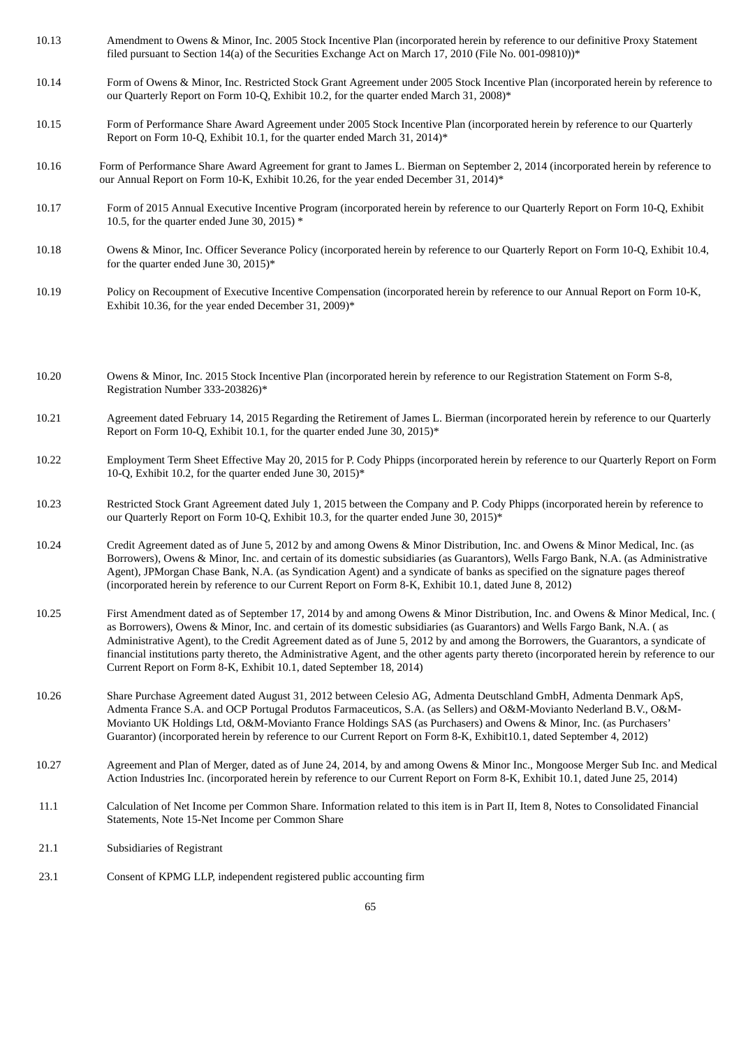| | |
|---|---|
| 10.13 | Amendment to Owens & Minor, Inc. 2005 Stock Incentive Plan (incorporated herein by reference to our definitive Proxy Statement filed pursuant to Section 14(a) of the Securities Exchange Act on March 17, 2010 (File No. 001-09810))* |
| 10.14 | Form of Owens & Minor, Inc. Restricted Stock Grant Agreement under 2005 Stock Incentive Plan (incorporated herein by reference to our Quarterly Report on Form 10-Q, Exhibit 10.2, for the quarter ended March 31, 2008)* |
| 10.15 | Form of Performance Share Award Agreement under 2005 Stock Incentive Plan (incorporated herein by reference to our Quarterly Report on Form 10-Q, Exhibit 10.1, for the quarter ended March 31, 2014)* |
| 10.16 | Form of Performance Share Award Agreement for grant to James L. Bierman on September 2, 2014 (incorporated herein by reference to our Annual Report on Form 10-K, Exhibit 10.26, for the year ended December 31, 2014)* |
| 10.17 | Form of 2015 Annual Executive Incentive Program (incorporated herein by reference to our Quarterly Report on Form 10-Q, Exhibit 10.5, for the quarter ended June 30, 2015) * |
| 10.18 | Owens & Minor, Inc. Officer Severance Policy (incorporated herein by reference to our Quarterly Report on Form 10-Q, Exhibit 10.4, for the quarter ended June 30, 2015)* |
| 10.19 | Policy on Recoupment of Executive Incentive Compensation (incorporated herein by reference to our Annual Report on Form 10-K, Exhibit 10.36, for the year ended December 31, 2009)* |
| 10.20 | Owens & Minor, Inc. 2015 Stock Incentive Plan (incorporated herein by reference to our Registration Statement on Form S-8, Registration Number 333-203826)* |
| 10.21 | Agreement dated February 14, 2015 Regarding the Retirement of James L. Bierman (incorporated herein by reference to our Quarterly Report on Form 10-Q, Exhibit 10.1, for the quarter ended June 30, 2015)* |
| 10.22 | Employment Term Sheet Effective May 20, 2015 for P. Cody Phipps (incorporated herein by reference to our Quarterly Report on Form 10-Q, Exhibit 10.2, for the quarter ended June 30, 2015)* |
| 10.23 | Restricted Stock Grant Agreement dated July 1, 2015 between the Company and P. Cody Phipps (incorporated herein by reference to our Quarterly Report on Form 10-Q, Exhibit 10.3, for the quarter ended June 30, 2015)* |
| 10.24 | Credit Agreement dated as of June 5, 2012 by and among Owens & Minor Distribution, Inc. and Owens & Minor Medical, Inc. (as Borrowers), Owens & Minor, Inc. and certain of its domestic subsidiaries (as Guarantors), Wells Fargo Bank, N.A. (as Administrative Agent), JPMorgan Chase Bank, N.A. (as Syndication Agent) and a syndicate of banks as specified on the signature pages thereof (incorporated herein by reference to our Current Report on Form 8-K, Exhibit 10.1, dated June 8, 2012) |
| 10.25 | First Amendment dated as of September 17, 2014 by and among Owens & Minor Distribution, Inc. and Owens & Minor Medical, Inc. ( as Borrowers), Owens & Minor, Inc. and certain of its domestic subsidiaries (as Guarantors) and Wells Fargo Bank, N.A. ( as Administrative Agent), to the Credit Agreement dated as of June 5, 2012 by and among the Borrowers, the Guarantors, a syndicate of financial institutions party thereto, the Administrative Agent, and the other agents party thereto (incorporated herein by reference to our Current Report on Form 8-K, Exhibit 10.1, dated September 18, 2014) |
| 10.26 | Share Purchase Agreement dated August 31, 2012 between Celesio AG, Admenta Deutschland GmbH, Admenta Denmark ApS, Admenta France S.A. and OCP Portugal Produtos Farmaceuticos, S.A. (as Sellers) and O&M-Movianto Nederland B.V., O&M-Movianto UK Holdings Ltd, O&M-Movianto France Holdings SAS (as Purchasers) and Owens & Minor, Inc. (as Purchasers' Guarantor) (incorporated herein by reference to our Current Report on Form 8-K, Exhibit10.1, dated September 4, 2012) |
| 10.27 | Agreement and Plan of Merger, dated as of June 24, 2014, by and among Owens & Minor Inc., Mongoose Merger Sub Inc. and Medical Action Industries Inc. (incorporated herein by reference to our Current Report on Form 8-K, Exhibit 10.1, dated June 25, 2014) |
| 11.1 | Calculation of Net Income per Common Share. Information related to this item is in Part II, Item 8, Notes to Consolidated Financial Statements, Note 15-Net Income per Common Share |
| 21.1 | Subsidiaries of Registrant |
| 23.1 | Consent of KPMG LLP, independent registered public accounting firm |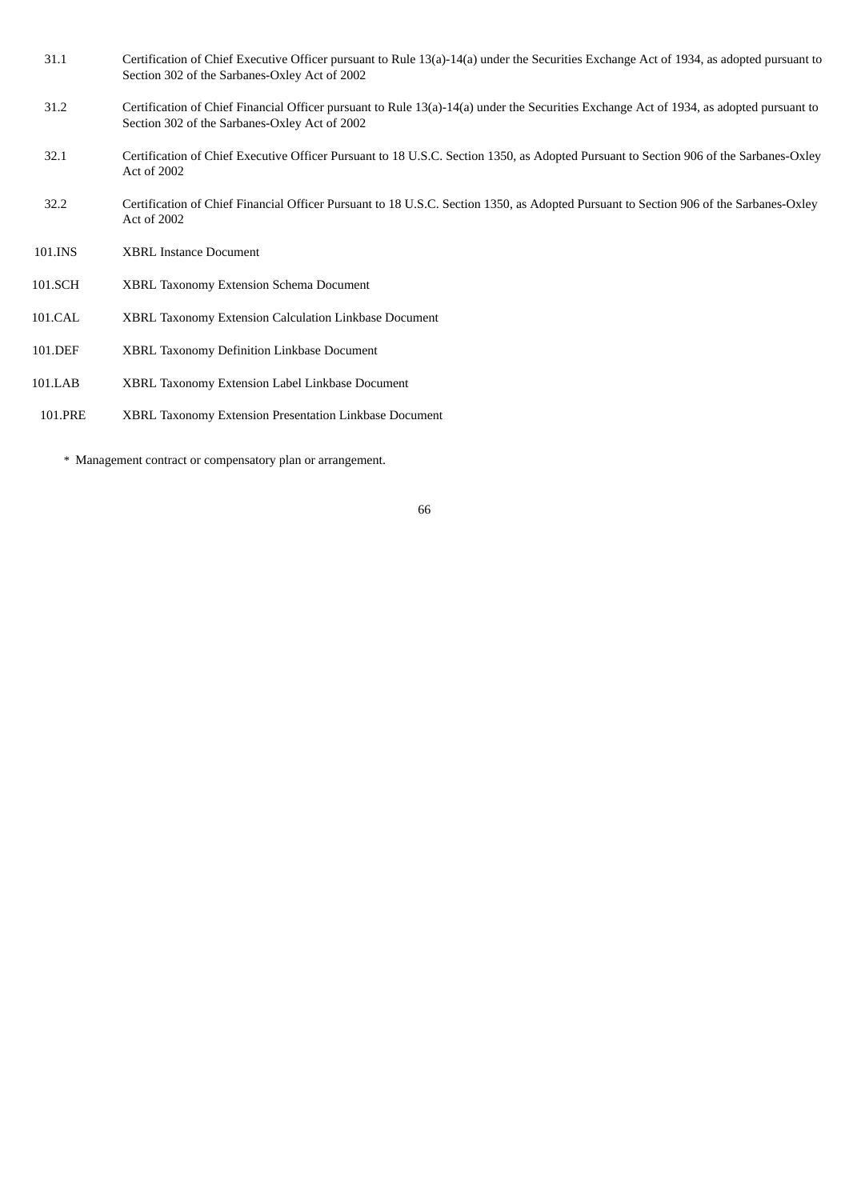| | |
|---|---|
| 31.1 | Certification of Chief Executive Officer pursuant to Rule 13(a)-14(a) under the Securities Exchange Act of 1934, as adopted pursuant to Section 302 of the Sarbanes-Oxley Act of 2002 |
| 31.2 | Certification of Chief Financial Officer pursuant to Rule 13(a)-14(a) under the Securities Exchange Act of 1934, as adopted pursuant to Section 302 of the Sarbanes-Oxley Act of 2002 |
| 32.1 | Certification of Chief Executive Officer Pursuant to 18 U.S.C. Section 1350, as Adopted Pursuant to Section 906 of the Sarbanes-Oxley Act of 2002 |
| 32.2 | Certification of Chief Financial Officer Pursuant to 18 U.S.C. Section 1350, as Adopted Pursuant to Section 906 of the Sarbanes-Oxley Act of 2002 |
| 101.INS | XBRL Instance Document |
| 101.SCH | XBRL Taxonomy Extension Schema Document |
| 101.CAL | XBRL Taxonomy Extension Calculation Linkbase Document |
| 101.DEF | XBRL Taxonomy Definition Linkbase Document |
| 101.LAB | XBRL Taxonomy Extension Label Linkbase Document |
| 101.PRE | XBRL Taxonomy Extension Presentation Linkbase Document |

* Management contract or compensatory plan or arrangement.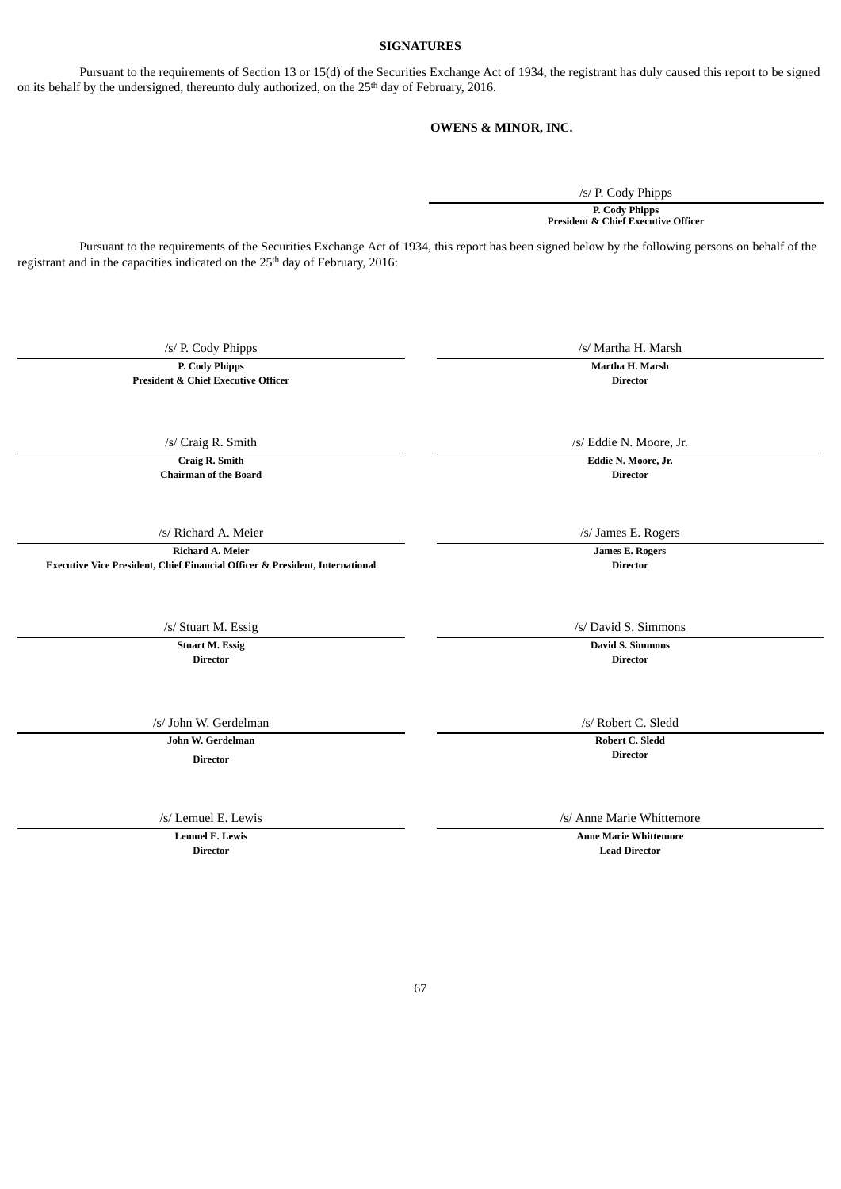## SIGNATURES

Pursuant to the requirements of Section 13 or 15(d) of the Securities Exchange Act of 1934, the registrant has duly caused this report to be signed on its behalf by the undersigned, thereunto duly authorized, on the 25th day of February, 2016.

**OWENS & MINOR, INC.**

/s/ P. Cody Phipps
**P. Cody Phipps**
**President & Chief Executive Officer**

Pursuant to the requirements of the Securities Exchange Act of 1934, this report has been signed below by the following persons on behalf of the registrant and in the capacities indicated on the 25th day of February, 2016:

| | |
|---|---|
| /s/ P. Cody Phipps<br>**P. Cody Phipps**<br>**President & Chief Executive Officer** | /s/ Martha H. Marsh<br>**Martha H. Marsh**<br>**Director** |
| /s/ Craig R. Smith<br>**Craig R. Smith**<br>**Chairman of the Board** | /s/ Eddie N. Moore, Jr.<br>**Eddie N. Moore, Jr.**<br>**Director** |
| /s/ Richard A. Meier<br>**Richard A. Meier**<br>**Executive Vice President, Chief Financial Officer & President, International** | /s/ James E. Rogers<br>**James E. Rogers**<br>**Director** |
| /s/ Stuart M. Essig<br>**Stuart M. Essig**<br>**Director** | /s/ David S. Simmons<br>**David S. Simmons**<br>**Director** |
| /s/ John W. Gerdelman<br>**John W. Gerdelman**<br>**Director** | /s/ Robert C. Sledd<br>**Robert C. Sledd**<br>**Director** |
| /s/ Lemuel E. Lewis<br>**Lemuel E. Lewis**<br>**Director** | /s/ Anne Marie Whittemore<br>**Anne Marie Whittemore**<br>**Lead Director** |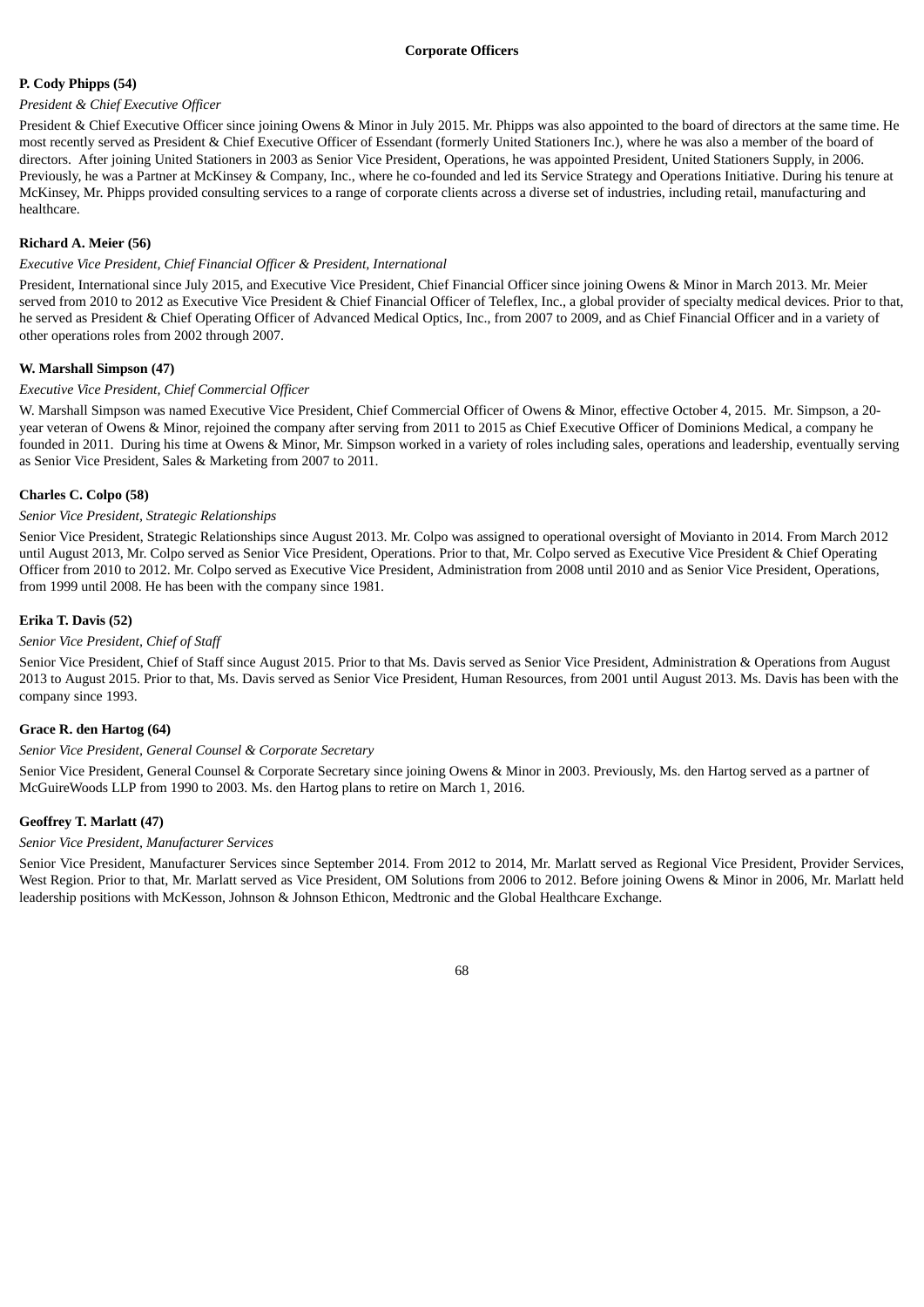## Corporate Officers

**P. Cody Phipps (54)**

*President & Chief Executive Officer*

President & Chief Executive Officer since joining Owens & Minor in July 2015. Mr. Phipps was also appointed to the board of directors at the same time. He most recently served as President & Chief Executive Officer of Essendant (formerly United Stationers Inc.), where he was also a member of the board of directors. After joining United Stationers in 2003 as Senior Vice President, Operations, he was appointed President, United Stationers Supply, in 2006. Previously, he was a Partner at McKinsey & Company, Inc., where he co-founded and led its Service Strategy and Operations Initiative. During his tenure at McKinsey, Mr. Phipps provided consulting services to a range of corporate clients across a diverse set of industries, including retail, manufacturing and healthcare.

**Richard A. Meier (56)**

*Executive Vice President, Chief Financial Officer & President, International*

President, International since July 2015, and Executive Vice President, Chief Financial Officer since joining Owens & Minor in March 2013. Mr. Meier served from 2010 to 2012 as Executive Vice President & Chief Financial Officer of Teleflex, Inc., a global provider of specialty medical devices. Prior to that, he served as President & Chief Operating Officer of Advanced Medical Optics, Inc., from 2007 to 2009, and as Chief Financial Officer and in a variety of other operations roles from 2002 through 2007.

**W. Marshall Simpson (47)**

*Executive Vice President, Chief Commercial Officer*

W. Marshall Simpson was named Executive Vice President, Chief Commercial Officer of Owens & Minor, effective October 4, 2015. Mr. Simpson, a 20-year veteran of Owens & Minor, rejoined the company after serving from 2011 to 2015 as Chief Executive Officer of Dominions Medical, a company he founded in 2011. During his time at Owens & Minor, Mr. Simpson worked in a variety of roles including sales, operations and leadership, eventually serving as Senior Vice President, Sales & Marketing from 2007 to 2011.

**Charles C. Colpo (58)**

*Senior Vice President, Strategic Relationships*

Senior Vice President, Strategic Relationships since August 2013. Mr. Colpo was assigned to operational oversight of Movianto in 2014. From March 2012 until August 2013, Mr. Colpo served as Senior Vice President, Operations. Prior to that, Mr. Colpo served as Executive Vice President & Chief Operating Officer from 2010 to 2012. Mr. Colpo served as Executive Vice President, Administration from 2008 until 2010 and as Senior Vice President, Operations, from 1999 until 2008. He has been with the company since 1981.

**Erika T. Davis (52)**

*Senior Vice President, Chief of Staff*

Senior Vice President, Chief of Staff since August 2015. Prior to that Ms. Davis served as Senior Vice President, Administration & Operations from August 2013 to August 2015. Prior to that, Ms. Davis served as Senior Vice President, Human Resources, from 2001 until August 2013. Ms. Davis has been with the company since 1993.

**Grace R. den Hartog (64)**

*Senior Vice President, General Counsel & Corporate Secretary*

Senior Vice President, General Counsel & Corporate Secretary since joining Owens & Minor in 2003. Previously, Ms. den Hartog served as a partner of McGuireWoods LLP from 1990 to 2003. Ms. den Hartog plans to retire on March 1, 2016.

**Geoffrey T. Marlatt (47)**

*Senior Vice President, Manufacturer Services*

Senior Vice President, Manufacturer Services since September 2014. From 2012 to 2014, Mr. Marlatt served as Regional Vice President, Provider Services, West Region. Prior to that, Mr. Marlatt served as Vice President, OM Solutions from 2006 to 2012. Before joining Owens & Minor in 2006, Mr. Marlatt held leadership positions with McKesson, Johnson & Johnson Ethicon, Medtronic and the Global Healthcare Exchange.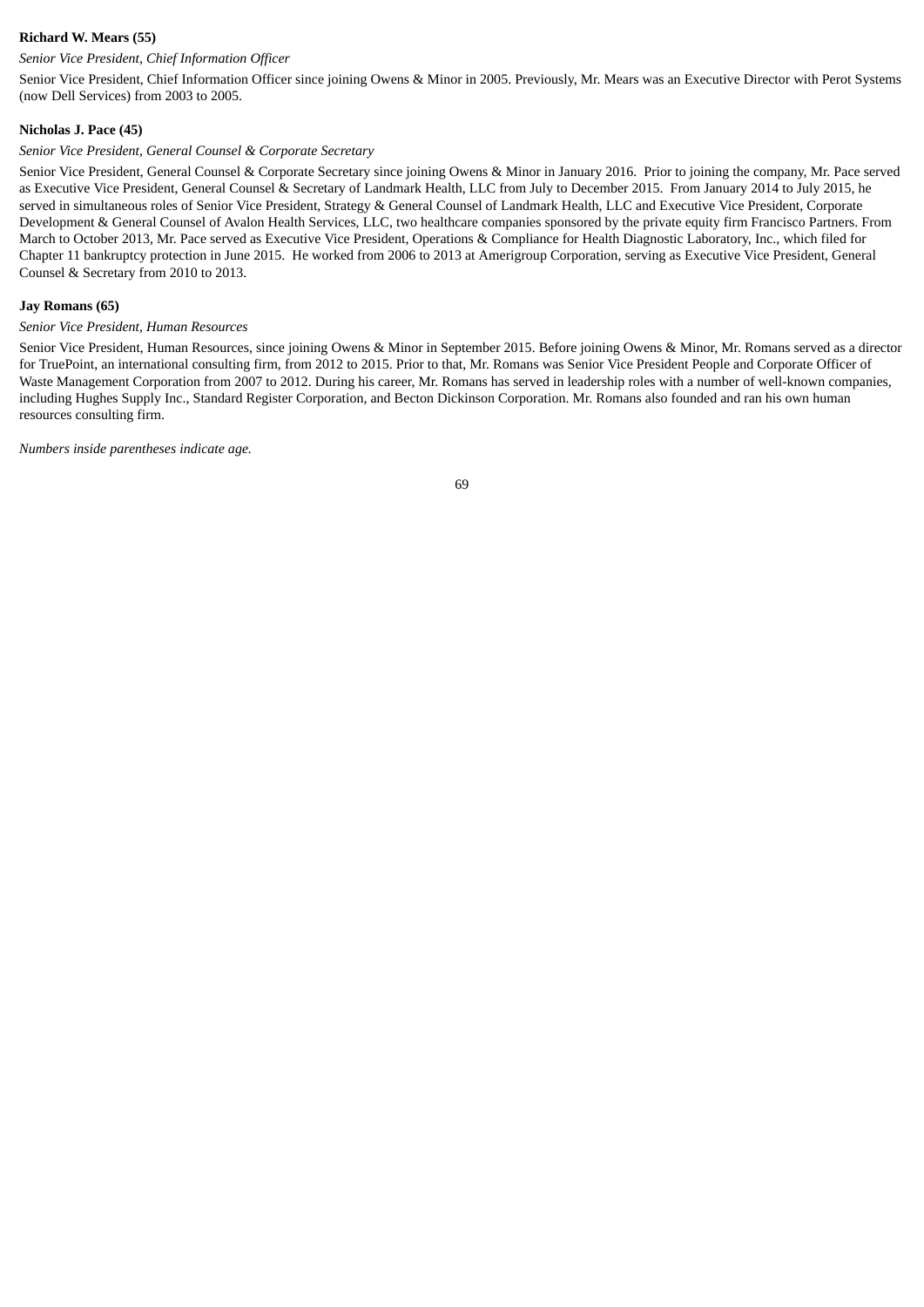**Richard W. Mears (55)**

*Senior Vice President, Chief Information Officer*

Senior Vice President, Chief Information Officer since joining Owens & Minor in 2005. Previously, Mr. Mears was an Executive Director with Perot Systems (now Dell Services) from 2003 to 2005.

**Nicholas J. Pace (45)**

*Senior Vice President, General Counsel & Corporate Secretary*

Senior Vice President, General Counsel & Corporate Secretary since joining Owens & Minor in January 2016. Prior to joining the company, Mr. Pace served as Executive Vice President, General Counsel & Secretary of Landmark Health, LLC from July to December 2015. From January 2014 to July 2015, he served in simultaneous roles of Senior Vice President, Strategy & General Counsel of Landmark Health, LLC and Executive Vice President, Corporate Development & General Counsel of Avalon Health Services, LLC, two healthcare companies sponsored by the private equity firm Francisco Partners. From March to October 2013, Mr. Pace served as Executive Vice President, Operations & Compliance for Health Diagnostic Laboratory, Inc., which filed for Chapter 11 bankruptcy protection in June 2015. He worked from 2006 to 2013 at Amerigroup Corporation, serving as Executive Vice President, General Counsel & Secretary from 2010 to 2013.

**Jay Romans (65)**

*Senior Vice President, Human Resources*

Senior Vice President, Human Resources, since joining Owens & Minor in September 2015. Before joining Owens & Minor, Mr. Romans served as a director for TruePoint, an international consulting firm, from 2012 to 2015. Prior to that, Mr. Romans was Senior Vice President People and Corporate Officer of Waste Management Corporation from 2007 to 2012. During his career, Mr. Romans has served in leadership roles with a number of well-known companies, including Hughes Supply Inc., Standard Register Corporation, and Becton Dickinson Corporation. Mr. Romans also founded and ran his own human resources consulting firm.

*Numbers inside parentheses indicate age.*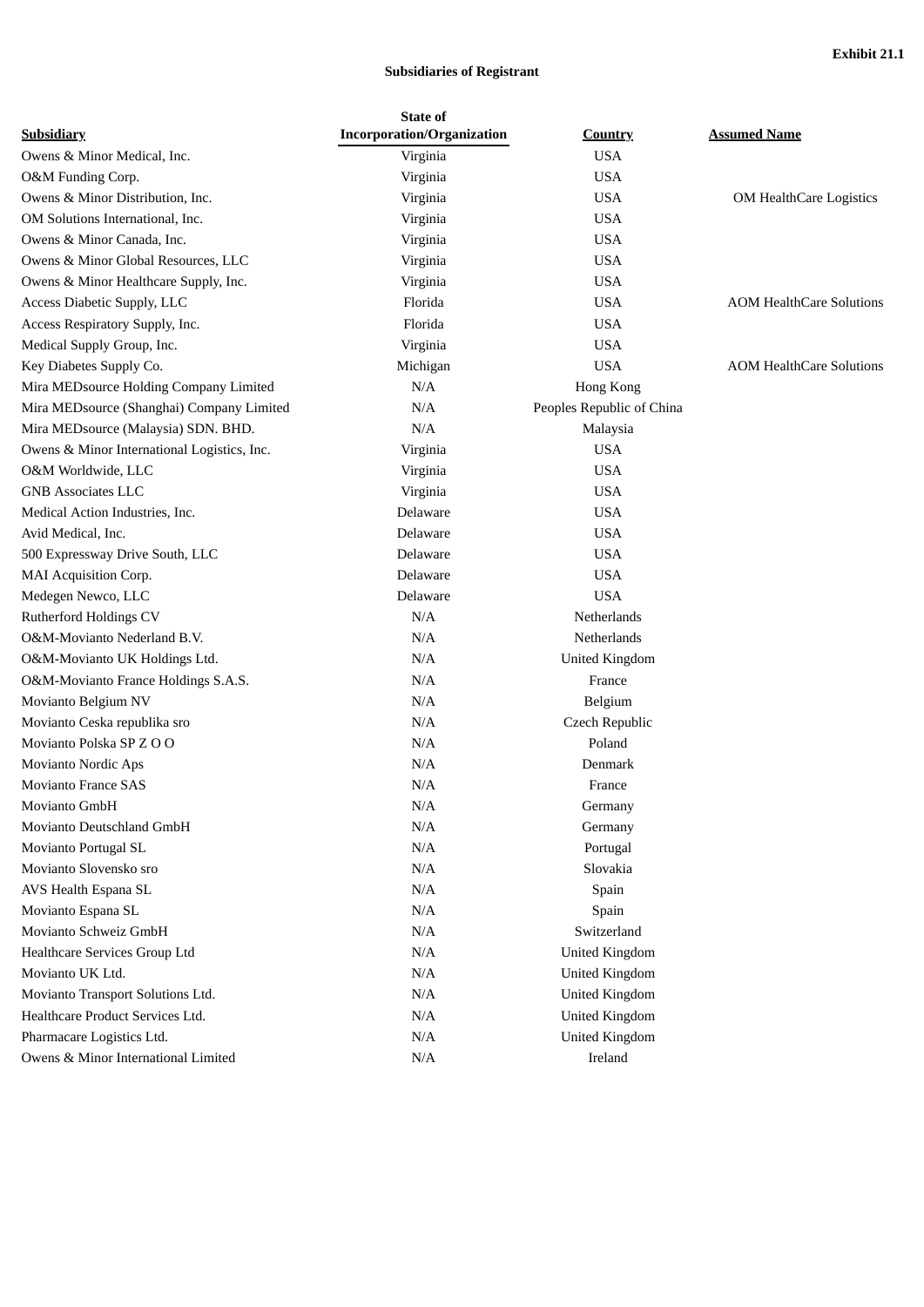**Exhibit 21.1**

**Subsidiaries of Registrant**

| Subsidiary | State of Incorporation/Organization | Country | Assumed Name |
|---|---|---|---|
| Owens & Minor Medical, Inc. | Virginia | USA | |
| O&M Funding Corp. | Virginia | USA | |
| Owens & Minor Distribution, Inc. | Virginia | USA | OM HealthCare Logistics |
| OM Solutions International, Inc. | Virginia | USA | |
| Owens & Minor Canada, Inc. | Virginia | USA | |
| Owens & Minor Global Resources, LLC | Virginia | USA | |
| Owens & Minor Healthcare Supply, Inc. | Virginia | USA | |
| Access Diabetic Supply, LLC | Florida | USA | AOM HealthCare Solutions |
| Access Respiratory Supply, Inc. | Florida | USA | |
| Medical Supply Group, Inc. | Virginia | USA | |
| Key Diabetes Supply Co. | Michigan | USA | AOM HealthCare Solutions |
| Mira MEDsource Holding Company Limited | N/A | Hong Kong | |
| Mira MEDsource (Shanghai) Company Limited | N/A | Peoples Republic of China | |
| Mira MEDsource (Malaysia) SDN. BHD. | N/A | Malaysia | |
| Owens & Minor International Logistics, Inc. | Virginia | USA | |
| O&M Worldwide, LLC | Virginia | USA | |
| GNB Associates LLC | Virginia | USA | |
| Medical Action Industries, Inc. | Delaware | USA | |
| Avid Medical, Inc. | Delaware | USA | |
| 500 Expressway Drive South, LLC | Delaware | USA | |
| MAI Acquisition Corp. | Delaware | USA | |
| Medegen Newco, LLC | Delaware | USA | |
| Rutherford Holdings CV | N/A | Netherlands | |
| O&M-Movianto Nederland B.V. | N/A | Netherlands | |
| O&M-Movianto UK Holdings Ltd. | N/A | United Kingdom | |
| O&M-Movianto France Holdings S.A.S. | N/A | France | |
| Movianto Belgium NV | N/A | Belgium | |
| Movianto Ceska republika sro | N/A | Czech Republic | |
| Movianto Polska SP Z O O | N/A | Poland | |
| Movianto Nordic Aps | N/A | Denmark | |
| Movianto France SAS | N/A | France | |
| Movianto GmbH | N/A | Germany | |
| Movianto Deutschland GmbH | N/A | Germany | |
| Movianto Portugal SL | N/A | Portugal | |
| Movianto Slovensko sro | N/A | Slovakia | |
| AVS Health Espana SL | N/A | Spain | |
| Movianto Espana SL | N/A | Spain | |
| Movianto Schweiz GmbH | N/A | Switzerland | |
| Healthcare Services Group Ltd | N/A | United Kingdom | |
| Movianto UK Ltd. | N/A | United Kingdom | |
| Movianto Transport Solutions Ltd. | N/A | United Kingdom | |
| Healthcare Product Services Ltd. | N/A | United Kingdom | |
| Pharmacare Logistics Ltd. | N/A | United Kingdom | |
| Owens & Minor International Limited | N/A | Ireland | |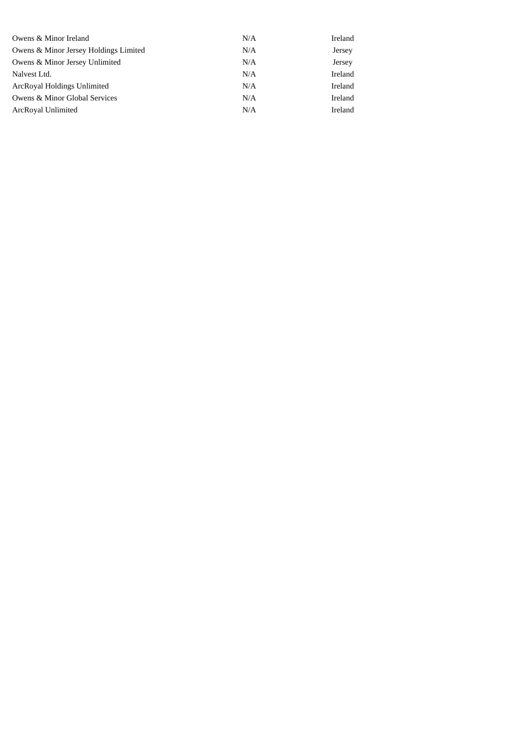| | | |
|---|---|---|
| Owens & Minor Ireland | N/A | Ireland |
| Owens & Minor Jersey Holdings Limited | N/A | Jersey |
| Owens & Minor Jersey Unlimited | N/A | Jersey |
| Nalvest Ltd. | N/A | Ireland |
| ArcRoyal Holdings Unlimited | N/A | Ireland |
| Owens & Minor Global Services | N/A | Ireland |
| ArcRoyal Unlimited | N/A | Ireland |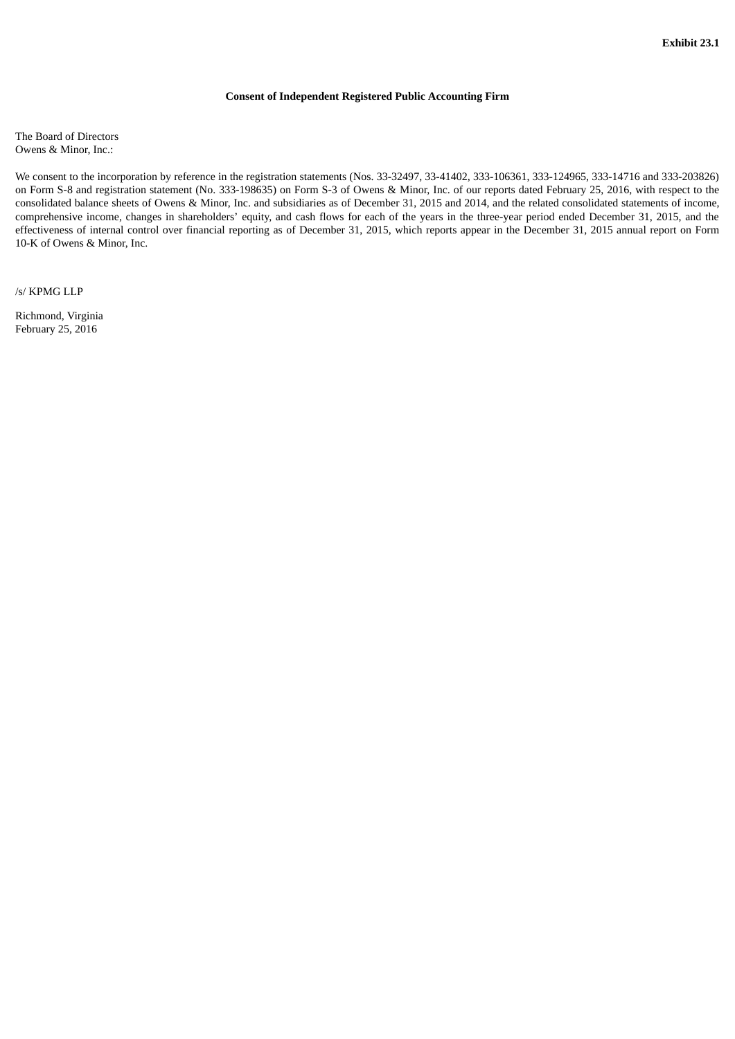**Exhibit 23.1**

**Consent of Independent Registered Public Accounting Firm**

The Board of Directors
Owens & Minor, Inc.:

We consent to the incorporation by reference in the registration statements (Nos. 33-32497, 33-41402, 333-106361, 333-124965, 333-14716 and 333-203826) on Form S-8 and registration statement (No. 333-198635) on Form S-3 of Owens & Minor, Inc. of our reports dated February 25, 2016, with respect to the consolidated balance sheets of Owens & Minor, Inc. and subsidiaries as of December 31, 2015 and 2014, and the related consolidated statements of income, comprehensive income, changes in shareholders' equity, and cash flows for each of the years in the three-year period ended December 31, 2015, and the effectiveness of internal control over financial reporting as of December 31, 2015, which reports appear in the December 31, 2015 annual report on Form 10-K of Owens & Minor, Inc.

/s/ KPMG LLP

Richmond, Virginia
February 25, 2016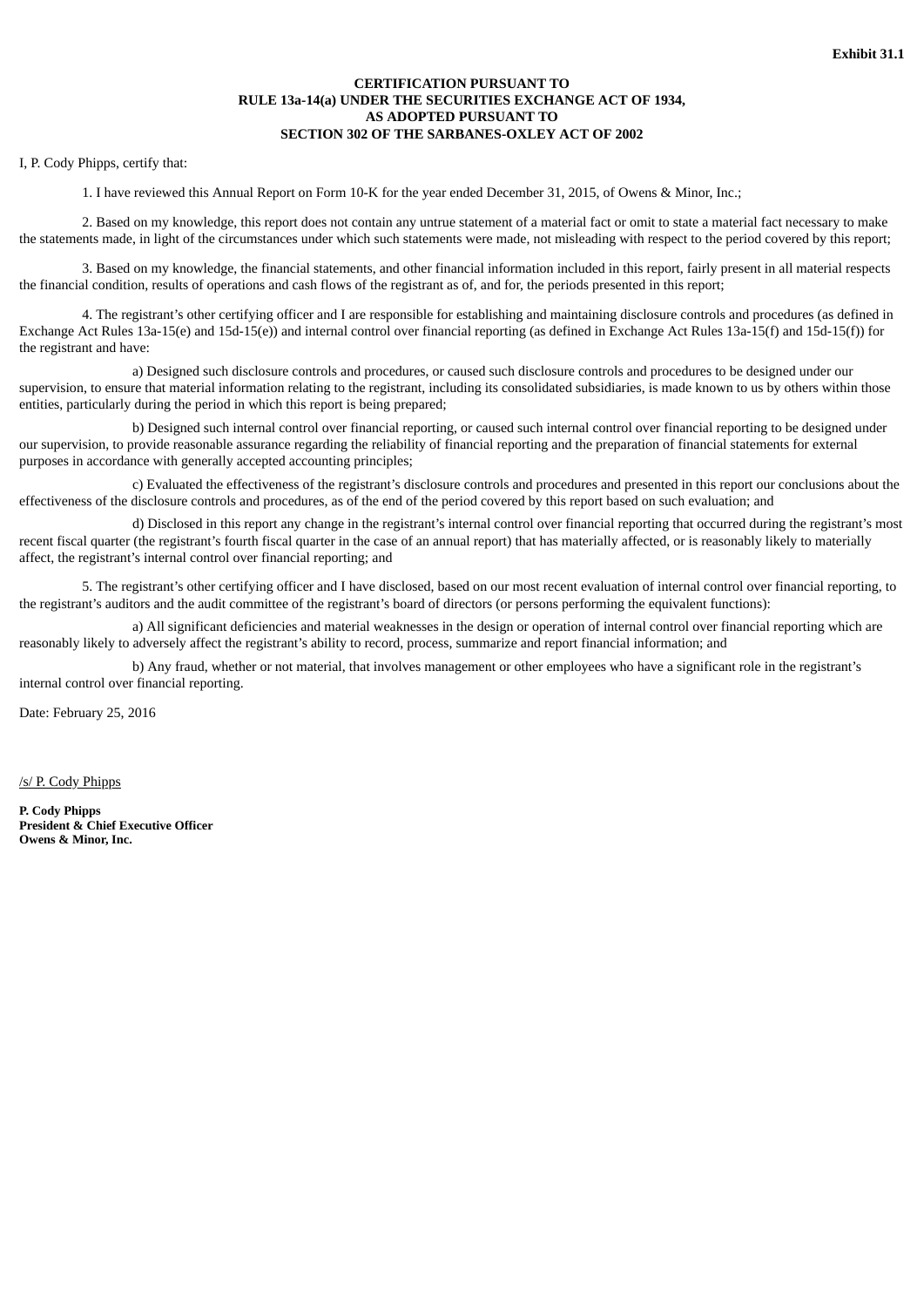**Exhibit 31.1**

**CERTIFICATION PURSUANT TO**
**RULE 13a-14(a) UNDER THE SECURITIES EXCHANGE ACT OF 1934,**
**AS ADOPTED PURSUANT TO**
**SECTION 302 OF THE SARBANES-OXLEY ACT OF 2002**

I, P. Cody Phipps, certify that:

1. I have reviewed this Annual Report on Form 10-K for the year ended December 31, 2015, of Owens & Minor, Inc.;

2. Based on my knowledge, this report does not contain any untrue statement of a material fact or omit to state a material fact necessary to make the statements made, in light of the circumstances under which such statements were made, not misleading with respect to the period covered by this report;

3. Based on my knowledge, the financial statements, and other financial information included in this report, fairly present in all material respects the financial condition, results of operations and cash flows of the registrant as of, and for, the periods presented in this report;

4. The registrant's other certifying officer and I are responsible for establishing and maintaining disclosure controls and procedures (as defined in Exchange Act Rules 13a-15(e) and 15d-15(e)) and internal control over financial reporting (as defined in Exchange Act Rules 13a-15(f) and 15d-15(f)) for the registrant and have:

a) Designed such disclosure controls and procedures, or caused such disclosure controls and procedures to be designed under our supervision, to ensure that material information relating to the registrant, including its consolidated subsidiaries, is made known to us by others within those entities, particularly during the period in which this report is being prepared;

b) Designed such internal control over financial reporting, or caused such internal control over financial reporting to be designed under our supervision, to provide reasonable assurance regarding the reliability of financial reporting and the preparation of financial statements for external purposes in accordance with generally accepted accounting principles;

c) Evaluated the effectiveness of the registrant's disclosure controls and procedures and presented in this report our conclusions about the effectiveness of the disclosure controls and procedures, as of the end of the period covered by this report based on such evaluation; and

d) Disclosed in this report any change in the registrant's internal control over financial reporting that occurred during the registrant's most recent fiscal quarter (the registrant's fourth fiscal quarter in the case of an annual report) that has materially affected, or is reasonably likely to materially affect, the registrant's internal control over financial reporting; and

5. The registrant's other certifying officer and I have disclosed, based on our most recent evaluation of internal control over financial reporting, to the registrant's auditors and the audit committee of the registrant's board of directors (or persons performing the equivalent functions):

a) All significant deficiencies and material weaknesses in the design or operation of internal control over financial reporting which are reasonably likely to adversely affect the registrant's ability to record, process, summarize and report financial information; and

b) Any fraud, whether or not material, that involves management or other employees who have a significant role in the registrant's internal control over financial reporting.

Date: February 25, 2016

/s/ P. Cody Phipps

**P. Cody Phipps**
**President & Chief Executive Officer**
**Owens & Minor, Inc.**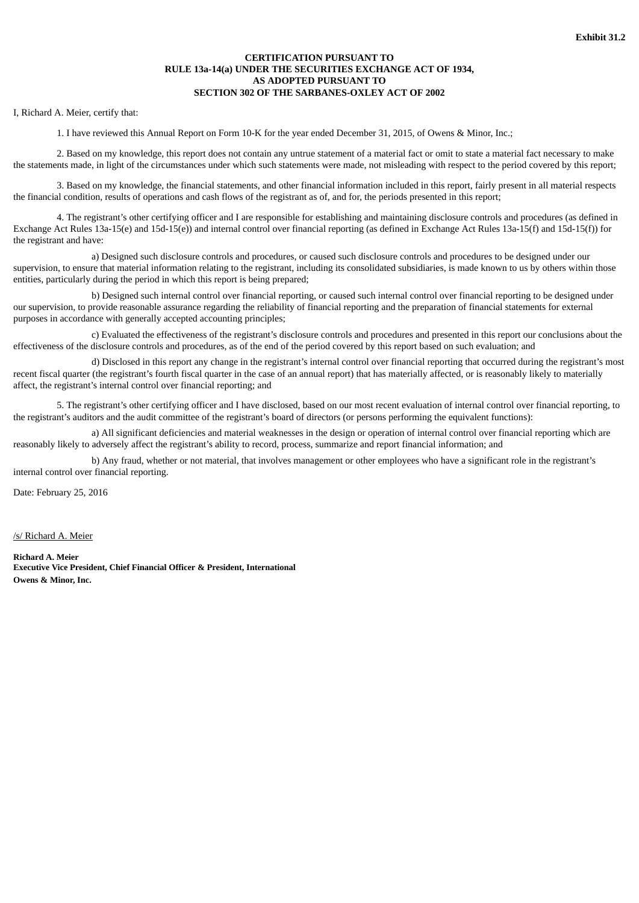**Exhibit 31.2**

**CERTIFICATION PURSUANT TO**
**RULE 13a-14(a) UNDER THE SECURITIES EXCHANGE ACT OF 1934,**
**AS ADOPTED PURSUANT TO**
**SECTION 302 OF THE SARBANES-OXLEY ACT OF 2002**

I, Richard A. Meier, certify that:

1. I have reviewed this Annual Report on Form 10-K for the year ended December 31, 2015, of Owens & Minor, Inc.;

2. Based on my knowledge, this report does not contain any untrue statement of a material fact or omit to state a material fact necessary to make the statements made, in light of the circumstances under which such statements were made, not misleading with respect to the period covered by this report;

3. Based on my knowledge, the financial statements, and other financial information included in this report, fairly present in all material respects the financial condition, results of operations and cash flows of the registrant as of, and for, the periods presented in this report;

4. The registrant's other certifying officer and I are responsible for establishing and maintaining disclosure controls and procedures (as defined in Exchange Act Rules 13a-15(e) and 15d-15(e)) and internal control over financial reporting (as defined in Exchange Act Rules 13a-15(f) and 15d-15(f)) for the registrant and have:

a) Designed such disclosure controls and procedures, or caused such disclosure controls and procedures to be designed under our supervision, to ensure that material information relating to the registrant, including its consolidated subsidiaries, is made known to us by others within those entities, particularly during the period in which this report is being prepared;

b) Designed such internal control over financial reporting, or caused such internal control over financial reporting to be designed under our supervision, to provide reasonable assurance regarding the reliability of financial reporting and the preparation of financial statements for external purposes in accordance with generally accepted accounting principles;

c) Evaluated the effectiveness of the registrant's disclosure controls and procedures and presented in this report our conclusions about the effectiveness of the disclosure controls and procedures, as of the end of the period covered by this report based on such evaluation; and

d) Disclosed in this report any change in the registrant's internal control over financial reporting that occurred during the registrant's most recent fiscal quarter (the registrant's fourth fiscal quarter in the case of an annual report) that has materially affected, or is reasonably likely to materially affect, the registrant's internal control over financial reporting; and

5. The registrant's other certifying officer and I have disclosed, based on our most recent evaluation of internal control over financial reporting, to the registrant's auditors and the audit committee of the registrant's board of directors (or persons performing the equivalent functions):

a) All significant deficiencies and material weaknesses in the design or operation of internal control over financial reporting which are reasonably likely to adversely affect the registrant's ability to record, process, summarize and report financial information; and

b) Any fraud, whether or not material, that involves management or other employees who have a significant role in the registrant's internal control over financial reporting.

Date: February 25, 2016

/s/ Richard A. Meier

**Richard A. Meier**
**Executive Vice President, Chief Financial Officer & President, International**
**Owens & Minor, Inc.**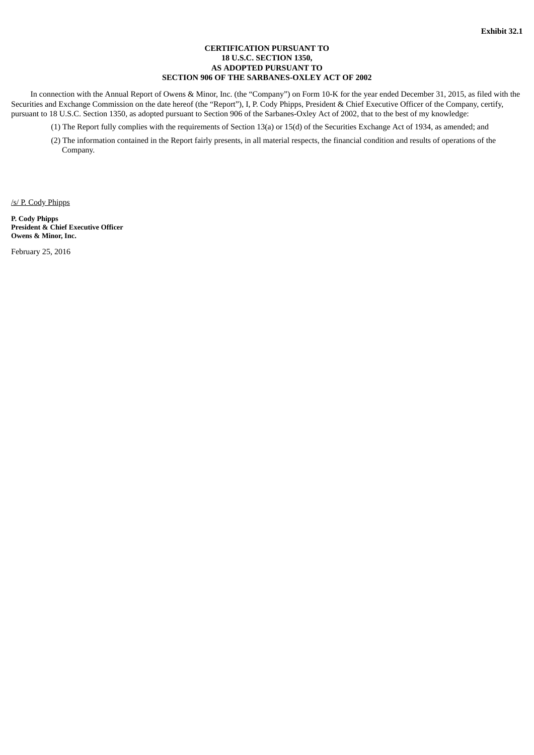**Exhibit 32.1**

**CERTIFICATION PURSUANT TO**
**18 U.S.C. SECTION 1350,**
**AS ADOPTED PURSUANT TO**
**SECTION 906 OF THE SARBANES-OXLEY ACT OF 2002**

In connection with the Annual Report of Owens & Minor, Inc. (the “Company”) on Form 10-K for the year ended December 31, 2015, as filed with the Securities and Exchange Commission on the date hereof (the “Report”), I, P. Cody Phipps, President & Chief Executive Officer of the Company, certify, pursuant to 18 U.S.C. Section 1350, as adopted pursuant to Section 906 of the Sarbanes-Oxley Act of 2002, that to the best of my knowledge:

(1) The Report fully complies with the requirements of Section 13(a) or 15(d) of the Securities Exchange Act of 1934, as amended; and

(2) The information contained in the Report fairly presents, in all material respects, the financial condition and results of operations of the Company.

/s/ P. Cody Phipps

**P. Cody Phipps**
**President & Chief Executive Officer**
**Owens & Minor, Inc.**

February 25, 2016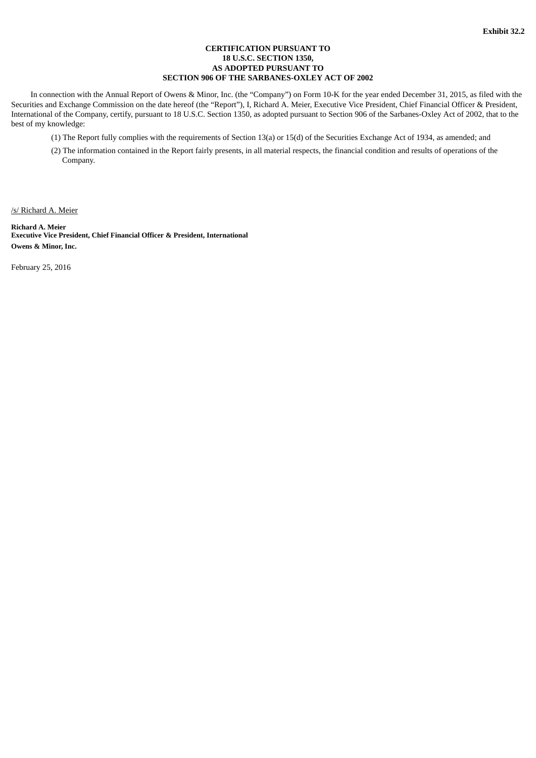**Exhibit 32.2**

**CERTIFICATION PURSUANT TO**
**18 U.S.C. SECTION 1350,**
**AS ADOPTED PURSUANT TO**
**SECTION 906 OF THE SARBANES-OXLEY ACT OF 2002**

In connection with the Annual Report of Owens & Minor, Inc. (the "Company") on Form 10-K for the year ended December 31, 2015, as filed with the Securities and Exchange Commission on the date hereof (the "Report"), I, Richard A. Meier, Executive Vice President, Chief Financial Officer & President, International of the Company, certify, pursuant to 18 U.S.C. Section 1350, as adopted pursuant to Section 906 of the Sarbanes-Oxley Act of 2002, that to the best of my knowledge:

(1) The Report fully complies with the requirements of Section 13(a) or 15(d) of the Securities Exchange Act of 1934, as amended; and

(2) The information contained in the Report fairly presents, in all material respects, the financial condition and results of operations of the Company.

/s/ Richard A. Meier

**Richard A. Meier**
**Executive Vice President, Chief Financial Officer & President, International**
**Owens & Minor, Inc.**

February 25, 2016